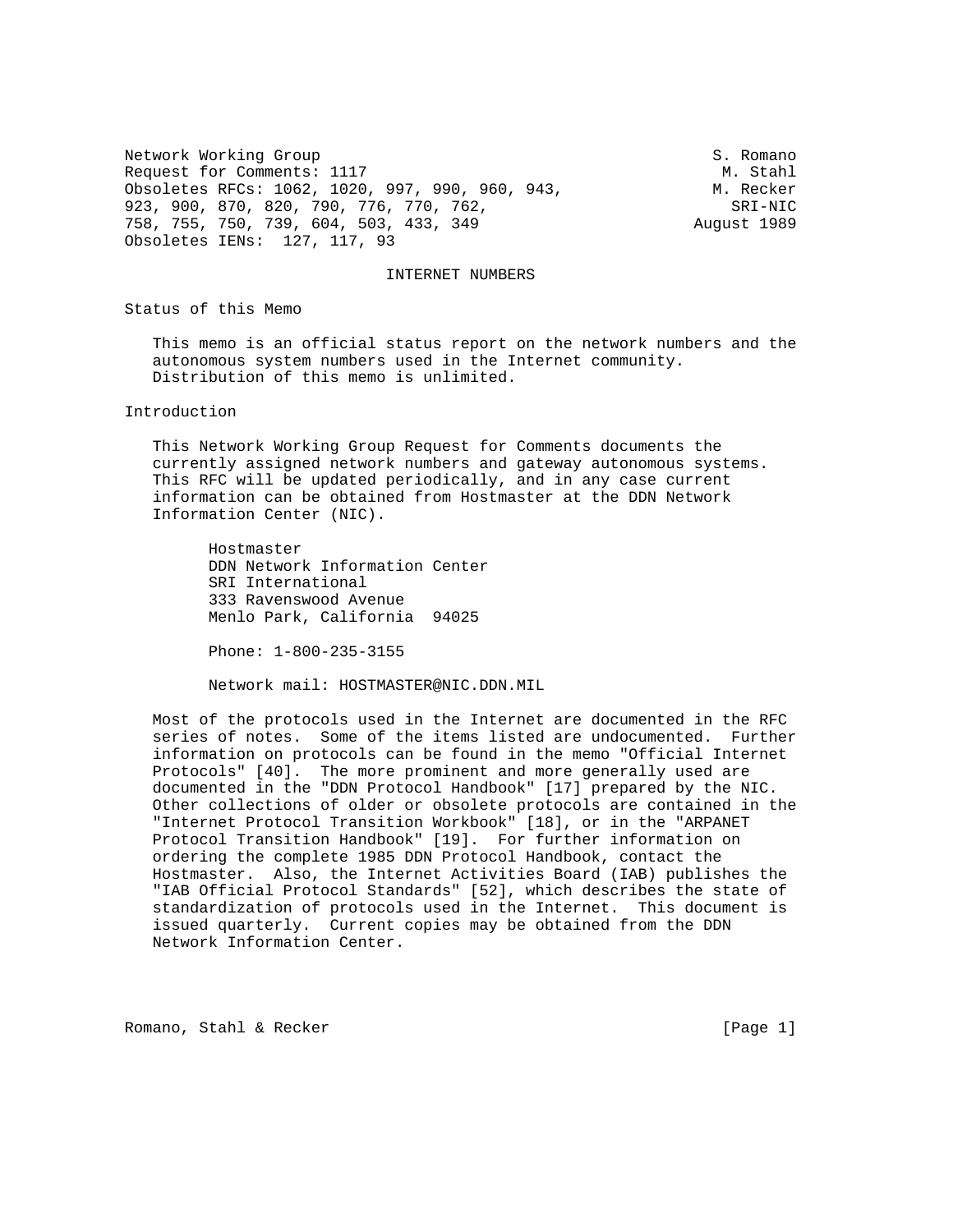Network Working Group S. Romano
Request for Comments: 1117 M. Stahl
Obsoletes RFCs: 1062, 1020, 997, 990, 960, 943, M. Recker
923, 900, 870, 820, 790, 776, 770, 762, SRI-NIC
758, 755, 750, 739, 604, 503, 433, 349 August 1989
Obsoletes IENs: 127, 117, 93

# INTERNET NUMBERS

## Status of this Memo

This memo is an official status report on the network numbers and the autonomous system numbers used in the Internet community. Distribution of this memo is unlimited.

## Introduction

This Network Working Group Request for Comments documents the currently assigned network numbers and gateway autonomous systems. This RFC will be updated periodically, and in any case current information can be obtained from Hostmaster at the DDN Network Information Center (NIC).

Hostmaster
DDN Network Information Center
SRI International
333 Ravenswood Avenue
Menlo Park, California 94025

Phone: 1-800-235-3155

Network mail: HOSTMASTER@NIC.DDN.MIL

Most of the protocols used in the Internet are documented in the RFC series of notes. Some of the items listed are undocumented. Further information on protocols can be found in the memo "Official Internet Protocols" [40]. The more prominent and more generally used are documented in the "DDN Protocol Handbook" [17] prepared by the NIC. Other collections of older or obsolete protocols are contained in the "Internet Protocol Transition Workbook" [18], or in the "ARPANET Protocol Transition Handbook" [19]. For further information on ordering the complete 1985 DDN Protocol Handbook, contact the Hostmaster. Also, the Internet Activities Board (IAB) publishes the "IAB Official Protocol Standards" [52], which describes the state of standardization of protocols used in the Internet. This document is issued quarterly. Current copies may be obtained from the DDN Network Information Center.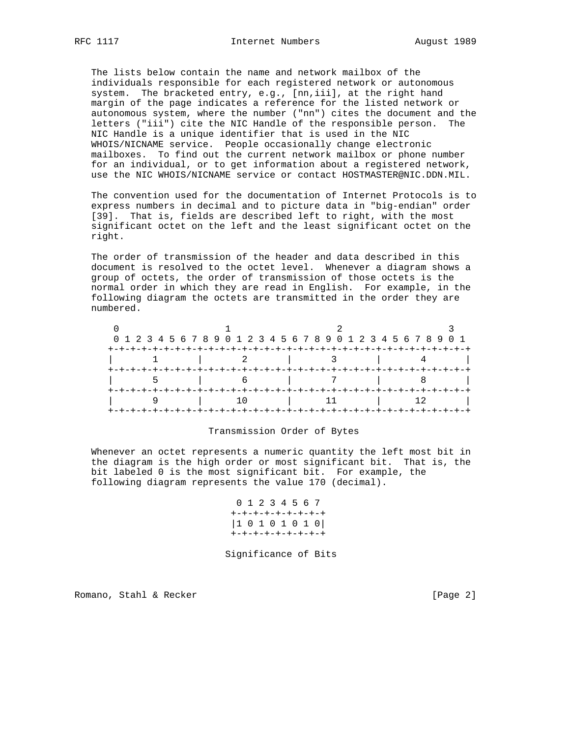The lists below contain the name and network mailbox of the individuals responsible for each registered network or autonomous system. The bracketed entry, e.g., [nn,iii], at the right hand margin of the page indicates a reference for the listed network or autonomous system, where the number ("nn") cites the document and the letters ("iii") cite the NIC Handle of the responsible person. The NIC Handle is a unique identifier that is used in the NIC WHOIS/NICNAME service. People occasionally change electronic mailboxes. To find out the current network mailbox or phone number for an individual, or to get information about a registered network, use the NIC WHOIS/NICNAME service or contact HOSTMASTER@NIC.DDN.MIL.

The convention used for the documentation of Internet Protocols is to express numbers in decimal and to picture data in "big-endian" order [39]. That is, fields are described left to right, with the most significant octet on the left and the least significant octet on the right.

The order of transmission of the header and data described in this document is resolved to the octet level. Whenever a diagram shows a group of octets, the order of transmission of those octets is the normal order in which they are read in English. For example, in the following diagram the octets are transmitted in the order they are numbered.

```
 0                   1                   2                   3
 0 1 2 3 4 5 6 7 8 9 0 1 2 3 4 5 6 7 8 9 0 1 2 3 4 5 6 7 8 9 0 1
+-+-+-+-+-+-+-+-+-+-+-+-+-+-+-+-+-+-+-+-+-+-+-+-+-+-+-+-+-+-+-+-+
|       1       |       2       |       3       |       4       |
+-+-+-+-+-+-+-+-+-+-+-+-+-+-+-+-+-+-+-+-+-+-+-+-+-+-+-+-+-+-+-+-+
|       5       |       6       |       7       |       8       |
+-+-+-+-+-+-+-+-+-+-+-+-+-+-+-+-+-+-+-+-+-+-+-+-+-+-+-+-+-+-+-+-+
|       9       |      10       |      11       |      12       |
+-+-+-+-+-+-+-+-+-+-+-+-+-+-+-+-+-+-+-+-+-+-+-+-+-+-+-+-+-+-+-+-+
```

Transmission Order of Bytes

Whenever an octet represents a numeric quantity the left most bit in the diagram is the high order or most significant bit. That is, the bit labeled 0 is the most significant bit. For example, the following diagram represents the value 170 (decimal).

```
 0 1 2 3 4 5 6 7
+-+-+-+-+-+-+-+-+
|1 0 1 0 1 0 1 0|
+-+-+-+-+-+-+-+-+
```

Significance of Bits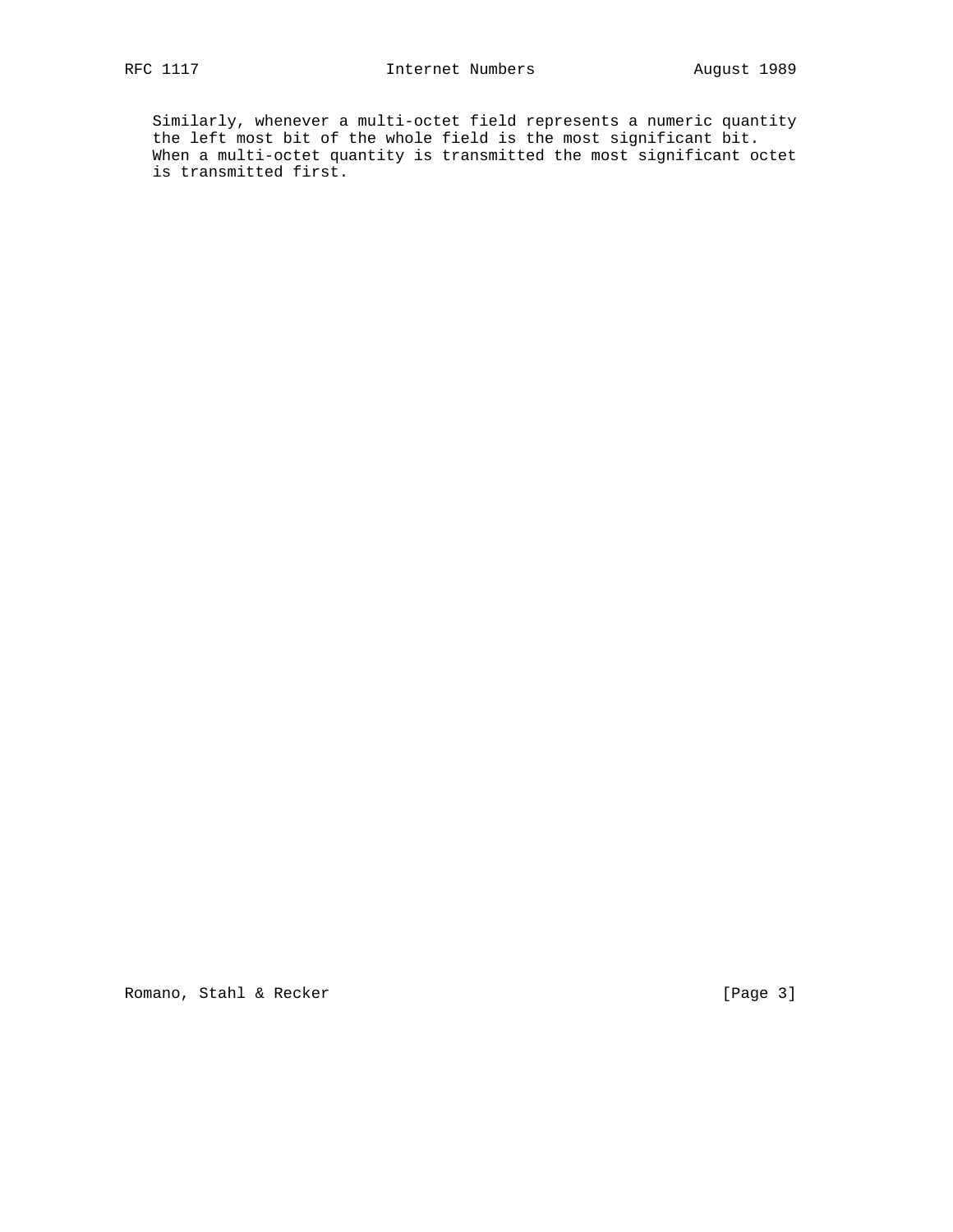Similarly, whenever a multi-octet field represents a numeric quantity the left most bit of the whole field is the most significant bit. When a multi-octet quantity is transmitted the most significant octet is transmitted first.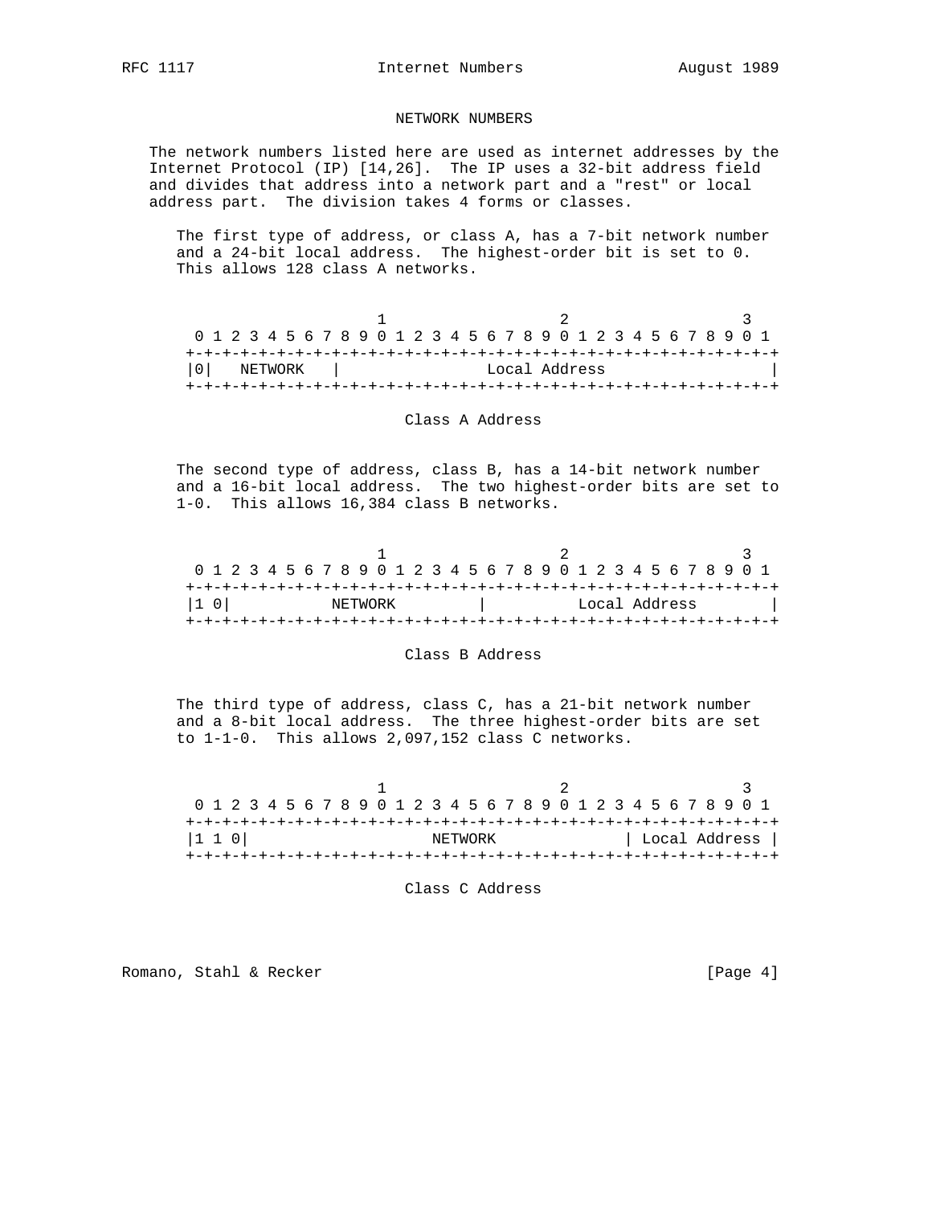## NETWORK NUMBERS

The network numbers listed here are used as internet addresses by the Internet Protocol (IP) [14,26]. The IP uses a 32-bit address field and divides that address into a network part and a "rest" or local address part. The division takes 4 forms or classes.

The first type of address, or class A, has a 7-bit network number and a 24-bit local address. The highest-order bit is set to 0. This allows 128 class A networks.

```
                     1                   2                   3
 0 1 2 3 4 5 6 7 8 9 0 1 2 3 4 5 6 7 8 9 0 1 2 3 4 5 6 7 8 9 0 1
+-+-+-+-+-+-+-+-+-+-+-+-+-+-+-+-+-+-+-+-+-+-+-+-+-+-+-+-+-+-+-+-+
|0|   NETWORK   |                Local Address                  |
+-+-+-+-+-+-+-+-+-+-+-+-+-+-+-+-+-+-+-+-+-+-+-+-+-+-+-+-+-+-+-+-+
```

Class A Address

The second type of address, class B, has a 14-bit network number and a 16-bit local address. The two highest-order bits are set to 1-0. This allows 16,384 class B networks.

```
                     1                   2                   3
 0 1 2 3 4 5 6 7 8 9 0 1 2 3 4 5 6 7 8 9 0 1 2 3 4 5 6 7 8 9 0 1
+-+-+-+-+-+-+-+-+-+-+-+-+-+-+-+-+-+-+-+-+-+-+-+-+-+-+-+-+-+-+-+-+
|1 0|           NETWORK         |          Local Address        |
+-+-+-+-+-+-+-+-+-+-+-+-+-+-+-+-+-+-+-+-+-+-+-+-+-+-+-+-+-+-+-+-+
```

Class B Address

The third type of address, class C, has a 21-bit network number and a 8-bit local address. The three highest-order bits are set to 1-1-0. This allows 2,097,152 class C networks.

```
                     1                   2                   3
 0 1 2 3 4 5 6 7 8 9 0 1 2 3 4 5 6 7 8 9 0 1 2 3 4 5 6 7 8 9 0 1
+-+-+-+-+-+-+-+-+-+-+-+-+-+-+-+-+-+-+-+-+-+-+-+-+-+-+-+-+-+-+-+-+
|1 1 0|                    NETWORK              | Local Address |
+-+-+-+-+-+-+-+-+-+-+-+-+-+-+-+-+-+-+-+-+-+-+-+-+-+-+-+-+-+-+-+-+
```

Class C Address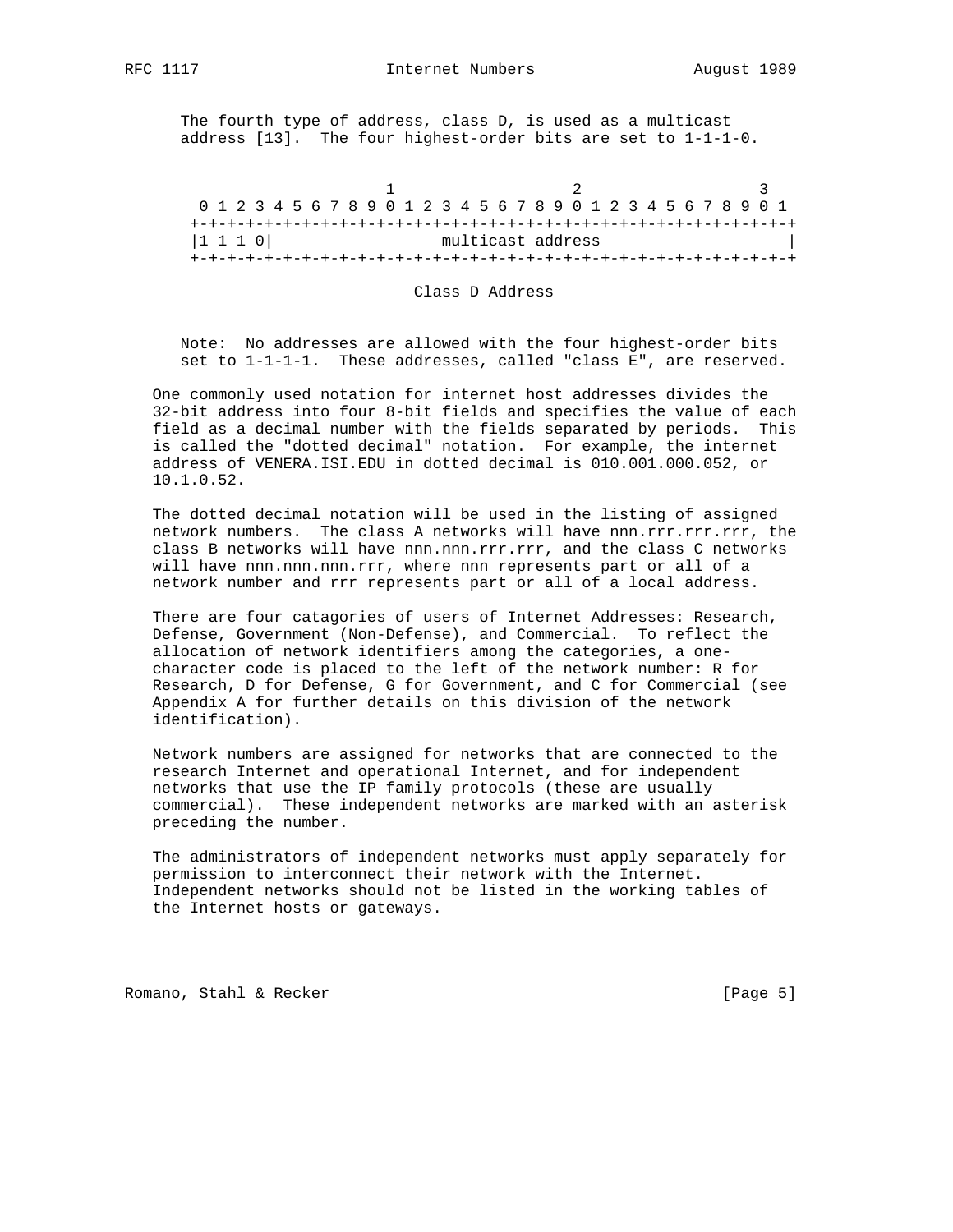The fourth type of address, class D, is used as a multicast address [13]. The four highest-order bits are set to 1-1-1-0.

```
                     1                   2                   3
 0 1 2 3 4 5 6 7 8 9 0 1 2 3 4 5 6 7 8 9 0 1 2 3 4 5 6 7 8 9 0 1
+-+-+-+-+-+-+-+-+-+-+-+-+-+-+-+-+-+-+-+-+-+-+-+-+-+-+-+-+-+-+-+-+
|1 1 1 0|                 multicast address                     |
+-+-+-+-+-+-+-+-+-+-+-+-+-+-+-+-+-+-+-+-+-+-+-+-+-+-+-+-+-+-+-+-+
```

Class D Address

Note: No addresses are allowed with the four highest-order bits set to 1-1-1-1. These addresses, called "class E", are reserved.

One commonly used notation for internet host addresses divides the 32-bit address into four 8-bit fields and specifies the value of each field as a decimal number with the fields separated by periods. This is called the "dotted decimal" notation. For example, the internet address of VENERA.ISI.EDU in dotted decimal is 010.001.000.052, or 10.1.0.52.

The dotted decimal notation will be used in the listing of assigned network numbers. The class A networks will have nnn.rrr.rrr.rrr, the class B networks will have nnn.nnn.rrr.rrr, and the class C networks will have nnn.nnn.nnn.rrr, where nnn represents part or all of a network number and rrr represents part or all of a local address.

There are four catagories of users of Internet Addresses: Research, Defense, Government (Non-Defense), and Commercial. To reflect the allocation of network identifiers among the categories, a one-character code is placed to the left of the network number: R for Research, D for Defense, G for Government, and C for Commercial (see Appendix A for further details on this division of the network identification).

Network numbers are assigned for networks that are connected to the research Internet and operational Internet, and for independent networks that use the IP family protocols (these are usually commercial). These independent networks are marked with an asterisk preceding the number.

The administrators of independent networks must apply separately for permission to interconnect their network with the Internet. Independent networks should not be listed in the working tables of the Internet hosts or gateways.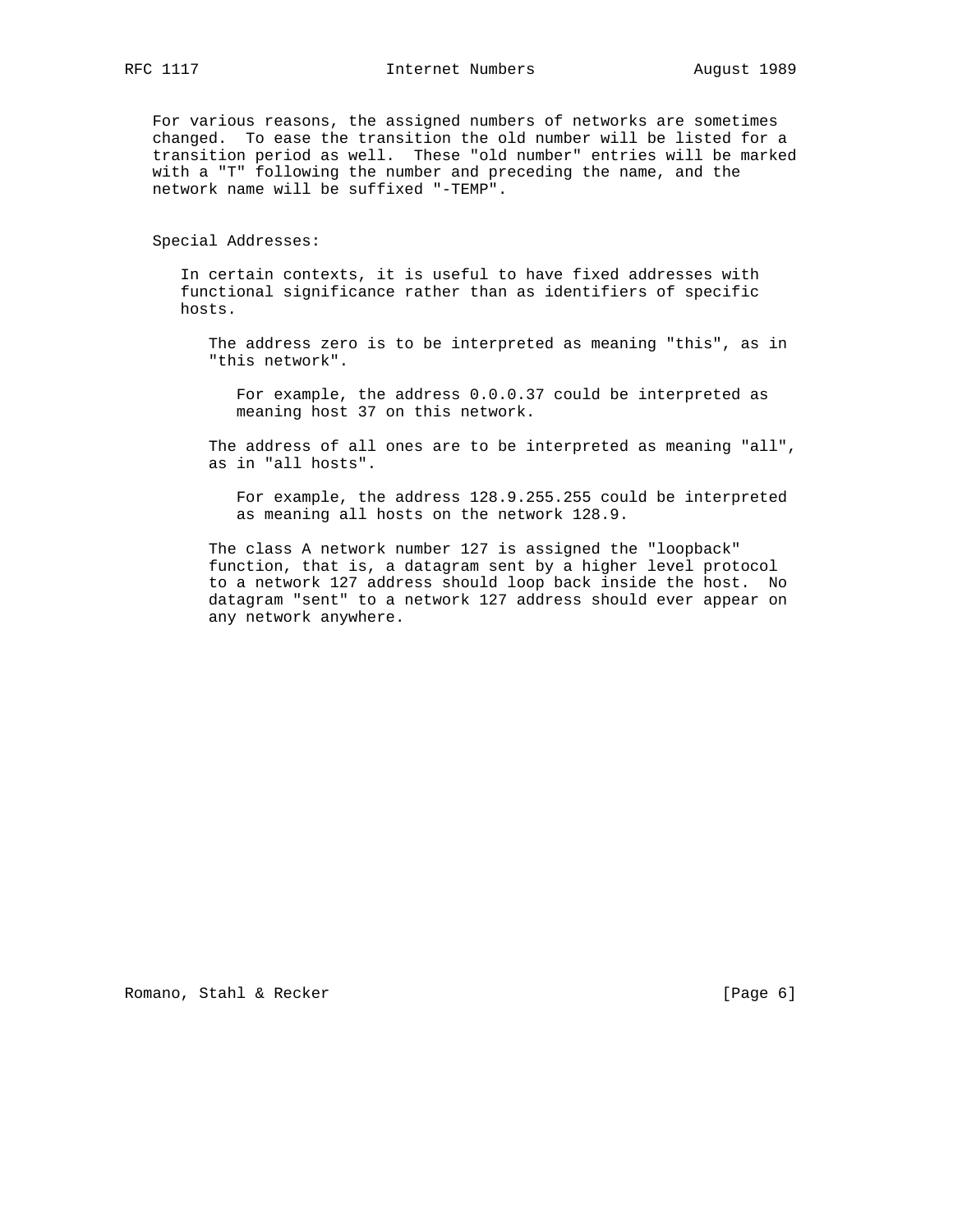For various reasons, the assigned numbers of networks are sometimes changed. To ease the transition the old number will be listed for a transition period as well. These "old number" entries will be marked with a "T" following the number and preceding the name, and the network name will be suffixed "-TEMP".

## Special Addresses:

In certain contexts, it is useful to have fixed addresses with functional significance rather than as identifiers of specific hosts.

The address zero is to be interpreted as meaning "this", as in "this network".

For example, the address 0.0.0.37 could be interpreted as meaning host 37 on this network.

The address of all ones are to be interpreted as meaning "all", as in "all hosts".

For example, the address 128.9.255.255 could be interpreted as meaning all hosts on the network 128.9.

The class A network number 127 is assigned the "loopback" function, that is, a datagram sent by a higher level protocol to a network 127 address should loop back inside the host. No datagram "sent" to a network 127 address should ever appear on any network anywhere.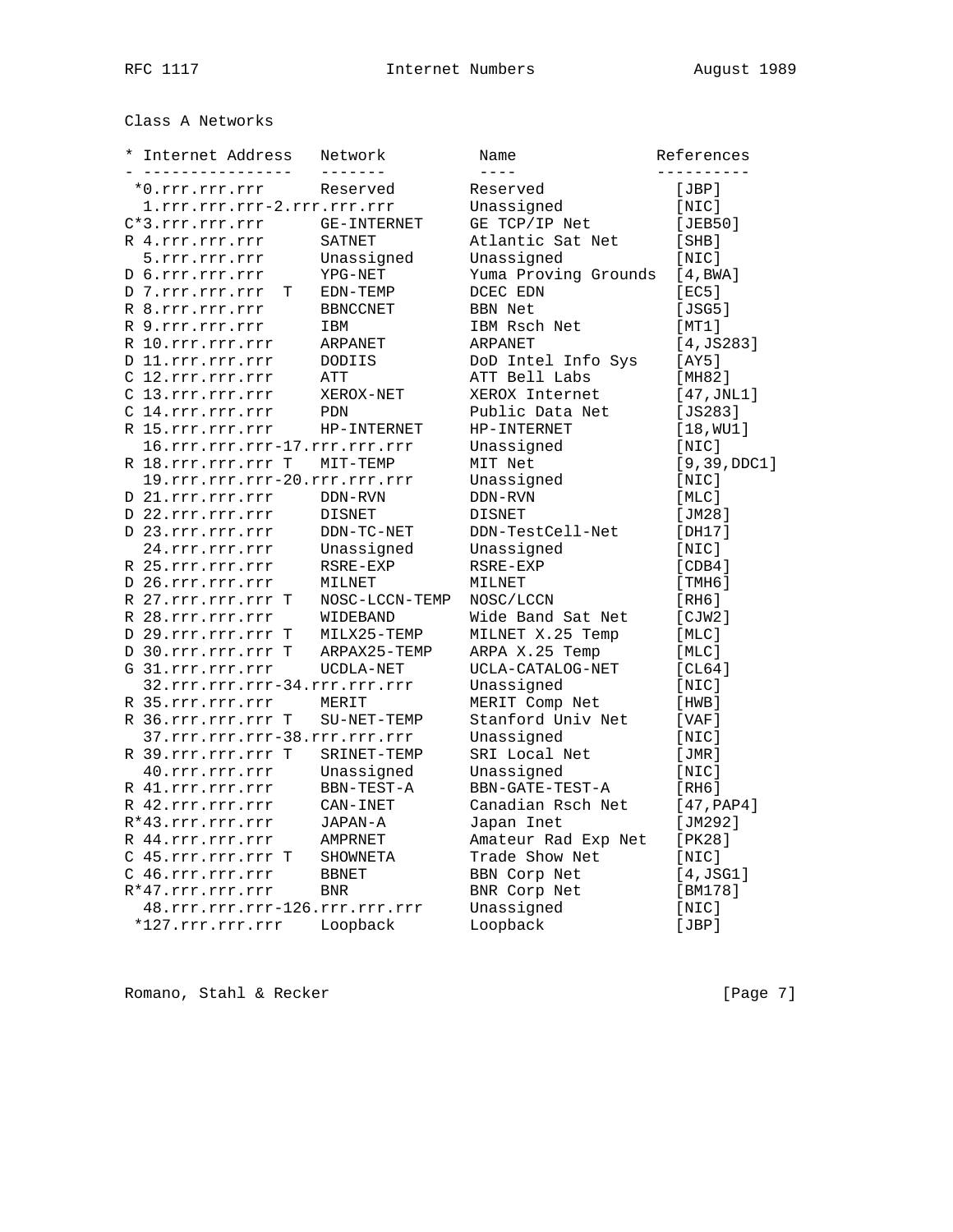Class A Networks

| * | Internet Address | Network | Name | References |
|---|---|---|---|---|
| * | 0.rrr.rrr.rrr | Reserved | Reserved | [JBP] |
| | 1.rrr.rrr.rrr-2.rrr.rrr.rrr | | Unassigned | [NIC] |
| C* | 3.rrr.rrr.rrr | GE-INTERNET | GE TCP/IP Net | [JEB50] |
| R | 4.rrr.rrr.rrr | SATNET | Atlantic Sat Net | [SHB] |
| | 5.rrr.rrr.rrr | Unassigned | Unassigned | [NIC] |
| D | 6.rrr.rrr.rrr | YPG-NET | Yuma Proving Grounds | [4,BWA] |
| D | 7.rrr.rrr.rrr T | EDN-TEMP | DCEC EDN | [EC5] |
| R | 8.rrr.rrr.rrr | BBNCCNET | BBN Net | [JSG5] |
| R | 9.rrr.rrr.rrr | IBM | IBM Rsch Net | [MT1] |
| R | 10.rrr.rrr.rrr | ARPANET | ARPANET | [4,JS283] |
| D | 11.rrr.rrr.rrr | DODIIS | DoD Intel Info Sys | [AY5] |
| C | 12.rrr.rrr.rrr | ATT | ATT Bell Labs | [MH82] |
| C | 13.rrr.rrr.rrr | XEROX-NET | XEROX Internet | [47,JNL1] |
| C | 14.rrr.rrr.rrr | PDN | Public Data Net | [JS283] |
| R | 15.rrr.rrr.rrr | HP-INTERNET | HP-INTERNET | [18,WU1] |
| | 16.rrr.rrr.rrr-17.rrr.rrr.rrr | | Unassigned | [NIC] |
| R | 18.rrr.rrr.rrr T | MIT-TEMP | MIT Net | [9,39,DDC1] |
| | 19.rrr.rrr.rrr-20.rrr.rrr.rrr | | Unassigned | [NIC] |
| D | 21.rrr.rrr.rrr | DDN-RVN | DDN-RVN | [MLC] |
| D | 22.rrr.rrr.rrr | DISNET | DISNET | [JM28] |
| D | 23.rrr.rrr.rrr | DDN-TC-NET | DDN-TestCell-Net | [DH17] |
| | 24.rrr.rrr.rrr | Unassigned | Unassigned | [NIC] |
| R | 25.rrr.rrr.rrr | RSRE-EXP | RSRE-EXP | [CDB4] |
| D | 26.rrr.rrr.rrr | MILNET | MILNET | [TMH6] |
| R | 27.rrr.rrr.rrr T | NOSC-LCCN-TEMP | NOSC/LCCN | [RH6] |
| R | 28.rrr.rrr.rrr | WIDEBAND | Wide Band Sat Net | [CJW2] |
| D | 29.rrr.rrr.rrr T | MILX25-TEMP | MILNET X.25 Temp | [MLC] |
| D | 30.rrr.rrr.rrr T | ARPAX25-TEMP | ARPA X.25 Temp | [MLC] |
| G | 31.rrr.rrr.rrr | UCDLA-NET | UCLA-CATALOG-NET | [CL64] |
| | 32.rrr.rrr.rrr-34.rrr.rrr.rrr | | Unassigned | [NIC] |
| R | 35.rrr.rrr.rrr | MERIT | MERIT Comp Net | [HWB] |
| R | 36.rrr.rrr.rrr T | SU-NET-TEMP | Stanford Univ Net | [VAF] |
| | 37.rrr.rrr.rrr-38.rrr.rrr.rrr | | Unassigned | [NIC] |
| R | 39.rrr.rrr.rrr T | SRINET-TEMP | SRI Local Net | [JMR] |
| | 40.rrr.rrr.rrr | Unassigned | Unassigned | [NIC] |
| R | 41.rrr.rrr.rrr | BBN-TEST-A | BBN-GATE-TEST-A | [RH6] |
| R | 42.rrr.rrr.rrr | CAN-INET | Canadian Rsch Net | [47,PAP4] |
| R* | 43.rrr.rrr.rrr | JAPAN-A | Japan Inet | [JM292] |
| R | 44.rrr.rrr.rrr | AMPRNET | Amateur Rad Exp Net | [PK28] |
| C | 45.rrr.rrr.rrr T | SHOWNETA | Trade Show Net | [NIC] |
| C | 46.rrr.rrr.rrr | BBNET | BBN Corp Net | [4,JSG1] |
| R* | 47.rrr.rrr.rrr | BNR | BNR Corp Net | [BM178] |
| | 48.rrr.rrr.rrr-126.rrr.rrr.rrr | | Unassigned | [NIC] |
| * | 127.rrr.rrr.rrr | Loopback | Loopback | [JBP] |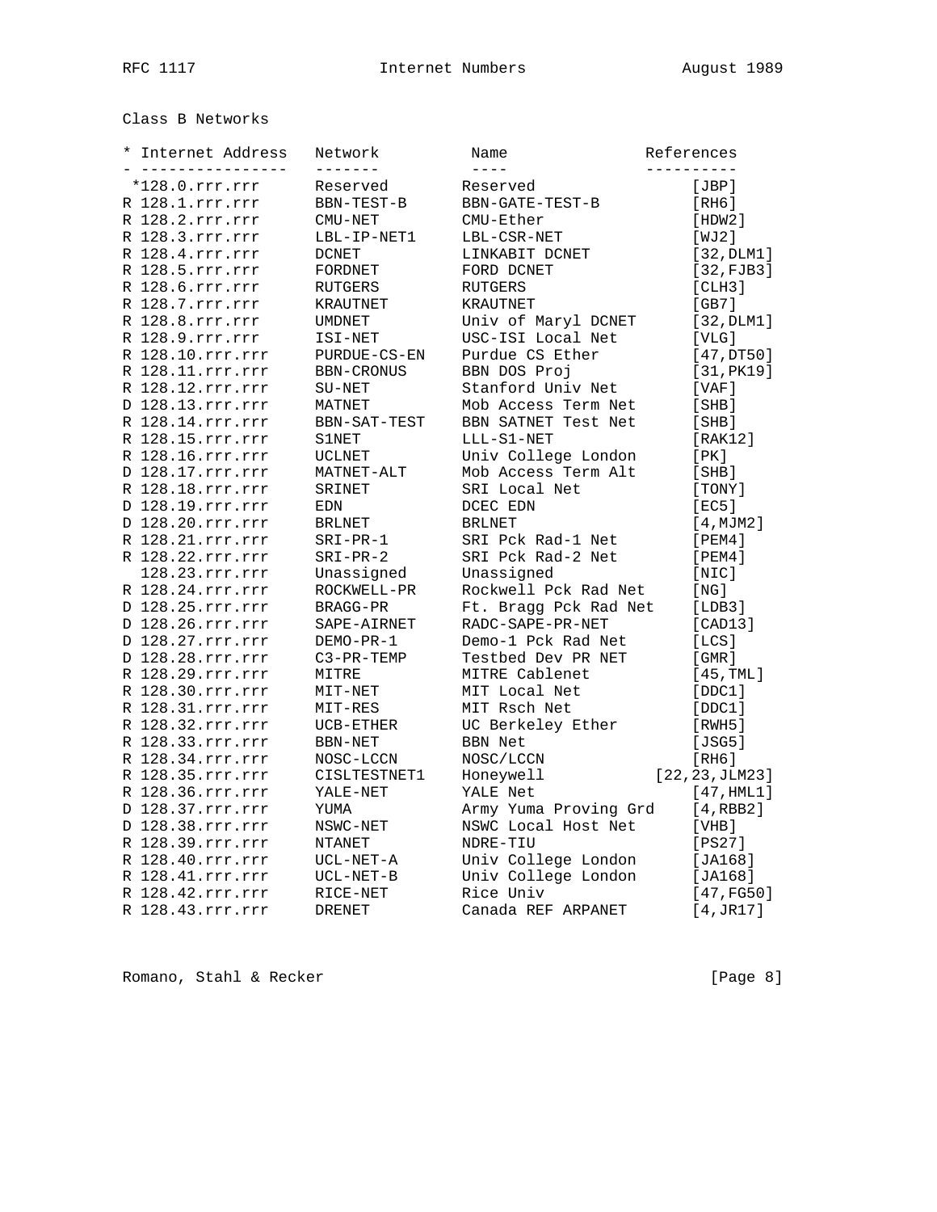Class B Networks

| * | Internet Address | Network | Name | References |
|---|---|---|---|---|
| * | 128.0.rrr.rrr | Reserved | Reserved | [JBP] |
| R | 128.1.rrr.rrr | BBN-TEST-B | BBN-GATE-TEST-B | [RH6] |
| R | 128.2.rrr.rrr | CMU-NET | CMU-Ether | [HDW2] |
| R | 128.3.rrr.rrr | LBL-IP-NET1 | LBL-CSR-NET | [WJ2] |
| R | 128.4.rrr.rrr | DCNET | LINKABIT DCNET | [32,DLM1] |
| R | 128.5.rrr.rrr | FORDNET | FORD DCNET | [32,FJB3] |
| R | 128.6.rrr.rrr | RUTGERS | RUTGERS | [CLH3] |
| R | 128.7.rrr.rrr | KRAUTNET | KRAUTNET | [GB7] |
| R | 128.8.rrr.rrr | UMDNET | Univ of Maryl DCNET | [32,DLM1] |
| R | 128.9.rrr.rrr | ISI-NET | USC-ISI Local Net | [VLG] |
| R | 128.10.rrr.rrr | PURDUE-CS-EN | Purdue CS Ether | [47,DT50] |
| R | 128.11.rrr.rrr | BBN-CRONUS | BBN DOS Proj | [31,PK19] |
| R | 128.12.rrr.rrr | SU-NET | Stanford Univ Net | [VAF] |
| D | 128.13.rrr.rrr | MATNET | Mob Access Term Net | [SHB] |
| R | 128.14.rrr.rrr | BBN-SAT-TEST | BBN SATNET Test Net | [SHB] |
| R | 128.15.rrr.rrr | S1NET | LLL-S1-NET | [RAK12] |
| R | 128.16.rrr.rrr | UCLNET | Univ College London | [PK] |
| D | 128.17.rrr.rrr | MATNET-ALT | Mob Access Term Alt | [SHB] |
| R | 128.18.rrr.rrr | SRINET | SRI Local Net | [TONY] |
| D | 128.19.rrr.rrr | EDN | DCEC EDN | [EC5] |
| D | 128.20.rrr.rrr | BRLNET | BRLNET | [4,MJM2] |
| R | 128.21.rrr.rrr | SRI-PR-1 | SRI Pck Rad-1 Net | [PEM4] |
| R | 128.22.rrr.rrr | SRI-PR-2 | SRI Pck Rad-2 Net | [PEM4] |
|  | 128.23.rrr.rrr | Unassigned | Unassigned | [NIC] |
| R | 128.24.rrr.rrr | ROCKWELL-PR | Rockwell Pck Rad Net | [NG] |
| D | 128.25.rrr.rrr | BRAGG-PR | Ft. Bragg Pck Rad Net | [LDB3] |
| D | 128.26.rrr.rrr | SAPE-AIRNET | RADC-SAPE-PR-NET | [CAD13] |
| D | 128.27.rrr.rrr | DEMO-PR-1 | Demo-1 Pck Rad Net | [LCS] |
| D | 128.28.rrr.rrr | C3-PR-TEMP | Testbed Dev PR NET | [GMR] |
| R | 128.29.rrr.rrr | MITRE | MITRE Cablenet | [45,TML] |
| R | 128.30.rrr.rrr | MIT-NET | MIT Local Net | [DDC1] |
| R | 128.31.rrr.rrr | MIT-RES | MIT Rsch Net | [DDC1] |
| R | 128.32.rrr.rrr | UCB-ETHER | UC Berkeley Ether | [RWH5] |
| R | 128.33.rrr.rrr | BBN-NET | BBN Net | [JSG5] |
| R | 128.34.rrr.rrr | NOSC-LCCN | NOSC/LCCN | [RH6] |
| R | 128.35.rrr.rrr | CISLTESTNET1 | Honeywell | [22,23,JLM23] |
| R | 128.36.rrr.rrr | YALE-NET | YALE Net | [47,HML1] |
| D | 128.37.rrr.rrr | YUMA | Army Yuma Proving Grd | [4,RBB2] |
| D | 128.38.rrr.rrr | NSWC-NET | NSWC Local Host Net | [VHB] |
| R | 128.39.rrr.rrr | NTANET | NDRE-TIU | [PS27] |
| R | 128.40.rrr.rrr | UCL-NET-A | Univ College London | [JA168] |
| R | 128.41.rrr.rrr | UCL-NET-B | Univ College London | [JA168] |
| R | 128.42.rrr.rrr | RICE-NET | Rice Univ | [47,FG50] |
| R | 128.43.rrr.rrr | DRENET | Canada REF ARPANET | [4,JR17] |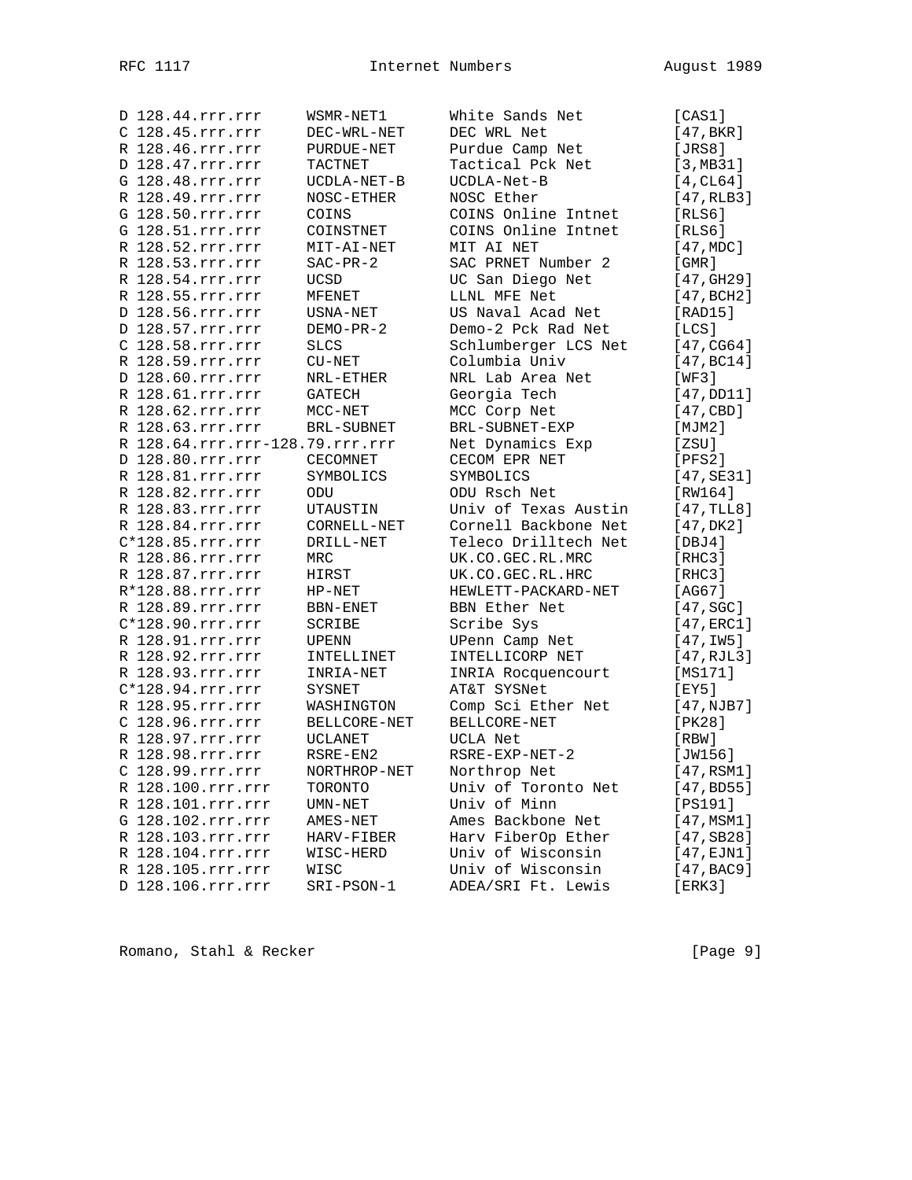```
D 128.44.rrr.rrr     WSMR-NET1        White Sands Net          [CAS1]
C 128.45.rrr.rrr     DEC-WRL-NET      DEC WRL Net              [47,BKR]
R 128.46.rrr.rrr     PURDUE-NET       Purdue Camp Net          [JRS8]
D 128.47.rrr.rrr     TACTNET          Tactical Pck Net         [3,MB31]
G 128.48.rrr.rrr     UCDLA-NET-B      UCDLA-Net-B              [4,CL64]
R 128.49.rrr.rrr     NOSC-ETHER       NOSC Ether               [47,RLB3]
G 128.50.rrr.rrr     COINS            COINS Online Intnet      [RLS6]
G 128.51.rrr.rrr     COINSTNET        COINS Online Intnet      [RLS6]
R 128.52.rrr.rrr     MIT-AI-NET       MIT AI NET               [47,MDC]
R 128.53.rrr.rrr     SAC-PR-2         SAC PRNET Number 2       [GMR]
R 128.54.rrr.rrr     UCSD             UC San Diego Net         [47,GH29]
R 128.55.rrr.rrr     MFENET           LLNL MFE Net             [47,BCH2]
D 128.56.rrr.rrr     USNA-NET         US Naval Acad Net        [RAD15]
D 128.57.rrr.rrr     DEMO-PR-2        Demo-2 Pck Rad Net       [LCS]
C 128.58.rrr.rrr     SLCS             Schlumberger LCS Net     [47,CG64]
R 128.59.rrr.rrr     CU-NET           Columbia Univ            [47,BC14]
D 128.60.rrr.rrr     NRL-ETHER        NRL Lab Area Net         [WF3]
R 128.61.rrr.rrr     GATECH           Georgia Tech             [47,DD11]
R 128.62.rrr.rrr     MCC-NET          MCC Corp Net             [47,CBD]
R 128.63.rrr.rrr     BRL-SUBNET       BRL-SUBNET-EXP           [MJM2]
R 128.64.rrr.rrr-128.79.rrr.rrr       Net Dynamics Exp         [ZSU]
D 128.80.rrr.rrr     CECOMNET         CECOM EPR NET            [PFS2]
R 128.81.rrr.rrr     SYMBOLICS        SYMBOLICS                [47,SE31]
R 128.82.rrr.rrr     ODU              ODU Rsch Net             [RW164]
R 128.83.rrr.rrr     UTAUSTIN         Univ of Texas Austin     [47,TLL8]
R 128.84.rrr.rrr     CORNELL-NET      Cornell Backbone Net     [47,DK2]
C*128.85.rrr.rrr     DRILL-NET        Teleco Drilltech Net     [DBJ4]
R 128.86.rrr.rrr     MRC              UK.CO.GEC.RL.MRC         [RHC3]
R 128.87.rrr.rrr     HIRST            UK.CO.GEC.RL.HRC         [RHC3]
R*128.88.rrr.rrr     HP-NET           HEWLETT-PACKARD-NET      [AG67]
R 128.89.rrr.rrr     BBN-ENET         BBN Ether Net            [47,SGC]
C*128.90.rrr.rrr     SCRIBE           Scribe Sys               [47,ERC1]
R 128.91.rrr.rrr     UPENN            UPenn Camp Net           [47,IW5]
R 128.92.rrr.rrr     INTELLINET       INTELLICORP NET          [47,RJL3]
R 128.93.rrr.rrr     INRIA-NET        INRIA Rocquencourt       [MS171]
C*128.94.rrr.rrr     SYSNET           AT&T SYSNet              [EY5]
R 128.95.rrr.rrr     WASHINGTON       Comp Sci Ether Net       [47,NJB7]
C 128.96.rrr.rrr     BELLCORE-NET     BELLCORE-NET             [PK28]
R 128.97.rrr.rrr     UCLANET          UCLA Net                 [RBW]
R 128.98.rrr.rrr     RSRE-EN2         RSRE-EXP-NET-2           [JW156]
C 128.99.rrr.rrr     NORTHROP-NET     Northrop Net             [47,RSM1]
R 128.100.rrr.rrr    TORONTO          Univ of Toronto Net      [47,BD55]
R 128.101.rrr.rrr    UMN-NET          Univ of Minn             [PS191]
G 128.102.rrr.rrr    AMES-NET         Ames Backbone Net        [47,MSM1]
R 128.103.rrr.rrr    HARV-FIBER       Harv FiberOp Ether       [47,SB28]
R 128.104.rrr.rrr    WISC-HERD        Univ of Wisconsin        [47,EJN1]
R 128.105.rrr.rrr    WISC             Univ of Wisconsin        [47,BAC9]
D 128.106.rrr.rrr    SRI-PSON-1       ADEA/SRI Ft. Lewis       [ERK3]
```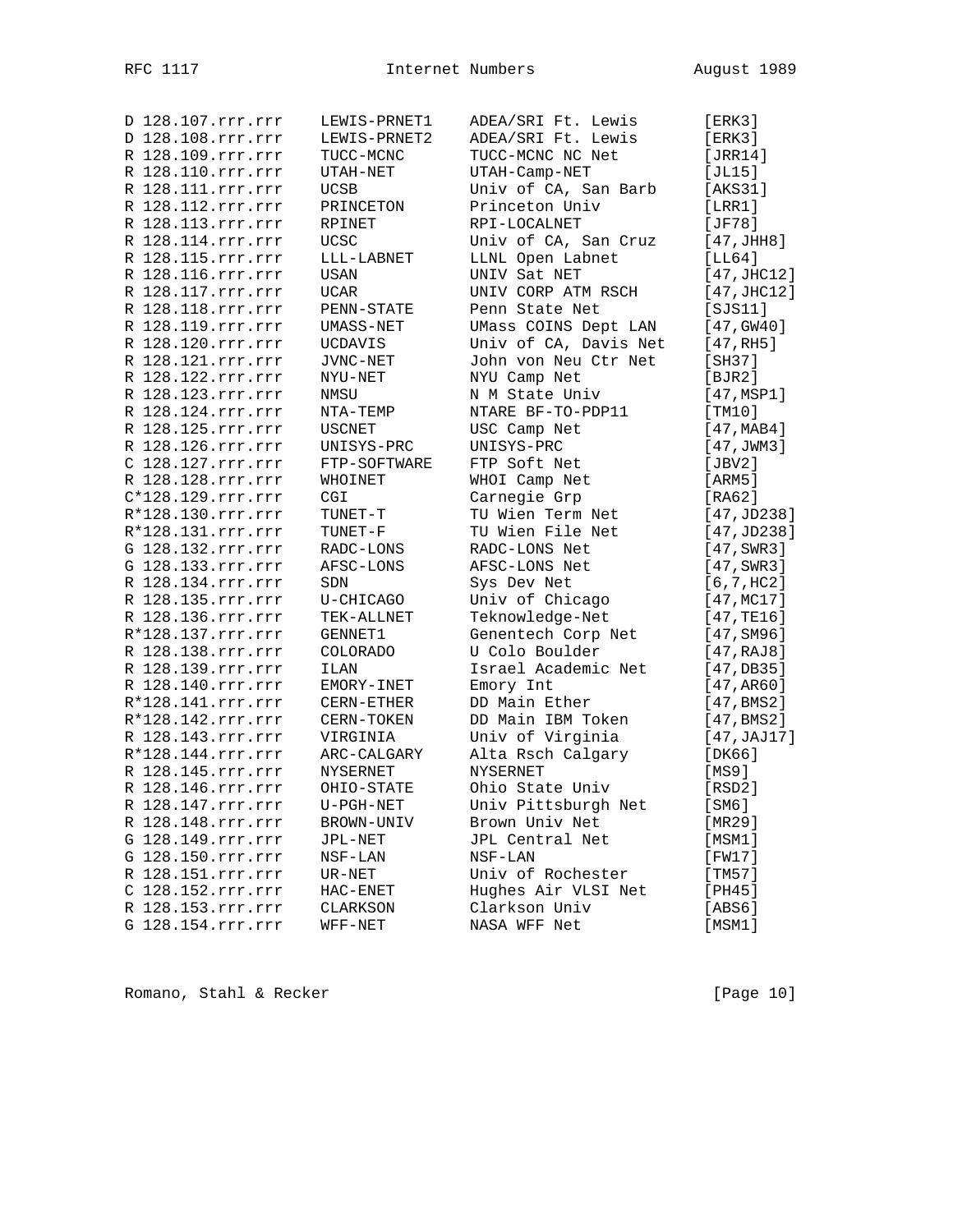```
D 128.107.rrr.rrr    LEWIS-PRNET1    ADEA/SRI Ft. Lewis       [ERK3]
D 128.108.rrr.rrr    LEWIS-PRNET2    ADEA/SRI Ft. Lewis       [ERK3]
R 128.109.rrr.rrr    TUCC-MCNC       TUCC-MCNC NC Net         [JRR14]
R 128.110.rrr.rrr    UTAH-NET        UTAH-Camp-NET            [JL15]
R 128.111.rrr.rrr    UCSB            Univ of CA, San Barb     [AKS31]
R 128.112.rrr.rrr    PRINCETON       Princeton Univ           [LRR1]
R 128.113.rrr.rrr    RPINET          RPI-LOCALNET             [JF78]
R 128.114.rrr.rrr    UCSC            Univ of CA, San Cruz     [47,JHH8]
R 128.115.rrr.rrr    LLL-LABNET      LLNL Open Labnet         [LL64]
R 128.116.rrr.rrr    USAN            UNIV Sat NET             [47,JHC12]
R 128.117.rrr.rrr    UCAR            UNIV CORP ATM RSCH       [47,JHC12]
R 128.118.rrr.rrr    PENN-STATE      Penn State Net           [SJS11]
R 128.119.rrr.rrr    UMASS-NET       UMass COINS Dept LAN     [47,GW40]
R 128.120.rrr.rrr    UCDAVIS         Univ of CA, Davis Net    [47,RH5]
R 128.121.rrr.rrr    JVNC-NET        John von Neu Ctr Net     [SH37]
R 128.122.rrr.rrr    NYU-NET         NYU Camp Net             [BJR2]
R 128.123.rrr.rrr    NMSU            N M State Univ           [47,MSP1]
R 128.124.rrr.rrr    NTA-TEMP        NTARE BF-TO-PDP11        [TM10]
R 128.125.rrr.rrr    USCNET          USC Camp Net             [47,MAB4]
R 128.126.rrr.rrr    UNISYS-PRC      UNISYS-PRC               [47,JWM3]
C 128.127.rrr.rrr    FTP-SOFTWARE    FTP Soft Net             [JBV2]
R 128.128.rrr.rrr    WHOINET         WHOI Camp Net            [ARM5]
C*128.129.rrr.rrr    CGI             Carnegie Grp             [RA62]
R*128.130.rrr.rrr    TUNET-T         TU Wien Term Net         [47,JD238]
R*128.131.rrr.rrr    TUNET-F         TU Wien File Net         [47,JD238]
G 128.132.rrr.rrr    RADC-LONS       RADC-LONS Net            [47,SWR3]
G 128.133.rrr.rrr    AFSC-LONS       AFSC-LONS Net            [47,SWR3]
R 128.134.rrr.rrr    SDN             Sys Dev Net              [6,7,HC2]
R 128.135.rrr.rrr    U-CHICAGO       Univ of Chicago          [47,MC17]
R 128.136.rrr.rrr    TEK-ALLNET      Teknowledge-Net          [47,TE16]
R*128.137.rrr.rrr    GENNET1         Genentech Corp Net       [47,SM96]
R 128.138.rrr.rrr    COLORADO        U Colo Boulder           [47,RAJ8]
R 128.139.rrr.rrr    ILAN            Israel Academic Net      [47,DB35]
R 128.140.rrr.rrr    EMORY-INET      Emory Int                [47,AR60]
R*128.141.rrr.rrr    CERN-ETHER      DD Main Ether            [47,BMS2]
R*128.142.rrr.rrr    CERN-TOKEN      DD Main IBM Token        [47,BMS2]
R 128.143.rrr.rrr    VIRGINIA        Univ of Virginia         [47,JAJ17]
R*128.144.rrr.rrr    ARC-CALGARY     Alta Rsch Calgary        [DK66]
R 128.145.rrr.rrr    NYSERNET        NYSERNET                 [MS9]
R 128.146.rrr.rrr    OHIO-STATE      Ohio State Univ          [RSD2]
R 128.147.rrr.rrr    U-PGH-NET       Univ Pittsburgh Net      [SM6]
R 128.148.rrr.rrr    BROWN-UNIV      Brown Univ Net           [MR29]
G 128.149.rrr.rrr    JPL-NET         JPL Central Net          [MSM1]
G 128.150.rrr.rrr    NSF-LAN         NSF-LAN                  [FW17]
R 128.151.rrr.rrr    UR-NET          Univ of Rochester        [TM57]
C 128.152.rrr.rrr    HAC-ENET        Hughes Air VLSI Net      [PH45]
R 128.153.rrr.rrr    CLARKSON        Clarkson Univ            [ABS6]
G 128.154.rrr.rrr    WFF-NET         NASA WFF Net             [MSM1]
```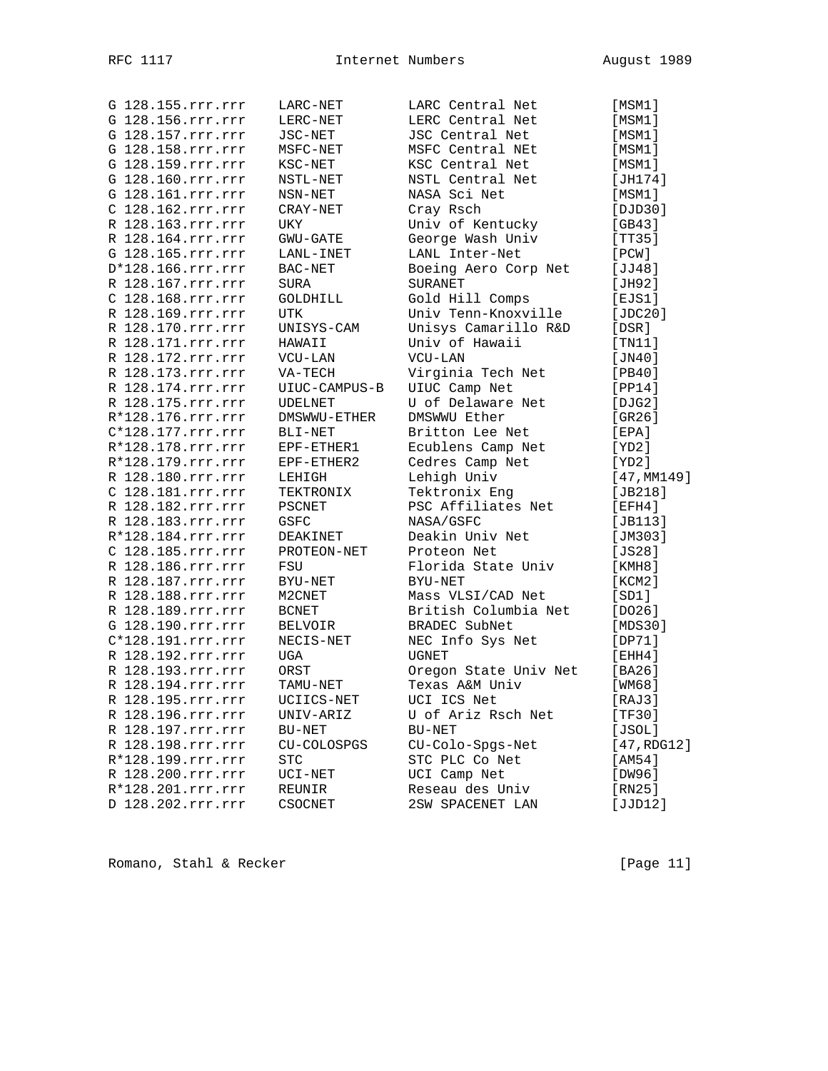```
G 128.155.rrr.rrr    LARC-NET        LARC Central Net         [MSM1]
G 128.156.rrr.rrr    LERC-NET        LERC Central Net         [MSM1]
G 128.157.rrr.rrr    JSC-NET         JSC Central Net          [MSM1]
G 128.158.rrr.rrr    MSFC-NET        MSFC Central NEt         [MSM1]
G 128.159.rrr.rrr    KSC-NET         KSC Central Net          [MSM1]
G 128.160.rrr.rrr    NSTL-NET        NSTL Central Net         [JH174]
G 128.161.rrr.rrr    NSN-NET         NASA Sci Net             [MSM1]
C 128.162.rrr.rrr    CRAY-NET        Cray Rsch                [DJD30]
R 128.163.rrr.rrr    UKY             Univ of Kentucky         [GB43]
R 128.164.rrr.rrr    GWU-GATE        George Wash Univ         [TT35]
G 128.165.rrr.rrr    LANL-INET       LANL Inter-Net           [PCW]
D*128.166.rrr.rrr    BAC-NET         Boeing Aero Corp Net     [JJ48]
R 128.167.rrr.rrr    SURA            SURANET                  [JH92]
C 128.168.rrr.rrr    GOLDHILL        Gold Hill Comps          [EJS1]
R 128.169.rrr.rrr    UTK             Univ Tenn-Knoxville      [JDC20]
R 128.170.rrr.rrr    UNISYS-CAM      Unisys Camarillo R&D     [DSR]
R 128.171.rrr.rrr    HAWAII          Univ of Hawaii           [TN11]
R 128.172.rrr.rrr    VCU-LAN         VCU-LAN                  [JN40]
R 128.173.rrr.rrr    VA-TECH         Virginia Tech Net        [PB40]
R 128.174.rrr.rrr    UIUC-CAMPUS-B   UIUC Camp Net            [PP14]
R 128.175.rrr.rrr    UDELNET         U of Delaware Net        [DJG2]
R*128.176.rrr.rrr    DMSWWU-ETHER    DMSWWU Ether             [GR26]
C*128.177.rrr.rrr    BLI-NET         Britton Lee Net          [EPA]
R*128.178.rrr.rrr    EPF-ETHER1      Ecublens Camp Net        [YD2]
R*128.179.rrr.rrr    EPF-ETHER2      Cedres Camp Net          [YD2]
R 128.180.rrr.rrr    LEHIGH          Lehigh Univ              [47,MM149]
C 128.181.rrr.rrr    TEKTRONIX       Tektronix Eng            [JB218]
R 128.182.rrr.rrr    PSCNET          PSC Affiliates Net       [EFH4]
R 128.183.rrr.rrr    GSFC            NASA/GSFC                [JB113]
R*128.184.rrr.rrr    DEAKINET        Deakin Univ Net          [JM303]
C 128.185.rrr.rrr    PROTEON-NET     Proteon Net              [JS28]
R 128.186.rrr.rrr    FSU             Florida State Univ       [KMH8]
R 128.187.rrr.rrr    BYU-NET         BYU-NET                  [KCM2]
R 128.188.rrr.rrr    M2CNET          Mass VLSI/CAD Net        [SD1]
R 128.189.rrr.rrr    BCNET           British Columbia Net     [DO26]
G 128.190.rrr.rrr    BELVOIR         BRADEC SubNet            [MDS30]
C*128.191.rrr.rrr    NECIS-NET       NEC Info Sys Net         [DP71]
R 128.192.rrr.rrr    UGA             UGNET                    [EHH4]
R 128.193.rrr.rrr    ORST            Oregon State Univ Net    [BA26]
R 128.194.rrr.rrr    TAMU-NET        Texas A&M Univ           [WM68]
R 128.195.rrr.rrr    UCIICS-NET      UCI ICS Net              [RAJ3]
R 128.196.rrr.rrr    UNIV-ARIZ       U of Ariz Rsch Net       [TF30]
R 128.197.rrr.rrr    BU-NET          BU-NET                   [JSOL]
R 128.198.rrr.rrr    CU-COLOSPGS     CU-Colo-Spgs-Net         [47,RDG12]
R*128.199.rrr.rrr    STC             STC PLC Co Net           [AM54]
R 128.200.rrr.rrr    UCI-NET         UCI Camp Net             [DW96]
R*128.201.rrr.rrr    REUNIR          Reseau des Univ          [RN25]
D 128.202.rrr.rrr    CSOCNET         2SW SPACENET LAN         [JJD12]
```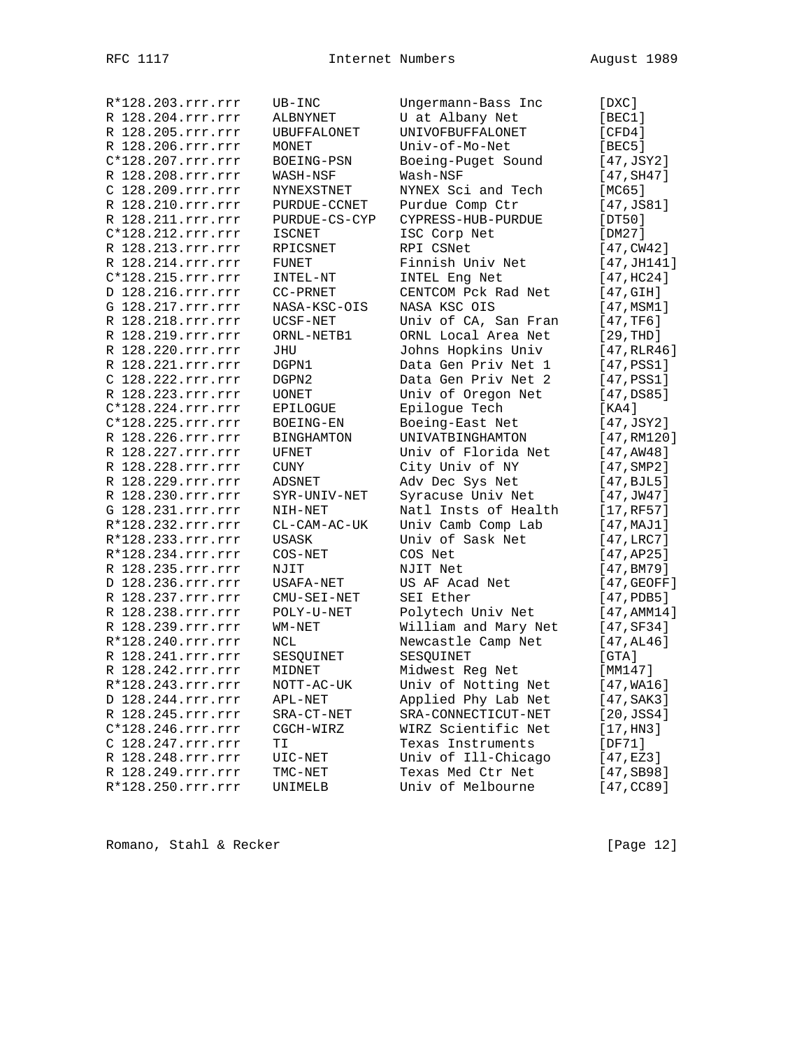```
R*128.203.rrr.rrr    UB-INC          Ungermann-Bass Inc       [DXC]
R 128.204.rrr.rrr    ALBNYNET        U at Albany Net          [BEC1]
R 128.205.rrr.rrr    UBUFFALONET     UNIVOFBUFFALONET         [CFD4]
R 128.206.rrr.rrr    MONET           Univ-of-Mo-Net           [BEC5]
C*128.207.rrr.rrr    BOEING-PSN      Boeing-Puget Sound       [47,JSY2]
R 128.208.rrr.rrr    WASH-NSF        Wash-NSF                 [47,SH47]
C 128.209.rrr.rrr    NYNEXSTNET      NYNEX Sci and Tech       [MC65]
R 128.210.rrr.rrr    PURDUE-CCNET    Purdue Comp Ctr          [47,JS81]
R 128.211.rrr.rrr    PURDUE-CS-CYP   CYPRESS-HUB-PURDUE       [DT50]
C*128.212.rrr.rrr    ISCNET          ISC Corp Net             [DM27]
R 128.213.rrr.rrr    RPICSNET        RPI CSNet                [47,CW42]
R 128.214.rrr.rrr    FUNET           Finnish Univ Net         [47,JH141]
C*128.215.rrr.rrr    INTEL-NT        INTEL Eng Net            [47,HC24]
D 128.216.rrr.rrr    CC-PRNET        CENTCOM Pck Rad Net      [47,GIH]
G 128.217.rrr.rrr    NASA-KSC-OIS    NASA KSC OIS             [47,MSM1]
R 128.218.rrr.rrr    UCSF-NET        Univ of CA, San Fran     [47,TF6]
R 128.219.rrr.rrr    ORNL-NETB1      ORNL Local Area Net      [29,THD]
R 128.220.rrr.rrr    JHU             Johns Hopkins Univ       [47,RLR46]
R 128.221.rrr.rrr    DGPN1           Data Gen Priv Net 1      [47,PSS1]
C 128.222.rrr.rrr    DGPN2           Data Gen Priv Net 2      [47,PSS1]
R 128.223.rrr.rrr    UONET           Univ of Oregon Net       [47,DS85]
C*128.224.rrr.rrr    EPILOGUE        Epilogue Tech            [KA4]
C*128.225.rrr.rrr    BOEING-EN       Boeing-East Net          [47,JSY2]
R 128.226.rrr.rrr    BINGHAMTON      UNIVATBINGHAMTON         [47,RM120]
R 128.227.rrr.rrr    UFNET           Univ of Florida Net      [47,AW48]
R 128.228.rrr.rrr    CUNY            City Univ of NY          [47,SMP2]
R 128.229.rrr.rrr    ADSNET          Adv Dec Sys Net          [47,BJL5]
R 128.230.rrr.rrr    SYR-UNIV-NET    Syracuse Univ Net        [47,JW47]
G 128.231.rrr.rrr    NIH-NET         Natl Insts of Health     [17,RF57]
R*128.232.rrr.rrr    CL-CAM-AC-UK    Univ Camb Comp Lab       [47,MAJ1]
R*128.233.rrr.rrr    USASK           Univ of Sask Net         [47,LRC7]
R*128.234.rrr.rrr    COS-NET         COS Net                  [47,AP25]
R 128.235.rrr.rrr    NJIT            NJIT Net                 [47,BM79]
D 128.236.rrr.rrr    USAFA-NET       US AF Acad Net           [47,GEOFF]
R 128.237.rrr.rrr    CMU-SEI-NET     SEI Ether                [47,PDB5]
R 128.238.rrr.rrr    POLY-U-NET      Polytech Univ Net        [47,AMM14]
R 128.239.rrr.rrr    WM-NET          William and Mary Net     [47,SF34]
R*128.240.rrr.rrr    NCL             Newcastle Camp Net       [47,AL46]
R 128.241.rrr.rrr    SESQUINET       SESQUINET                [GTA]
R 128.242.rrr.rrr    MIDNET          Midwest Reg Net          [MM147]
R*128.243.rrr.rrr    NOTT-AC-UK      Univ of Notting Net      [47,WA16]
D 128.244.rrr.rrr    APL-NET         Applied Phy Lab Net      [47,SAK3]
R 128.245.rrr.rrr    SRA-CT-NET      SRA-CONNECTICUT-NET      [20,JSS4]
C*128.246.rrr.rrr    CGCH-WIRZ       WIRZ Scientific Net      [17,HN3]
C 128.247.rrr.rrr    TI              Texas Instruments        [DF71]
R 128.248.rrr.rrr    UIC-NET         Univ of Ill-Chicago      [47,EZ3]
R 128.249.rrr.rrr    TMC-NET         Texas Med Ctr Net        [47,SB98]
R*128.250.rrr.rrr    UNIMELB         Univ of Melbourne        [47,CC89]
```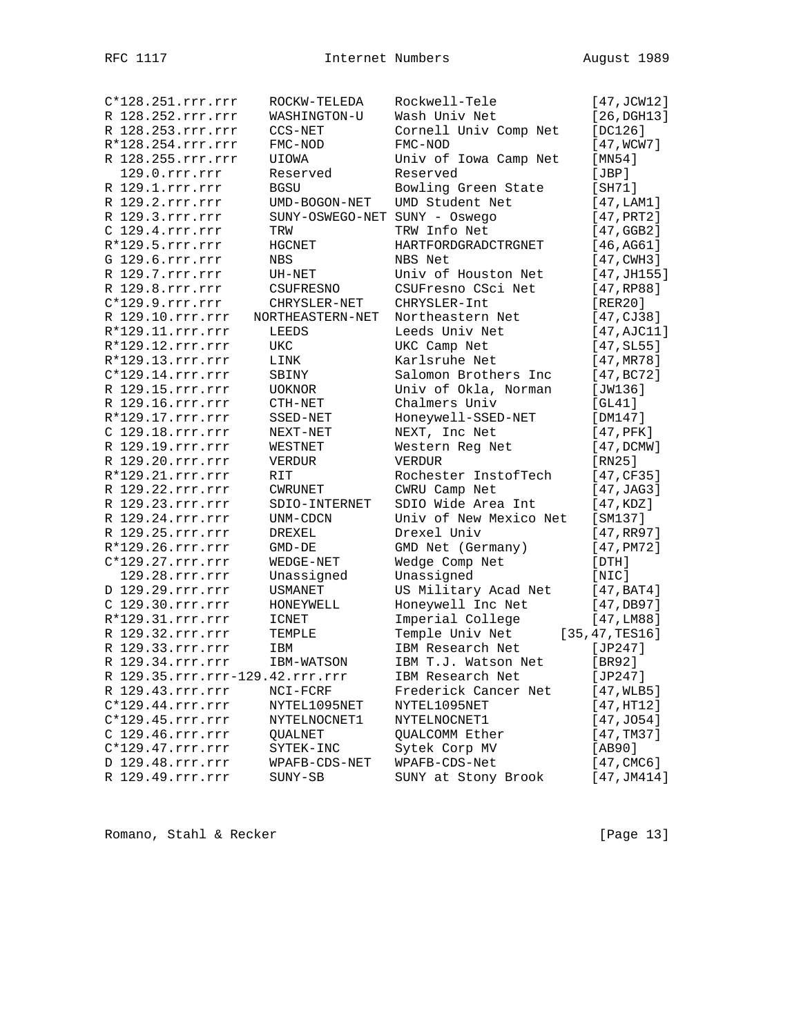```
C*128.251.rrr.rrr    ROCKW-TELEDA     Rockwell-Tele            [47,JCW12]
R 128.252.rrr.rrr    WASHINGTON-U     Wash Univ Net            [26,DGH13]
R 128.253.rrr.rrr    CCS-NET          Cornell Univ Comp Net    [DC126]
R*128.254.rrr.rrr    FMC-NOD          FMC-NOD                  [47,WCW7]
R 128.255.rrr.rrr    UIOWA            Univ of Iowa Camp Net    [MN54]
  129.0.rrr.rrr      Reserved         Reserved                 [JBP]
R 129.1.rrr.rrr      BGSU             Bowling Green State      [SH71]
R 129.2.rrr.rrr      UMD-BOGON-NET    UMD Student Net          [47,LAM1]
R 129.3.rrr.rrr      SUNY-OSWEGO-NET  SUNY - Oswego            [47,PRT2]
C 129.4.rrr.rrr      TRW              TRW Info Net             [47,GGB2]
R*129.5.rrr.rrr      HGCNET           HARTFORDGRADCTRGNET      [46,AG61]
G 129.6.rrr.rrr      NBS              NBS Net                  [47,CWH3]
R 129.7.rrr.rrr      UH-NET           Univ of Houston Net      [47,JH155]
R 129.8.rrr.rrr      CSUFRESNO        CSUFresno CSci Net       [47,RP88]
C*129.9.rrr.rrr      CHRYSLER-NET     CHRYSLER-Int             [RER20]
R 129.10.rrr.rrr   NORTHEASTERN-NET   Northeastern Net         [47,CJ38]
R*129.11.rrr.rrr     LEEDS            Leeds Univ Net           [47,AJC11]
R*129.12.rrr.rrr     UKC              UKC Camp Net             [47,SL55]
R*129.13.rrr.rrr     LINK             Karlsruhe Net            [47,MR78]
C*129.14.rrr.rrr     SBINY            Salomon Brothers Inc     [47,BC72]
R 129.15.rrr.rrr     UOKNOR           Univ of Okla, Norman     [JW136]
R 129.16.rrr.rrr     CTH-NET          Chalmers Univ            [GL41]
R*129.17.rrr.rrr     SSED-NET         Honeywell-SSED-NET       [DM147]
C 129.18.rrr.rrr     NEXT-NET         NEXT, Inc Net            [47,PFK]
R 129.19.rrr.rrr     WESTNET          Western Reg Net          [47,DCMW]
R 129.20.rrr.rrr     VERDUR           VERDUR                   [RN25]
R*129.21.rrr.rrr     RIT              Rochester InstofTech     [47,CF35]
R 129.22.rrr.rrr     CWRUNET          CWRU Camp Net            [47,JAG3]
R 129.23.rrr.rrr     SDIO-INTERNET    SDIO Wide Area Int       [47,KDZ]
R 129.24.rrr.rrr     UNM-CDCN         Univ of New Mexico Net   [SM137]
R 129.25.rrr.rrr     DREXEL           Drexel Univ              [47,RR97]
R*129.26.rrr.rrr     GMD-DE           GMD Net (Germany)        [47,PM72]
C*129.27.rrr.rrr     WEDGE-NET        Wedge Comp Net           [DTH]
  129.28.rrr.rrr     Unassigned       Unassigned               [NIC]
D 129.29.rrr.rrr     USMANET          US Military Acad Net     [47,BAT4]
C 129.30.rrr.rrr     HONEYWELL        Honeywell Inc Net        [47,DB97]
R*129.31.rrr.rrr     ICNET            Imperial College         [47,LM88]
R 129.32.rrr.rrr     TEMPLE           Temple Univ Net       [35,47,TES16]
R 129.33.rrr.rrr     IBM              IBM Research Net         [JP247]
R 129.34.rrr.rrr     IBM-WATSON       IBM T.J. Watson Net      [BR92]
R 129.35.rrr.rrr-129.42.rrr.rrr       IBM Research Net         [JP247]
R 129.43.rrr.rrr     NCI-FCRF         Frederick Cancer Net     [47,WLB5]
C*129.44.rrr.rrr     NYTEL1095NET     NYTEL1095NET             [47,HT12]
C*129.45.rrr.rrr     NYTELNOCNET1     NYTELNOCNET1             [47,JO54]
C 129.46.rrr.rrr     QUALNET          QUALCOMM Ether           [47,TM37]
C*129.47.rrr.rrr     SYTEK-INC        Sytek Corp MV            [AB90]
D 129.48.rrr.rrr     WPAFB-CDS-NET    WPAFB-CDS-Net            [47,CMC6]
R 129.49.rrr.rrr     SUNY-SB          SUNY at Stony Brook      [47,JM414]
```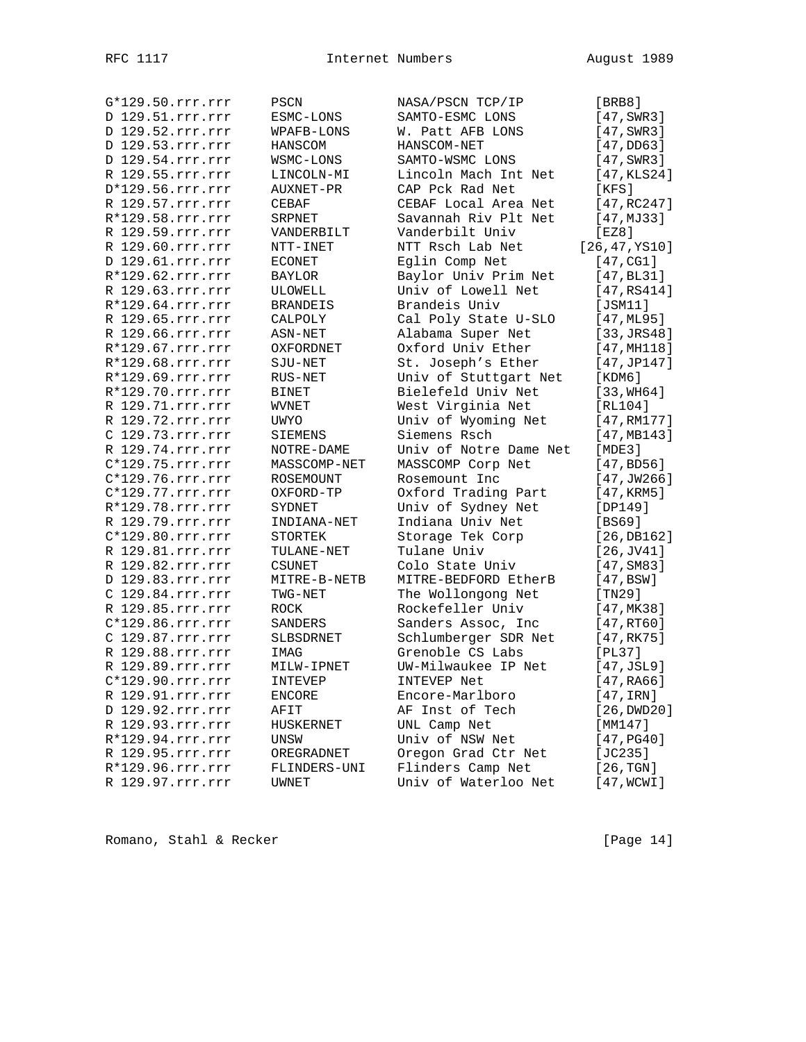```
G*129.50.rrr.rrr     PSCN           NASA/PSCN TCP/IP          [BRB8]
D 129.51.rrr.rrr     ESMC-LONS      SAMTO-ESMC LONS           [47,SWR3]
D 129.52.rrr.rrr     WPAFB-LONS     W. Patt AFB LONS          [47,SWR3]
D 129.53.rrr.rrr     HANSCOM        HANSCOM-NET               [47,DD63]
D 129.54.rrr.rrr     WSMC-LONS      SAMTO-WSMC LONS           [47,SWR3]
R 129.55.rrr.rrr     LINCOLN-MI     Lincoln Mach Int Net      [47,KLS24]
D*129.56.rrr.rrr     AUXNET-PR      CAP Pck Rad Net           [KFS]
R 129.57.rrr.rrr     CEBAF          CEBAF Local Area Net      [47,RC247]
R*129.58.rrr.rrr     SRPNET         Savannah Riv Plt Net      [47,MJ33]
R 129.59.rrr.rrr     VANDERBILT     Vanderbilt Univ           [EZ8]
R 129.60.rrr.rrr     NTT-INET       NTT Rsch Lab Net       [26,47,YS10]
D 129.61.rrr.rrr     ECONET         Eglin Comp Net            [47,CG1]
R*129.62.rrr.rrr     BAYLOR         Baylor Univ Prim Net      [47,BL31]
R 129.63.rrr.rrr     ULOWELL        Univ of Lowell Net        [47,RS414]
R*129.64.rrr.rrr     BRANDEIS       Brandeis Univ             [JSM11]
R 129.65.rrr.rrr     CALPOLY        Cal Poly State U-SLO      [47,ML95]
R 129.66.rrr.rrr     ASN-NET        Alabama Super Net         [33,JRS48]
R*129.67.rrr.rrr     OXFORDNET      Oxford Univ Ether         [47,MH118]
R*129.68.rrr.rrr     SJU-NET        St. Joseph's Ether        [47,JP147]
R*129.69.rrr.rrr     RUS-NET        Univ of Stuttgart Net     [KDM6]
R*129.70.rrr.rrr     BINET          Bielefeld Univ Net        [33,WH64]
R 129.71.rrr.rrr     WVNET          West Virginia Net         [RL104]
R 129.72.rrr.rrr     UWYO           Univ of Wyoming Net       [47,RM177]
C 129.73.rrr.rrr     SIEMENS        Siemens Rsch              [47,MB143]
R 129.74.rrr.rrr     NOTRE-DAME     Univ of Notre Dame Net    [MDE3]
C*129.75.rrr.rrr     MASSCOMP-NET   MASSCOMP Corp Net         [47,BD56]
C*129.76.rrr.rrr     ROSEMOUNT      Rosemount Inc             [47,JW266]
C*129.77.rrr.rrr     OXFORD-TP      Oxford Trading Part       [47,KRM5]
R*129.78.rrr.rrr     SYDNET         Univ of Sydney Net        [DP149]
R 129.79.rrr.rrr     INDIANA-NET    Indiana Univ Net          [BS69]
C*129.80.rrr.rrr     STORTEK        Storage Tek Corp          [26,DB162]
R 129.81.rrr.rrr     TULANE-NET     Tulane Univ               [26,JV41]
R 129.82.rrr.rrr     CSUNET         Colo State Univ           [47,SM83]
D 129.83.rrr.rrr     MITRE-B-NETB   MITRE-BEDFORD EtherB      [47,BSW]
C 129.84.rrr.rrr     TWG-NET        The Wollongong Net        [TN29]
R 129.85.rrr.rrr     ROCK           Rockefeller Univ          [47,MK38]
C*129.86.rrr.rrr     SANDERS        Sanders Assoc, Inc        [47,RT60]
C 129.87.rrr.rrr     SLBSDRNET      Schlumberger SDR Net      [47,RK75]
R 129.88.rrr.rrr     IMAG           Grenoble CS Labs          [PL37]
R 129.89.rrr.rrr     MILW-IPNET     UW-Milwaukee IP Net       [47,JSL9]
C*129.90.rrr.rrr     INTEVEP        INTEVEP Net               [47,RA66]
R 129.91.rrr.rrr     ENCORE         Encore-Marlboro           [47,IRN]
D 129.92.rrr.rrr     AFIT           AF Inst of Tech           [26,DWD20]
R 129.93.rrr.rrr     HUSKERNET      UNL Camp Net              [MM147]
R*129.94.rrr.rrr     UNSW           Univ of NSW Net           [47,PG40]
R 129.95.rrr.rrr     OREGRADNET     Oregon Grad Ctr Net       [JC235]
R*129.96.rrr.rrr     FLINDERS-UNI   Flinders Camp Net         [26,TGN]
R 129.97.rrr.rrr     UWNET          Univ of Waterloo Net      [47,WCWI]
```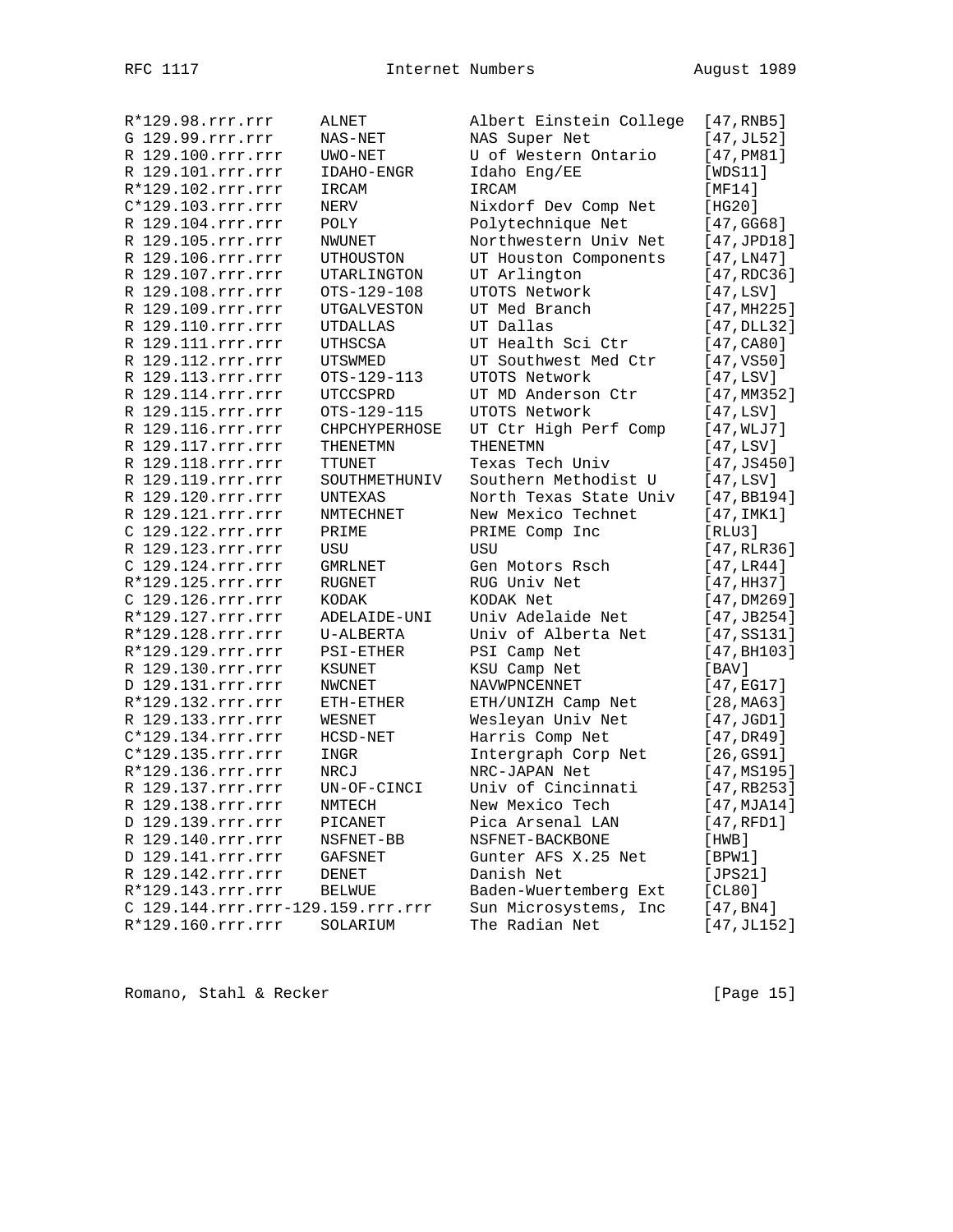```
R*129.98.rrr.rrr     ALNET           Albert Einstein College  [47,RNB5]
G 129.99.rrr.rrr     NAS-NET         NAS Super Net            [47,JL52]
R 129.100.rrr.rrr    UWO-NET         U of Western Ontario     [47,PM81]
R 129.101.rrr.rrr    IDAHO-ENGR      Idaho Eng/EE             [WDS11]
R*129.102.rrr.rrr    IRCAM           IRCAM                    [MF14]
C*129.103.rrr.rrr    NERV            Nixdorf Dev Comp Net     [HG20]
R 129.104.rrr.rrr    POLY            Polytechnique Net        [47,GG68]
R 129.105.rrr.rrr    NWUNET          Northwestern Univ Net    [47,JPD18]
R 129.106.rrr.rrr    UTHOUSTON       UT Houston Components    [47,LN47]
R 129.107.rrr.rrr    UTARLINGTON     UT Arlington             [47,RDC36]
R 129.108.rrr.rrr    OTS-129-108     UTOTS Network            [47,LSV]
R 129.109.rrr.rrr    UTGALVESTON     UT Med Branch            [47,MH225]
R 129.110.rrr.rrr    UTDALLAS        UT Dallas                [47,DLL32]
R 129.111.rrr.rrr    UTHSCSA         UT Health Sci Ctr        [47,CA80]
R 129.112.rrr.rrr    UTSWMED         UT Southwest Med Ctr     [47,VS50]
R 129.113.rrr.rrr    OTS-129-113     UTOTS Network            [47,LSV]
R 129.114.rrr.rrr    UTCCSPRD        UT MD Anderson Ctr       [47,MM352]
R 129.115.rrr.rrr    OTS-129-115     UTOTS Network            [47,LSV]
R 129.116.rrr.rrr    CHPCHYPERHOSE   UT Ctr High Perf Comp    [47,WLJ7]
R 129.117.rrr.rrr    THENETMN        THENETMN                 [47,LSV]
R 129.118.rrr.rrr    TTUNET          Texas Tech Univ          [47,JS450]
R 129.119.rrr.rrr    SOUTHMETHUNIV   Southern Methodist U     [47,LSV]
R 129.120.rrr.rrr    UNTEXAS         North Texas State Univ   [47,BB194]
R 129.121.rrr.rrr    NMTECHNET       New Mexico Technet       [47,IMK1]
C 129.122.rrr.rrr    PRIME           PRIME Comp Inc           [RLU3]
R 129.123.rrr.rrr    USU             USU                      [47,RLR36]
C 129.124.rrr.rrr    GMRLNET         Gen Motors Rsch          [47,LR44]
R*129.125.rrr.rrr    RUGNET          RUG Univ Net             [47,HH37]
C 129.126.rrr.rrr    KODAK           KODAK Net                [47,DM269]
R*129.127.rrr.rrr    ADELAIDE-UNI    Univ Adelaide Net        [47,JB254]
R*129.128.rrr.rrr    U-ALBERTA       Univ of Alberta Net      [47,SS131]
R*129.129.rrr.rrr    PSI-ETHER       PSI Camp Net             [47,BH103]
R 129.130.rrr.rrr    KSUNET          KSU Camp Net             [BAV]
D 129.131.rrr.rrr    NWCNET          NAVWPNCENNET             [47,EG17]
R*129.132.rrr.rrr    ETH-ETHER       ETH/UNIZH Camp Net       [28,MA63]
R 129.133.rrr.rrr    WESNET          Wesleyan Univ Net        [47,JGD1]
C*129.134.rrr.rrr    HCSD-NET        Harris Comp Net          [47,DR49]
C*129.135.rrr.rrr    INGR            Intergraph Corp Net      [26,GS91]
R*129.136.rrr.rrr    NRCJ            NRC-JAPAN Net            [47,MS195]
R 129.137.rrr.rrr    UN-OF-CINCI     Univ of Cincinnati       [47,RB253]
R 129.138.rrr.rrr    NMTECH          New Mexico Tech          [47,MJA14]
D 129.139.rrr.rrr    PICANET         Pica Arsenal LAN         [47,RFD1]
R 129.140.rrr.rrr    NSFNET-BB       NSFNET-BACKBONE          [HWB]
D 129.141.rrr.rrr    GAFSNET         Gunter AFS X.25 Net      [BPW1]
R 129.142.rrr.rrr    DENET           Danish Net               [JPS21]
R*129.143.rrr.rrr    BELWUE          Baden-Wuertemberg Ext    [CL80]
C 129.144.rrr.rrr-129.159.rrr.rrr    Sun Microsystems, Inc    [47,BN4]
R*129.160.rrr.rrr    SOLARIUM        The Radian Net           [47,JL152]
```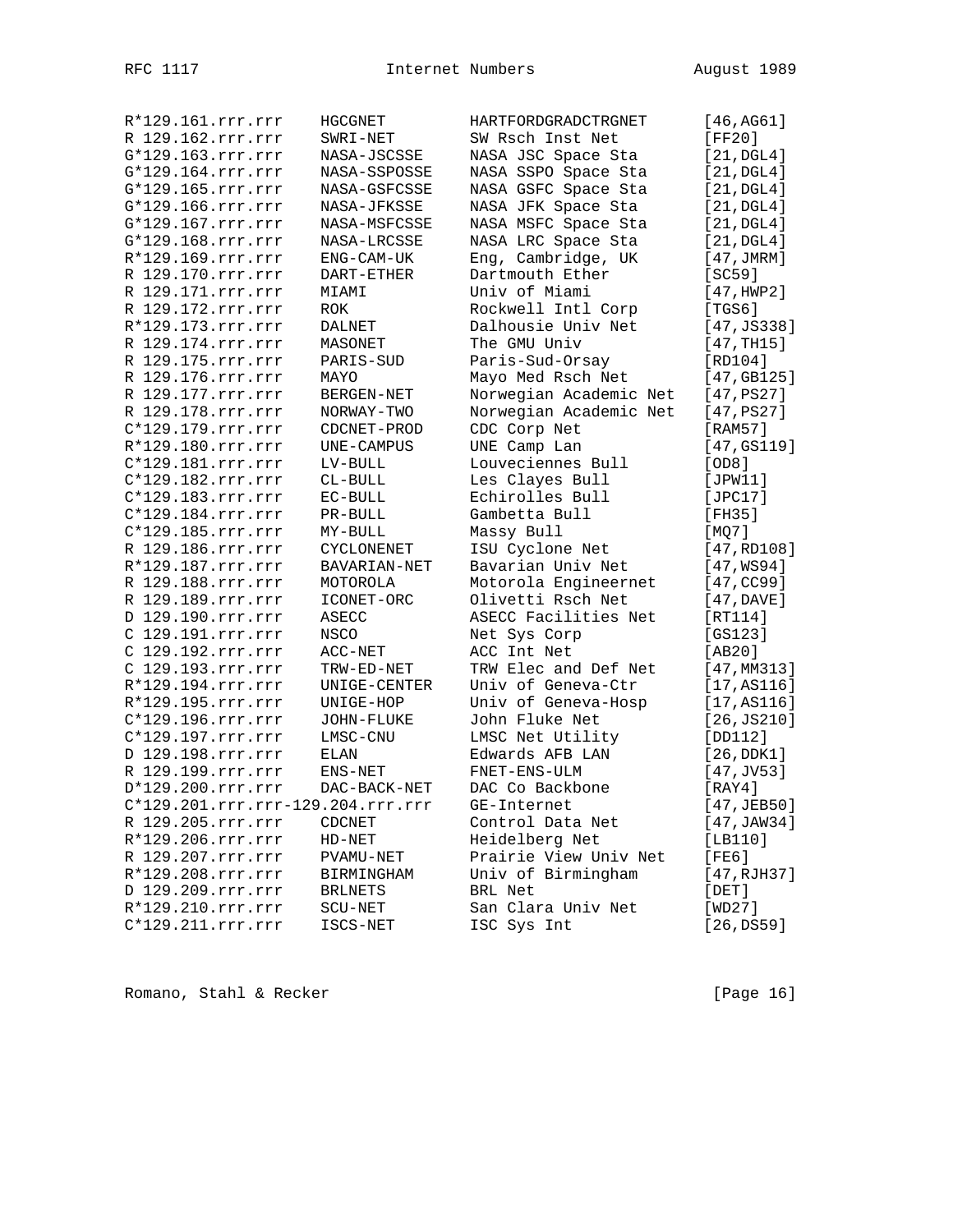```
R*129.161.rrr.rrr    HGCGNET         HARTFORDGRADCTRGNET      [46,AG61]
R 129.162.rrr.rrr    SWRI-NET        SW Rsch Inst Net         [FF20]
G*129.163.rrr.rrr    NASA-JSCSSE     NASA JSC Space Sta       [21,DGL4]
G*129.164.rrr.rrr    NASA-SSPOSSE    NASA SSPO Space Sta      [21,DGL4]
G*129.165.rrr.rrr    NASA-GSFCSSE    NASA GSFC Space Sta      [21,DGL4]
G*129.166.rrr.rrr    NASA-JFKSSE     NASA JFK Space Sta       [21,DGL4]
G*129.167.rrr.rrr    NASA-MSFCSSE    NASA MSFC Space Sta      [21,DGL4]
G*129.168.rrr.rrr    NASA-LRCSSE     NASA LRC Space Sta       [21,DGL4]
R*129.169.rrr.rrr    ENG-CAM-UK      Eng, Cambridge, UK       [47,JMRM]
R 129.170.rrr.rrr    DART-ETHER      Dartmouth Ether          [SC59]
R 129.171.rrr.rrr    MIAMI           Univ of Miami            [47,HWP2]
R 129.172.rrr.rrr    ROK             Rockwell Intl Corp       [TGS6]
R*129.173.rrr.rrr    DALNET          Dalhousie Univ Net       [47,JS338]
R 129.174.rrr.rrr    MASONET         The GMU Univ             [47,TH15]
R 129.175.rrr.rrr    PARIS-SUD       Paris-Sud-Orsay          [RD104]
R 129.176.rrr.rrr    MAYO            Mayo Med Rsch Net        [47,GB125]
R 129.177.rrr.rrr    BERGEN-NET      Norwegian Academic Net   [47,PS27]
R 129.178.rrr.rrr    NORWAY-TWO      Norwegian Academic Net   [47,PS27]
C*129.179.rrr.rrr    CDCNET-PROD     CDC Corp Net             [RAM57]
R*129.180.rrr.rrr    UNE-CAMPUS      UNE Camp Lan             [47,GS119]
C*129.181.rrr.rrr    LV-BULL         Louveciennes Bull        [OD8]
C*129.182.rrr.rrr    CL-BULL         Les Clayes Bull          [JPW11]
C*129.183.rrr.rrr    EC-BULL         Echirolles Bull          [JPC17]
C*129.184.rrr.rrr    PR-BULL         Gambetta Bull            [FH35]
C*129.185.rrr.rrr    MY-BULL         Massy Bull               [MQ7]
R 129.186.rrr.rrr    CYCLONENET      ISU Cyclone Net          [47,RD108]
R*129.187.rrr.rrr    BAVARIAN-NET    Bavarian Univ Net        [47,WS94]
R 129.188.rrr.rrr    MOTOROLA        Motorola Engineernet     [47,CC99]
R 129.189.rrr.rrr    ICONET-ORC      Olivetti Rsch Net        [47,DAVE]
D 129.190.rrr.rrr    ASECC           ASECC Facilities Net     [RT114]
C 129.191.rrr.rrr    NSCO            Net Sys Corp             [GS123]
C 129.192.rrr.rrr    ACC-NET         ACC Int Net              [AB20]
C 129.193.rrr.rrr    TRW-ED-NET      TRW Elec and Def Net     [47,MM313]
R*129.194.rrr.rrr    UNIGE-CENTER    Univ of Geneva-Ctr       [17,AS116]
R*129.195.rrr.rrr    UNIGE-HOP       Univ of Geneva-Hosp      [17,AS116]
C*129.196.rrr.rrr    JOHN-FLUKE      John Fluke Net           [26,JS210]
C*129.197.rrr.rrr    LMSC-CNU        LMSC Net Utility         [DD112]
D 129.198.rrr.rrr    ELAN            Edwards AFB LAN          [26,DDK1]
R 129.199.rrr.rrr    ENS-NET         FNET-ENS-ULM             [47,JV53]
D*129.200.rrr.rrr    DAC-BACK-NET    DAC Co Backbone          [RAY4]
C*129.201.rrr.rrr-129.204.rrr.rrr    GE-Internet              [47,JEB50]
R 129.205.rrr.rrr    CDCNET          Control Data Net         [47,JAW34]
R*129.206.rrr.rrr    HD-NET          Heidelberg Net           [LB110]
R 129.207.rrr.rrr    PVAMU-NET       Prairie View Univ Net    [FE6]
R*129.208.rrr.rrr    BIRMINGHAM      Univ of Birmingham       [47,RJH37]
D 129.209.rrr.rrr    BRLNETS         BRL Net                  [DET]
R*129.210.rrr.rrr    SCU-NET         San Clara Univ Net       [WD27]
C*129.211.rrr.rrr    ISCS-NET        ISC Sys Int              [26,DS59]
```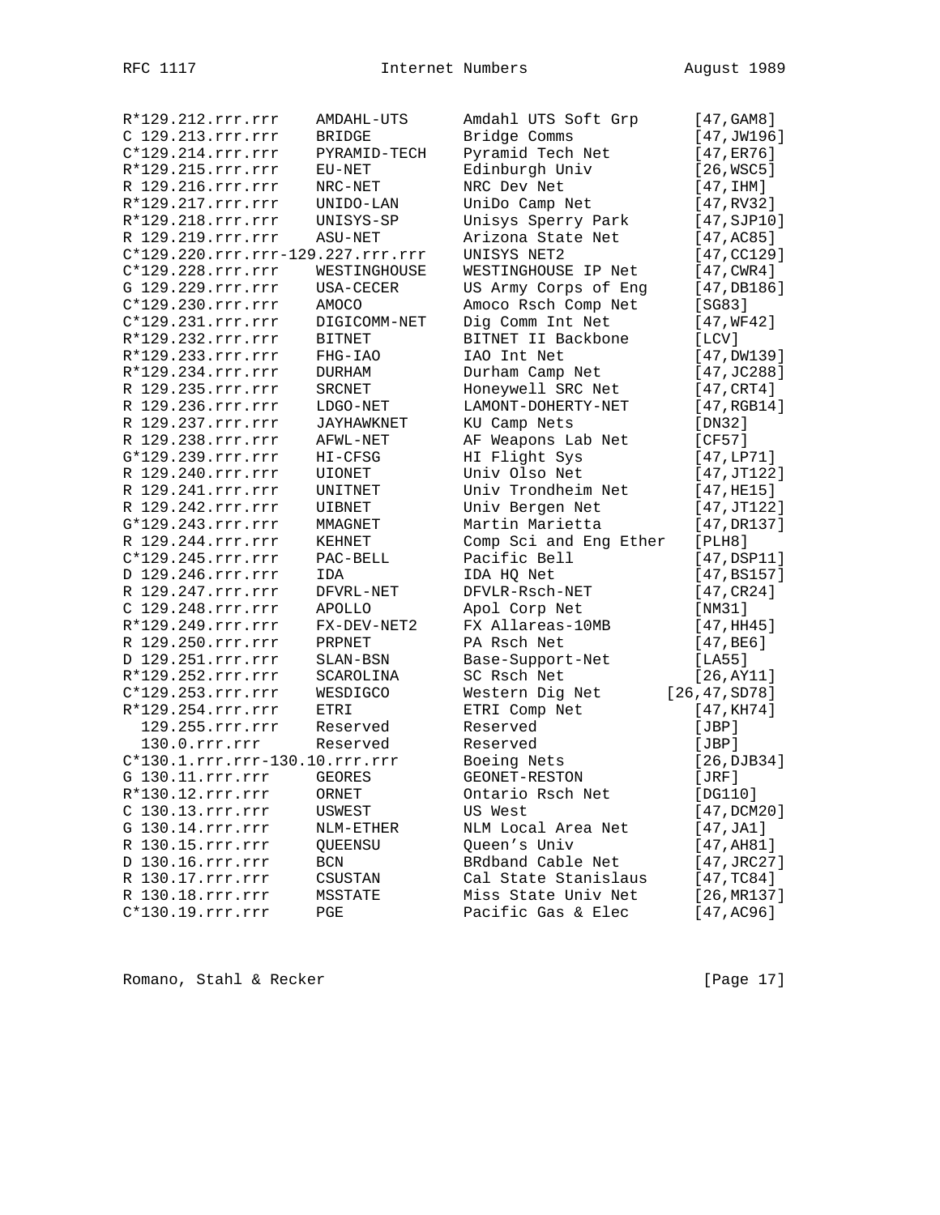```
R*129.212.rrr.rrr    AMDAHL-UTS      Amdahl UTS Soft Grp      [47,GAM8]
C 129.213.rrr.rrr    BRIDGE          Bridge Comms             [47,JW196]
C*129.214.rrr.rrr    PYRAMID-TECH    Pyramid Tech Net         [47,ER76]
R*129.215.rrr.rrr    EU-NET          Edinburgh Univ           [26,WSC5]
R 129.216.rrr.rrr    NRC-NET         NRC Dev Net              [47,IHM]
R*129.217.rrr.rrr    UNIDO-LAN       UniDo Camp Net           [47,RV32]
R*129.218.rrr.rrr    UNISYS-SP       Unisys Sperry Park       [47,SJP10]
R 129.219.rrr.rrr    ASU-NET         Arizona State Net        [47,AC85]
C*129.220.rrr.rrr-129.227.rrr.rrr    UNISYS NET2              [47,CC129]
C*129.228.rrr.rrr    WESTINGHOUSE    WESTINGHOUSE IP Net      [47,CWR4]
G 129.229.rrr.rrr    USA-CECER       US Army Corps of Eng     [47,DB186]
C*129.230.rrr.rrr    AMOCO           Amoco Rsch Comp Net      [SG83]
C*129.231.rrr.rrr    DIGICOMM-NET    Dig Comm Int Net         [47,WF42]
R*129.232.rrr.rrr    BITNET          BITNET II Backbone       [LCV]
R*129.233.rrr.rrr    FHG-IAO         IAO Int Net              [47,DW139]
R*129.234.rrr.rrr    DURHAM          Durham Camp Net          [47,JC288]
R 129.235.rrr.rrr    SRCNET          Honeywell SRC Net        [47,CRT4]
R 129.236.rrr.rrr    LDGO-NET        LAMONT-DOHERTY-NET       [47,RGB14]
R 129.237.rrr.rrr    JAYHAWKNET      KU Camp Nets             [DN32]
R 129.238.rrr.rrr    AFWL-NET        AF Weapons Lab Net       [CF57]
G*129.239.rrr.rrr    HI-CFSG         HI Flight Sys            [47,LP71]
R 129.240.rrr.rrr    UIONET          Univ Olso Net            [47,JT122]
R 129.241.rrr.rrr    UNITNET         Univ Trondheim Net       [47,HE15]
R 129.242.rrr.rrr    UIBNET          Univ Bergen Net          [47,JT122]
G*129.243.rrr.rrr    MMAGNET         Martin Marietta          [47,DR137]
R 129.244.rrr.rrr    KEHNET          Comp Sci and Eng Ether   [PLH8]
C*129.245.rrr.rrr    PAC-BELL        Pacific Bell             [47,DSP11]
D 129.246.rrr.rrr    IDA             IDA HQ Net               [47,BS157]
R 129.247.rrr.rrr    DFVRL-NET       DFVLR-Rsch-NET           [47,CR24]
C 129.248.rrr.rrr    APOLLO          Apol Corp Net            [NM31]
R*129.249.rrr.rrr    FX-DEV-NET2     FX Allareas-10MB         [47,HH45]
R 129.250.rrr.rrr    PRPNET          PA Rsch Net              [47,BE6]
D 129.251.rrr.rrr    SLAN-BSN        Base-Support-Net         [LA55]
R*129.252.rrr.rrr    SCAROLINA       SC Rsch Net              [26,AY11]
C*129.253.rrr.rrr    WESDIGCO        Western Dig Net       [26,47,SD78]
R*129.254.rrr.rrr    ETRI            ETRI Comp Net            [47,KH74]
  129.255.rrr.rrr    Reserved        Reserved                 [JBP]
  130.0.rrr.rrr      Reserved        Reserved                 [JBP]
C*130.1.rrr.rrr-130.10.rrr.rrr       Boeing Nets              [26,DJB34]
G 130.11.rrr.rrr     GEORES          GEONET-RESTON            [JRF]
R*130.12.rrr.rrr     ORNET           Ontario Rsch Net         [DG110]
C 130.13.rrr.rrr     USWEST          US West                  [47,DCM20]
G 130.14.rrr.rrr     NLM-ETHER       NLM Local Area Net       [47,JA1]
R 130.15.rrr.rrr     QUEENSU         Queen's Univ             [47,AH81]
D 130.16.rrr.rrr     BCN             BRdband Cable Net        [47,JRC27]
R 130.17.rrr.rrr     CSUSTAN         Cal State Stanislaus     [47,TC84]
R 130.18.rrr.rrr     MSSTATE         Miss State Univ Net      [26,MR137]
C*130.19.rrr.rrr     PGE             Pacific Gas & Elec       [47,AC96]
```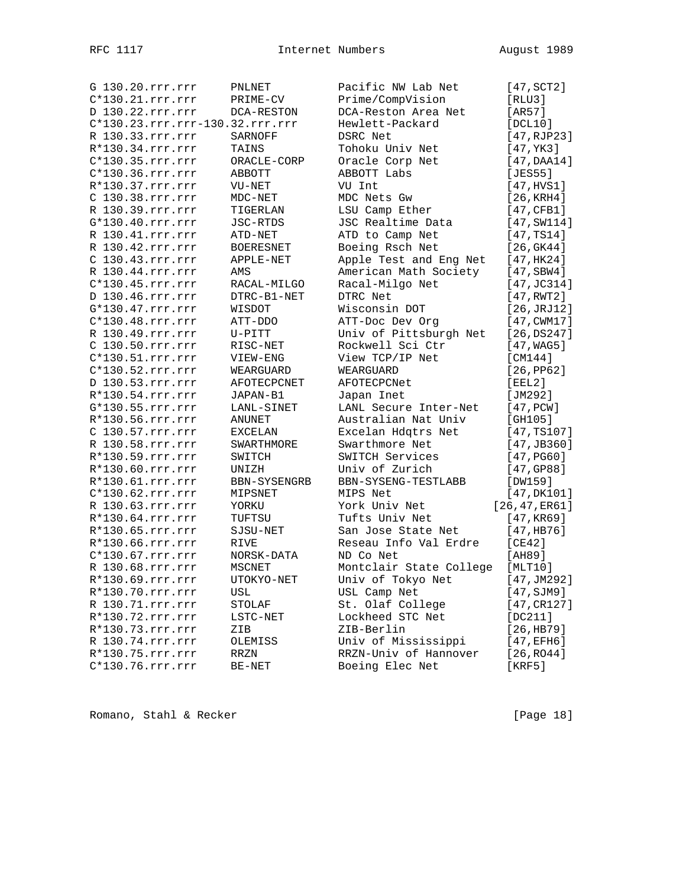```
G 130.20.rrr.rrr      PNLNET          Pacific NW Lab Net        [47,SCT2]
C*130.21.rrr.rrr      PRIME-CV        Prime/CompVision          [RLU3]
D 130.22.rrr.rrr      DCA-RESTON      DCA-Reston Area Net       [AR57]
C*130.23.rrr.rrr-130.32.rrr.rrr       Hewlett-Packard           [DCL10]
R 130.33.rrr.rrr      SARNOFF         DSRC Net                  [47,RJP23]
R*130.34.rrr.rrr      TAINS           Tohoku Univ Net           [47,YK3]
C*130.35.rrr.rrr      ORACLE-CORP     Oracle Corp Net           [47,DAA14]
C*130.36.rrr.rrr      ABBOTT          ABBOTT Labs               [JES55]
R*130.37.rrr.rrr      VU-NET          VU Int                    [47,HVS1]
C 130.38.rrr.rrr      MDC-NET         MDC Nets Gw               [26,KRH4]
R 130.39.rrr.rrr      TIGERLAN        LSU Camp Ether            [47,CFB1]
G*130.40.rrr.rrr      JSC-RTDS        JSC Realtime Data         [47,SW114]
R 130.41.rrr.rrr      ATD-NET         ATD to Camp Net           [47,TS14]
R 130.42.rrr.rrr      BOERESNET       Boeing Rsch Net           [26,GK44]
C 130.43.rrr.rrr      APPLE-NET       Apple Test and Eng Net    [47,HK24]
R 130.44.rrr.rrr      AMS             American Math Society     [47,SBW4]
C*130.45.rrr.rrr      RACAL-MILGO     Racal-Milgo Net           [47,JC314]
D 130.46.rrr.rrr      DTRC-B1-NET     DTRC Net                  [47,RWT2]
G*130.47.rrr.rrr      WISDOT          Wisconsin DOT             [26,JRJ12]
C*130.48.rrr.rrr      ATT-DDO         ATT-Doc Dev Org           [47,CWM17]
R 130.49.rrr.rrr      U-PITT          Univ of Pittsburgh Net    [26,DS247]
C 130.50.rrr.rrr      RISC-NET        Rockwell Sci Ctr          [47,WAG5]
C*130.51.rrr.rrr      VIEW-ENG        View TCP/IP Net           [CM144]
C*130.52.rrr.rrr      WEARGUARD       WEARGUARD                 [26,PP62]
D 130.53.rrr.rrr      AFOTECPCNET     AFOTECPCNet               [EEL2]
R*130.54.rrr.rrr      JAPAN-B1        Japan Inet                [JM292]
G*130.55.rrr.rrr      LANL-SINET      LANL Secure Inter-Net     [47,PCW]
R*130.56.rrr.rrr      ANUNET          Australian Nat Univ       [GH105]
C 130.57.rrr.rrr      EXCELAN         Excelan Hdqtrs Net        [47,TS107]
R 130.58.rrr.rrr      SWARTHMORE      Swarthmore Net            [47,JB360]
R*130.59.rrr.rrr      SWITCH          SWITCH Services           [47,PG60]
R*130.60.rrr.rrr      UNIZH           Univ of Zurich            [47,GP88]
R*130.61.rrr.rrr      BBN-SYSENGRB    BBN-SYSENG-TESTLABB       [DW159]
C*130.62.rrr.rrr      MIPSNET         MIPS Net                  [47,DK101]
R 130.63.rrr.rrr      YORKU           York Univ Net           [26,47,ER61]
R*130.64.rrr.rrr      TUFTSU          Tufts Univ Net            [47,KR69]
R*130.65.rrr.rrr      SJSU-NET        San Jose State Net        [47,HB76]
R*130.66.rrr.rrr      RIVE            Reseau Info Val Erdre     [CE42]
C*130.67.rrr.rrr      NORSK-DATA      ND Co Net                 [AH89]
R 130.68.rrr.rrr      MSCNET          Montclair State College   [MLT10]
R*130.69.rrr.rrr      UTOKYO-NET      Univ of Tokyo Net         [47,JM292]
R*130.70.rrr.rrr      USL             USL Camp Net              [47,SJM9]
R 130.71.rrr.rrr      STOLAF          St. Olaf College          [47,CR127]
R*130.72.rrr.rrr      LSTC-NET        Lockheed STC Net          [DC211]
R*130.73.rrr.rrr      ZIB             ZIB-Berlin                [26,HB79]
R 130.74.rrr.rrr      OLEMISS         Univ of Mississippi       [47,EFH6]
R*130.75.rrr.rrr      RRZN            RRZN-Univ of Hannover     [26,RO44]
C*130.76.rrr.rrr      BE-NET          Boeing Elec Net           [KRF5]
```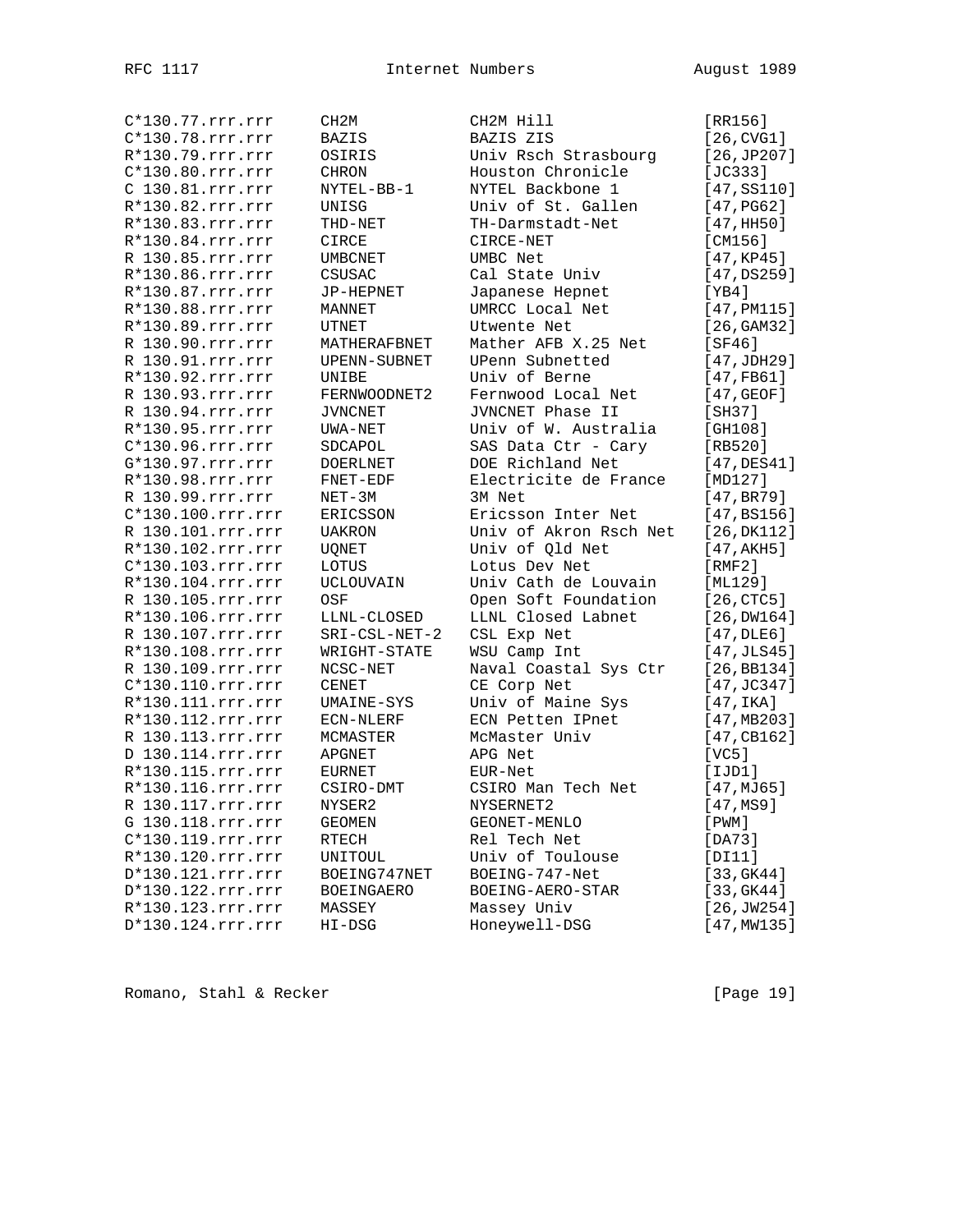```
C*130.77.rrr.rrr     CH2M           CH2M Hill               [RR156]
C*130.78.rrr.rrr     BAZIS          BAZIS ZIS               [26,CVG1]
R*130.79.rrr.rrr     OSIRIS         Univ Rsch Strasbourg    [26,JP207]
C*130.80.rrr.rrr     CHRON          Houston Chronicle       [JC333]
C 130.81.rrr.rrr     NYTEL-BB-1     NYTEL Backbone 1        [47,SS110]
R*130.82.rrr.rrr     UNISG          Univ of St. Gallen      [47,PG62]
R*130.83.rrr.rrr     THD-NET        TH-Darmstadt-Net        [47,HH50]
R*130.84.rrr.rrr     CIRCE          CIRCE-NET               [CM156]
R 130.85.rrr.rrr     UMBCNET        UMBC Net                [47,KP45]
R*130.86.rrr.rrr     CSUSAC         Cal State Univ          [47,DS259]
R*130.87.rrr.rrr     JP-HEPNET      Japanese Hepnet         [YB4]
R*130.88.rrr.rrr     MANNET         UMRCC Local Net         [47,PM115]
R*130.89.rrr.rrr     UTNET          Utwente Net             [26,GAM32]
R 130.90.rrr.rrr     MATHERAFBNET   Mather AFB X.25 Net     [SF46]
R 130.91.rrr.rrr     UPENN-SUBNET   UPenn Subnetted         [47,JDH29]
R*130.92.rrr.rrr     UNIBE          Univ of Berne           [47,FB61]
R 130.93.rrr.rrr     FERNWOODNET2   Fernwood Local Net      [47,GEOF]
R 130.94.rrr.rrr     JVNCNET        JVNCNET Phase II        [SH37]
R*130.95.rrr.rrr     UWA-NET        Univ of W. Australia    [GH108]
C*130.96.rrr.rrr     SDCAPOL        SAS Data Ctr - Cary     [RB520]
G*130.97.rrr.rrr     DOERLNET       DOE Richland Net        [47,DES41]
R*130.98.rrr.rrr     FNET-EDF       Electricite de France   [MD127]
R 130.99.rrr.rrr     NET-3M         3M Net                  [47,BR79]
C*130.100.rrr.rrr    ERICSSON       Ericsson Inter Net      [47,BS156]
R 130.101.rrr.rrr    UAKRON         Univ of Akron Rsch Net  [26,DK112]
R*130.102.rrr.rrr    UQNET          Univ of Qld Net         [47,AKH5]
C*130.103.rrr.rrr    LOTUS          Lotus Dev Net           [RMF2]
R*130.104.rrr.rrr    UCLOUVAIN      Univ Cath de Louvain    [ML129]
R 130.105.rrr.rrr    OSF            Open Soft Foundation    [26,CTC5]
R*130.106.rrr.rrr    LLNL-CLOSED    LLNL Closed Labnet      [26,DW164]
R 130.107.rrr.rrr    SRI-CSL-NET-2  CSL Exp Net             [47,DLE6]
R*130.108.rrr.rrr    WRIGHT-STATE   WSU Camp Int            [47,JLS45]
R 130.109.rrr.rrr    NCSC-NET       Naval Coastal Sys Ctr   [26,BB134]
C*130.110.rrr.rrr    CENET          CE Corp Net             [47,JC347]
R*130.111.rrr.rrr    UMAINE-SYS     Univ of Maine Sys       [47,IKA]
R*130.112.rrr.rrr    ECN-NLERF      ECN Petten IPnet        [47,MB203]
R 130.113.rrr.rrr    MCMASTER       McMaster Univ           [47,CB162]
D 130.114.rrr.rrr    APGNET         APG Net                 [VC5]
R*130.115.rrr.rrr    EURNET         EUR-Net                 [IJD1]
R*130.116.rrr.rrr    CSIRO-DMT      CSIRO Man Tech Net       [47,MJ65]
R 130.117.rrr.rrr    NYSER2         NYSERNET2               [47,MS9]
G 130.118.rrr.rrr    GEOMEN         GEONET-MENLO            [PWM]
C*130.119.rrr.rrr    RTECH          Rel Tech Net            [DA73]
R*130.120.rrr.rrr    UNITOUL        Univ of Toulouse        [DI11]
D*130.121.rrr.rrr    BOEING747NET   BOEING-747-Net          [33,GK44]
D*130.122.rrr.rrr    BOEINGAERO     BOEING-AERO-STAR        [33,GK44]
R*130.123.rrr.rrr    MASSEY         Massey Univ             [26,JW254]
D*130.124.rrr.rrr    HI-DSG         Honeywell-DSG           [47,MW135]
```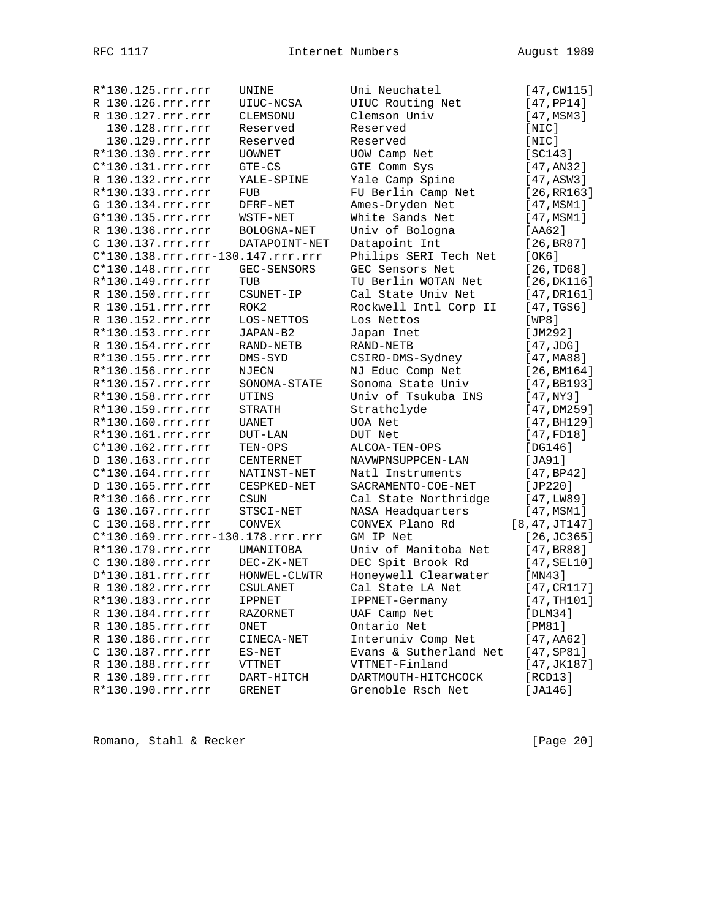```
R*130.125.rrr.rrr    UNINE          Uni Neuchatel            [47,CW115]
R 130.126.rrr.rrr    UIUC-NCSA      UIUC Routing Net         [47,PP14]
R 130.127.rrr.rrr    CLEMSONU       Clemson Univ             [47,MSM3]
  130.128.rrr.rrr    Reserved       Reserved                 [NIC]
  130.129.rrr.rrr    Reserved       Reserved                 [NIC]
R*130.130.rrr.rrr    UOWNET         UOW Camp Net             [SC143]
C*130.131.rrr.rrr    GTE-CS         GTE Comm Sys             [47,AN32]
R 130.132.rrr.rrr    YALE-SPINE     Yale Camp Spine          [47,ASW3]
R*130.133.rrr.rrr    FUB            FU Berlin Camp Net       [26,RR163]
G 130.134.rrr.rrr    DFRF-NET       Ames-Dryden Net          [47,MSM1]
G*130.135.rrr.rrr    WSTF-NET       White Sands Net          [47,MSM1]
R 130.136.rrr.rrr    BOLOGNA-NET    Univ of Bologna          [AA62]
C 130.137.rrr.rrr    DATAPOINT-NET  Datapoint Int            [26,BR87]
C*130.138.rrr.rrr-130.147.rrr.rrr   Philips SERI Tech Net    [OK6]
C*130.148.rrr.rrr    GEC-SENSORS    GEC Sensors Net          [26,TD68]
R*130.149.rrr.rrr    TUB            TU Berlin WOTAN Net      [26,DK116]
R 130.150.rrr.rrr    CSUNET-IP      Cal State Univ Net       [47,DR161]
R 130.151.rrr.rrr    ROK2           Rockwell Intl Corp II    [47,TGS6]
R 130.152.rrr.rrr    LOS-NETTOS     Los Nettos               [WP8]
R*130.153.rrr.rrr    JAPAN-B2       Japan Inet               [JM292]
R 130.154.rrr.rrr    RAND-NETB      RAND-NETB                [47,JDG]
R*130.155.rrr.rrr    DMS-SYD        CSIRO-DMS-Sydney         [47,MA88]
R*130.156.rrr.rrr    NJECN          NJ Educ Comp Net         [26,BM164]
R*130.157.rrr.rrr    SONOMA-STATE   Sonoma State Univ        [47,BB193]
R*130.158.rrr.rrr    UTINS          Univ of Tsukuba INS      [47,NY3]
R*130.159.rrr.rrr    STRATH         Strathclyde              [47,DM259]
R*130.160.rrr.rrr    UANET          UOA Net                  [47,BH129]
R*130.161.rrr.rrr    DUT-LAN        DUT Net                  [47,FD18]
C*130.162.rrr.rrr    TEN-OPS        ALCOA-TEN-OPS            [DG146]
D 130.163.rrr.rrr    CENTERNET      NAVWPNSUPPCEN-LAN        [JA91]
C*130.164.rrr.rrr    NATINST-NET    Natl Instruments         [47,BP42]
D 130.165.rrr.rrr    CESPKED-NET    SACRAMENTO-COE-NET       [JP220]
R*130.166.rrr.rrr    CSUN           Cal State Northridge     [47,LW89]
G 130.167.rrr.rrr    STSCI-NET      NASA Headquarters        [47,MSM1]
C 130.168.rrr.rrr    CONVEX         CONVEX Plano Rd        [8,47,JT147]
C*130.169.rrr.rrr-130.178.rrr.rrr   GM IP Net                [26,JC365]
R*130.179.rrr.rrr    UMANITOBA      Univ of Manitoba Net     [47,BR88]
C 130.180.rrr.rrr    DEC-ZK-NET     DEC Spit Brook Rd        [47,SEL10]
D*130.181.rrr.rrr    HONWEL-CLWTR   Honeywell Clearwater     [MN43]
R 130.182.rrr.rrr    CSULANET       Cal State LA Net         [47,CR117]
R*130.183.rrr.rrr    IPPNET         IPPNET-Germany           [47,TH101]
R 130.184.rrr.rrr    RAZORNET       UAF Camp Net             [DLM34]
R 130.185.rrr.rrr    ONET           Ontario Net              [PM81]
R 130.186.rrr.rrr    CINECA-NET     Interuniv Comp Net       [47,AA62]
C 130.187.rrr.rrr    ES-NET         Evans & Sutherland Net   [47,SP81]
R 130.188.rrr.rrr    VTTNET         VTTNET-Finland           [47,JK187]
R 130.189.rrr.rrr    DART-HITCH     DARTMOUTH-HITCHCOCK      [RCD13]
R*130.190.rrr.rrr    GRENET         Grenoble Rsch Net        [JA146]
```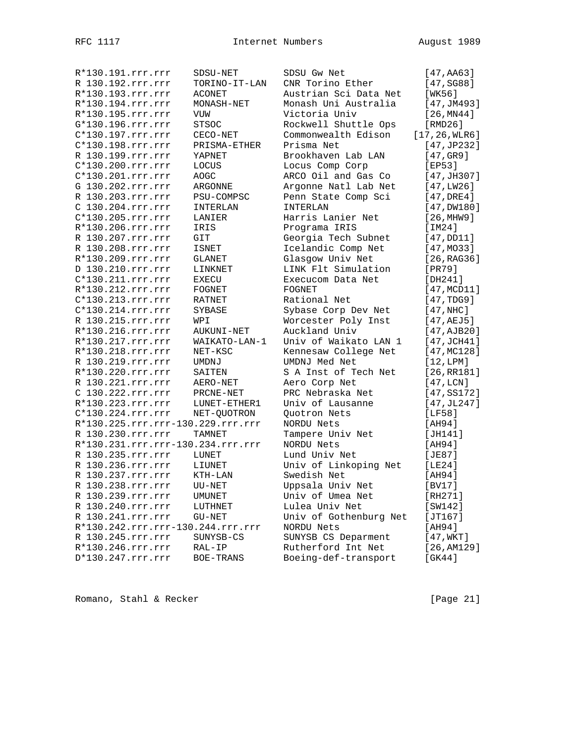```
R*130.191.rrr.rrr    SDSU-NET        SDSU Gw Net              [47,AA63]
R 130.192.rrr.rrr    TORINO-IT-LAN   CNR Torino Ether         [47,SG88]
R*130.193.rrr.rrr    ACONET          Austrian Sci Data Net    [WK56]
R*130.194.rrr.rrr    MONASH-NET      Monash Uni Australia     [47,JM493]
R*130.195.rrr.rrr    VUW             Victoria Univ            [26,MN44]
G*130.196.rrr.rrr    STSOC           Rockwell Shuttle Ops     [RMD26]
C*130.197.rrr.rrr    CECO-NET        Commonwealth Edison    [17,26,WLR6]
C*130.198.rrr.rrr    PRISMA-ETHER    Prisma Net               [47,JP232]
R 130.199.rrr.rrr    YAPNET          Brookhaven Lab LAN       [47,GR9]
C*130.200.rrr.rrr    LOCUS           Locus Comp Corp          [EP53]
C*130.201.rrr.rrr    AOGC            ARCO Oil and Gas Co      [47,JH307]
G 130.202.rrr.rrr    ARGONNE         Argonne Natl Lab Net     [47,LW26]
R 130.203.rrr.rrr    PSU-COMPSC      Penn State Comp Sci      [47,DRE4]
C 130.204.rrr.rrr    INTERLAN        INTERLAN                 [47,DW180]
C*130.205.rrr.rrr    LANIER          Harris Lanier Net        [26,MHW9]
R*130.206.rrr.rrr    IRIS            Programa IRIS            [IM24]
R 130.207.rrr.rrr    GIT             Georgia Tech Subnet      [47,DD11]
R 130.208.rrr.rrr    ISNET           Icelandic Comp Net       [47,MO33]
R*130.209.rrr.rrr    GLANET          Glasgow Univ Net         [26,RAG36]
D 130.210.rrr.rrr    LINKNET         LINK Flt Simulation      [PR79]
C*130.211.rrr.rrr    EXECU           Execucom Data Net        [DH241]
R*130.212.rrr.rrr    FOGNET          FOGNET                   [47,MCD11]
C*130.213.rrr.rrr    RATNET          Rational Net             [47,TDG9]
C*130.214.rrr.rrr    SYBASE          Sybase Corp Dev Net      [47,NHC]
R 130.215.rrr.rrr    WPI             Worcester Poly Inst      [47,AEJ5]
R*130.216.rrr.rrr    AUKUNI-NET      Auckland Univ            [47,AJB20]
R*130.217.rrr.rrr    WAIKATO-LAN-1   Univ of Waikato LAN 1    [47,JCH41]
R*130.218.rrr.rrr    NET-KSC         Kennesaw College Net     [47,MC128]
R 130.219.rrr.rrr    UMDNJ           UMDNJ Med Net            [12,LPM]
R*130.220.rrr.rrr    SAITEN          S A Inst of Tech Net     [26,RR181]
R 130.221.rrr.rrr    AERO-NET        Aero Corp Net            [47,LCN]
C 130.222.rrr.rrr    PRCNE-NET       PRC Nebraska Net         [47,SS172]
R*130.223.rrr.rrr    LUNET-ETHER1    Univ of Lausanne         [47,JL247]
C*130.224.rrr.rrr    NET-QUOTRON     Quotron Nets             [LF58]
R*130.225.rrr.rrr-130.229.rrr.rrr    NORDU Nets               [AH94]
R 130.230.rrr.rrr    TAMNET          Tampere Univ Net         [JH141]
R*130.231.rrr.rrr-130.234.rrr.rrr    NORDU Nets               [AH94]
R 130.235.rrr.rrr    LUNET           Lund Univ Net            [JE87]
R 130.236.rrr.rrr    LIUNET          Univ of Linkoping Net    [LE24]
R 130.237.rrr.rrr    KTH-LAN         Swedish Net              [AH94]
R 130.238.rrr.rrr    UU-NET          Uppsala Univ Net         [BV17]
R 130.239.rrr.rrr    UMUNET          Univ of Umea Net         [RH271]
R 130.240.rrr.rrr    LUTHNET         Lulea Univ Net           [SW142]
R 130.241.rrr.rrr    GU-NET          Univ of Gothenburg Net   [JT167]
R*130.242.rrr.rrr-130.244.rrr.rrr    NORDU Nets               [AH94]
R 130.245.rrr.rrr    SUNYSB-CS       SUNYSB CS Deparment      [47,WKT]
R*130.246.rrr.rrr    RAL-IP          Rutherford Int Net       [26,AM129]
D*130.247.rrr.rrr    BOE-TRANS       Boeing-def-transport     [GK44]
```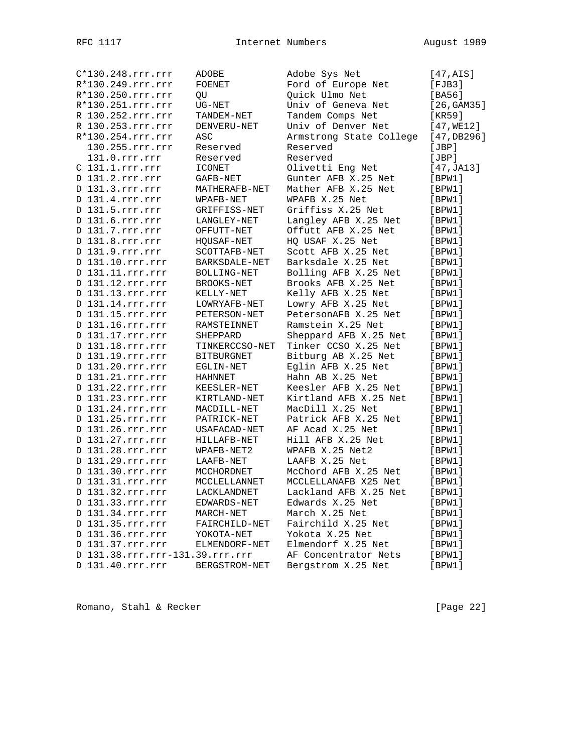```
C*130.248.rrr.rrr    ADOBE          Adobe Sys Net            [47,AIS]
R*130.249.rrr.rrr    FOENET         Ford of Europe Net       [FJB3]
R*130.250.rrr.rrr    QU             Quick Ulmo Net           [BA56]
R*130.251.rrr.rrr    UG-NET         Univ of Geneva Net       [26,GAM35]
R 130.252.rrr.rrr    TANDEM-NET     Tandem Comps Net         [KR59]
R 130.253.rrr.rrr    DENVERU-NET    Univ of Denver Net       [47,WE12]
R*130.254.rrr.rrr    ASC            Armstrong State College  [47,DB296]
  130.255.rrr.rrr    Reserved       Reserved                 [JBP]
  131.0.rrr.rrr      Reserved       Reserved                 [JBP]
C 131.1.rrr.rrr      ICONET         Olivetti Eng Net         [47,JA13]
D 131.2.rrr.rrr      GAFB-NET       Gunter AFB X.25 Net      [BPW1]
D 131.3.rrr.rrr      MATHERAFB-NET  Mather AFB X.25 Net      [BPW1]
D 131.4.rrr.rrr      WPAFB-NET      WPAFB X.25 Net           [BPW1]
D 131.5.rrr.rrr      GRIFFISS-NET   Griffiss X.25 Net        [BPW1]
D 131.6.rrr.rrr      LANGLEY-NET    Langley AFB X.25 Net     [BPW1]
D 131.7.rrr.rrr      OFFUTT-NET     Offutt AFB X.25 Net      [BPW1]
D 131.8.rrr.rrr      HQUSAF-NET     HQ USAF X.25 Net         [BPW1]
D 131.9.rrr.rrr      SCOTTAFB-NET   Scott AFB X.25 Net       [BPW1]
D 131.10.rrr.rrr     BARKSDALE-NET  Barksdale X.25 Net       [BPW1]
D 131.11.rrr.rrr     BOLLING-NET    Bolling AFB X.25 Net     [BPW1]
D 131.12.rrr.rrr     BROOKS-NET     Brooks AFB X.25 Net      [BPW1]
D 131.13.rrr.rrr     KELLY-NET      Kelly AFB X.25 Net       [BPW1]
D 131.14.rrr.rrr     LOWRYAFB-NET   Lowry AFB X.25 Net       [BPW1]
D 131.15.rrr.rrr     PETERSON-NET   PetersonAFB X.25 Net     [BPW1]
D 131.16.rrr.rrr     RAMSTEINNET    Ramstein X.25 Net        [BPW1]
D 131.17.rrr.rrr     SHEPPARD       Sheppard AFB X.25 Net    [BPW1]
D 131.18.rrr.rrr     TINKERCCSO-NET Tinker CCSO X.25 Net     [BPW1]
D 131.19.rrr.rrr     BITBURGNET     Bitburg AB X.25 Net      [BPW1]
D 131.20.rrr.rrr     EGLIN-NET      Eglin AFB X.25 Net       [BPW1]
D 131.21.rrr.rrr     HAHNNET        Hahn AB X.25 Net         [BPW1]
D 131.22.rrr.rrr     KEESLER-NET    Keesler AFB X.25 Net     [BPW1]
D 131.23.rrr.rrr     KIRTLAND-NET   Kirtland AFB X.25 Net    [BPW1]
D 131.24.rrr.rrr     MACDILL-NET    MacDill X.25 Net         [BPW1]
D 131.25.rrr.rrr     PATRICK-NET    Patrick AFB X.25 Net     [BPW1]
D 131.26.rrr.rrr     USAFACAD-NET   AF Acad X.25 Net         [BPW1]
D 131.27.rrr.rrr     HILLAFB-NET    Hill AFB X.25 Net        [BPW1]
D 131.28.rrr.rrr     WPAFB-NET2     WPAFB X.25 Net2          [BPW1]
D 131.29.rrr.rrr     LAAFB-NET      LAAFB X.25 Net           [BPW1]
D 131.30.rrr.rrr     MCCHORDNET     McChord AFB X.25 Net     [BPW1]
D 131.31.rrr.rrr     MCCLELLANNET   MCCLELLANAFB X25 Net     [BPW1]
D 131.32.rrr.rrr     LACKLANDNET    Lackland AFB X.25 Net    [BPW1]
D 131.33.rrr.rrr     EDWARDS-NET    Edwards X.25 Net         [BPW1]
D 131.34.rrr.rrr     MARCH-NET      March X.25 Net           [BPW1]
D 131.35.rrr.rrr     FAIRCHILD-NET  Fairchild X.25 Net       [BPW1]
D 131.36.rrr.rrr     YOKOTA-NET     Yokota X.25 Net          [BPW1]
D 131.37.rrr.rrr     ELMENDORF-NET  Elmendorf X.25 Net       [BPW1]
D 131.38.rrr.rrr-131.39.rrr.rrr     AF Concentrator Nets     [BPW1]
D 131.40.rrr.rrr     BERGSTROM-NET  Bergstrom X.25 Net       [BPW1]
```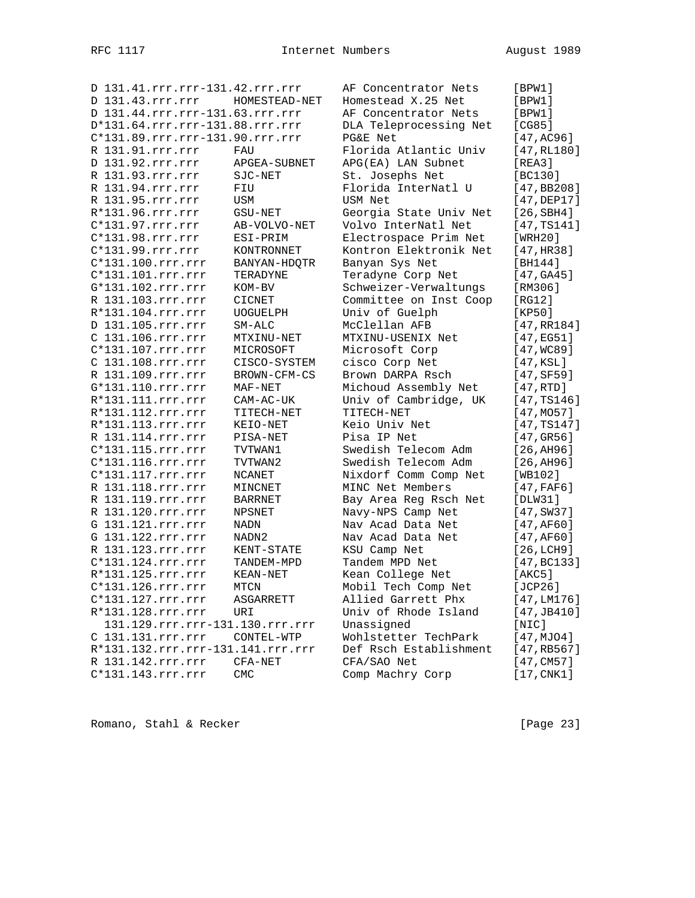```
D 131.41.rrr.rrr-131.42.rrr.rrr      AF Concentrator Nets     [BPW1]
D 131.43.rrr.rrr     HOMESTEAD-NET   Homestead X.25 Net       [BPW1]
D 131.44.rrr.rrr-131.63.rrr.rrr      AF Concentrator Nets     [BPW1]
D*131.64.rrr.rrr-131.88.rrr.rrr      DLA Teleprocessing Net   [CG85]
C*131.89.rrr.rrr-131.90.rrr.rrr      PG&E Net                 [47,AC96]
R 131.91.rrr.rrr     FAU             Florida Atlantic Univ    [47,RL180]
D 131.92.rrr.rrr     APGEA-SUBNET    APG(EA) LAN Subnet       [REA3]
R 131.93.rrr.rrr     SJC-NET         St. Josephs Net          [BC130]
R 131.94.rrr.rrr     FIU             Florida InterNatl U      [47,BB208]
R 131.95.rrr.rrr     USM             USM Net                  [47,DEP17]
R*131.96.rrr.rrr     GSU-NET         Georgia State Univ Net   [26,SBH4]
C*131.97.rrr.rrr     AB-VOLVO-NET    Volvo InterNatl Net      [47,TS141]
C*131.98.rrr.rrr     ESI-PRIM        Electrospace Prim Net    [WRH20]
C*131.99.rrr.rrr     KONTRONNET      Kontron Elektronik Net   [47,HR38]
C*131.100.rrr.rrr    BANYAN-HDQTR    Banyan Sys Net           [BH144]
C*131.101.rrr.rrr    TERADYNE        Teradyne Corp Net        [47,GA45]
G*131.102.rrr.rrr    KOM-BV          Schweizer-Verwaltungs    [RM306]
R 131.103.rrr.rrr    CICNET          Committee on Inst Coop   [RG12]
R*131.104.rrr.rrr    UOGUELPH        Univ of Guelph           [KP50]
D 131.105.rrr.rrr    SM-ALC          McClellan AFB            [47,RR184]
C 131.106.rrr.rrr    MTXINU-NET      MTXINU-USENIX Net        [47,EG51]
C*131.107.rrr.rrr    MICROSOFT       Microsoft Corp           [47,WC89]
C 131.108.rrr.rrr    CISCO-SYSTEM    cisco Corp Net           [47,KSL]
R 131.109.rrr.rrr    BROWN-CFM-CS    Brown DARPA Rsch         [47,SF59]
G*131.110.rrr.rrr    MAF-NET         Michoud Assembly Net     [47,RTD]
R*131.111.rrr.rrr    CAM-AC-UK       Univ of Cambridge, UK    [47,TS146]
R*131.112.rrr.rrr    TITECH-NET      TITECH-NET               [47,MO57]
R*131.113.rrr.rrr    KEIO-NET        Keio Univ Net            [47,TS147]
R 131.114.rrr.rrr    PISA-NET        Pisa IP Net              [47,GR56]
C*131.115.rrr.rrr    TVTWAN1         Swedish Telecom Adm      [26,AH96]
C*131.116.rrr.rrr    TVTWAN2         Swedish Telecom Adm      [26,AH96]
C*131.117.rrr.rrr    NCANET          Nixdorf Comm Comp Net    [WB102]
R 131.118.rrr.rrr    MINCNET         MINC Net Members         [47,FAF6]
R 131.119.rrr.rrr    BARRNET         Bay Area Reg Rsch Net    [DLW31]
R 131.120.rrr.rrr    NPSNET          Navy-NPS Camp Net        [47,SW37]
G 131.121.rrr.rrr    NADN            Nav Acad Data Net        [47,AF60]
G 131.122.rrr.rrr    NADN2           Nav Acad Data Net        [47,AF60]
R 131.123.rrr.rrr    KENT-STATE      KSU Camp Net             [26,LCH9]
C*131.124.rrr.rrr    TANDEM-MPD      Tandem MPD Net           [47,BC133]
R*131.125.rrr.rrr    KEAN-NET        Kean College Net         [AKC5]
C*131.126.rrr.rrr    MTCN            Mobil Tech Comp Net      [JCP26]
C*131.127.rrr.rrr    ASGARRETT       Allied Garrett Phx       [47,LM176]
R*131.128.rrr.rrr    URI             Univ of Rhode Island     [47,JB410]
  131.129.rrr.rrr-131.130.rrr.rrr    Unassigned               [NIC]
C 131.131.rrr.rrr    CONTEL-WTP      Wohlstetter TechPark     [47,MJO4]
R*131.132.rrr.rrr-131.141.rrr.rrr    Def Rsch Establishment   [47,RB567]
R 131.142.rrr.rrr    CFA-NET         CFA/SAO Net              [47,CM57]
C*131.143.rrr.rrr    CMC             Comp Machry Corp         [17,CNK1]
```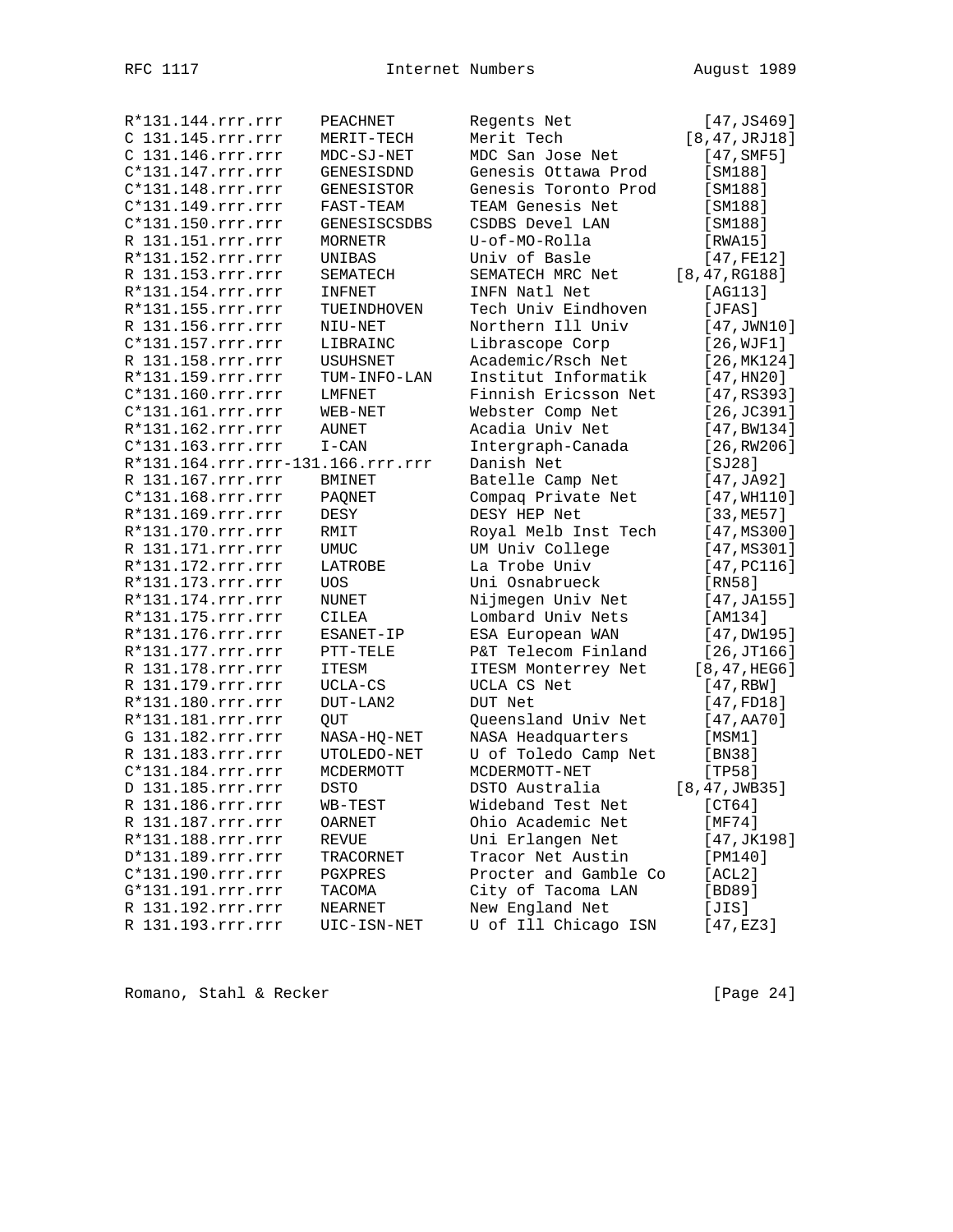```
R*131.144.rrr.rrr    PEACHNET        Regents Net              [47,JS469]
C 131.145.rrr.rrr    MERIT-TECH      Merit Tech             [8,47,JRJ18]
C 131.146.rrr.rrr    MDC-SJ-NET      MDC San Jose Net         [47,SMF5]
C*131.147.rrr.rrr    GENESISDND      Genesis Ottawa Prod      [SM188]
C*131.148.rrr.rrr    GENESISTOR      Genesis Toronto Prod     [SM188]
C*131.149.rrr.rrr    FAST-TEAM       TEAM Genesis Net         [SM188]
C*131.150.rrr.rrr    GENESISCSDBS    CSDBS Devel LAN          [SM188]
R 131.151.rrr.rrr    MORNETR         U-of-MO-Rolla            [RWA15]
R*131.152.rrr.rrr    UNIBAS          Univ of Basle            [47,FE12]
R 131.153.rrr.rrr    SEMATECH        SEMATECH MRC Net       [8,47,RG188]
R*131.154.rrr.rrr    INFNET          INFN Natl Net            [AG113]
R*131.155.rrr.rrr    TUEINDHOVEN     Tech Univ Eindhoven      [JFAS]
R 131.156.rrr.rrr    NIU-NET         Northern Ill Univ        [47,JWN10]
C*131.157.rrr.rrr    LIBRAINC        Librascope Corp          [26,WJF1]
R 131.158.rrr.rrr    USUHSNET        Academic/Rsch Net        [26,MK124]
R*131.159.rrr.rrr    TUM-INFO-LAN    Institut Informatik      [47,HN20]
C*131.160.rrr.rrr    LMFNET          Finnish Ericsson Net     [47,RS393]
C*131.161.rrr.rrr    WEB-NET         Webster Comp Net         [26,JC391]
R*131.162.rrr.rrr    AUNET           Acadia Univ Net          [47,BW134]
C*131.163.rrr.rrr    I-CAN           Intergraph-Canada        [26,RW206]
R*131.164.rrr.rrr-131.166.rrr.rrr    Danish Net               [SJ28]
R 131.167.rrr.rrr    BMINET          Batelle Camp Net         [47,JA92]
C*131.168.rrr.rrr    PAQNET          Compaq Private Net       [47,WH110]
R*131.169.rrr.rrr    DESY            DESY HEP Net             [33,ME57]
R*131.170.rrr.rrr    RMIT            Royal Melb Inst Tech     [47,MS300]
R 131.171.rrr.rrr    UMUC            UM Univ College          [47,MS301]
R*131.172.rrr.rrr    LATROBE         La Trobe Univ            [47,PC116]
R*131.173.rrr.rrr    UOS             Uni Osnabrueck           [RN58]
R*131.174.rrr.rrr    NUNET           Nijmegen Univ Net        [47,JA155]
R*131.175.rrr.rrr    CILEA           Lombard Univ Nets        [AM134]
R*131.176.rrr.rrr    ESANET-IP       ESA European WAN         [47,DW195]
R*131.177.rrr.rrr    PTT-TELE        P&T Telecom Finland      [26,JT166]
R 131.178.rrr.rrr    ITESM           ITESM Monterrey Net      [8,47,HEG6]
R 131.179.rrr.rrr    UCLA-CS         UCLA CS Net              [47,RBW]
R*131.180.rrr.rrr    DUT-LAN2        DUT Net                  [47,FD18]
R*131.181.rrr.rrr    QUT             Queensland Univ Net      [47,AA70]
G 131.182.rrr.rrr    NASA-HQ-NET     NASA Headquarters        [MSM1]
R 131.183.rrr.rrr    UTOLEDO-NET     U of Toledo Camp Net     [BN38]
C*131.184.rrr.rrr    MCDERMOTT       MCDERMOTT-NET            [TP58]
D 131.185.rrr.rrr    DSTO            DSTO Australia         [8,47,JWB35]
R 131.186.rrr.rrr    WB-TEST         Wideband Test Net        [CT64]
R 131.187.rrr.rrr    OARNET          Ohio Academic Net        [MF74]
R*131.188.rrr.rrr    REVUE           Uni Erlangen Net         [47,JK198]
D*131.189.rrr.rrr    TRACORNET       Tracor Net Austin        [PM140]
C*131.190.rrr.rrr    PGXPRES         Procter and Gamble Co    [ACL2]
G*131.191.rrr.rrr    TACOMA          City of Tacoma LAN       [BD89]
R 131.192.rrr.rrr    NEARNET         New England Net          [JIS]
R 131.193.rrr.rrr    UIC-ISN-NET     U of Ill Chicago ISN     [47,EZ3]
```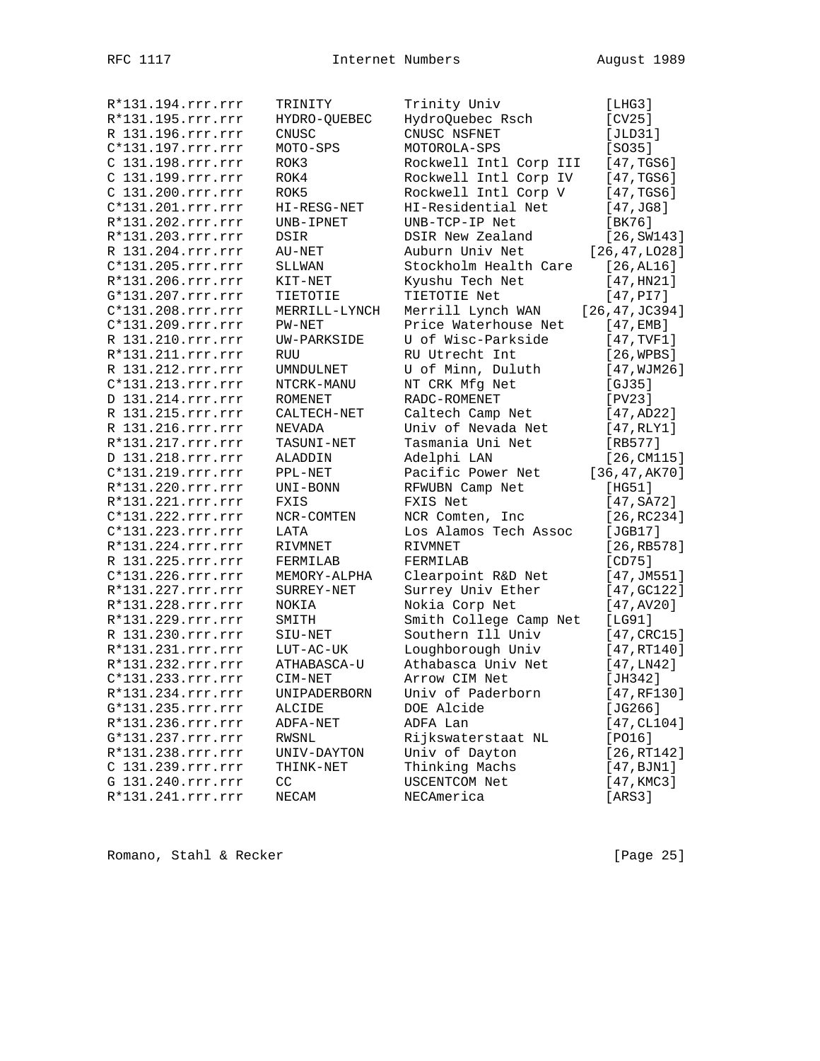```
R*131.194.rrr.rrr    TRINITY         Trinity Univ             [LHG3]
R*131.195.rrr.rrr    HYDRO-QUEBEC    HydroQuebec Rsch         [CV25]
R 131.196.rrr.rrr    CNUSC           CNUSC NSFNET             [JLD31]
C*131.197.rrr.rrr    MOTO-SPS        MOTOROLA-SPS             [SO35]
C 131.198.rrr.rrr    ROK3            Rockwell Intl Corp III   [47,TGS6]
C 131.199.rrr.rrr    ROK4            Rockwell Intl Corp IV    [47,TGS6]
C 131.200.rrr.rrr    ROK5            Rockwell Intl Corp V     [47,TGS6]
C*131.201.rrr.rrr    HI-RESG-NET     HI-Residential Net       [47,JG8]
R*131.202.rrr.rrr    UNB-IPNET       UNB-TCP-IP Net           [BK76]
R*131.203.rrr.rrr    DSIR            DSIR New Zealand         [26,SW143]
R 131.204.rrr.rrr    AU-NET          Auburn Univ Net        [26,47,LO28]
C*131.205.rrr.rrr    SLLWAN          Stockholm Health Care    [26,AL16]
R*131.206.rrr.rrr    KIT-NET         Kyushu Tech Net          [47,HN21]
G*131.207.rrr.rrr    TIETOTIE        TIETOTIE Net             [47,PI7]
C*131.208.rrr.rrr    MERRILL-LYNCH   Merrill Lynch WAN     [26,47,JC394]
C*131.209.rrr.rrr    PW-NET          Price Waterhouse Net     [47,EMB]
R 131.210.rrr.rrr    UW-PARKSIDE     U of Wisc-Parkside       [47,TVF1]
R*131.211.rrr.rrr    RUU             RU Utrecht Int           [26,WPBS]
R 131.212.rrr.rrr    UMNDULNET       U of Minn, Duluth        [47,WJM26]
C*131.213.rrr.rrr    NTCRK-MANU      NT CRK Mfg Net           [GJ35]
D 131.214.rrr.rrr    ROMENET         RADC-ROMENET             [PV23]
R 131.215.rrr.rrr    CALTECH-NET     Caltech Camp Net         [47,AD22]
R 131.216.rrr.rrr    NEVADA          Univ of Nevada Net       [47,RLY1]
R*131.217.rrr.rrr    TASUNI-NET      Tasmania Uni Net         [RB577]
D 131.218.rrr.rrr    ALADDIN         Adelphi LAN              [26,CM115]
C*131.219.rrr.rrr    PPL-NET         Pacific Power Net      [36,47,AK70]
R*131.220.rrr.rrr    UNI-BONN        RFWUBN Camp Net          [HG51]
R*131.221.rrr.rrr    FXIS            FXIS Net                 [47,SA72]
C*131.222.rrr.rrr    NCR-COMTEN      NCR Comten, Inc          [26,RC234]
C*131.223.rrr.rrr    LATA            Los Alamos Tech Assoc    [JGB17]
R*131.224.rrr.rrr    RIVMNET         RIVMNET                  [26,RB578]
R 131.225.rrr.rrr    FERMILAB        FERMILAB                 [CD75]
C*131.226.rrr.rrr    MEMORY-ALPHA    Clearpoint R&D Net       [47,JM551]
R*131.227.rrr.rrr    SURREY-NET      Surrey Univ Ether        [47,GC122]
R*131.228.rrr.rrr    NOKIA           Nokia Corp Net           [47,AV20]
R*131.229.rrr.rrr    SMITH           Smith College Camp Net   [LG91]
R 131.230.rrr.rrr    SIU-NET         Southern Ill Univ        [47,CRC15]
R*131.231.rrr.rrr    LUT-AC-UK       Loughborough Univ        [47,RT140]
R*131.232.rrr.rrr    ATHABASCA-U     Athabasca Univ Net       [47,LN42]
C*131.233.rrr.rrr    CIM-NET         Arrow CIM Net            [JH342]
R*131.234.rrr.rrr    UNIPADERBORN    Univ of Paderborn        [47,RF130]
G*131.235.rrr.rrr    ALCIDE          DOE Alcide               [JG266]
R*131.236.rrr.rrr    ADFA-NET        ADFA Lan                 [47,CL104]
G*131.237.rrr.rrr    RWSNL           Rijkswaterstaat NL       [PO16]
R*131.238.rrr.rrr    UNIV-DAYTON     Univ of Dayton           [26,RT142]
C 131.239.rrr.rrr    THINK-NET       Thinking Machs           [47,BJN1]
G 131.240.rrr.rrr    CC              USCENTCOM Net            [47,KMC3]
R*131.241.rrr.rrr    NECAM           NECAmerica               [ARS3]
```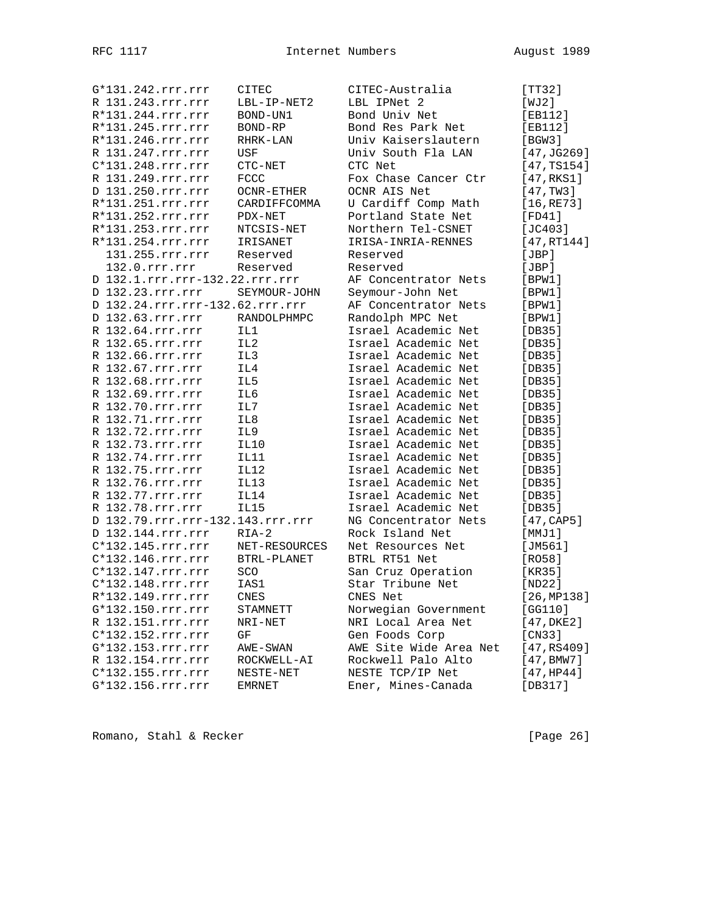```
G*131.242.rrr.rrr    CITEC          CITEC-Australia         [TT32]
R 131.243.rrr.rrr    LBL-IP-NET2    LBL IPNet 2             [WJ2]
R*131.244.rrr.rrr    BOND-UN1       Bond Univ Net           [EB112]
R*131.245.rrr.rrr    BOND-RP        Bond Res Park Net       [EB112]
R*131.246.rrr.rrr    RHRK-LAN       Univ Kaiserslautern     [BGW3]
R 131.247.rrr.rrr    USF            Univ South Fla LAN      [47,JG269]
C*131.248.rrr.rrr    CTC-NET        CTC Net                 [47,TS154]
R 131.249.rrr.rrr    FCCC           Fox Chase Cancer Ctr    [47,RKS1]
D 131.250.rrr.rrr    OCNR-ETHER     OCNR AIS Net            [47,TW3]
R*131.251.rrr.rrr    CARDIFFCOMMA   U Cardiff Comp Math     [16,RE73]
R*131.252.rrr.rrr    PDX-NET        Portland State Net      [FD41]
R*131.253.rrr.rrr    NTCSIS-NET     Northern Tel-CSNET      [JC403]
R*131.254.rrr.rrr    IRISANET       IRISA-INRIA-RENNES      [47,RT144]
  131.255.rrr.rrr    Reserved       Reserved                [JBP]
  132.0.rrr.rrr      Reserved       Reserved                [JBP]
D 132.1.rrr.rrr-132.22.rrr.rrr      AF Concentrator Nets    [BPW1]
D 132.23.rrr.rrr     SEYMOUR-JOHN   Seymour-John Net        [BPW1]
D 132.24.rrr.rrr-132.62.rrr.rrr     AF Concentrator Nets    [BPW1]
D 132.63.rrr.rrr     RANDOLPHMPC    Randolph MPC Net        [BPW1]
R 132.64.rrr.rrr     IL1            Israel Academic Net     [DB35]
R 132.65.rrr.rrr     IL2            Israel Academic Net     [DB35]
R 132.66.rrr.rrr     IL3            Israel Academic Net     [DB35]
R 132.67.rrr.rrr     IL4            Israel Academic Net     [DB35]
R 132.68.rrr.rrr     IL5            Israel Academic Net     [DB35]
R 132.69.rrr.rrr     IL6            Israel Academic Net     [DB35]
R 132.70.rrr.rrr     IL7            Israel Academic Net     [DB35]
R 132.71.rrr.rrr     IL8            Israel Academic Net     [DB35]
R 132.72.rrr.rrr     IL9            Israel Academic Net     [DB35]
R 132.73.rrr.rrr     IL10           Israel Academic Net     [DB35]
R 132.74.rrr.rrr     IL11           Israel Academic Net     [DB35]
R 132.75.rrr.rrr     IL12           Israel Academic Net     [DB35]
R 132.76.rrr.rrr     IL13           Israel Academic Net     [DB35]
R 132.77.rrr.rrr     IL14           Israel Academic Net     [DB35]
R 132.78.rrr.rrr     IL15           Israel Academic Net     [DB35]
D 132.79.rrr.rrr-132.143.rrr.rrr    NG Concentrator Nets    [47,CAP5]
D 132.144.rrr.rrr    RIA-2          Rock Island Net         [MMJ1]
C*132.145.rrr.rrr    NET-RESOURCES  Net Resources Net       [JM561]
C*132.146.rrr.rrr    BTRL-PLANET    BTRL RT51 Net           [RO58]
C*132.147.rrr.rrr    SCO            San Cruz Operation      [KR35]
C*132.148.rrr.rrr    IAS1           Star Tribune Net        [ND22]
R*132.149.rrr.rrr    CNES           CNES Net                [26,MP138]
G*132.150.rrr.rrr    STAMNETT       Norwegian Government    [GG110]
R 132.151.rrr.rrr    NRI-NET        NRI Local Area Net      [47,DKE2]
C*132.152.rrr.rrr    GF             Gen Foods Corp          [CN33]
G*132.153.rrr.rrr    AWE-SWAN       AWE Site Wide Area Net  [47,RS409]
R 132.154.rrr.rrr    ROCKWELL-AI    Rockwell Palo Alto      [47,BMW7]
C*132.155.rrr.rrr    NESTE-NET      NESTE TCP/IP Net        [47,HP44]
G*132.156.rrr.rrr    EMRNET         Ener, Mines-Canada      [DB317]
```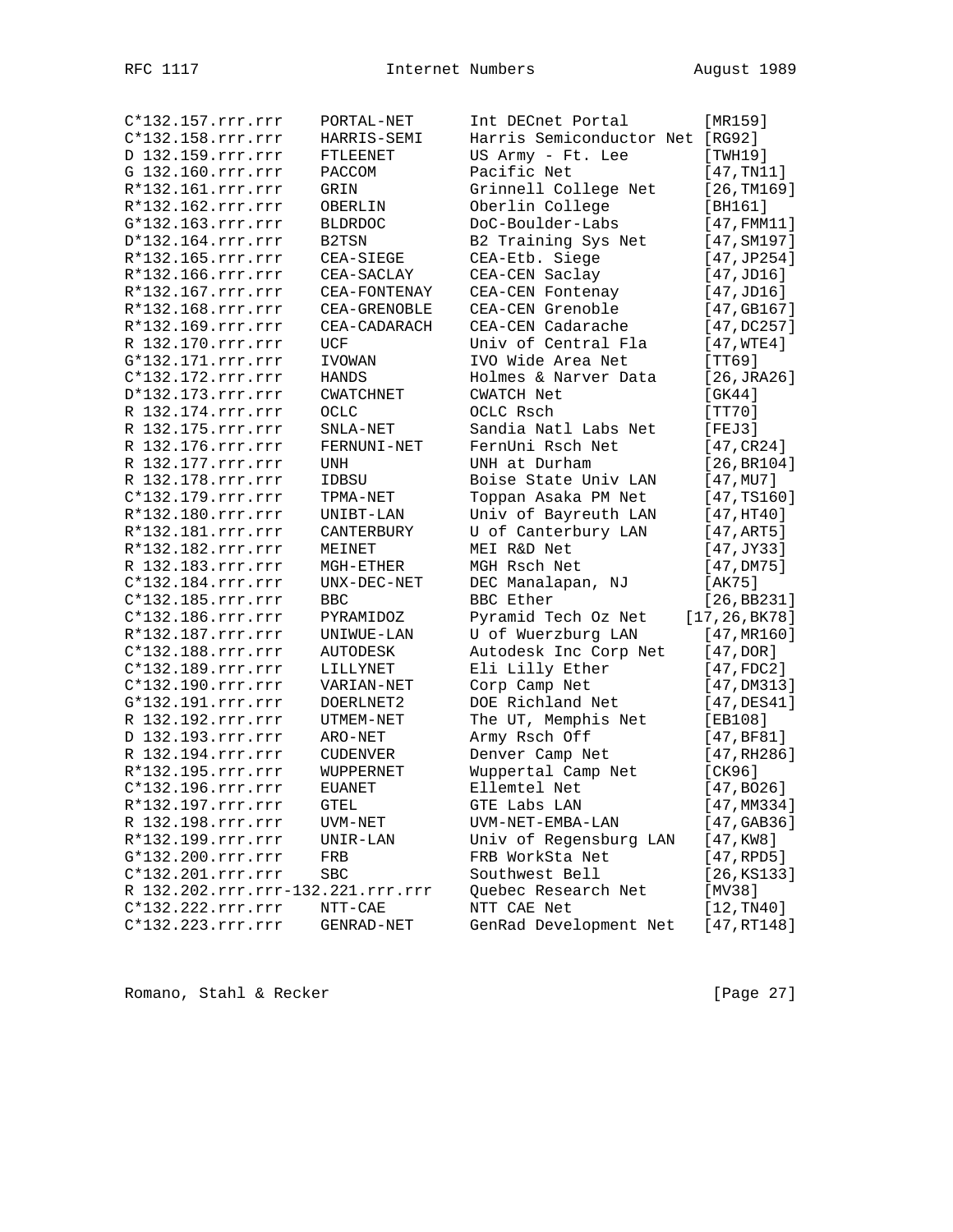```
C*132.157.rrr.rrr    PORTAL-NET      Int DECnet Portal          [MR159]
C*132.158.rrr.rrr    HARRIS-SEMI     Harris Semiconductor Net [RG92]
D 132.159.rrr.rrr    FTLEENET        US Army - Ft. Lee          [TWH19]
G 132.160.rrr.rrr    PACCOM          Pacific Net                [47,TN11]
R*132.161.rrr.rrr    GRIN            Grinnell College Net       [26,TM169]
R*132.162.rrr.rrr    OBERLIN         Oberlin College            [BH161]
G*132.163.rrr.rrr    BLDRDOC         DoC-Boulder-Labs           [47,FMM11]
D*132.164.rrr.rrr    B2TSN           B2 Training Sys Net        [47,SM197]
R*132.165.rrr.rrr    CEA-SIEGE       CEA-Etb. Siege             [47,JP254]
R*132.166.rrr.rrr    CEA-SACLAY      CEA-CEN Saclay             [47,JD16]
R*132.167.rrr.rrr    CEA-FONTENAY    CEA-CEN Fontenay           [47,JD16]
R*132.168.rrr.rrr    CEA-GRENOBLE    CEA-CEN Grenoble           [47,GB167]
R*132.169.rrr.rrr    CEA-CADARACH    CEA-CEN Cadarache          [47,DC257]
R 132.170.rrr.rrr    UCF             Univ of Central Fla        [47,WTE4]
G*132.171.rrr.rrr    IVOWAN          IVO Wide Area Net          [TT69]
C*132.172.rrr.rrr    HANDS           Holmes & Narver Data       [26,JRA26]
D*132.173.rrr.rrr    CWATCHNET       CWATCH Net                 [GK44]
R 132.174.rrr.rrr    OCLC            OCLC Rsch                  [TT70]
R 132.175.rrr.rrr    SNLA-NET        Sandia Natl Labs Net       [FEJ3]
R 132.176.rrr.rrr    FERNUNI-NET     FernUni Rsch Net           [47,CR24]
R 132.177.rrr.rrr    UNH             UNH at Durham              [26,BR104]
R 132.178.rrr.rrr    IDBSU           Boise State Univ LAN       [47,MU7]
C*132.179.rrr.rrr    TPMA-NET        Toppan Asaka PM Net        [47,TS160]
R*132.180.rrr.rrr    UNIBT-LAN       Univ of Bayreuth LAN       [47,HT40]
R*132.181.rrr.rrr    CANTERBURY      U of Canterbury LAN        [47,ART5]
R*132.182.rrr.rrr    MEINET          MEI R&D Net                [47,JY33]
R 132.183.rrr.rrr    MGH-ETHER       MGH Rsch Net               [47,DM75]
C*132.184.rrr.rrr    UNX-DEC-NET     DEC Manalapan, NJ          [AK75]
C*132.185.rrr.rrr    BBC             BBC Ether                  [26,BB231]
C*132.186.rrr.rrr    PYRAMIDOZ       Pyramid Tech Oz Net     [17,26,BK78]
R*132.187.rrr.rrr    UNIWUE-LAN      U of Wuerzburg LAN         [47,MR160]
C*132.188.rrr.rrr    AUTODESK        Autodesk Inc Corp Net      [47,DOR]
C*132.189.rrr.rrr    LILLYNET        Eli Lilly Ether            [47,FDC2]
C*132.190.rrr.rrr    VARIAN-NET      Corp Camp Net              [47,DM313]
G*132.191.rrr.rrr    DOERLNET2       DOE Richland Net           [47,DES41]
R 132.192.rrr.rrr    UTMEM-NET       The UT, Memphis Net        [EB108]
D 132.193.rrr.rrr    ARO-NET         Army Rsch Off              [47,BF81]
R 132.194.rrr.rrr    CUDENVER        Denver Camp Net            [47,RH286]
R*132.195.rrr.rrr    WUPPERNET       Wuppertal Camp Net         [CK96]
C*132.196.rrr.rrr    EUANET          Ellemtel Net               [47,BO26]
R*132.197.rrr.rrr    GTEL            GTE Labs LAN               [47,MM334]
R 132.198.rrr.rrr    UVM-NET         UVM-NET-EMBA-LAN           [47,GAB36]
R*132.199.rrr.rrr    UNIR-LAN        Univ of Regensburg LAN     [47,KW8]
G*132.200.rrr.rrr    FRB             FRB WorkSta Net            [47,RPD5]
C*132.201.rrr.rrr    SBC             Southwest Bell             [26,KS133]
R 132.202.rrr.rrr-132.221.rrr.rrr    Quebec Research Net        [MV38]
C*132.222.rrr.rrr    NTT-CAE         NTT CAE Net                [12,TN40]
C*132.223.rrr.rrr    GENRAD-NET      GenRad Development Net     [47,RT148]
```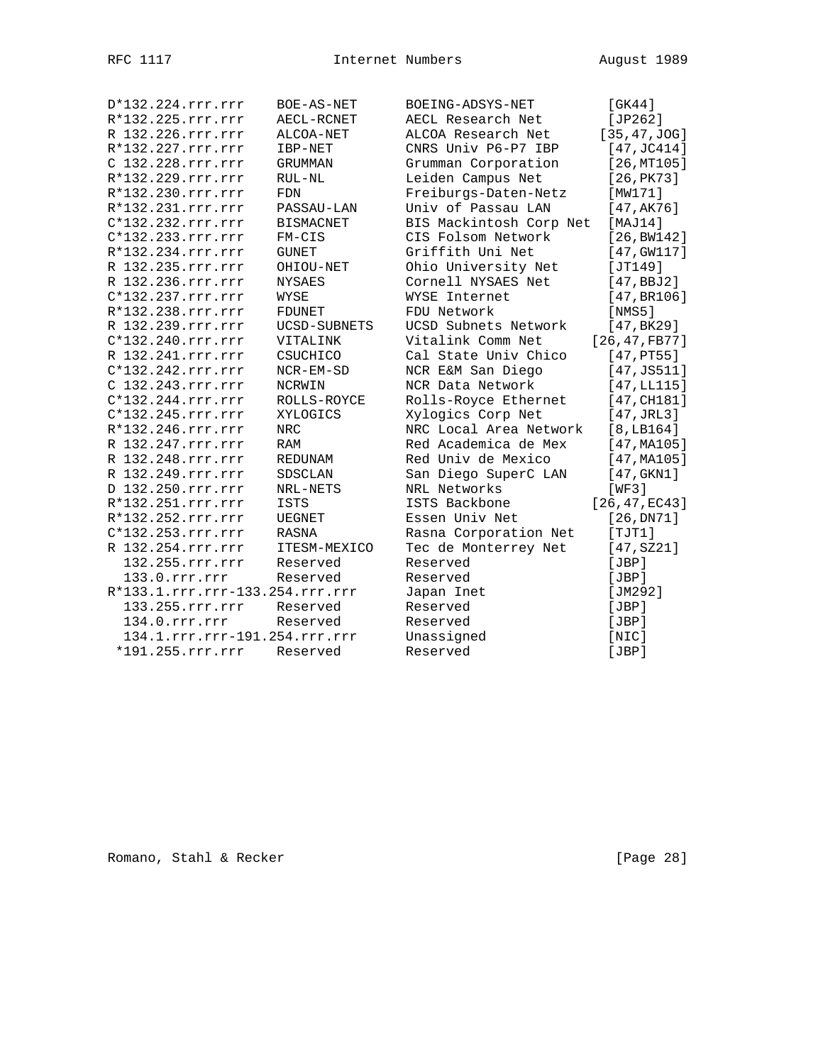```
D*132.224.rrr.rrr    BOE-AS-NET      BOEING-ADSYS-NET        [GK44]
R*132.225.rrr.rrr    AECL-RCNET      AECL Research Net       [JP262]
R 132.226.rrr.rrr    ALCOA-NET       ALCOA Research Net     [35,47,JOG]
R*132.227.rrr.rrr    IBP-NET         CNRS Univ P6-P7 IBP     [47,JC414]
C 132.228.rrr.rrr    GRUMMAN         Grumman Corporation     [26,MT105]
R*132.229.rrr.rrr    RUL-NL          Leiden Campus Net       [26,PK73]
R*132.230.rrr.rrr    FDN             Freiburgs-Daten-Netz    [MW171]
R*132.231.rrr.rrr    PASSAU-LAN      Univ of Passau LAN      [47,AK76]
C*132.232.rrr.rrr    BISMACNET       BIS Mackintosh Corp Net  [MAJ14]
C*132.233.rrr.rrr    FM-CIS          CIS Folsom Network      [26,BW142]
R*132.234.rrr.rrr    GUNET           Griffith Uni Net        [47,GW117]
R 132.235.rrr.rrr    OHIOU-NET       Ohio University Net     [JT149]
R 132.236.rrr.rrr    NYSAES          Cornell NYSAES Net      [47,BBJ2]
C*132.237.rrr.rrr    WYSE            WYSE Internet           [47,BR106]
R*132.238.rrr.rrr    FDUNET          FDU Network             [NMS5]
R 132.239.rrr.rrr    UCSD-SUBNETS    UCSD Subnets Network    [47,BK29]
C*132.240.rrr.rrr    VITALINK        Vitalink Comm Net      [26,47,FB77]
R 132.241.rrr.rrr    CSUCHICO        Cal State Univ Chico    [47,PT55]
C*132.242.rrr.rrr    NCR-EM-SD       NCR E&M San Diego       [47,JS511]
C 132.243.rrr.rrr    NCRWIN          NCR Data Network        [47,LL115]
C*132.244.rrr.rrr    ROLLS-ROYCE     Rolls-Royce Ethernet    [47,CH181]
C*132.245.rrr.rrr    XYLOGICS        Xylogics Corp Net       [47,JRL3]
R*132.246.rrr.rrr    NRC             NRC Local Area Network  [8,LB164]
R 132.247.rrr.rrr    RAM             Red Academica de Mex    [47,MA105]
R 132.248.rrr.rrr    REDUNAM         Red Univ de Mexico      [47,MA105]
R 132.249.rrr.rrr    SDSCLAN         San Diego SuperC LAN    [47,GKN1]
D 132.250.rrr.rrr    NRL-NETS        NRL Networks            [WF3]
R*132.251.rrr.rrr    ISTS            ISTS Backbone          [26,47,EC43]
R*132.252.rrr.rrr    UEGNET          Essen Univ Net          [26,DN71]
C*132.253.rrr.rrr    RASNA           Rasna Corporation Net   [TJT1]
R 132.254.rrr.rrr    ITESM-MEXICO    Tec de Monterrey Net    [47,SZ21]
  132.255.rrr.rrr    Reserved        Reserved                [JBP]
  133.0.rrr.rrr      Reserved        Reserved                [JBP]
R*133.1.rrr.rrr-133.254.rrr.rrr      Japan Inet              [JM292]
  133.255.rrr.rrr    Reserved        Reserved                [JBP]
  134.0.rrr.rrr      Reserved        Reserved                [JBP]
  134.1.rrr.rrr-191.254.rrr.rrr      Unassigned              [NIC]
 *191.255.rrr.rrr    Reserved        Reserved                [JBP]
```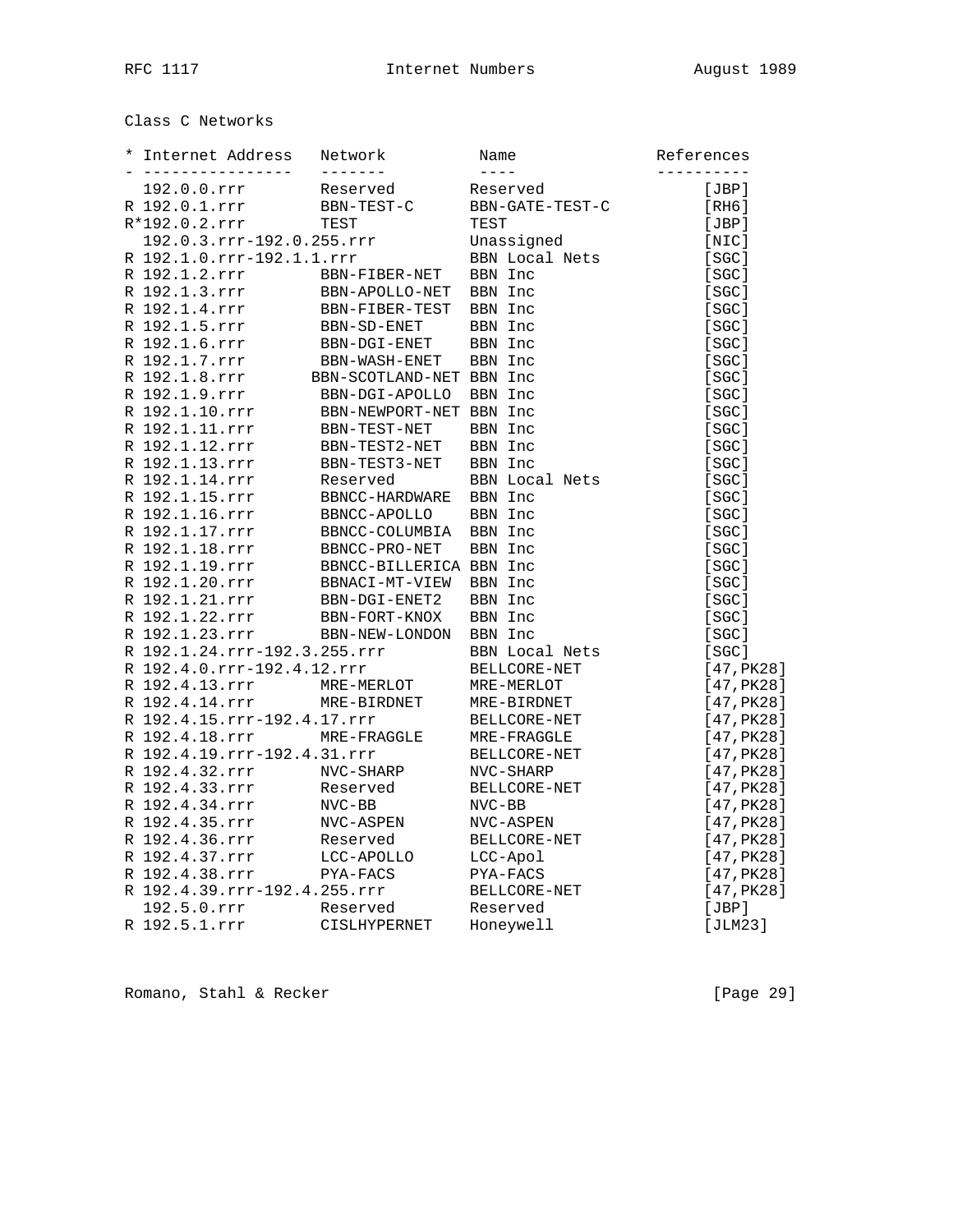Class C Networks

| * | Internet Address | Network | Name | References |
|---|---|---|---|---|
| | 192.0.0.rrr | Reserved | Reserved | [JBP] |
| R | 192.0.1.rrr | BBN-TEST-C | BBN-GATE-TEST-C | [RH6] |
| R* | 192.0.2.rrr | TEST | TEST | [JBP] |
| | 192.0.3.rrr-192.0.255.rrr | | Unassigned | [NIC] |
| R | 192.1.0.rrr-192.1.1.rrr | | BBN Local Nets | [SGC] |
| R | 192.1.2.rrr | BBN-FIBER-NET | BBN Inc | [SGC] |
| R | 192.1.3.rrr | BBN-APOLLO-NET | BBN Inc | [SGC] |
| R | 192.1.4.rrr | BBN-FIBER-TEST | BBN Inc | [SGC] |
| R | 192.1.5.rrr | BBN-SD-ENET | BBN Inc | [SGC] |
| R | 192.1.6.rrr | BBN-DGI-ENET | BBN Inc | [SGC] |
| R | 192.1.7.rrr | BBN-WASH-ENET | BBN Inc | [SGC] |
| R | 192.1.8.rrr | BBN-SCOTLAND-NET | BBN Inc | [SGC] |
| R | 192.1.9.rrr | BBN-DGI-APOLLO | BBN Inc | [SGC] |
| R | 192.1.10.rrr | BBN-NEWPORT-NET | BBN Inc | [SGC] |
| R | 192.1.11.rrr | BBN-TEST-NET | BBN Inc | [SGC] |
| R | 192.1.12.rrr | BBN-TEST2-NET | BBN Inc | [SGC] |
| R | 192.1.13.rrr | BBN-TEST3-NET | BBN Inc | [SGC] |
| R | 192.1.14.rrr | Reserved | BBN Local Nets | [SGC] |
| R | 192.1.15.rrr | BBNCC-HARDWARE | BBN Inc | [SGC] |
| R | 192.1.16.rrr | BBNCC-APOLLO | BBN Inc | [SGC] |
| R | 192.1.17.rrr | BBNCC-COLUMBIA | BBN Inc | [SGC] |
| R | 192.1.18.rrr | BBNCC-PRO-NET | BBN Inc | [SGC] |
| R | 192.1.19.rrr | BBNCC-BILLERICA | BBN Inc | [SGC] |
| R | 192.1.20.rrr | BBNACI-MT-VIEW | BBN Inc | [SGC] |
| R | 192.1.21.rrr | BBN-DGI-ENET2 | BBN Inc | [SGC] |
| R | 192.1.22.rrr | BBN-FORT-KNOX | BBN Inc | [SGC] |
| R | 192.1.23.rrr | BBN-NEW-LONDON | BBN Inc | [SGC] |
| R | 192.1.24.rrr-192.3.255.rrr | | BBN Local Nets | [SGC] |
| R | 192.4.0.rrr-192.4.12.rrr | | BELLCORE-NET | [47,PK28] |
| R | 192.4.13.rrr | MRE-MERLOT | MRE-MERLOT | [47,PK28] |
| R | 192.4.14.rrr | MRE-BIRDNET | MRE-BIRDNET | [47,PK28] |
| R | 192.4.15.rrr-192.4.17.rrr | | BELLCORE-NET | [47,PK28] |
| R | 192.4.18.rrr | MRE-FRAGGLE | MRE-FRAGGLE | [47,PK28] |
| R | 192.4.19.rrr-192.4.31.rrr | | BELLCORE-NET | [47,PK28] |
| R | 192.4.32.rrr | NVC-SHARP | NVC-SHARP | [47,PK28] |
| R | 192.4.33.rrr | Reserved | BELLCORE-NET | [47,PK28] |
| R | 192.4.34.rrr | NVC-BB | NVC-BB | [47,PK28] |
| R | 192.4.35.rrr | NVC-ASPEN | NVC-ASPEN | [47,PK28] |
| R | 192.4.36.rrr | Reserved | BELLCORE-NET | [47,PK28] |
| R | 192.4.37.rrr | LCC-APOLLO | LCC-Apol | [47,PK28] |
| R | 192.4.38.rrr | PYA-FACS | PYA-FACS | [47,PK28] |
| R | 192.4.39.rrr-192.4.255.rrr | | BELLCORE-NET | [47,PK28] |
| | 192.5.0.rrr | Reserved | Reserved | [JBP] |
| R | 192.5.1.rrr | CISLHYPERNET | Honeywell | [JLM23] |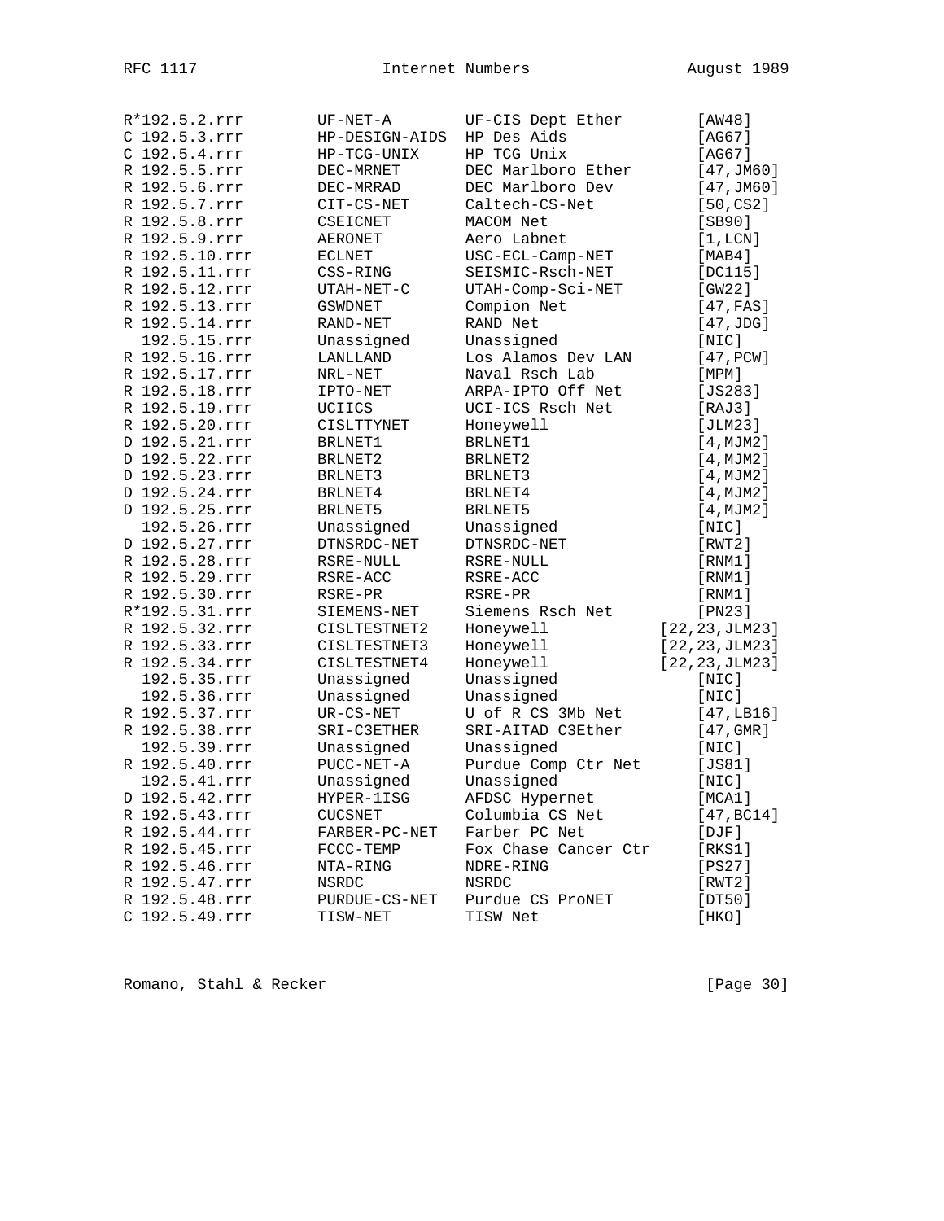```
R*192.5.2.rrr       UF-NET-A        UF-CIS Dept Ether       [AW48]
C 192.5.3.rrr       HP-DESIGN-AIDS  HP Des Aids             [AG67]
C 192.5.4.rrr       HP-TCG-UNIX     HP TCG Unix             [AG67]
R 192.5.5.rrr       DEC-MRNET       DEC Marlboro Ether      [47,JM60]
R 192.5.6.rrr       DEC-MRRAD       DEC Marlboro Dev        [47,JM60]
R 192.5.7.rrr       CIT-CS-NET      Caltech-CS-Net          [50,CS2]
R 192.5.8.rrr       CSEICNET        MACOM Net               [SB90]
R 192.5.9.rrr       AERONET         Aero Labnet             [1,LCN]
R 192.5.10.rrr      ECLNET          USC-ECL-Camp-NET        [MAB4]
R 192.5.11.rrr      CSS-RING        SEISMIC-Rsch-NET        [DC115]
R 192.5.12.rrr      UTAH-NET-C      UTAH-Comp-Sci-NET       [GW22]
R 192.5.13.rrr      GSWDNET         Compion Net             [47,FAS]
R 192.5.14.rrr      RAND-NET        RAND Net                [47,JDG]
  192.5.15.rrr      Unassigned      Unassigned              [NIC]
R 192.5.16.rrr      LANLLAND        Los Alamos Dev LAN      [47,PCW]
R 192.5.17.rrr      NRL-NET         Naval Rsch Lab          [MPM]
R 192.5.18.rrr      IPTO-NET        ARPA-IPTO Off Net       [JS283]
R 192.5.19.rrr      UCIICS          UCI-ICS Rsch Net        [RAJ3]
R 192.5.20.rrr      CISLTTYNET      Honeywell               [JLM23]
D 192.5.21.rrr      BRLNET1         BRLNET1                 [4,MJM2]
D 192.5.22.rrr      BRLNET2         BRLNET2                 [4,MJM2]
D 192.5.23.rrr      BRLNET3         BRLNET3                 [4,MJM2]
D 192.5.24.rrr      BRLNET4         BRLNET4                 [4,MJM2]
D 192.5.25.rrr      BRLNET5         BRLNET5                 [4,MJM2]
  192.5.26.rrr      Unassigned      Unassigned              [NIC]
D 192.5.27.rrr      DTNSRDC-NET     DTNSRDC-NET             [RWT2]
R 192.5.28.rrr      RSRE-NULL       RSRE-NULL               [RNM1]
R 192.5.29.rrr      RSRE-ACC        RSRE-ACC                [RNM1]
R 192.5.30.rrr      RSRE-PR         RSRE-PR                 [RNM1]
R*192.5.31.rrr      SIEMENS-NET     Siemens Rsch Net        [PN23]
R 192.5.32.rrr      CISLTESTNET2    Honeywell             [22,23,JLM23]
R 192.5.33.rrr      CISLTESTNET3    Honeywell             [22,23,JLM23]
R 192.5.34.rrr      CISLTESTNET4    Honeywell             [22,23,JLM23]
  192.5.35.rrr      Unassigned      Unassigned              [NIC]
  192.5.36.rrr      Unassigned      Unassigned              [NIC]
R 192.5.37.rrr      UR-CS-NET       U of R CS 3Mb Net       [47,LB16]
R 192.5.38.rrr      SRI-C3ETHER     SRI-AITAD C3Ether       [47,GMR]
  192.5.39.rrr      Unassigned      Unassigned              [NIC]
R 192.5.40.rrr      PUCC-NET-A      Purdue Comp Ctr Net     [JS81]
  192.5.41.rrr      Unassigned      Unassigned              [NIC]
D 192.5.42.rrr      HYPER-1ISG      AFDSC Hypernet          [MCA1]
R 192.5.43.rrr      CUCSNET         Columbia CS Net         [47,BC14]
R 192.5.44.rrr      FARBER-PC-NET   Farber PC Net           [DJF]
R 192.5.45.rrr      FCCC-TEMP       Fox Chase Cancer Ctr    [RKS1]
R 192.5.46.rrr      NTA-RING        NDRE-RING               [PS27]
R 192.5.47.rrr      NSRDC           NSRDC                   [RWT2]
R 192.5.48.rrr      PURDUE-CS-NET   Purdue CS ProNET        [DT50]
C 192.5.49.rrr      TISW-NET        TISW Net                [HKO]
```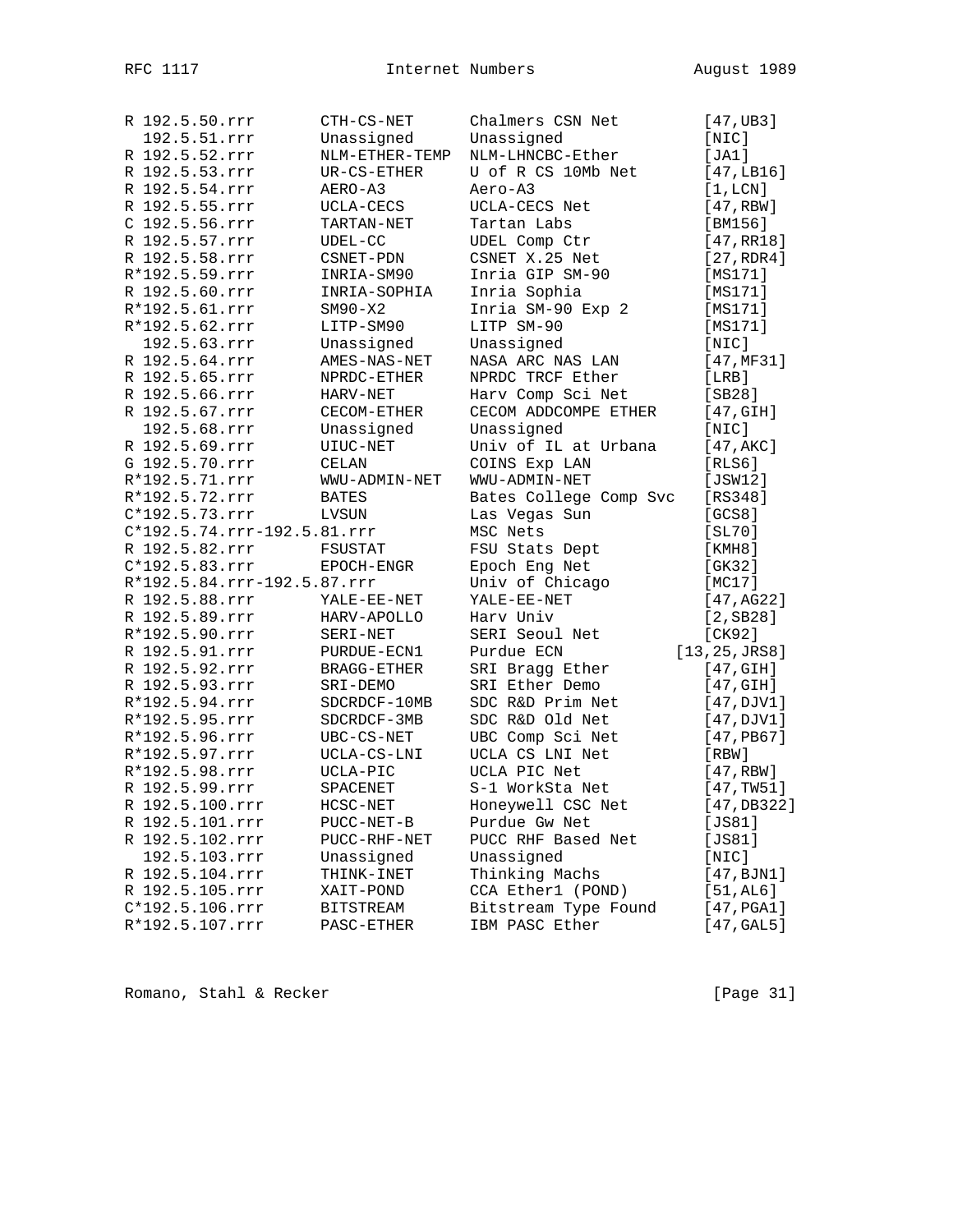```
R 192.5.50.rrr       CTH-CS-NET       Chalmers CSN Net        [47,UB3]
  192.5.51.rrr       Unassigned       Unassigned              [NIC]
R 192.5.52.rrr       NLM-ETHER-TEMP   NLM-LHNCBC-Ether        [JA1]
R 192.5.53.rrr       UR-CS-ETHER      U of R CS 10Mb Net      [47,LB16]
R 192.5.54.rrr       AERO-A3          Aero-A3                 [1,LCN]
R 192.5.55.rrr       UCLA-CECS        UCLA-CECS Net           [47,RBW]
C 192.5.56.rrr       TARTAN-NET       Tartan Labs             [BM156]
R 192.5.57.rrr       UDEL-CC          UDEL Comp Ctr           [47,RR18]
R 192.5.58.rrr       CSNET-PDN        CSNET X.25 Net          [27,RDR4]
R*192.5.59.rrr       INRIA-SM90       Inria GIP SM-90         [MS171]
R 192.5.60.rrr       INRIA-SOPHIA     Inria Sophia            [MS171]
R*192.5.61.rrr       SM90-X2          Inria SM-90 Exp 2       [MS171]
R*192.5.62.rrr       LITP-SM90        LITP SM-90              [MS171]
  192.5.63.rrr       Unassigned       Unassigned              [NIC]
R 192.5.64.rrr       AMES-NAS-NET     NASA ARC NAS LAN        [47,MF31]
R 192.5.65.rrr       NPRDC-ETHER      NPRDC TRCF Ether        [LRB]
R 192.5.66.rrr       HARV-NET         Harv Comp Sci Net       [SB28]
R 192.5.67.rrr       CECOM-ETHER      CECOM ADDCOMPE ETHER    [47,GIH]
  192.5.68.rrr       Unassigned       Unassigned              [NIC]
R 192.5.69.rrr       UIUC-NET         Univ of IL at Urbana    [47,AKC]
G 192.5.70.rrr       CELAN            COINS Exp LAN           [RLS6]
R*192.5.71.rrr       WWU-ADMIN-NET    WWU-ADMIN-NET           [JSW12]
R*192.5.72.rrr       BATES            Bates College Comp Svc  [RS348]
C*192.5.73.rrr       LVSUN            Las Vegas Sun           [GCS8]
C*192.5.74.rrr-192.5.81.rrr           MSC Nets                [SL70]
R 192.5.82.rrr       FSUSTAT          FSU Stats Dept          [KMH8]
C*192.5.83.rrr       EPOCH-ENGR       Epoch Eng Net           [GK32]
R*192.5.84.rrr-192.5.87.rrr           Univ of Chicago         [MC17]
R 192.5.88.rrr       YALE-EE-NET      YALE-EE-NET             [47,AG22]
R 192.5.89.rrr       HARV-APOLLO      Harv Univ               [2,SB28]
R*192.5.90.rrr       SERI-NET         SERI Seoul Net          [CK92]
R 192.5.91.rrr       PURDUE-ECN1      Purdue ECN           [13,25,JRS8]
R 192.5.92.rrr       BRAGG-ETHER      SRI Bragg Ether         [47,GIH]
R 192.5.93.rrr       SRI-DEMO         SRI Ether Demo          [47,GIH]
R*192.5.94.rrr       SDCRDCF-10MB     SDC R&D Prim Net        [47,DJV1]
R*192.5.95.rrr       SDCRDCF-3MB      SDC R&D Old Net         [47,DJV1]
R*192.5.96.rrr       UBC-CS-NET       UBC Comp Sci Net        [47,PB67]
R*192.5.97.rrr       UCLA-CS-LNI      UCLA CS LNI Net         [RBW]
R*192.5.98.rrr       UCLA-PIC         UCLA PIC Net            [47,RBW]
R 192.5.99.rrr       SPACENET         S-1 WorkSta Net         [47,TW51]
R 192.5.100.rrr      HCSC-NET         Honeywell CSC Net       [47,DB322]
R 192.5.101.rrr      PUCC-NET-B       Purdue Gw Net           [JS81]
R 192.5.102.rrr      PUCC-RHF-NET     PUCC RHF Based Net      [JS81]
  192.5.103.rrr      Unassigned       Unassigned              [NIC]
R 192.5.104.rrr      THINK-INET       Thinking Machs          [47,BJN1]
R 192.5.105.rrr      XAIT-POND        CCA Ether1 (POND)       [51,AL6]
C*192.5.106.rrr      BITSTREAM        Bitstream Type Found    [47,PGA1]
R*192.5.107.rrr      PASC-ETHER       IBM PASC Ether          [47,GAL5]
```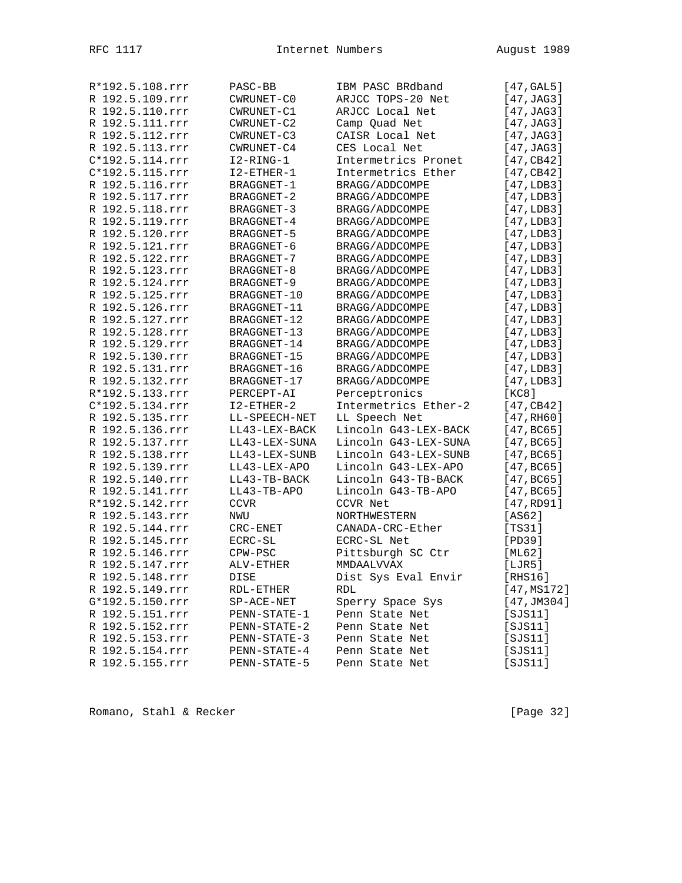```
R*192.5.108.rrr     PASC-BB          IBM PASC BRdband         [47,GAL5]
R 192.5.109.rrr     CWRUNET-C0       ARJCC TOPS-20 Net        [47,JAG3]
R 192.5.110.rrr     CWRUNET-C1       ARJCC Local Net          [47,JAG3]
R 192.5.111.rrr     CWRUNET-C2       Camp Quad Net            [47,JAG3]
R 192.5.112.rrr     CWRUNET-C3       CAISR Local Net          [47,JAG3]
R 192.5.113.rrr     CWRUNET-C4       CES Local Net            [47,JAG3]
C*192.5.114.rrr     I2-RING-1        Intermetrics Pronet      [47,CB42]
C*192.5.115.rrr     I2-ETHER-1       Intermetrics Ether       [47,CB42]
R 192.5.116.rrr     BRAGGNET-1       BRAGG/ADDCOMPE           [47,LDB3]
R 192.5.117.rrr     BRAGGNET-2       BRAGG/ADDCOMPE           [47,LDB3]
R 192.5.118.rrr     BRAGGNET-3       BRAGG/ADDCOMPE           [47,LDB3]
R 192.5.119.rrr     BRAGGNET-4       BRAGG/ADDCOMPE           [47,LDB3]
R 192.5.120.rrr     BRAGGNET-5       BRAGG/ADDCOMPE           [47,LDB3]
R 192.5.121.rrr     BRAGGNET-6       BRAGG/ADDCOMPE           [47,LDB3]
R 192.5.122.rrr     BRAGGNET-7       BRAGG/ADDCOMPE           [47,LDB3]
R 192.5.123.rrr     BRAGGNET-8       BRAGG/ADDCOMPE           [47,LDB3]
R 192.5.124.rrr     BRAGGNET-9       BRAGG/ADDCOMPE           [47,LDB3]
R 192.5.125.rrr     BRAGGNET-10      BRAGG/ADDCOMPE           [47,LDB3]
R 192.5.126.rrr     BRAGGNET-11      BRAGG/ADDCOMPE           [47,LDB3]
R 192.5.127.rrr     BRAGGNET-12      BRAGG/ADDCOMPE           [47,LDB3]
R 192.5.128.rrr     BRAGGNET-13      BRAGG/ADDCOMPE           [47,LDB3]
R 192.5.129.rrr     BRAGGNET-14      BRAGG/ADDCOMPE           [47,LDB3]
R 192.5.130.rrr     BRAGGNET-15      BRAGG/ADDCOMPE           [47,LDB3]
R 192.5.131.rrr     BRAGGNET-16      BRAGG/ADDCOMPE           [47,LDB3]
R 192.5.132.rrr     BRAGGNET-17      BRAGG/ADDCOMPE           [47,LDB3]
R*192.5.133.rrr     PERCEPT-AI       Perceptronics            [KC8]
C*192.5.134.rrr     I2-ETHER-2       Intermetrics Ether-2     [47,CB42]
R 192.5.135.rrr     LL-SPEECH-NET    LL Speech Net            [47,RH60]
R 192.5.136.rrr     LL43-LEX-BACK    Lincoln G43-LEX-BACK     [47,BC65]
R 192.5.137.rrr     LL43-LEX-SUNA    Lincoln G43-LEX-SUNA     [47,BC65]
R 192.5.138.rrr     LL43-LEX-SUNB    Lincoln G43-LEX-SUNB     [47,BC65]
R 192.5.139.rrr     LL43-LEX-APO     Lincoln G43-LEX-APO      [47,BC65]
R 192.5.140.rrr     LL43-TB-BACK     Lincoln G43-TB-BACK      [47,BC65]
R 192.5.141.rrr     LL43-TB-APO      Lincoln G43-TB-APO       [47,BC65]
R*192.5.142.rrr     CCVR             CCVR Net                 [47,RD91]
R 192.5.143.rrr     NWU              NORTHWESTERN             [AS62]
R 192.5.144.rrr     CRC-ENET         CANADA-CRC-Ether         [TS31]
R 192.5.145.rrr     ECRC-SL          ECRC-SL Net              [PD39]
R 192.5.146.rrr     CPW-PSC          Pittsburgh SC Ctr        [ML62]
R 192.5.147.rrr     ALV-ETHER        MMDAALVVAX               [LJR5]
R 192.5.148.rrr     DISE             Dist Sys Eval Envir      [RHS16]
R 192.5.149.rrr     RDL-ETHER        RDL                      [47,MS172]
G*192.5.150.rrr     SP-ACE-NET       Sperry Space Sys         [47,JM304]
R 192.5.151.rrr     PENN-STATE-1     Penn State Net           [SJS11]
R 192.5.152.rrr     PENN-STATE-2     Penn State Net           [SJS11]
R 192.5.153.rrr     PENN-STATE-3     Penn State Net           [SJS11]
R 192.5.154.rrr     PENN-STATE-4     Penn State Net           [SJS11]
R 192.5.155.rrr     PENN-STATE-5     Penn State Net           [SJS11]
```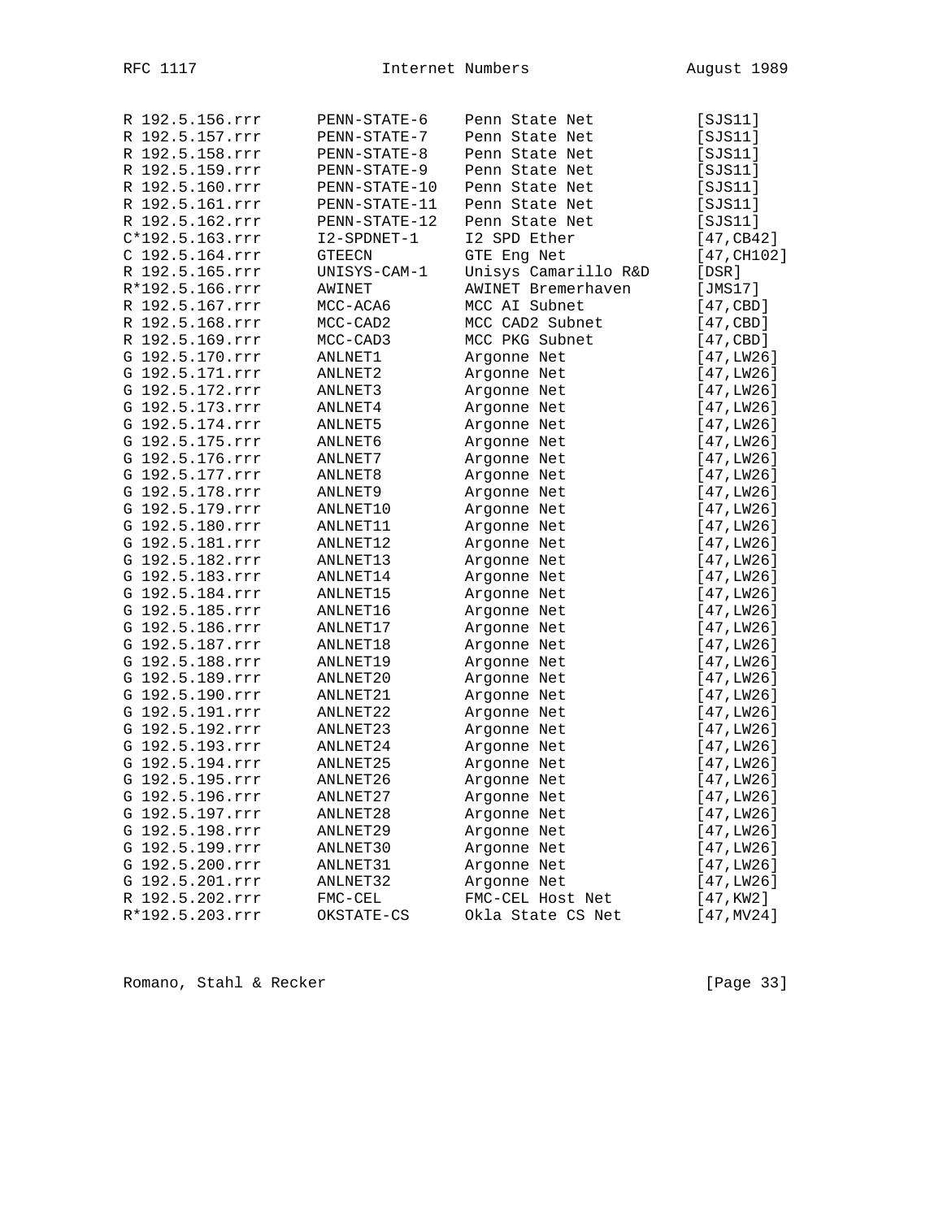```
R 192.5.156.rrr     PENN-STATE-6    Penn State Net        [SJS11]
R 192.5.157.rrr     PENN-STATE-7    Penn State Net        [SJS11]
R 192.5.158.rrr     PENN-STATE-8    Penn State Net        [SJS11]
R 192.5.159.rrr     PENN-STATE-9    Penn State Net        [SJS11]
R 192.5.160.rrr     PENN-STATE-10   Penn State Net        [SJS11]
R 192.5.161.rrr     PENN-STATE-11   Penn State Net        [SJS11]
R 192.5.162.rrr     PENN-STATE-12   Penn State Net        [SJS11]
C*192.5.163.rrr     I2-SPDNET-1     I2 SPD Ether          [47,CB42]
C 192.5.164.rrr     GTEECN          GTE Eng Net           [47,CH102]
R 192.5.165.rrr     UNISYS-CAM-1    Unisys Camarillo R&D  [DSR]
R*192.5.166.rrr     AWINET          AWINET Bremerhaven    [JMS17]
R 192.5.167.rrr     MCC-ACA6        MCC AI Subnet         [47,CBD]
R 192.5.168.rrr     MCC-CAD2        MCC CAD2 Subnet       [47,CBD]
R 192.5.169.rrr     MCC-CAD3        MCC PKG Subnet        [47,CBD]
G 192.5.170.rrr     ANLNET1         Argonne Net           [47,LW26]
G 192.5.171.rrr     ANLNET2         Argonne Net           [47,LW26]
G 192.5.172.rrr     ANLNET3         Argonne Net           [47,LW26]
G 192.5.173.rrr     ANLNET4         Argonne Net           [47,LW26]
G 192.5.174.rrr     ANLNET5         Argonne Net           [47,LW26]
G 192.5.175.rrr     ANLNET6         Argonne Net           [47,LW26]
G 192.5.176.rrr     ANLNET7         Argonne Net           [47,LW26]
G 192.5.177.rrr     ANLNET8         Argonne Net           [47,LW26]
G 192.5.178.rrr     ANLNET9         Argonne Net           [47,LW26]
G 192.5.179.rrr     ANLNET10        Argonne Net           [47,LW26]
G 192.5.180.rrr     ANLNET11        Argonne Net           [47,LW26]
G 192.5.181.rrr     ANLNET12        Argonne Net           [47,LW26]
G 192.5.182.rrr     ANLNET13        Argonne Net           [47,LW26]
G 192.5.183.rrr     ANLNET14        Argonne Net           [47,LW26]
G 192.5.184.rrr     ANLNET15        Argonne Net           [47,LW26]
G 192.5.185.rrr     ANLNET16        Argonne Net           [47,LW26]
G 192.5.186.rrr     ANLNET17        Argonne Net           [47,LW26]
G 192.5.187.rrr     ANLNET18        Argonne Net           [47,LW26]
G 192.5.188.rrr     ANLNET19        Argonne Net           [47,LW26]
G 192.5.189.rrr     ANLNET20        Argonne Net           [47,LW26]
G 192.5.190.rrr     ANLNET21        Argonne Net           [47,LW26]
G 192.5.191.rrr     ANLNET22        Argonne Net           [47,LW26]
G 192.5.192.rrr     ANLNET23        Argonne Net           [47,LW26]
G 192.5.193.rrr     ANLNET24        Argonne Net           [47,LW26]
G 192.5.194.rrr     ANLNET25        Argonne Net           [47,LW26]
G 192.5.195.rrr     ANLNET26        Argonne Net           [47,LW26]
G 192.5.196.rrr     ANLNET27        Argonne Net           [47,LW26]
G 192.5.197.rrr     ANLNET28        Argonne Net           [47,LW26]
G 192.5.198.rrr     ANLNET29        Argonne Net           [47,LW26]
G 192.5.199.rrr     ANLNET30        Argonne Net           [47,LW26]
G 192.5.200.rrr     ANLNET31        Argonne Net           [47,LW26]
G 192.5.201.rrr     ANLNET32        Argonne Net           [47,LW26]
R 192.5.202.rrr     FMC-CEL         FMC-CEL Host Net      [47,KW2]
R*192.5.203.rrr     OKSTATE-CS      Okla State CS Net     [47,MV24]
```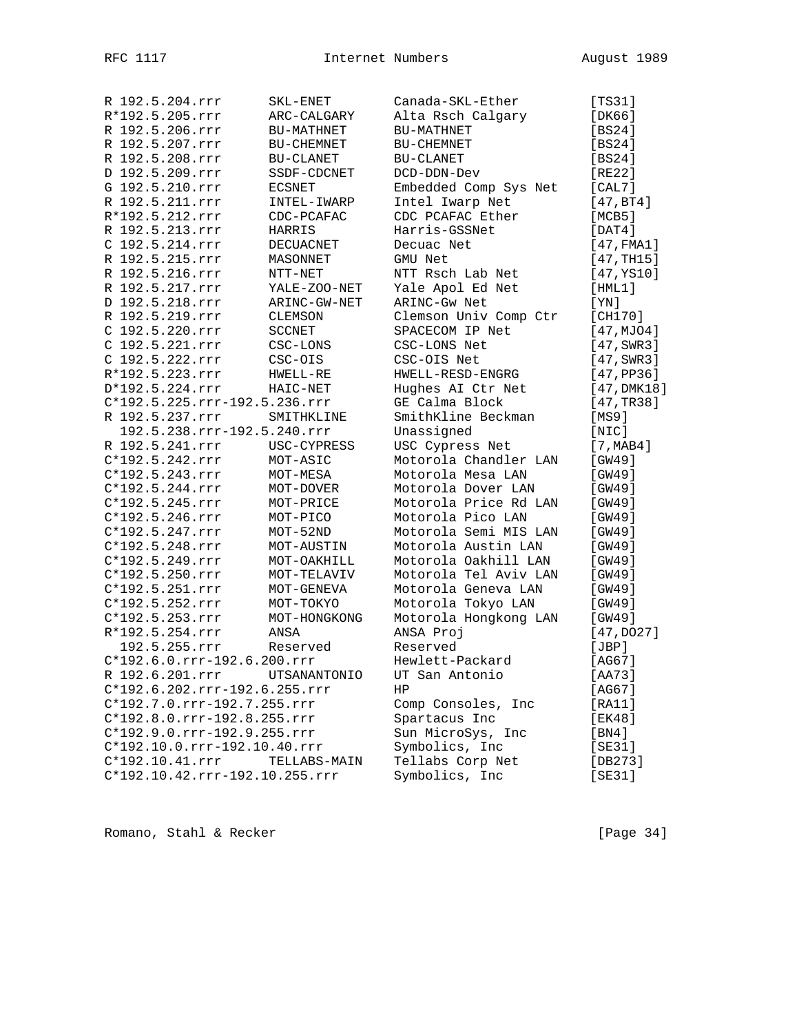```
R 192.5.204.rrr      SKL-ENET        Canada-SKL-Ether         [TS31]
R*192.5.205.rrr      ARC-CALGARY     Alta Rsch Calgary        [DK66]
R 192.5.206.rrr      BU-MATHNET      BU-MATHNET               [BS24]
R 192.5.207.rrr      BU-CHEMNET      BU-CHEMNET               [BS24]
R 192.5.208.rrr      BU-CLANET       BU-CLANET                [BS24]
D 192.5.209.rrr      SSDF-CDCNET     DCD-DDN-Dev              [RE22]
G 192.5.210.rrr      ECSNET          Embedded Comp Sys Net    [CAL7]
R 192.5.211.rrr      INTEL-IWARP     Intel Iwarp Net          [47,BT4]
R*192.5.212.rrr      CDC-PCAFAC      CDC PCAFAC Ether         [MCB5]
R 192.5.213.rrr      HARRIS          Harris-GSSNet            [DAT4]
C 192.5.214.rrr      DECUACNET       Decuac Net               [47,FMA1]
R 192.5.215.rrr      MASONNET        GMU Net                  [47,TH15]
R 192.5.216.rrr      NTT-NET         NTT Rsch Lab Net         [47,YS10]
R 192.5.217.rrr      YALE-ZOO-NET    Yale Apol Ed Net         [HML1]
D 192.5.218.rrr      ARINC-GW-NET    ARINC-Gw Net             [YN]
R 192.5.219.rrr      CLEMSON         Clemson Univ Comp Ctr    [CH170]
C 192.5.220.rrr      SCCNET          SPACECOM IP Net          [47,MJO4]
C 192.5.221.rrr      CSC-LONS        CSC-LONS Net             [47,SWR3]
C 192.5.222.rrr      CSC-OIS         CSC-OIS Net              [47,SWR3]
R*192.5.223.rrr      HWELL-RE        HWELL-RESD-ENGRG         [47,PP36]
D*192.5.224.rrr      HAIC-NET        Hughes AI Ctr Net        [47,DMK18]
C*192.5.225.rrr-192.5.236.rrr        GE Calma Block           [47,TR38]
R 192.5.237.rrr      SMITHKLINE      SmithKline Beckman       [MS9]
  192.5.238.rrr-192.5.240.rrr        Unassigned               [NIC]
R 192.5.241.rrr      USC-CYPRESS     USC Cypress Net          [7,MAB4]
C*192.5.242.rrr      MOT-ASIC        Motorola Chandler LAN    [GW49]
C*192.5.243.rrr      MOT-MESA        Motorola Mesa LAN        [GW49]
C*192.5.244.rrr      MOT-DOVER       Motorola Dover LAN       [GW49]
C*192.5.245.rrr      MOT-PRICE       Motorola Price Rd LAN    [GW49]
C*192.5.246.rrr      MOT-PICO        Motorola Pico LAN        [GW49]
C*192.5.247.rrr      MOT-52ND        Motorola Semi MIS LAN    [GW49]
C*192.5.248.rrr      MOT-AUSTIN      Motorola Austin LAN      [GW49]
C*192.5.249.rrr      MOT-OAKHILL     Motorola Oakhill LAN     [GW49]
C*192.5.250.rrr      MOT-TELAVIV     Motorola Tel Aviv LAN    [GW49]
C*192.5.251.rrr      MOT-GENEVA      Motorola Geneva LAN      [GW49]
C*192.5.252.rrr      MOT-TOKYO       Motorola Tokyo LAN       [GW49]
C*192.5.253.rrr      MOT-HONGKONG    Motorola Hongkong LAN    [GW49]
R*192.5.254.rrr      ANSA            ANSA Proj                [47,DO27]
  192.5.255.rrr      Reserved        Reserved                 [JBP]
C*192.6.0.rrr-192.6.200.rrr          Hewlett-Packard          [AG67]
R 192.6.201.rrr      UTSANANTONIO    UT San Antonio           [AA73]
C*192.6.202.rrr-192.6.255.rrr        HP                       [AG67]
C*192.7.0.rrr-192.7.255.rrr          Comp Consoles, Inc       [RA11]
C*192.8.0.rrr-192.8.255.rrr          Spartacus Inc            [EK48]
C*192.9.0.rrr-192.9.255.rrr          Sun MicroSys, Inc        [BN4]
C*192.10.0.rrr-192.10.40.rrr         Symbolics, Inc           [SE31]
C*192.10.41.rrr      TELLABS-MAIN    Tellabs Corp Net         [DB273]
C*192.10.42.rrr-192.10.255.rrr       Symbolics, Inc           [SE31]
```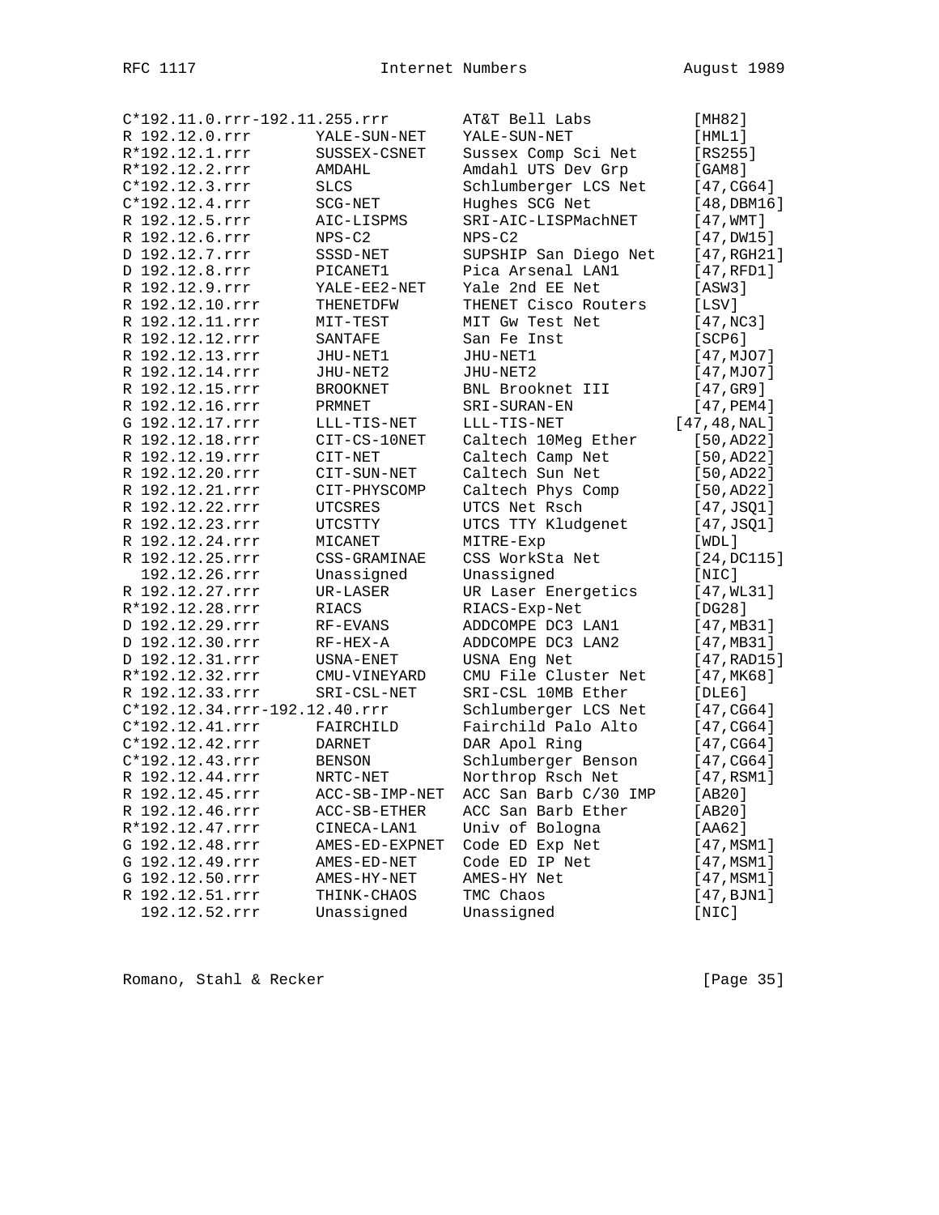```
C*192.11.0.rrr-192.11.255.rrr      AT&T Bell Labs          [MH82]
R 192.12.0.rrr      YALE-SUN-NET   YALE-SUN-NET            [HML1]
R*192.12.1.rrr      SUSSEX-CSNET   Sussex Comp Sci Net     [RS255]
R*192.12.2.rrr      AMDAHL         Amdahl UTS Dev Grp      [GAM8]
C*192.12.3.rrr      SLCS           Schlumberger LCS Net    [47,CG64]
C*192.12.4.rrr      SCG-NET        Hughes SCG Net          [48,DBM16]
R 192.12.5.rrr      AIC-LISPMS     SRI-AIC-LISPMachNET     [47,WMT]
R 192.12.6.rrr      NPS-C2         NPS-C2                  [47,DW15]
D 192.12.7.rrr      SSSD-NET       SUPSHIP San Diego Net   [47,RGH21]
D 192.12.8.rrr      PICANET1       Pica Arsenal LAN1       [47,RFD1]
R 192.12.9.rrr      YALE-EE2-NET   Yale 2nd EE Net         [ASW3]
R 192.12.10.rrr     THENETDFW      THENET Cisco Routers    [LSV]
R 192.12.11.rrr     MIT-TEST       MIT Gw Test Net         [47,NC3]
R 192.12.12.rrr     SANTAFE        San Fe Inst             [SCP6]
R 192.12.13.rrr     JHU-NET1       JHU-NET1                [47,MJO7]
R 192.12.14.rrr     JHU-NET2       JHU-NET2                [47,MJO7]
R 192.12.15.rrr     BROOKNET       BNL Brooknet III        [47,GR9]
R 192.12.16.rrr     PRMNET         SRI-SURAN-EN            [47,PEM4]
G 192.12.17.rrr     LLL-TIS-NET    LLL-TIS-NET            [47,48,NAL]
R 192.12.18.rrr     CIT-CS-10NET   Caltech 10Meg Ether     [50,AD22]
R 192.12.19.rrr     CIT-NET        Caltech Camp Net        [50,AD22]
R 192.12.20.rrr     CIT-SUN-NET    Caltech Sun Net         [50,AD22]
R 192.12.21.rrr     CIT-PHYSCOMP   Caltech Phys Comp       [50,AD22]
R 192.12.22.rrr     UTCSRES        UTCS Net Rsch           [47,JSQ1]
R 192.12.23.rrr     UTCSTTY        UTCS TTY Kludgenet      [47,JSQ1]
R 192.12.24.rrr     MICANET        MITRE-Exp               [WDL]
R 192.12.25.rrr     CSS-GRAMINAE   CSS WorkSta Net         [24,DC115]
  192.12.26.rrr     Unassigned     Unassigned              [NIC]
R 192.12.27.rrr     UR-LASER       UR Laser Energetics     [47,WL31]
R*192.12.28.rrr     RIACS          RIACS-Exp-Net           [DG28]
D 192.12.29.rrr     RF-EVANS       ADDCOMPE DC3 LAN1       [47,MB31]
D 192.12.30.rrr     RF-HEX-A       ADDCOMPE DC3 LAN2       [47,MB31]
D 192.12.31.rrr     USNA-ENET      USNA Eng Net            [47,RAD15]
R*192.12.32.rrr     CMU-VINEYARD   CMU File Cluster Net    [47,MK68]
R 192.12.33.rrr     SRI-CSL-NET    SRI-CSL 10MB Ether      [DLE6]
C*192.12.34.rrr-192.12.40.rrr      Schlumberger LCS Net    [47,CG64]
C*192.12.41.rrr     FAIRCHILD      Fairchild Palo Alto     [47,CG64]
C*192.12.42.rrr     DARNET         DAR Apol Ring           [47,CG64]
C*192.12.43.rrr     BENSON         Schlumberger Benson     [47,CG64]
R 192.12.44.rrr     NRTC-NET       Northrop Rsch Net       [47,RSM1]
R 192.12.45.rrr     ACC-SB-IMP-NET ACC San Barb C/30 IMP   [AB20]
R 192.12.46.rrr     ACC-SB-ETHER   ACC San Barb Ether      [AB20]
R*192.12.47.rrr     CINECA-LAN1    Univ of Bologna         [AA62]
G 192.12.48.rrr     AMES-ED-EXPNET Code ED Exp Net         [47,MSM1]
G 192.12.49.rrr     AMES-ED-NET    Code ED IP Net          [47,MSM1]
G 192.12.50.rrr     AMES-HY-NET    AMES-HY Net             [47,MSM1]
R 192.12.51.rrr     THINK-CHAOS    TMC Chaos               [47,BJN1]
  192.12.52.rrr     Unassigned     Unassigned              [NIC]
```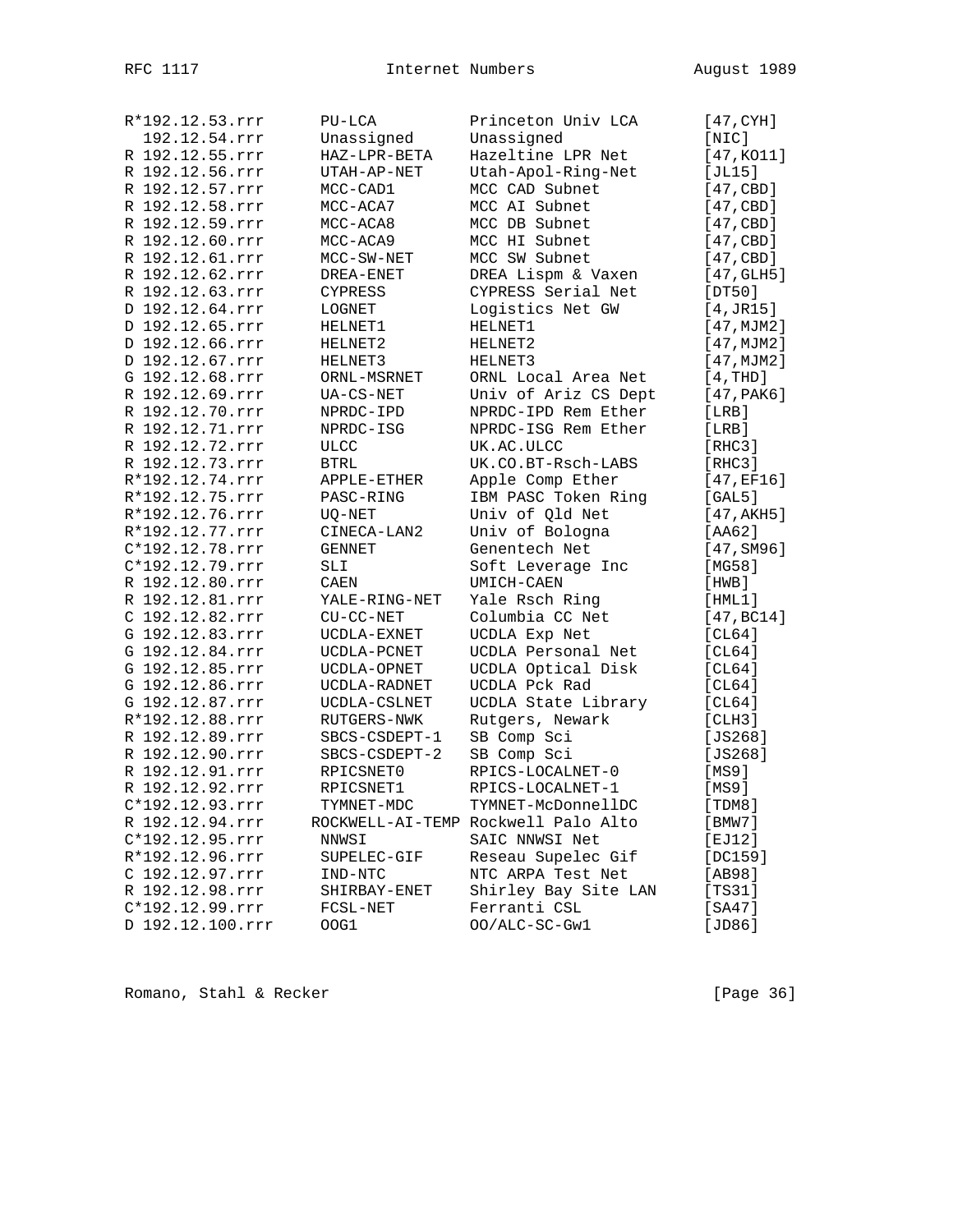```
R*192.12.53.rrr      PU-LCA           Princeton Univ LCA      [47,CYH]
  192.12.54.rrr      Unassigned       Unassigned              [NIC]
R 192.12.55.rrr      HAZ-LPR-BETA     Hazeltine LPR Net       [47,KO11]
R 192.12.56.rrr      UTAH-AP-NET      Utah-Apol-Ring-Net      [JL15]
R 192.12.57.rrr      MCC-CAD1         MCC CAD Subnet          [47,CBD]
R 192.12.58.rrr      MCC-ACA7         MCC AI Subnet           [47,CBD]
R 192.12.59.rrr      MCC-ACA8         MCC DB Subnet           [47,CBD]
R 192.12.60.rrr      MCC-ACA9         MCC HI Subnet           [47,CBD]
R 192.12.61.rrr      MCC-SW-NET       MCC SW Subnet           [47,CBD]
R 192.12.62.rrr      DREA-ENET        DREA Lispm & Vaxen      [47,GLH5]
R 192.12.63.rrr      CYPRESS          CYPRESS Serial Net      [DT50]
D 192.12.64.rrr      LOGNET           Logistics Net GW        [4,JR15]
D 192.12.65.rrr      HELNET1          HELNET1                 [47,MJM2]
D 192.12.66.rrr      HELNET2          HELNET2                 [47,MJM2]
D 192.12.67.rrr      HELNET3          HELNET3                 [47,MJM2]
G 192.12.68.rrr      ORNL-MSRNET      ORNL Local Area Net     [4,THD]
R 192.12.69.rrr      UA-CS-NET        Univ of Ariz CS Dept    [47,PAK6]
R 192.12.70.rrr      NPRDC-IPD        NPRDC-IPD Rem Ether     [LRB]
R 192.12.71.rrr      NPRDC-ISG        NPRDC-ISG Rem Ether     [LRB]
R 192.12.72.rrr      ULCC             UK.AC.ULCC              [RHC3]
R 192.12.73.rrr      BTRL             UK.CO.BT-Rsch-LABS      [RHC3]
R*192.12.74.rrr      APPLE-ETHER      Apple Comp Ether        [47,EF16]
R*192.12.75.rrr      PASC-RING        IBM PASC Token Ring     [GAL5]
R*192.12.76.rrr      UQ-NET           Univ of Qld Net         [47,AKH5]
R*192.12.77.rrr      CINECA-LAN2      Univ of Bologna         [AA62]
C*192.12.78.rrr      GENNET           Genentech Net           [47,SM96]
C*192.12.79.rrr      SLI              Soft Leverage Inc       [MG58]
R 192.12.80.rrr      CAEN             UMICH-CAEN              [HWB]
R 192.12.81.rrr      YALE-RING-NET    Yale Rsch Ring          [HML1]
C 192.12.82.rrr      CU-CC-NET        Columbia CC Net         [47,BC14]
G 192.12.83.rrr      UCDLA-EXNET      UCDLA Exp Net           [CL64]
G 192.12.84.rrr      UCDLA-PCNET      UCDLA Personal Net      [CL64]
G 192.12.85.rrr      UCDLA-OPNET      UCDLA Optical Disk      [CL64]
G 192.12.86.rrr      UCDLA-RADNET     UCDLA Pck Rad           [CL64]
G 192.12.87.rrr      UCDLA-CSLNET     UCDLA State Library     [CL64]
R*192.12.88.rrr      RUTGERS-NWK      Rutgers, Newark         [CLH3]
R 192.12.89.rrr      SBCS-CSDEPT-1    SB Comp Sci             [JS268]
R 192.12.90.rrr      SBCS-CSDEPT-2    SB Comp Sci             [JS268]
R 192.12.91.rrr      RPICSNET0        RPICS-LOCALNET-0        [MS9]
R 192.12.92.rrr      RPICSNET1        RPICS-LOCALNET-1        [MS9]
C*192.12.93.rrr      TYMNET-MDC       TYMNET-McDonnellDC      [TDM8]
R 192.12.94.rrr      ROCKWELL-AI-TEMP Rockwell Palo Alto      [BMW7]
C*192.12.95.rrr      NNWSI            SAIC NNWSI Net          [EJ12]
R*192.12.96.rrr      SUPELEC-GIF      Reseau Supelec Gif      [DC159]
C 192.12.97.rrr      IND-NTC          NTC ARPA Test Net       [AB98]
R 192.12.98.rrr      SHIRBAY-ENET     Shirley Bay Site LAN    [TS31]
C*192.12.99.rrr      FCSL-NET         Ferranti CSL            [SA47]
D 192.12.100.rrr     OOG1             OO/ALC-SC-Gw1           [JD86]
```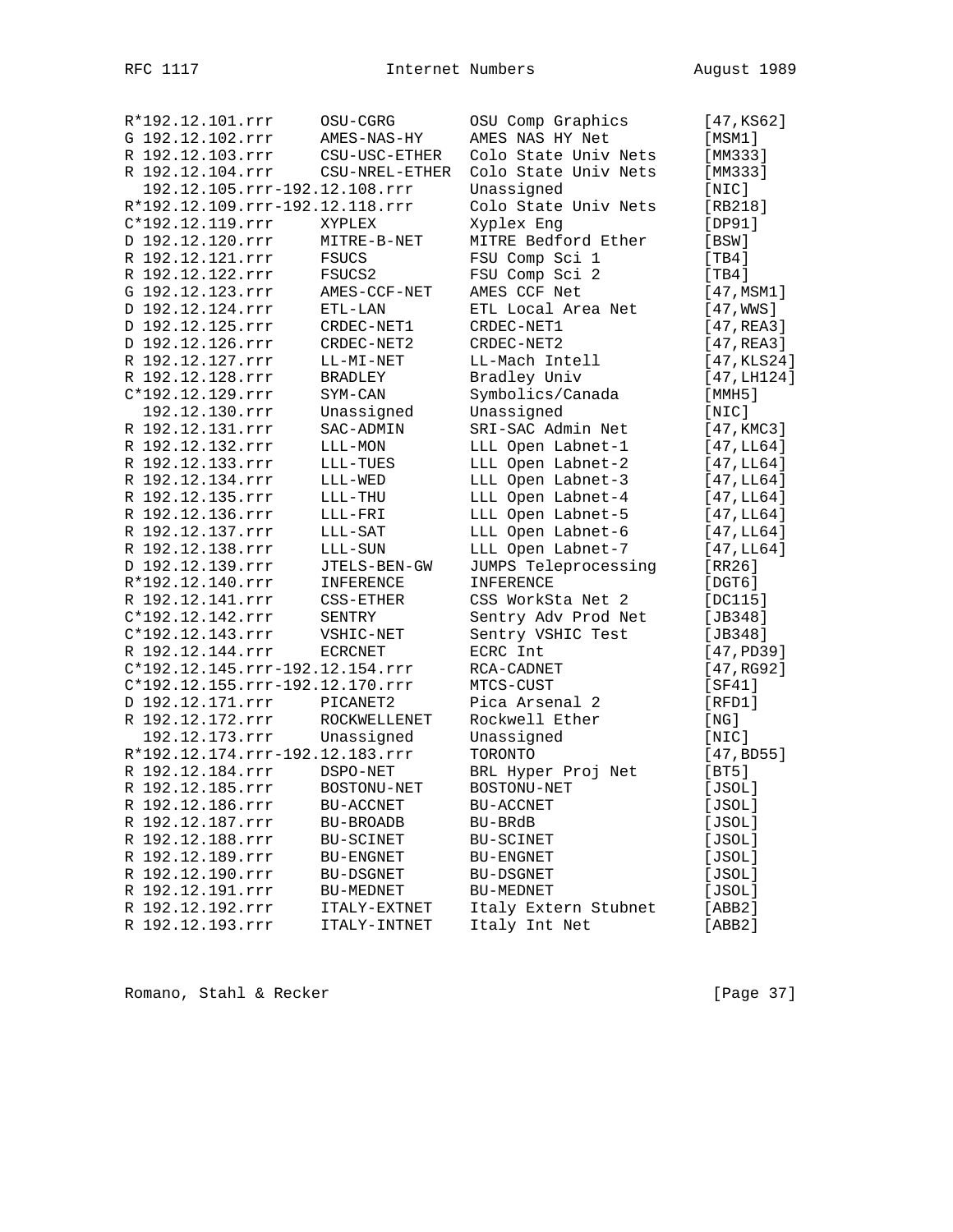```
R*192.12.101.rrr     OSU-CGRG         OSU Comp Graphics       [47,KS62]
G 192.12.102.rrr     AMES-NAS-HY      AMES NAS HY Net         [MSM1]
R 192.12.103.rrr     CSU-USC-ETHER    Colo State Univ Nets    [MM333]
R 192.12.104.rrr     CSU-NREL-ETHER   Colo State Univ Nets    [MM333]
  192.12.105.rrr-192.12.108.rrr       Unassigned              [NIC]
R*192.12.109.rrr-192.12.118.rrr       Colo State Univ Nets    [RB218]
C*192.12.119.rrr     XYPLEX           Xyplex Eng              [DP91]
D 192.12.120.rrr     MITRE-B-NET      MITRE Bedford Ether     [BSW]
R 192.12.121.rrr     FSUCS            FSU Comp Sci 1          [TB4]
R 192.12.122.rrr     FSUCS2           FSU Comp Sci 2          [TB4]
G 192.12.123.rrr     AMES-CCF-NET     AMES CCF Net            [47,MSM1]
D 192.12.124.rrr     ETL-LAN          ETL Local Area Net      [47,WWS]
D 192.12.125.rrr     CRDEC-NET1       CRDEC-NET1              [47,REA3]
D 192.12.126.rrr     CRDEC-NET2       CRDEC-NET2              [47,REA3]
R 192.12.127.rrr     LL-MI-NET        LL-Mach Intell          [47,KLS24]
R 192.12.128.rrr     BRADLEY          Bradley Univ            [47,LH124]
C*192.12.129.rrr     SYM-CAN          Symbolics/Canada        [MMH5]
  192.12.130.rrr     Unassigned       Unassigned              [NIC]
R 192.12.131.rrr     SAC-ADMIN        SRI-SAC Admin Net       [47,KMC3]
R 192.12.132.rrr     LLL-MON          LLL Open Labnet-1       [47,LL64]
R 192.12.133.rrr     LLL-TUES         LLL Open Labnet-2       [47,LL64]
R 192.12.134.rrr     LLL-WED          LLL Open Labnet-3       [47,LL64]
R 192.12.135.rrr     LLL-THU          LLL Open Labnet-4       [47,LL64]
R 192.12.136.rrr     LLL-FRI          LLL Open Labnet-5       [47,LL64]
R 192.12.137.rrr     LLL-SAT          LLL Open Labnet-6       [47,LL64]
R 192.12.138.rrr     LLL-SUN          LLL Open Labnet-7       [47,LL64]
D 192.12.139.rrr     JTELS-BEN-GW     JUMPS Teleprocessing    [RR26]
R*192.12.140.rrr     INFERENCE        INFERENCE               [DGT6]
R 192.12.141.rrr     CSS-ETHER        CSS WorkSta Net 2       [DC115]
C*192.12.142.rrr     SENTRY           Sentry Adv Prod Net     [JB348]
C*192.12.143.rrr     VSHIC-NET        Sentry VSHIC Test       [JB348]
R 192.12.144.rrr     ECRCNET          ECRC Int                [47,PD39]
C*192.12.145.rrr-192.12.154.rrr       RCA-CADNET              [47,RG92]
C*192.12.155.rrr-192.12.170.rrr       MTCS-CUST               [SF41]
D 192.12.171.rrr     PICANET2         Pica Arsenal 2          [RFD1]
R 192.12.172.rrr     ROCKWELLENET     Rockwell Ether          [NG]
  192.12.173.rrr     Unassigned       Unassigned              [NIC]
R*192.12.174.rrr-192.12.183.rrr       TORONTO                 [47,BD55]
R 192.12.184.rrr     DSPO-NET         BRL Hyper Proj Net      [BT5]
R 192.12.185.rrr     BOSTONU-NET      BOSTONU-NET             [JSOL]
R 192.12.186.rrr     BU-ACCNET        BU-ACCNET               [JSOL]
R 192.12.187.rrr     BU-BROADB        BU-BRdB                 [JSOL]
R 192.12.188.rrr     BU-SCINET        BU-SCINET               [JSOL]
R 192.12.189.rrr     BU-ENGNET        BU-ENGNET               [JSOL]
R 192.12.190.rrr     BU-DSGNET        BU-DSGNET               [JSOL]
R 192.12.191.rrr     BU-MEDNET        BU-MEDNET               [JSOL]
R 192.12.192.rrr     ITALY-EXTNET     Italy Extern Stubnet    [ABB2]
R 192.12.193.rrr     ITALY-INTNET     Italy Int Net           [ABB2]
```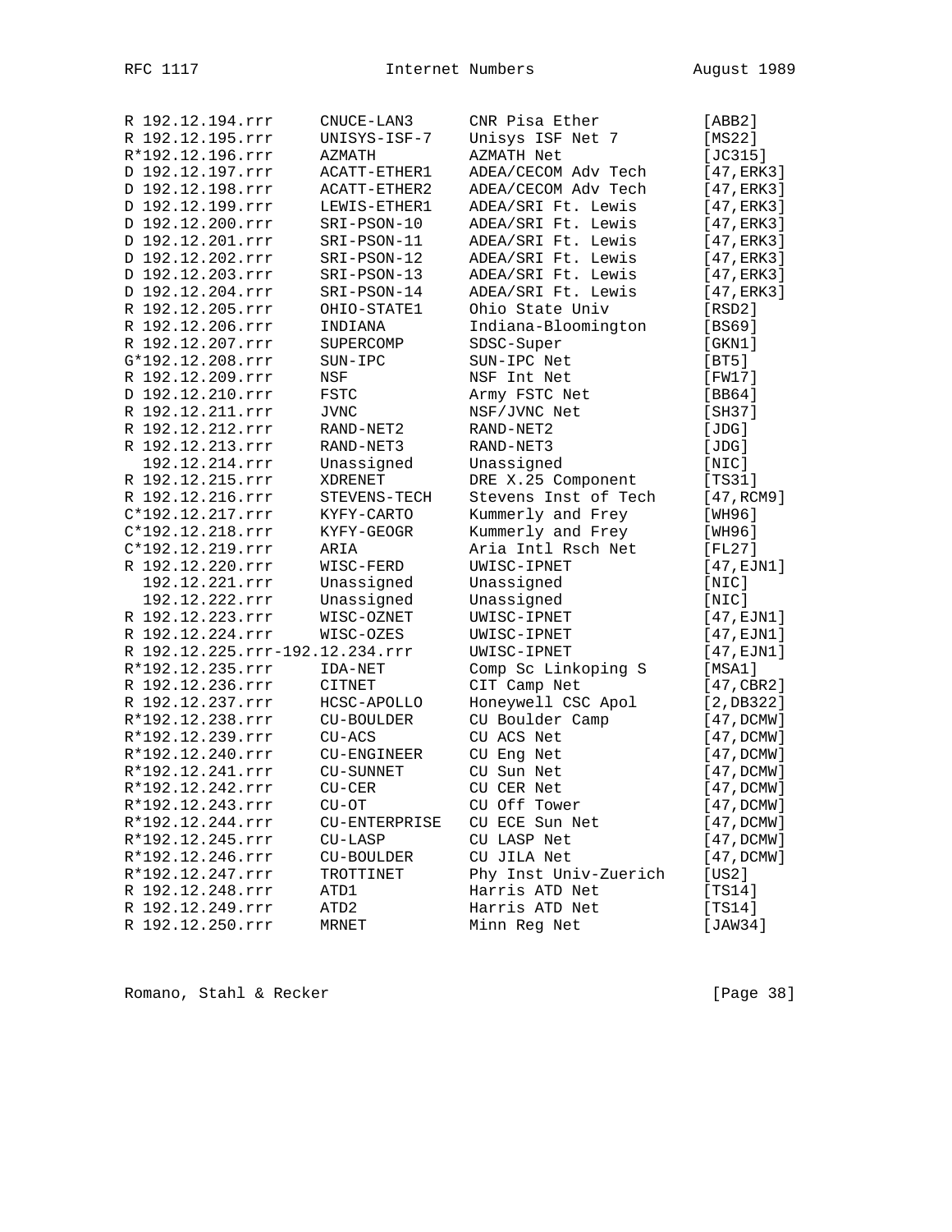```
R 192.12.194.rrr     CNUCE-LAN3     CNR Pisa Ether          [ABB2]
R 192.12.195.rrr     UNISYS-ISF-7   Unisys ISF Net 7        [MS22]
R*192.12.196.rrr     AZMATH         AZMATH Net              [JC315]
D 192.12.197.rrr     ACATT-ETHER1   ADEA/CECOM Adv Tech     [47,ERK3]
D 192.12.198.rrr     ACATT-ETHER2   ADEA/CECOM Adv Tech     [47,ERK3]
D 192.12.199.rrr     LEWIS-ETHER1   ADEA/SRI Ft. Lewis      [47,ERK3]
D 192.12.200.rrr     SRI-PSON-10    ADEA/SRI Ft. Lewis      [47,ERK3]
D 192.12.201.rrr     SRI-PSON-11    ADEA/SRI Ft. Lewis      [47,ERK3]
D 192.12.202.rrr     SRI-PSON-12    ADEA/SRI Ft. Lewis      [47,ERK3]
D 192.12.203.rrr     SRI-PSON-13    ADEA/SRI Ft. Lewis      [47,ERK3]
D 192.12.204.rrr     SRI-PSON-14    ADEA/SRI Ft. Lewis      [47,ERK3]
R 192.12.205.rrr     OHIO-STATE1    Ohio State Univ         [RSD2]
R 192.12.206.rrr     INDIANA        Indiana-Bloomington     [BS69]
R 192.12.207.rrr     SUPERCOMP      SDSC-Super              [GKN1]
G*192.12.208.rrr     SUN-IPC        SUN-IPC Net             [BT5]
R 192.12.209.rrr     NSF            NSF Int Net             [FW17]
D 192.12.210.rrr     FSTC           Army FSTC Net           [BB64]
R 192.12.211.rrr     JVNC           NSF/JVNC Net            [SH37]
R 192.12.212.rrr     RAND-NET2      RAND-NET2               [JDG]
R 192.12.213.rrr     RAND-NET3      RAND-NET3               [JDG]
  192.12.214.rrr     Unassigned     Unassigned              [NIC]
R 192.12.215.rrr     XDRENET        DRE X.25 Component      [TS31]
R 192.12.216.rrr     STEVENS-TECH   Stevens Inst of Tech    [47,RCM9]
C*192.12.217.rrr     KYFY-CARTO     Kummerly and Frey       [WH96]
C*192.12.218.rrr     KYFY-GEOGR     Kummerly and Frey       [WH96]
C*192.12.219.rrr     ARIA           Aria Intl Rsch Net      [FL27]
R 192.12.220.rrr     WISC-FERD      UWISC-IPNET             [47,EJN1]
  192.12.221.rrr     Unassigned     Unassigned              [NIC]
  192.12.222.rrr     Unassigned     Unassigned              [NIC]
R 192.12.223.rrr     WISC-OZNET     UWISC-IPNET             [47,EJN1]
R 192.12.224.rrr     WISC-OZES      UWISC-IPNET             [47,EJN1]
R 192.12.225.rrr-192.12.234.rrr     UWISC-IPNET             [47,EJN1]
R*192.12.235.rrr     IDA-NET        Comp Sc Linkoping S     [MSA1]
R 192.12.236.rrr     CITNET         CIT Camp Net            [47,CBR2]
R 192.12.237.rrr     HCSC-APOLLO    Honeywell CSC Apol      [2,DB322]
R*192.12.238.rrr     CU-BOULDER     CU Boulder Camp         [47,DCMW]
R*192.12.239.rrr     CU-ACS         CU ACS Net              [47,DCMW]
R*192.12.240.rrr     CU-ENGINEER    CU Eng Net              [47,DCMW]
R*192.12.241.rrr     CU-SUNNET      CU Sun Net              [47,DCMW]
R*192.12.242.rrr     CU-CER         CU CER Net              [47,DCMW]
R*192.12.243.rrr     CU-OT          CU Off Tower            [47,DCMW]
R*192.12.244.rrr     CU-ENTERPRISE  CU ECE Sun Net          [47,DCMW]
R*192.12.245.rrr     CU-LASP        CU LASP Net             [47,DCMW]
R*192.12.246.rrr     CU-BOULDER     CU JILA Net             [47,DCMW]
R*192.12.247.rrr     TROTTINET      Phy Inst Univ-Zuerich   [US2]
R 192.12.248.rrr     ATD1           Harris ATD Net          [TS14]
R 192.12.249.rrr     ATD2           Harris ATD Net          [TS14]
R 192.12.250.rrr     MRNET          Minn Reg Net            [JAW34]
```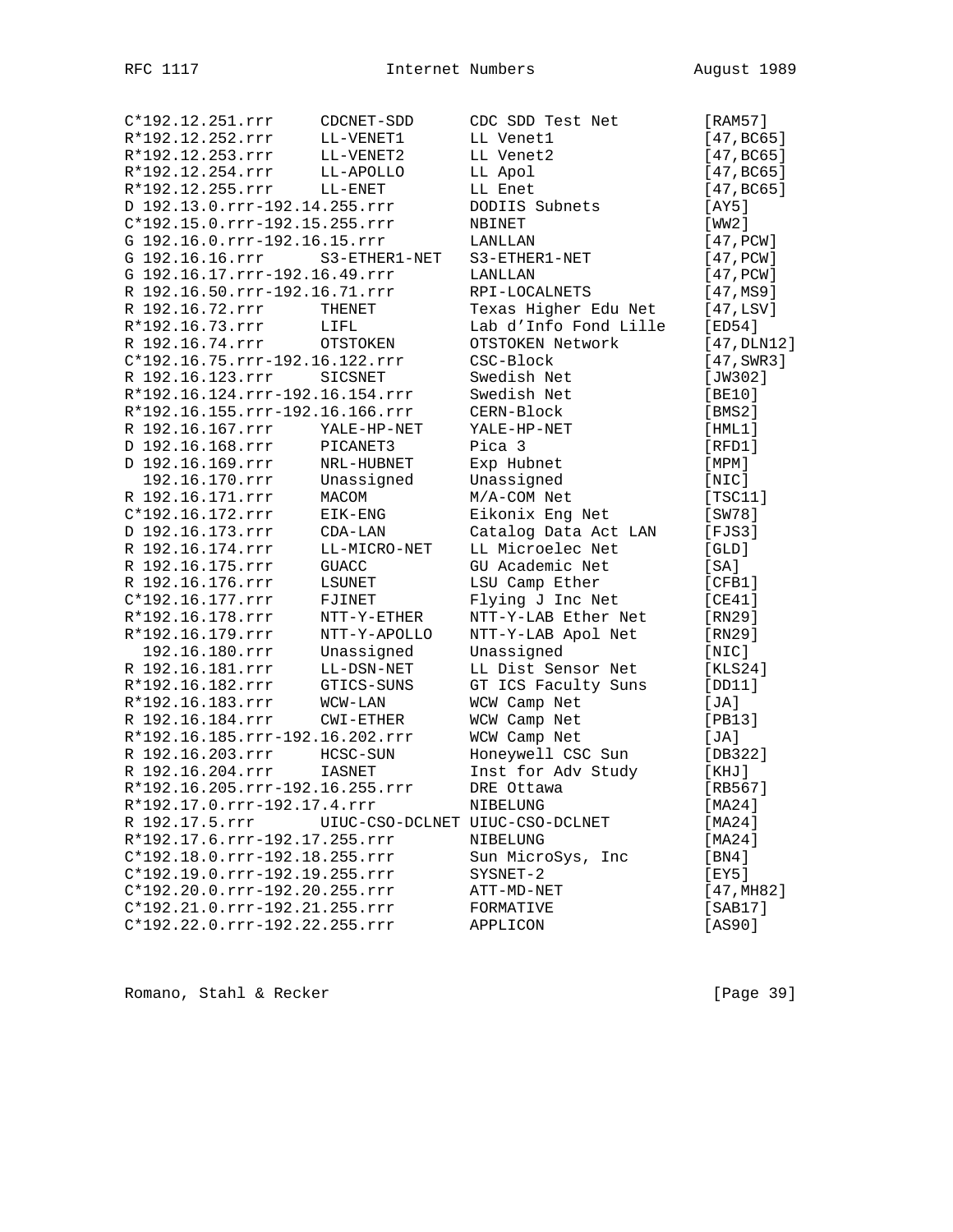```
C*192.12.251.rrr     CDCNET-SDD      CDC SDD Test Net        [RAM57]
R*192.12.252.rrr     LL-VENET1       LL Venet1               [47,BC65]
R*192.12.253.rrr     LL-VENET2       LL Venet2               [47,BC65]
R*192.12.254.rrr     LL-APOLLO       LL Apol                 [47,BC65]
R*192.12.255.rrr     LL-ENET         LL Enet                 [47,BC65]
D 192.13.0.rrr-192.14.255.rrr        DODIIS Subnets          [AY5]
C*192.15.0.rrr-192.15.255.rrr        NBINET                  [WW2]
G 192.16.0.rrr-192.16.15.rrr         LANLLAN                 [47,PCW]
G 192.16.16.rrr      S3-ETHER1-NET   S3-ETHER1-NET           [47,PCW]
G 192.16.17.rrr-192.16.49.rrr        LANLLAN                 [47,PCW]
R 192.16.50.rrr-192.16.71.rrr        RPI-LOCALNETS           [47,MS9]
R 192.16.72.rrr      THENET          Texas Higher Edu Net    [47,LSV]
R*192.16.73.rrr      LIFL            Lab d'Info Fond Lille   [ED54]
R 192.16.74.rrr      OTSTOKEN        OTSTOKEN Network        [47,DLN12]
C*192.16.75.rrr-192.16.122.rrr       CSC-Block               [47,SWR3]
R 192.16.123.rrr     SICSNET         Swedish Net             [JW302]
R*192.16.124.rrr-192.16.154.rrr      Swedish Net             [BE10]
R*192.16.155.rrr-192.16.166.rrr      CERN-Block              [BMS2]
R 192.16.167.rrr     YALE-HP-NET     YALE-HP-NET             [HML1]
D 192.16.168.rrr     PICANET3        Pica 3                  [RFD1]
D 192.16.169.rrr     NRL-HUBNET      Exp Hubnet              [MPM]
  192.16.170.rrr     Unassigned      Unassigned              [NIC]
R 192.16.171.rrr     MACOM           M/A-COM Net             [TSC11]
C*192.16.172.rrr     EIK-ENG         Eikonix Eng Net         [SW78]
D 192.16.173.rrr     CDA-LAN         Catalog Data Act LAN    [FJS3]
R 192.16.174.rrr     LL-MICRO-NET    LL Microelec Net        [GLD]
R 192.16.175.rrr     GUACC           GU Academic Net         [SA]
R 192.16.176.rrr     LSUNET          LSU Camp Ether          [CFB1]
C*192.16.177.rrr     FJINET          Flying J Inc Net        [CE41]
R*192.16.178.rrr     NTT-Y-ETHER     NTT-Y-LAB Ether Net     [RN29]
R*192.16.179.rrr     NTT-Y-APOLLO    NTT-Y-LAB Apol Net      [RN29]
  192.16.180.rrr     Unassigned      Unassigned              [NIC]
R 192.16.181.rrr     LL-DSN-NET      LL Dist Sensor Net      [KLS24]
R*192.16.182.rrr     GTICS-SUNS      GT ICS Faculty Suns     [DD11]
R*192.16.183.rrr     WCW-LAN         WCW Camp Net            [JA]
R 192.16.184.rrr     CWI-ETHER       WCW Camp Net            [PB13]
R*192.16.185.rrr-192.16.202.rrr      WCW Camp Net            [JA]
R 192.16.203.rrr     HCSC-SUN        Honeywell CSC Sun       [DB322]
R 192.16.204.rrr     IASNET          Inst for Adv Study      [KHJ]
R*192.16.205.rrr-192.16.255.rrr      DRE Ottawa              [RB567]
R*192.17.0.rrr-192.17.4.rrr          NIBELUNG                [MA24]
R 192.17.5.rrr       UIUC-CSO-DCLNET UIUC-CSO-DCLNET         [MA24]
R*192.17.6.rrr-192.17.255.rrr        NIBELUNG                [MA24]
C*192.18.0.rrr-192.18.255.rrr        Sun MicroSys, Inc       [BN4]
C*192.19.0.rrr-192.19.255.rrr        SYSNET-2                [EY5]
C*192.20.0.rrr-192.20.255.rrr        ATT-MD-NET              [47,MH82]
C*192.21.0.rrr-192.21.255.rrr        FORMATIVE               [SAB17]
C*192.22.0.rrr-192.22.255.rrr        APPLICON                [AS90]
```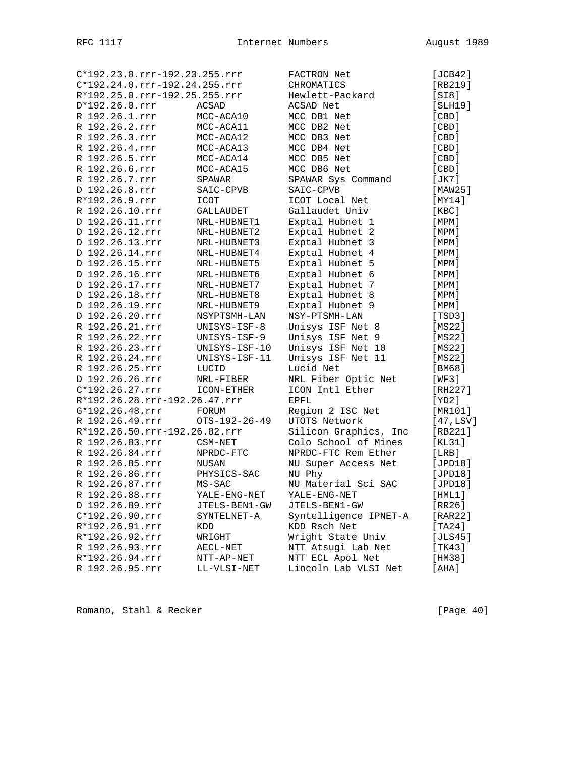```
C*192.23.0.rrr-192.23.255.rrr         FACTRON Net            [JCB42]
C*192.24.0.rrr-192.24.255.rrr         CHROMATICS             [RB219]
R*192.25.0.rrr-192.25.255.rrr         Hewlett-Packard        [SI8]
D*192.26.0.rrr        ACSAD           ACSAD Net              [SLH19]
R 192.26.1.rrr        MCC-ACA10       MCC DB1 Net            [CBD]
R 192.26.2.rrr        MCC-ACA11       MCC DB2 Net            [CBD]
R 192.26.3.rrr        MCC-ACA12       MCC DB3 Net            [CBD]
R 192.26.4.rrr        MCC-ACA13       MCC DB4 Net            [CBD]
R 192.26.5.rrr        MCC-ACA14       MCC DB5 Net            [CBD]
R 192.26.6.rrr        MCC-ACA15       MCC DB6 Net            [CBD]
R 192.26.7.rrr        SPAWAR          SPAWAR Sys Command     [JK7]
D 192.26.8.rrr        SAIC-CPVB       SAIC-CPVB              [MAW25]
R*192.26.9.rrr        ICOT            ICOT Local Net         [MY14]
R 192.26.10.rrr       GALLAUDET       Gallaudet Univ         [KBC]
D 192.26.11.rrr       NRL-HUBNET1     Exptal Hubnet 1        [MPM]
D 192.26.12.rrr       NRL-HUBNET2     Exptal Hubnet 2        [MPM]
D 192.26.13.rrr       NRL-HUBNET3     Exptal Hubnet 3        [MPM]
D 192.26.14.rrr       NRL-HUBNET4     Exptal Hubnet 4        [MPM]
D 192.26.15.rrr       NRL-HUBNET5     Exptal Hubnet 5        [MPM]
D 192.26.16.rrr       NRL-HUBNET6     Exptal Hubnet 6        [MPM]
D 192.26.17.rrr       NRL-HUBNET7     Exptal Hubnet 7        [MPM]
D 192.26.18.rrr       NRL-HUBNET8     Exptal Hubnet 8        [MPM]
D 192.26.19.rrr       NRL-HUBNET9     Exptal Hubnet 9        [MPM]
D 192.26.20.rrr       NSYPTSMH-LAN    NSY-PTSMH-LAN          [TSD3]
R 192.26.21.rrr       UNISYS-ISF-8    Unisys ISF Net 8       [MS22]
R 192.26.22.rrr       UNISYS-ISF-9    Unisys ISF Net 9       [MS22]
R 192.26.23.rrr       UNISYS-ISF-10   Unisys ISF Net 10      [MS22]
R 192.26.24.rrr       UNISYS-ISF-11   Unisys ISF Net 11      [MS22]
R 192.26.25.rrr       LUCID           Lucid Net              [BM68]
D 192.26.26.rrr       NRL-FIBER       NRL Fiber Optic Net    [WF3]
C*192.26.27.rrr       ICON-ETHER      ICON Intl Ether        [RH227]
R*192.26.28.rrr-192.26.47.rrr         EPFL                   [YD2]
G*192.26.48.rrr       FORUM           Region 2 ISC Net       [MR101]
R 192.26.49.rrr       OTS-192-26-49   UTOTS Network          [47,LSV]
R*192.26.50.rrr-192.26.82.rrr         Silicon Graphics, Inc  [RB221]
R 192.26.83.rrr       CSM-NET         Colo School of Mines   [KL31]
R 192.26.84.rrr       NPRDC-FTC       NPRDC-FTC Rem Ether    [LRB]
R 192.26.85.rrr       NUSAN           NU Super Access Net    [JPD18]
R 192.26.86.rrr       PHYSICS-SAC     NU Phy                 [JPD18]
R 192.26.87.rrr       MS-SAC          NU Material Sci SAC    [JPD18]
R 192.26.88.rrr       YALE-ENG-NET    YALE-ENG-NET           [HML1]
D 192.26.89.rrr       JTELS-BEN1-GW   JTELS-BEN1-GW          [RR26]
C*192.26.90.rrr       SYNTELNET-A     Syntelligence IPNET-A  [RAR22]
R*192.26.91.rrr       KDD             KDD Rsch Net           [TA24]
R*192.26.92.rrr       WRIGHT          Wright State Univ      [JLS45]
R 192.26.93.rrr       AECL-NET        NTT Atsugi Lab Net     [TK43]
R*192.26.94.rrr       NTT-AP-NET      NTT ECL Apol Net       [HM38]
R 192.26.95.rrr       LL-VLSI-NET     Lincoln Lab VLSI Net   [AHA]
```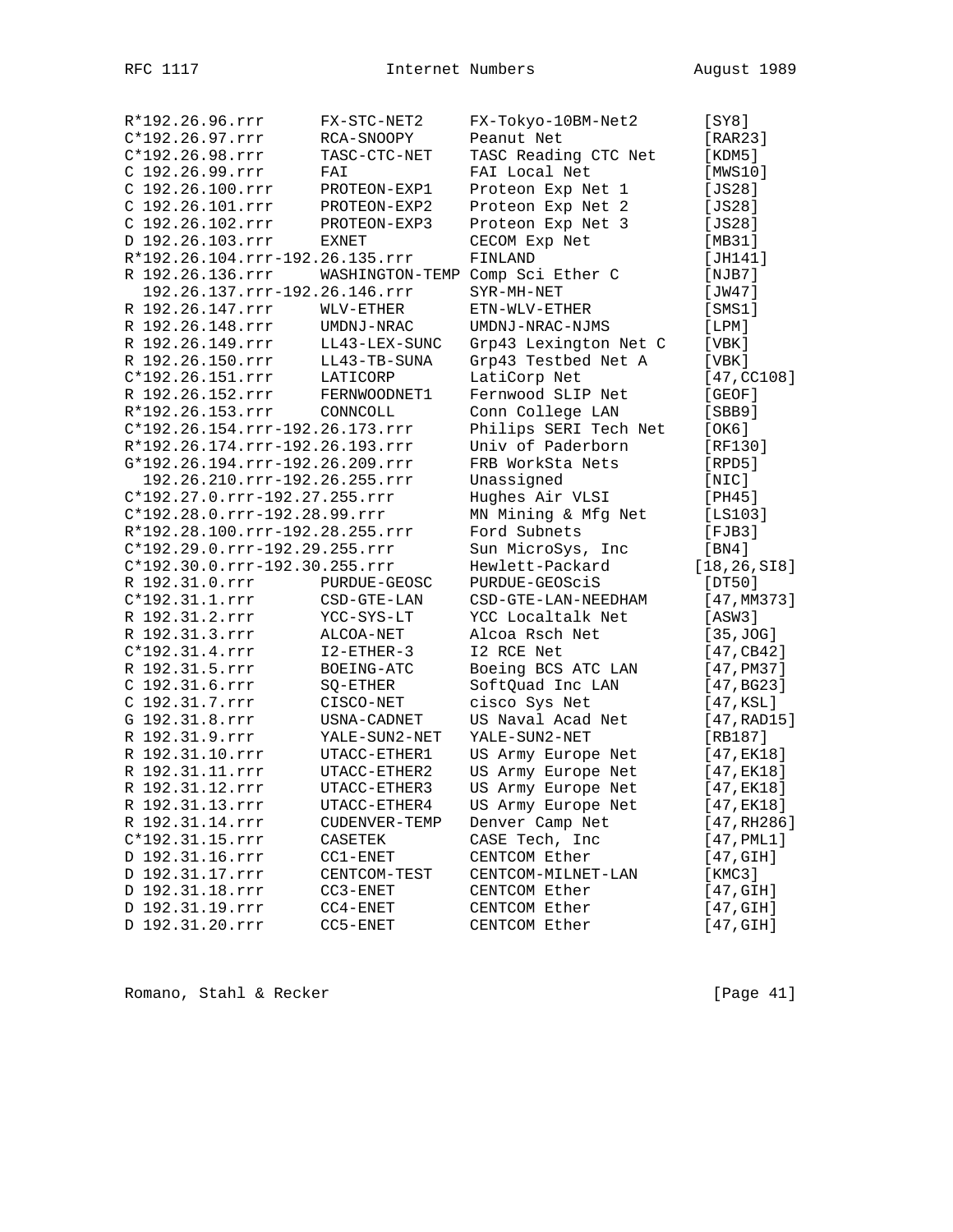```
R*192.26.96.rrr      FX-STC-NET2     FX-Tokyo-10BM-Net2      [SY8]
C*192.26.97.rrr      RCA-SNOOPY      Peanut Net              [RAR23]
C*192.26.98.rrr      TASC-CTC-NET    TASC Reading CTC Net    [KDM5]
C 192.26.99.rrr      FAI             FAI Local Net           [MWS10]
C 192.26.100.rrr     PROTEON-EXP1    Proteon Exp Net 1       [JS28]
C 192.26.101.rrr     PROTEON-EXP2    Proteon Exp Net 2       [JS28]
C 192.26.102.rrr     PROTEON-EXP3    Proteon Exp Net 3       [JS28]
D 192.26.103.rrr     EXNET           CECOM Exp Net           [MB31]
R*192.26.104.rrr-192.26.135.rrr      FINLAND                 [JH141]
R 192.26.136.rrr     WASHINGTON-TEMP Comp Sci Ether C        [NJB7]
  192.26.137.rrr-192.26.146.rrr      SYR-MH-NET              [JW47]
R 192.26.147.rrr     WLV-ETHER       ETN-WLV-ETHER           [SMS1]
R 192.26.148.rrr     UMDNJ-NRAC      UMDNJ-NRAC-NJMS         [LPM]
R 192.26.149.rrr     LL43-LEX-SUNC   Grp43 Lexington Net C   [VBK]
R 192.26.150.rrr     LL43-TB-SUNA    Grp43 Testbed Net A     [VBK]
C*192.26.151.rrr     LATICORP        LatiCorp Net            [47,CC108]
R 192.26.152.rrr     FERNWOODNET1    Fernwood SLIP Net       [GEOF]
R*192.26.153.rrr     CONNCOLL        Conn College LAN        [SBB9]
C*192.26.154.rrr-192.26.173.rrr      Philips SERI Tech Net   [OK6]
R*192.26.174.rrr-192.26.193.rrr      Univ of Paderborn       [RF130]
G*192.26.194.rrr-192.26.209.rrr      FRB WorkSta Nets        [RPD5]
  192.26.210.rrr-192.26.255.rrr      Unassigned              [NIC]
C*192.27.0.rrr-192.27.255.rrr        Hughes Air VLSI         [PH45]
C*192.28.0.rrr-192.28.99.rrr         MN Mining & Mfg Net     [LS103]
R*192.28.100.rrr-192.28.255.rrr      Ford Subnets            [FJB3]
C*192.29.0.rrr-192.29.255.rrr        Sun MicroSys, Inc       [BN4]
C*192.30.0.rrr-192.30.255.rrr        Hewlett-Packard        [18,26,SI8]
R 192.31.0.rrr       PURDUE-GEOSC    PURDUE-GEOSciS          [DT50]
C*192.31.1.rrr       CSD-GTE-LAN     CSD-GTE-LAN-NEEDHAM     [47,MM373]
R 192.31.2.rrr       YCC-SYS-LT      YCC Localtalk Net       [ASW3]
R 192.31.3.rrr       ALCOA-NET       Alcoa Rsch Net          [35,JOG]
C*192.31.4.rrr       I2-ETHER-3      I2 RCE Net              [47,CB42]
R 192.31.5.rrr       BOEING-ATC      Boeing BCS ATC LAN      [47,PM37]
C 192.31.6.rrr       SQ-ETHER        SoftQuad Inc LAN        [47,BG23]
C 192.31.7.rrr       CISCO-NET       cisco Sys Net           [47,KSL]
G 192.31.8.rrr       USNA-CADNET     US Naval Acad Net       [47,RAD15]
R 192.31.9.rrr       YALE-SUN2-NET   YALE-SUN2-NET           [RB187]
R 192.31.10.rrr      UTACC-ETHER1    US Army Europe Net      [47,EK18]
R 192.31.11.rrr      UTACC-ETHER2    US Army Europe Net      [47,EK18]
R 192.31.12.rrr      UTACC-ETHER3    US Army Europe Net      [47,EK18]
R 192.31.13.rrr      UTACC-ETHER4    US Army Europe Net      [47,EK18]
R 192.31.14.rrr      CUDENVER-TEMP   Denver Camp Net         [47,RH286]
C*192.31.15.rrr      CASETEK         CASE Tech, Inc          [47,PML1]
D 192.31.16.rrr      CC1-ENET        CENTCOM Ether           [47,GIH]
D 192.31.17.rrr      CENTCOM-TEST    CENTCOM-MILNET-LAN      [KMC3]
D 192.31.18.rrr      CC3-ENET        CENTCOM Ether           [47,GIH]
D 192.31.19.rrr      CC4-ENET        CENTCOM Ether           [47,GIH]
D 192.31.20.rrr      CC5-ENET        CENTCOM Ether           [47,GIH]
```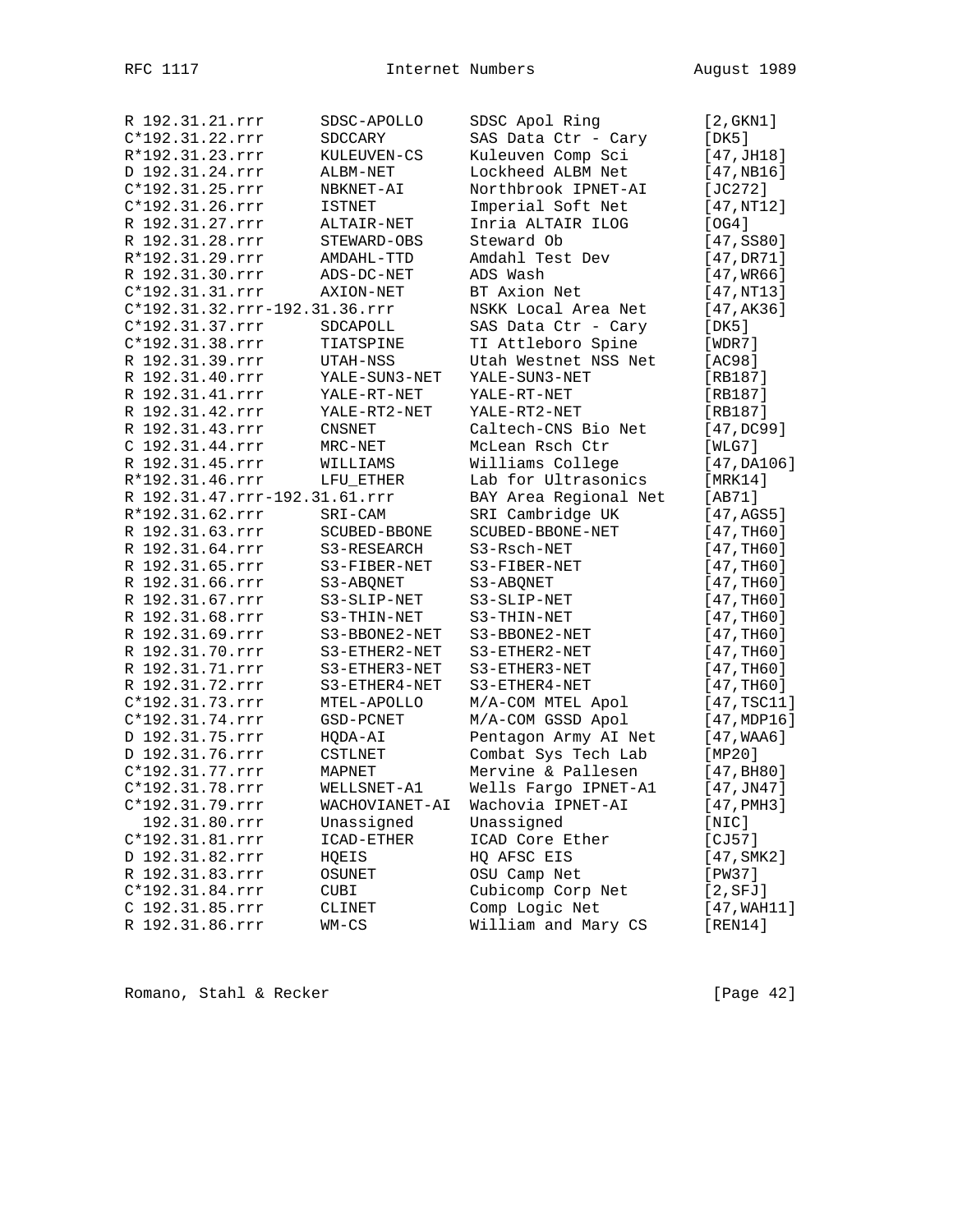```
R 192.31.21.rrr      SDSC-APOLLO     SDSC Apol Ring          [2,GKN1]
C*192.31.22.rrr      SDCCARY         SAS Data Ctr - Cary     [DK5]
R*192.31.23.rrr      KULEUVEN-CS     Kuleuven Comp Sci       [47,JH18]
D 192.31.24.rrr      ALBM-NET        Lockheed ALBM Net       [47,NB16]
C*192.31.25.rrr      NBKNET-AI       Northbrook IPNET-AI     [JC272]
C*192.31.26.rrr      ISTNET          Imperial Soft Net       [47,NT12]
R 192.31.27.rrr      ALTAIR-NET      Inria ALTAIR ILOG       [OG4]
R 192.31.28.rrr      STEWARD-OBS     Steward Ob              [47,SS80]
R*192.31.29.rrr      AMDAHL-TTD      Amdahl Test Dev         [47,DR71]
R 192.31.30.rrr      ADS-DC-NET      ADS Wash                [47,WR66]
C*192.31.31.rrr      AXION-NET       BT Axion Net            [47,NT13]
C*192.31.32.rrr-192.31.36.rrr        NSKK Local Area Net     [47,AK36]
C*192.31.37.rrr      SDCAPOLL        SAS Data Ctr - Cary     [DK5]
C*192.31.38.rrr      TIATSPINE       TI Attleboro Spine      [WDR7]
R 192.31.39.rrr      UTAH-NSS        Utah Westnet NSS Net    [AC98]
R 192.31.40.rrr      YALE-SUN3-NET   YALE-SUN3-NET           [RB187]
R 192.31.41.rrr      YALE-RT-NET     YALE-RT-NET             [RB187]
R 192.31.42.rrr      YALE-RT2-NET    YALE-RT2-NET            [RB187]
R 192.31.43.rrr      CNSNET          Caltech-CNS Bio Net     [47,DC99]
C 192.31.44.rrr      MRC-NET         McLean Rsch Ctr         [WLG7]
R 192.31.45.rrr      WILLIAMS        Williams College        [47,DA106]
R*192.31.46.rrr      LFU_ETHER       Lab for Ultrasonics     [MRK14]
R 192.31.47.rrr-192.31.61.rrr        BAY Area Regional Net   [AB71]
R*192.31.62.rrr      SRI-CAM         SRI Cambridge UK        [47,AGS5]
R 192.31.63.rrr      SCUBED-BBONE    SCUBED-BBONE-NET        [47,TH60]
R 192.31.64.rrr      S3-RESEARCH     S3-Rsch-NET             [47,TH60]
R 192.31.65.rrr      S3-FIBER-NET    S3-FIBER-NET            [47,TH60]
R 192.31.66.rrr      S3-ABQNET       S3-ABQNET               [47,TH60]
R 192.31.67.rrr      S3-SLIP-NET     S3-SLIP-NET             [47,TH60]
R 192.31.68.rrr      S3-THIN-NET     S3-THIN-NET             [47,TH60]
R 192.31.69.rrr      S3-BBONE2-NET   S3-BBONE2-NET           [47,TH60]
R 192.31.70.rrr      S3-ETHER2-NET   S3-ETHER2-NET           [47,TH60]
R 192.31.71.rrr      S3-ETHER3-NET   S3-ETHER3-NET           [47,TH60]
R 192.31.72.rrr      S3-ETHER4-NET   S3-ETHER4-NET           [47,TH60]
C*192.31.73.rrr      MTEL-APOLLO     M/A-COM MTEL Apol       [47,TSC11]
C*192.31.74.rrr      GSD-PCNET       M/A-COM GSSD Apol       [47,MDP16]
D 192.31.75.rrr      HQDA-AI         Pentagon Army AI Net    [47,WAA6]
D 192.31.76.rrr      CSTLNET         Combat Sys Tech Lab     [MP20]
C*192.31.77.rrr      MAPNET          Mervine & Pallesen      [47,BH80]
C*192.31.78.rrr      WELLSNET-A1     Wells Fargo IPNET-A1    [47,JN47]
C*192.31.79.rrr      WACHOVIANET-AI  Wachovia IPNET-AI       [47,PMH3]
  192.31.80.rrr      Unassigned      Unassigned              [NIC]
C*192.31.81.rrr      ICAD-ETHER      ICAD Core Ether         [CJ57]
D 192.31.82.rrr      HQEIS           HQ AFSC EIS             [47,SMK2]
R 192.31.83.rrr      OSUNET          OSU Camp Net            [PW37]
C*192.31.84.rrr      CUBI            Cubicomp Corp Net       [2,SFJ]
C 192.31.85.rrr      CLINET          Comp Logic Net          [47,WAH11]
R 192.31.86.rrr      WM-CS           William and Mary CS     [REN14]
```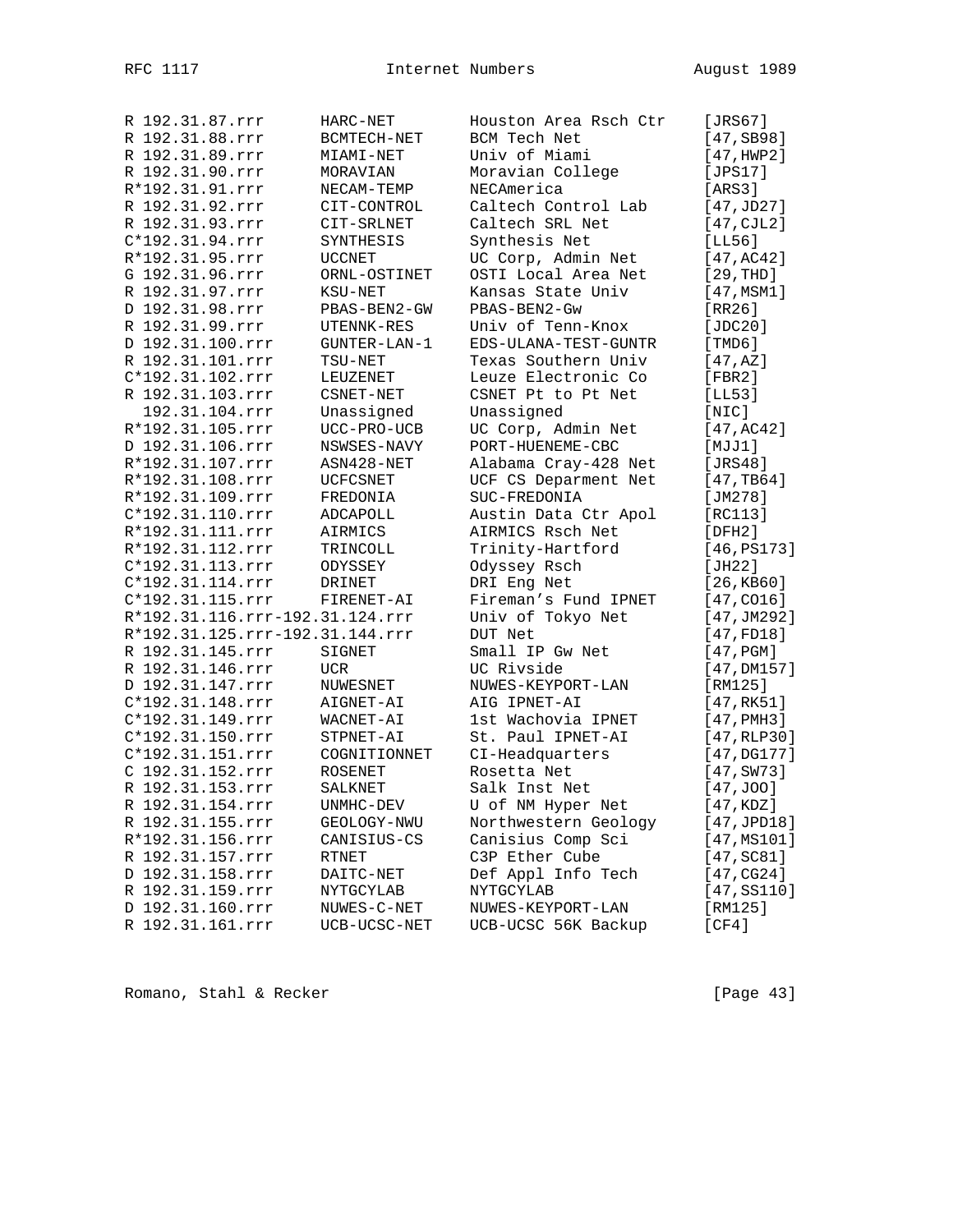```
R 192.31.87.rrr      HARC-NET        Houston Area Rsch Ctr    [JRS67]
R 192.31.88.rrr      BCMTECH-NET     BCM Tech Net             [47,SB98]
R 192.31.89.rrr      MIAMI-NET       Univ of Miami            [47,HWP2]
R 192.31.90.rrr      MORAVIAN        Moravian College         [JPS17]
R*192.31.91.rrr      NECAM-TEMP      NECAmerica               [ARS3]
R 192.31.92.rrr      CIT-CONTROL     Caltech Control Lab      [47,JD27]
R 192.31.93.rrr      CIT-SRLNET      Caltech SRL Net          [47,CJL2]
C*192.31.94.rrr      SYNTHESIS       Synthesis Net            [LL56]
R*192.31.95.rrr      UCCNET          UC Corp, Admin Net       [47,AC42]
G 192.31.96.rrr      ORNL-OSTINET    OSTI Local Area Net      [29,THD]
R 192.31.97.rrr      KSU-NET         Kansas State Univ        [47,MSM1]
D 192.31.98.rrr      PBAS-BEN2-GW    PBAS-BEN2-Gw             [RR26]
R 192.31.99.rrr      UTENNK-RES      Univ of Tenn-Knox        [JDC20]
D 192.31.100.rrr     GUNTER-LAN-1    EDS-ULANA-TEST-GUNTR     [TMD6]
R 192.31.101.rrr     TSU-NET         Texas Southern Univ      [47,AZ]
C*192.31.102.rrr     LEUZENET        Leuze Electronic Co      [FBR2]
R 192.31.103.rrr     CSNET-NET       CSNET Pt to Pt Net       [LL53]
  192.31.104.rrr     Unassigned      Unassigned               [NIC]
R*192.31.105.rrr     UCC-PRO-UCB     UC Corp, Admin Net       [47,AC42]
D 192.31.106.rrr     NSWSES-NAVY     PORT-HUENEME-CBC         [MJJ1]
R*192.31.107.rrr     ASN428-NET      Alabama Cray-428 Net     [JRS48]
R*192.31.108.rrr     UCFCSNET        UCF CS Deparment Net     [47,TB64]
R*192.31.109.rrr     FREDONIA        SUC-FREDONIA             [JM278]
C*192.31.110.rrr     ADCAPOLL        Austin Data Ctr Apol     [RC113]
R*192.31.111.rrr     AIRMICS         AIRMICS Rsch Net         [DFH2]
R*192.31.112.rrr     TRINCOLL        Trinity-Hartford         [46,PS173]
C*192.31.113.rrr     ODYSSEY         Odyssey Rsch             [JH22]
C*192.31.114.rrr     DRINET          DRI Eng Net              [26,KB60]
C*192.31.115.rrr     FIRENET-AI      Fireman's Fund IPNET     [47,CO16]
R*192.31.116.rrr-192.31.124.rrr      Univ of Tokyo Net        [47,JM292]
R*192.31.125.rrr-192.31.144.rrr      DUT Net                  [47,FD18]
R 192.31.145.rrr     SIGNET          Small IP Gw Net          [47,PGM]
R 192.31.146.rrr     UCR             UC Rivside               [47,DM157]
D 192.31.147.rrr     NUWESNET        NUWES-KEYPORT-LAN        [RM125]
C*192.31.148.rrr     AIGNET-AI       AIG IPNET-AI             [47,RK51]
C*192.31.149.rrr     WACNET-AI       1st Wachovia IPNET       [47,PMH3]
C*192.31.150.rrr     STPNET-AI       St. Paul IPNET-AI        [47,RLP30]
C*192.31.151.rrr     COGNITIONNET    CI-Headquarters          [47,DG177]
C 192.31.152.rrr     ROSENET         Rosetta Net              [47,SW73]
R 192.31.153.rrr     SALKNET         Salk Inst Net            [47,JOO]
R 192.31.154.rrr     UNMHC-DEV       U of NM Hyper Net        [47,KDZ]
R 192.31.155.rrr     GEOLOGY-NWU     Northwestern Geology     [47,JPD18]
R*192.31.156.rrr     CANISIUS-CS     Canisius Comp Sci        [47,MS101]
R 192.31.157.rrr     RTNET           C3P Ether Cube           [47,SC81]
D 192.31.158.rrr     DAITC-NET       Def Appl Info Tech       [47,CG24]
R 192.31.159.rrr     NYTGCYLAB       NYTGCYLAB                [47,SS110]
D 192.31.160.rrr     NUWES-C-NET     NUWES-KEYPORT-LAN        [RM125]
R 192.31.161.rrr     UCB-UCSC-NET    UCB-UCSC 56K Backup      [CF4]
```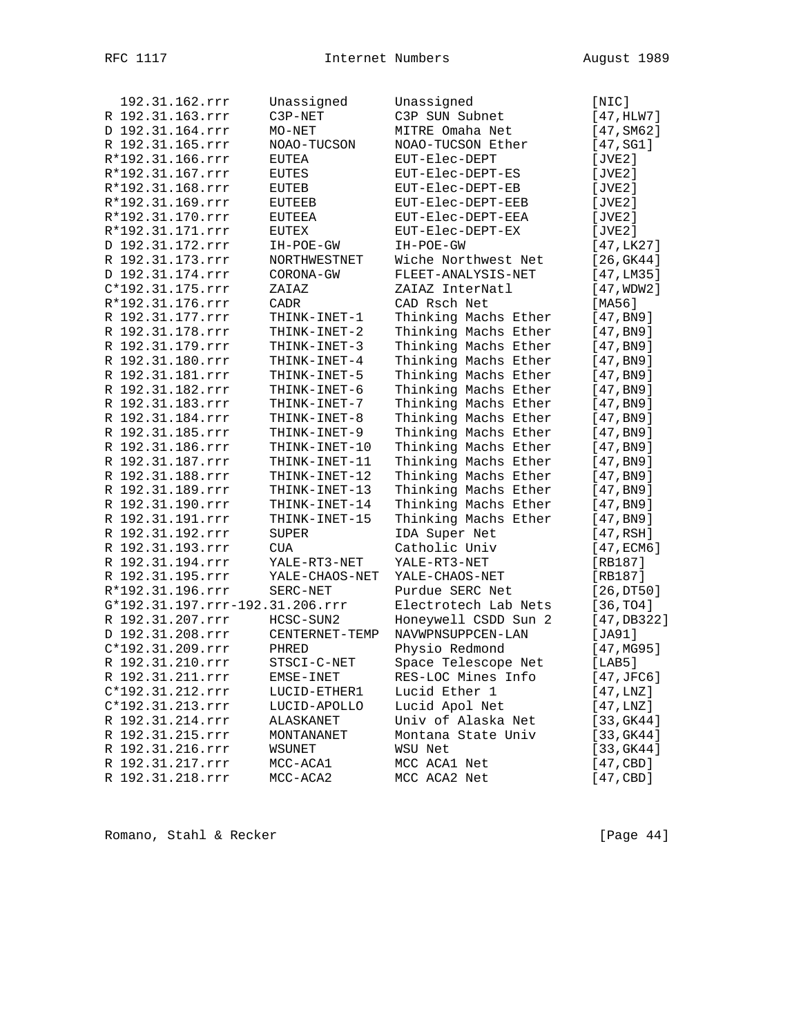```
  192.31.162.rrr     Unassigned      Unassigned             [NIC]
R 192.31.163.rrr     C3P-NET         C3P SUN Subnet         [47,HLW7]
D 192.31.164.rrr     MO-NET          MITRE Omaha Net        [47,SM62]
R 192.31.165.rrr     NOAO-TUCSON     NOAO-TUCSON Ether      [47,SG1]
R*192.31.166.rrr     EUTEA           EUT-Elec-DEPT          [JVE2]
R*192.31.167.rrr     EUTES           EUT-Elec-DEPT-ES       [JVE2]
R*192.31.168.rrr     EUTEB           EUT-Elec-DEPT-EB       [JVE2]
R*192.31.169.rrr     EUTEEB          EUT-Elec-DEPT-EEB      [JVE2]
R*192.31.170.rrr     EUTEEA          EUT-Elec-DEPT-EEA      [JVE2]
R*192.31.171.rrr     EUTEX           EUT-Elec-DEPT-EX       [JVE2]
D 192.31.172.rrr     IH-POE-GW       IH-POE-GW              [47,LK27]
R 192.31.173.rrr     NORTHWESTNET    Wiche Northwest Net    [26,GK44]
D 192.31.174.rrr     CORONA-GW       FLEET-ANALYSIS-NET     [47,LM35]
C*192.31.175.rrr     ZAIAZ           ZAIAZ InterNatl        [47,WDW2]
R*192.31.176.rrr     CADR            CAD Rsch Net           [MA56]
R 192.31.177.rrr     THINK-INET-1    Thinking Machs Ether   [47,BN9]
R 192.31.178.rrr     THINK-INET-2    Thinking Machs Ether   [47,BN9]
R 192.31.179.rrr     THINK-INET-3    Thinking Machs Ether   [47,BN9]
R 192.31.180.rrr     THINK-INET-4    Thinking Machs Ether   [47,BN9]
R 192.31.181.rrr     THINK-INET-5    Thinking Machs Ether   [47,BN9]
R 192.31.182.rrr     THINK-INET-6    Thinking Machs Ether   [47,BN9]
R 192.31.183.rrr     THINK-INET-7    Thinking Machs Ether   [47,BN9]
R 192.31.184.rrr     THINK-INET-8    Thinking Machs Ether   [47,BN9]
R 192.31.185.rrr     THINK-INET-9    Thinking Machs Ether   [47,BN9]
R 192.31.186.rrr     THINK-INET-10   Thinking Machs Ether   [47,BN9]
R 192.31.187.rrr     THINK-INET-11   Thinking Machs Ether   [47,BN9]
R 192.31.188.rrr     THINK-INET-12   Thinking Machs Ether   [47,BN9]
R 192.31.189.rrr     THINK-INET-13   Thinking Machs Ether   [47,BN9]
R 192.31.190.rrr     THINK-INET-14   Thinking Machs Ether   [47,BN9]
R 192.31.191.rrr     THINK-INET-15   Thinking Machs Ether   [47,BN9]
R 192.31.192.rrr     SUPER           IDA Super Net          [47,RSH]
R 192.31.193.rrr     CUA             Catholic Univ          [47,ECM6]
R 192.31.194.rrr     YALE-RT3-NET    YALE-RT3-NET           [RB187]
R 192.31.195.rrr     YALE-CHAOS-NET  YALE-CHAOS-NET         [RB187]
R*192.31.196.rrr     SERC-NET        Purdue SERC Net        [26,DT50]
G*192.31.197.rrr-192.31.206.rrr      Electrotech Lab Nets   [36,TO4]
R 192.31.207.rrr     HCSC-SUN2       Honeywell CSDD Sun 2   [47,DB322]
D 192.31.208.rrr     CENTERNET-TEMP  NAVWPNSUPPCEN-LAN      [JA91]
C*192.31.209.rrr     PHRED           Physio Redmond         [47,MG95]
R 192.31.210.rrr     STSCI-C-NET     Space Telescope Net    [LAB5]
R 192.31.211.rrr     EMSE-INET       RES-LOC Mines Info     [47,JFC6]
C*192.31.212.rrr     LUCID-ETHER1    Lucid Ether 1          [47,LNZ]
C*192.31.213.rrr     LUCID-APOLLO    Lucid Apol Net         [47,LNZ]
R 192.31.214.rrr     ALASKANET       Univ of Alaska Net     [33,GK44]
R 192.31.215.rrr     MONTANANET      Montana State Univ     [33,GK44]
R 192.31.216.rrr     WSUNET          WSU Net                [33,GK44]
R 192.31.217.rrr     MCC-ACA1        MCC ACA1 Net           [47,CBD]
R 192.31.218.rrr     MCC-ACA2        MCC ACA2 Net           [47,CBD]
```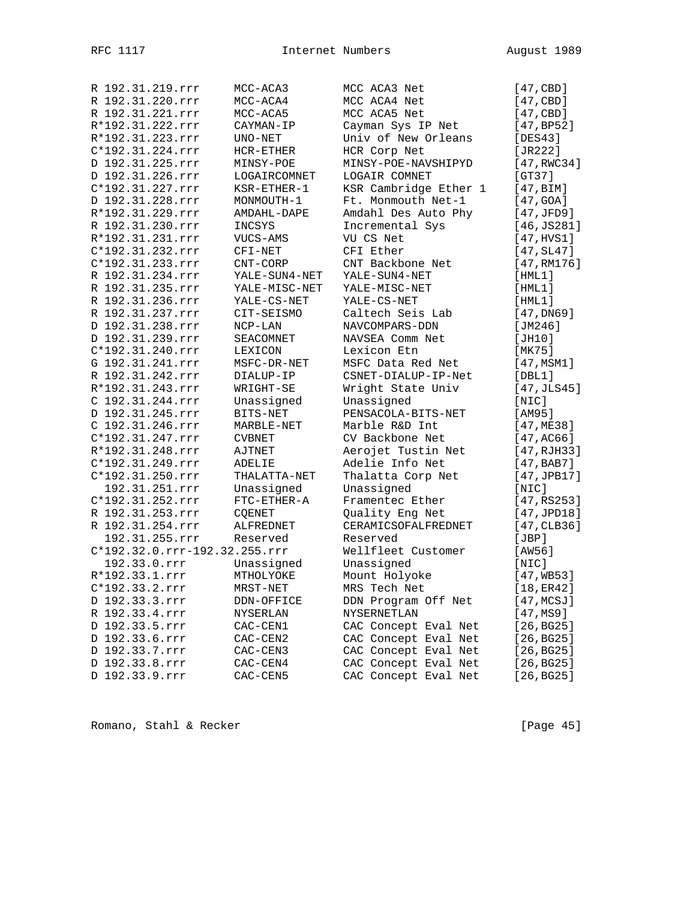```
R 192.31.219.rrr     MCC-ACA3        MCC ACA3 Net             [47,CBD]
R 192.31.220.rrr     MCC-ACA4        MCC ACA4 Net             [47,CBD]
R 192.31.221.rrr     MCC-ACA5        MCC ACA5 Net             [47,CBD]
R*192.31.222.rrr     CAYMAN-IP       Cayman Sys IP Net        [47,BP52]
R*192.31.223.rrr     UNO-NET         Univ of New Orleans      [DES43]
C*192.31.224.rrr     HCR-ETHER       HCR Corp Net             [JR222]
D 192.31.225.rrr     MINSY-POE       MINSY-POE-NAVSHIPYD      [47,RWC34]
D 192.31.226.rrr     LOGAIRCOMNET    LOGAIR COMNET            [GT37]
C*192.31.227.rrr     KSR-ETHER-1     KSR Cambridge Ether 1    [47,BIM]
D 192.31.228.rrr     MONMOUTH-1      Ft. Monmouth Net-1       [47,GOA]
R*192.31.229.rrr     AMDAHL-DAPE     Amdahl Des Auto Phy      [47,JFD9]
R 192.31.230.rrr     INCSYS          Incremental Sys          [46,JS281]
R*192.31.231.rrr     VUCS-AMS        VU CS Net                [47,HVS1]
C*192.31.232.rrr     CFI-NET         CFI Ether                [47,SL47]
C*192.31.233.rrr     CNT-CORP        CNT Backbone Net         [47,RM176]
R 192.31.234.rrr     YALE-SUN4-NET   YALE-SUN4-NET            [HML1]
R 192.31.235.rrr     YALE-MISC-NET   YALE-MISC-NET            [HML1]
R 192.31.236.rrr     YALE-CS-NET     YALE-CS-NET              [HML1]
R 192.31.237.rrr     CIT-SEISMO      Caltech Seis Lab         [47,DN69]
D 192.31.238.rrr     NCP-LAN         NAVCOMPARS-DDN           [JM246]
D 192.31.239.rrr     SEACOMNET       NAVSEA Comm Net          [JH10]
C*192.31.240.rrr     LEXICON         Lexicon Etn              [MK75]
G 192.31.241.rrr     MSFC-DR-NET     MSFC Data Red Net        [47,MSM1]
R 192.31.242.rrr     DIALUP-IP       CSNET-DIALUP-IP-Net      [DBL1]
R*192.31.243.rrr     WRIGHT-SE       Wright State Univ        [47,JLS45]
C 192.31.244.rrr     Unassigned      Unassigned               [NIC]
D 192.31.245.rrr     BITS-NET        PENSACOLA-BITS-NET       [AM95]
C 192.31.246.rrr     MARBLE-NET      Marble R&D Int           [47,ME38]
C*192.31.247.rrr     CVBNET          CV Backbone Net          [47,AC66]
R*192.31.248.rrr     AJTNET          Aerojet Tustin Net       [47,RJH33]
C*192.31.249.rrr     ADELIE          Adelie Info Net          [47,BAB7]
C*192.31.250.rrr     THALATTA-NET    Thalatta Corp Net        [47,JPB17]
  192.31.251.rrr     Unassigned      Unassigned               [NIC]
C*192.31.252.rrr     FTC-ETHER-A     Framentec Ether          [47,RS253]
R 192.31.253.rrr     CQENET          Quality Eng Net          [47,JPD18]
R 192.31.254.rrr     ALFREDNET       CERAMICSOFALFREDNET      [47,CLB36]
  192.31.255.rrr     Reserved        Reserved                 [JBP]
C*192.32.0.rrr-192.32.255.rrr        Wellfleet Customer       [AW56]
  192.33.0.rrr       Unassigned      Unassigned               [NIC]
R*192.33.1.rrr       MTHOLYOKE       Mount Holyoke            [47,WB53]
C*192.33.2.rrr       MRST-NET        MRS Tech Net             [18,ER42]
D 192.33.3.rrr       DDN-OFFICE      DDN Program Off Net      [47,MCSJ]
R 192.33.4.rrr       NYSERLAN        NYSERNETLAN              [47,MS9]
D 192.33.5.rrr       CAC-CEN1        CAC Concept Eval Net     [26,BG25]
D 192.33.6.rrr       CAC-CEN2        CAC Concept Eval Net     [26,BG25]
D 192.33.7.rrr       CAC-CEN3        CAC Concept Eval Net     [26,BG25]
D 192.33.8.rrr       CAC-CEN4        CAC Concept Eval Net     [26,BG25]
D 192.33.9.rrr       CAC-CEN5        CAC Concept Eval Net     [26,BG25]
```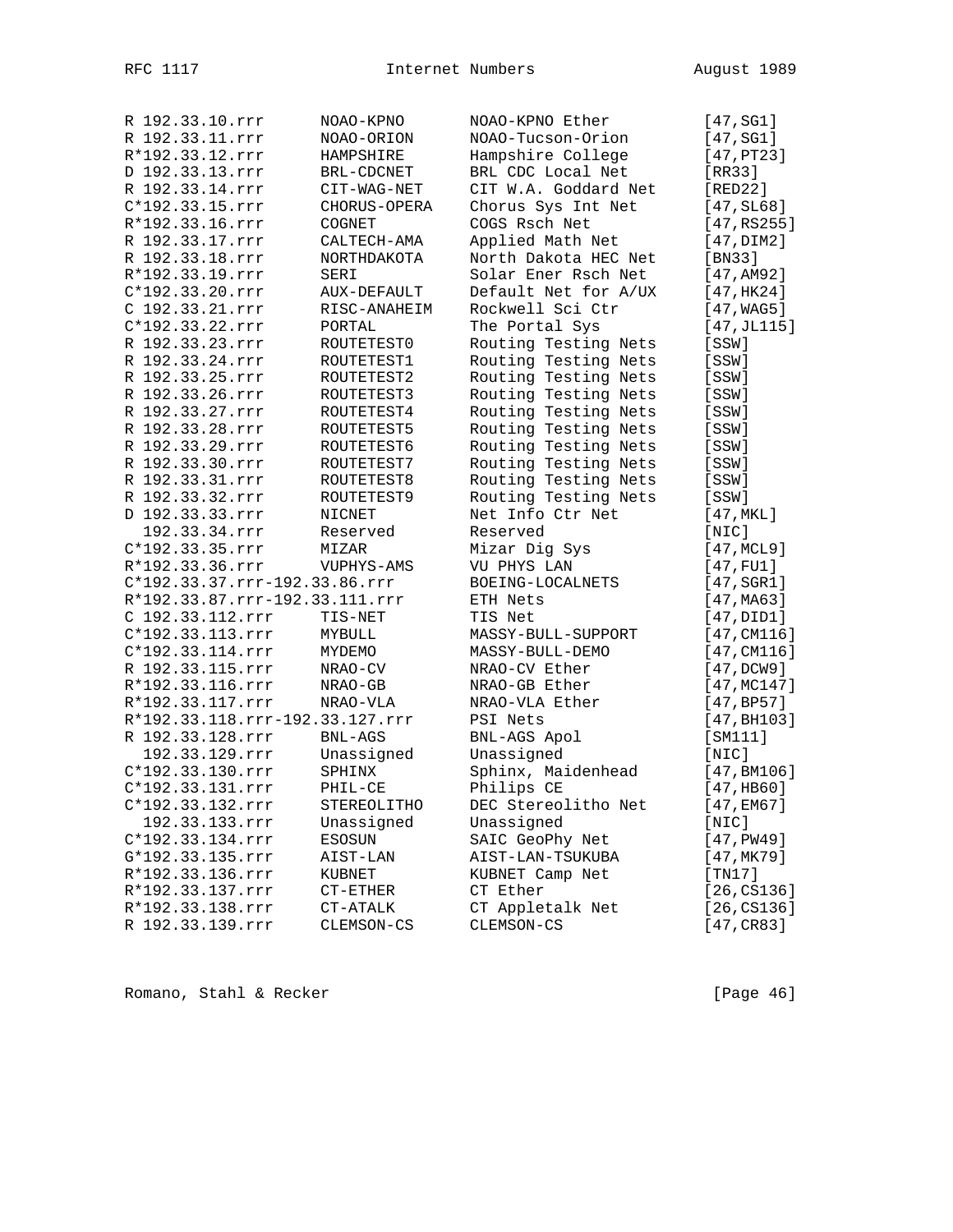```
R 192.33.10.rrr      NOAO-KPNO       NOAO-KPNO Ether          [47,SG1]
R 192.33.11.rrr      NOAO-ORION      NOAO-Tucson-Orion        [47,SG1]
R*192.33.12.rrr      HAMPSHIRE       Hampshire College        [47,PT23]
D 192.33.13.rrr      BRL-CDCNET      BRL CDC Local Net        [RR33]
R 192.33.14.rrr      CIT-WAG-NET     CIT W.A. Goddard Net     [RED22]
C*192.33.15.rrr      CHORUS-OPERA    Chorus Sys Int Net       [47,SL68]
R*192.33.16.rrr      COGNET          COGS Rsch Net            [47,RS255]
R 192.33.17.rrr      CALTECH-AMA     Applied Math Net         [47,DIM2]
R 192.33.18.rrr      NORTHDAKOTA     North Dakota HEC Net     [BN33]
R*192.33.19.rrr      SERI            Solar Ener Rsch Net      [47,AM92]
C*192.33.20.rrr      AUX-DEFAULT     Default Net for A/UX     [47,HK24]
C 192.33.21.rrr      RISC-ANAHEIM    Rockwell Sci Ctr         [47,WAG5]
C*192.33.22.rrr      PORTAL          The Portal Sys           [47,JL115]
R 192.33.23.rrr      ROUTETEST0      Routing Testing Nets     [SSW]
R 192.33.24.rrr      ROUTETEST1      Routing Testing Nets     [SSW]
R 192.33.25.rrr      ROUTETEST2      Routing Testing Nets     [SSW]
R 192.33.26.rrr      ROUTETEST3      Routing Testing Nets     [SSW]
R 192.33.27.rrr      ROUTETEST4      Routing Testing Nets     [SSW]
R 192.33.28.rrr      ROUTETEST5      Routing Testing Nets     [SSW]
R 192.33.29.rrr      ROUTETEST6      Routing Testing Nets     [SSW]
R 192.33.30.rrr      ROUTETEST7      Routing Testing Nets     [SSW]
R 192.33.31.rrr      ROUTETEST8      Routing Testing Nets     [SSW]
R 192.33.32.rrr      ROUTETEST9      Routing Testing Nets     [SSW]
D 192.33.33.rrr      NICNET          Net Info Ctr Net         [47,MKL]
  192.33.34.rrr      Reserved        Reserved                 [NIC]
C*192.33.35.rrr      MIZAR           Mizar Dig Sys            [47,MCL9]
R*192.33.36.rrr      VUPHYS-AMS      VU PHYS LAN              [47,FU1]
C*192.33.37.rrr-192.33.86.rrr        BOEING-LOCALNETS         [47,SGR1]
R*192.33.87.rrr-192.33.111.rrr       ETH Nets                 [47,MA63]
C 192.33.112.rrr     TIS-NET         TIS Net                  [47,DID1]
C*192.33.113.rrr     MYBULL          MASSY-BULL-SUPPORT       [47,CM116]
C*192.33.114.rrr     MYDEMO          MASSY-BULL-DEMO          [47,CM116]
R 192.33.115.rrr     NRAO-CV         NRAO-CV Ether            [47,DCW9]
R*192.33.116.rrr     NRAO-GB         NRAO-GB Ether            [47,MC147]
R*192.33.117.rrr     NRAO-VLA        NRAO-VLA Ether           [47,BP57]
R*192.33.118.rrr-192.33.127.rrr      PSI Nets                 [47,BH103]
R 192.33.128.rrr     BNL-AGS         BNL-AGS Apol             [SM111]
  192.33.129.rrr     Unassigned      Unassigned               [NIC]
C*192.33.130.rrr     SPHINX          Sphinx, Maidenhead       [47,BM106]
C*192.33.131.rrr     PHIL-CE         Philips CE               [47,HB60]
C*192.33.132.rrr     STEREOLITHO     DEC Stereolitho Net      [47,EM67]
  192.33.133.rrr     Unassigned      Unassigned               [NIC]
C*192.33.134.rrr     ESOSUN          SAIC GeoPhy Net          [47,PW49]
G*192.33.135.rrr     AIST-LAN        AIST-LAN-TSUKUBA         [47,MK79]
R*192.33.136.rrr     KUBNET          KUBNET Camp Net          [TN17]
R*192.33.137.rrr     CT-ETHER        CT Ether                 [26,CS136]
R*192.33.138.rrr     CT-ATALK        CT Appletalk Net         [26,CS136]
R 192.33.139.rrr     CLEMSON-CS      CLEMSON-CS               [47,CR83]
```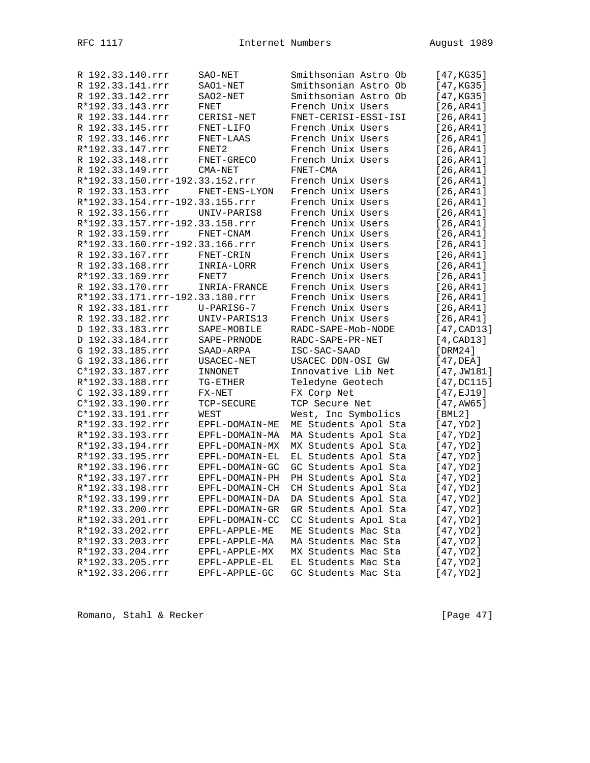```
R 192.33.140.rrr     SAO-NET          Smithsonian Astro Ob      [47,KG35]
R 192.33.141.rrr     SAO1-NET         Smithsonian Astro Ob      [47,KG35]
R 192.33.142.rrr     SAO2-NET         Smithsonian Astro Ob      [47,KG35]
R*192.33.143.rrr     FNET             French Unix Users         [26,AR41]
R 192.33.144.rrr     CERISI-NET       FNET-CERISI-ESSI-ISI      [26,AR41]
R 192.33.145.rrr     FNET-LIFO        French Unix Users         [26,AR41]
R 192.33.146.rrr     FNET-LAAS        French Unix Users         [26,AR41]
R*192.33.147.rrr     FNET2            French Unix Users         [26,AR41]
R 192.33.148.rrr     FNET-GRECO       French Unix Users         [26,AR41]
R 192.33.149.rrr     CMA-NET          FNET-CMA                  [26,AR41]
R*192.33.150.rrr-192.33.152.rrr       French Unix Users         [26,AR41]
R 192.33.153.rrr     FNET-ENS-LYON    French Unix Users         [26,AR41]
R*192.33.154.rrr-192.33.155.rrr       French Unix Users         [26,AR41]
R 192.33.156.rrr     UNIV-PARIS8      French Unix Users         [26,AR41]
R*192.33.157.rrr-192.33.158.rrr       French Unix Users         [26,AR41]
R 192.33.159.rrr     FNET-CNAM        French Unix Users         [26,AR41]
R*192.33.160.rrr-192.33.166.rrr       French Unix Users         [26,AR41]
R 192.33.167.rrr     FNET-CRIN        French Unix Users         [26,AR41]
R 192.33.168.rrr     INRIA-LORR       French Unix Users         [26,AR41]
R*192.33.169.rrr     FNET7            French Unix Users         [26,AR41]
R 192.33.170.rrr     INRIA-FRANCE     French Unix Users         [26,AR41]
R*192.33.171.rrr-192.33.180.rrr       French Unix Users         [26,AR41]
R 192.33.181.rrr     U-PARIS6-7       French Unix Users         [26,AR41]
R 192.33.182.rrr     UNIV-PARIS13     French Unix Users         [26,AR41]
D 192.33.183.rrr     SAPE-MOBILE      RADC-SAPE-Mob-NODE        [47,CAD13]
D 192.33.184.rrr     SAPE-PRNODE      RADC-SAPE-PR-NET          [4,CAD13]
G 192.33.185.rrr     SAAD-ARPA        ISC-SAC-SAAD              [DRM24]
G 192.33.186.rrr     USACEC-NET       USACEC DDN-OSI GW         [47,DEA]
C*192.33.187.rrr     INNONET          Innovative Lib Net        [47,JW181]
R*192.33.188.rrr     TG-ETHER         Teledyne Geotech          [47,DC115]
C 192.33.189.rrr     FX-NET           FX Corp Net               [47,EJ19]
C*192.33.190.rrr     TCP-SECURE       TCP Secure Net            [47,AW65]
C*192.33.191.rrr     WEST             West, Inc Symbolics       [BML2]
R*192.33.192.rrr     EPFL-DOMAIN-ME   ME Students Apol Sta      [47,YD2]
R*192.33.193.rrr     EPFL-DOMAIN-MA   MA Students Apol Sta      [47,YD2]
R*192.33.194.rrr     EPFL-DOMAIN-MX   MX Students Apol Sta      [47,YD2]
R*192.33.195.rrr     EPFL-DOMAIN-EL   EL Students Apol Sta      [47,YD2]
R*192.33.196.rrr     EPFL-DOMAIN-GC   GC Students Apol Sta      [47,YD2]
R*192.33.197.rrr     EPFL-DOMAIN-PH   PH Students Apol Sta      [47,YD2]
R*192.33.198.rrr     EPFL-DOMAIN-CH   CH Students Apol Sta      [47,YD2]
R*192.33.199.rrr     EPFL-DOMAIN-DA   DA Students Apol Sta      [47,YD2]
R*192.33.200.rrr     EPFL-DOMAIN-GR   GR Students Apol Sta      [47,YD2]
R*192.33.201.rrr     EPFL-DOMAIN-CC   CC Students Apol Sta      [47,YD2]
R*192.33.202.rrr     EPFL-APPLE-ME    ME Students Mac Sta       [47,YD2]
R*192.33.203.rrr     EPFL-APPLE-MA    MA Students Mac Sta       [47,YD2]
R*192.33.204.rrr     EPFL-APPLE-MX    MX Students Mac Sta       [47,YD2]
R*192.33.205.rrr     EPFL-APPLE-EL    EL Students Mac Sta       [47,YD2]
R*192.33.206.rrr     EPFL-APPLE-GC    GC Students Mac Sta       [47,YD2]
```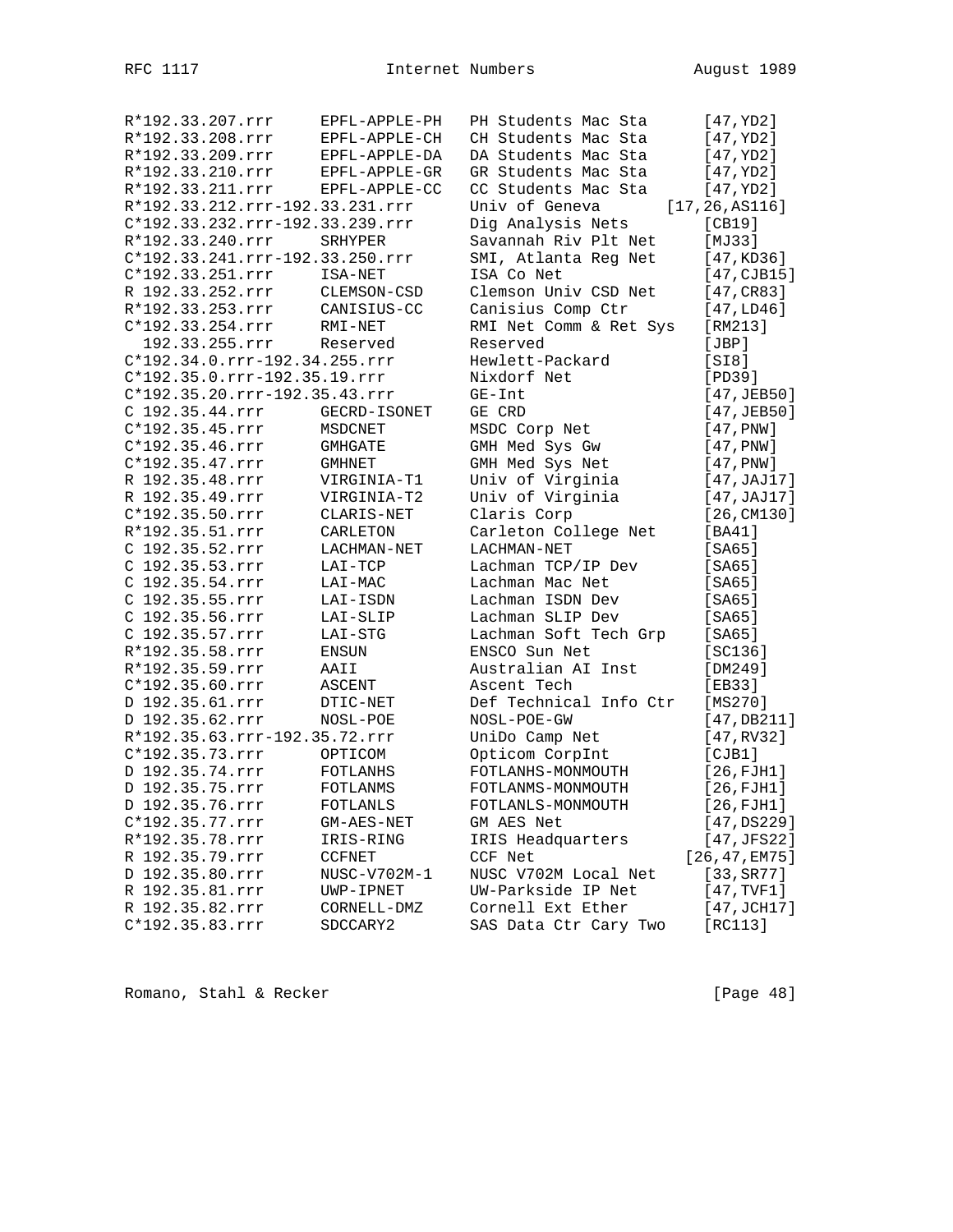```
R*192.33.207.rrr     EPFL-APPLE-PH   PH Students Mac Sta      [47,YD2]
R*192.33.208.rrr     EPFL-APPLE-CH   CH Students Mac Sta      [47,YD2]
R*192.33.209.rrr     EPFL-APPLE-DA   DA Students Mac Sta      [47,YD2]
R*192.33.210.rrr     EPFL-APPLE-GR   GR Students Mac Sta      [47,YD2]
R*192.33.211.rrr     EPFL-APPLE-CC   CC Students Mac Sta      [47,YD2]
R*192.33.212.rrr-192.33.231.rrr      Univ of Geneva       [17,26,AS116]
C*192.33.232.rrr-192.33.239.rrr      Dig Analysis Nets        [CB19]
R*192.33.240.rrr     SRHYPER         Savannah Riv Plt Net     [MJ33]
C*192.33.241.rrr-192.33.250.rrr      SMI, Atlanta Reg Net     [47,KD36]
C*192.33.251.rrr     ISA-NET         ISA Co Net               [47,CJB15]
R 192.33.252.rrr     CLEMSON-CSD     Clemson Univ CSD Net     [47,CR83]
R*192.33.253.rrr     CANISIUS-CC     Canisius Comp Ctr        [47,LD46]
C*192.33.254.rrr     RMI-NET         RMI Net Comm & Ret Sys   [RM213]
  192.33.255.rrr     Reserved        Reserved                 [JBP]
C*192.34.0.rrr-192.34.255.rrr        Hewlett-Packard          [SI8]
C*192.35.0.rrr-192.35.19.rrr         Nixdorf Net              [PD39]
C*192.35.20.rrr-192.35.43.rrr        GE-Int                   [47,JEB50]
C 192.35.44.rrr      GECRD-ISONET    GE CRD                   [47,JEB50]
C*192.35.45.rrr      MSDCNET         MSDC Corp Net            [47,PNW]
C*192.35.46.rrr      GMHGATE         GMH Med Sys Gw           [47,PNW]
C*192.35.47.rrr      GMHNET          GMH Med Sys Net          [47,PNW]
R 192.35.48.rrr      VIRGINIA-T1     Univ of Virginia         [47,JAJ17]
R 192.35.49.rrr      VIRGINIA-T2     Univ of Virginia         [47,JAJ17]
C*192.35.50.rrr      CLARIS-NET      Claris Corp              [26,CM130]
R*192.35.51.rrr      CARLETON        Carleton College Net     [BA41]
C 192.35.52.rrr      LACHMAN-NET     LACHMAN-NET              [SA65]
C 192.35.53.rrr      LAI-TCP         Lachman TCP/IP Dev       [SA65]
C 192.35.54.rrr      LAI-MAC         Lachman Mac Net          [SA65]
C 192.35.55.rrr      LAI-ISDN        Lachman ISDN Dev         [SA65]
C 192.35.56.rrr      LAI-SLIP        Lachman SLIP Dev         [SA65]
C 192.35.57.rrr      LAI-STG         Lachman Soft Tech Grp    [SA65]
R*192.35.58.rrr      ENSUN           ENSCO Sun Net            [SC136]
R*192.35.59.rrr      AAII            Australian AI Inst       [DM249]
C*192.35.60.rrr      ASCENT          Ascent Tech              [EB33]
D 192.35.61.rrr      DTIC-NET        Def Technical Info Ctr   [MS270]
D 192.35.62.rrr      NOSL-POE        NOSL-POE-GW              [47,DB211]
R*192.35.63.rrr-192.35.72.rrr        UniDo Camp Net           [47,RV32]
C*192.35.73.rrr      OPTICOM         Opticom CorpInt          [CJB1]
D 192.35.74.rrr      FOTLANHS        FOTLANHS-MONMOUTH        [26,FJH1]
D 192.35.75.rrr      FOTLANMS        FOTLANMS-MONMOUTH        [26,FJH1]
D 192.35.76.rrr      FOTLANLS        FOTLANLS-MONMOUTH        [26,FJH1]
C*192.35.77.rrr      GM-AES-NET      GM AES Net               [47,DS229]
R*192.35.78.rrr      IRIS-RING       IRIS Headquarters        [47,JFS22]
R 192.35.79.rrr      CCFNET          CCF Net               [26,47,EM75]
D 192.35.80.rrr      NUSC-V702M-1    NUSC V702M Local Net     [33,SR77]
R 192.35.81.rrr      UWP-IPNET       UW-Parkside IP Net       [47,TVF1]
R 192.35.82.rrr      CORNELL-DMZ     Cornell Ext Ether        [47,JCH17]
C*192.35.83.rrr      SDCCARY2        SAS Data Ctr Cary Two    [RC113]
```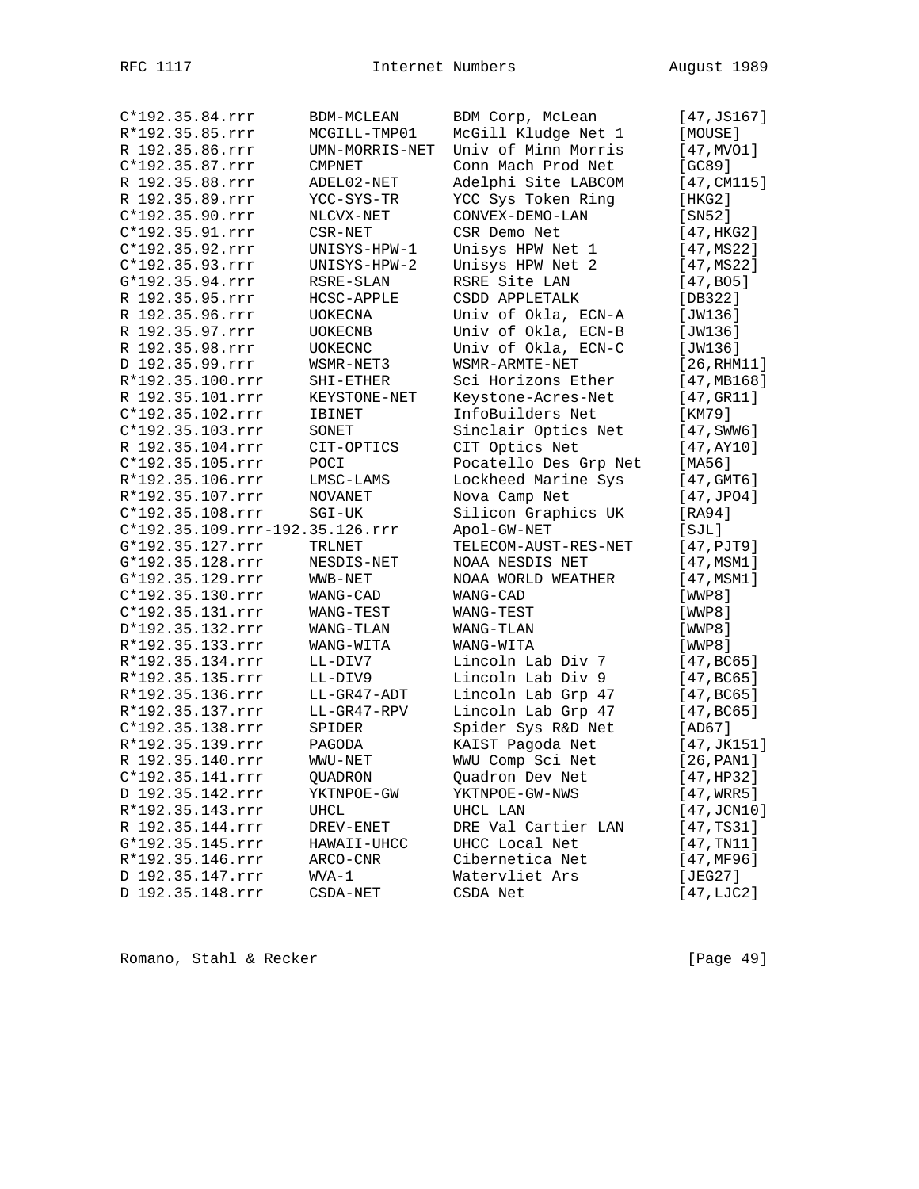```
C*192.35.84.rrr      BDM-MCLEAN       BDM Corp, McLean         [47,JS167]
R*192.35.85.rrr      MCGILL-TMP01     McGill Kludge Net 1      [MOUSE]
R 192.35.86.rrr      UMN-MORRIS-NET   Univ of Minn Morris      [47,MVO1]
C*192.35.87.rrr      CMPNET           Conn Mach Prod Net       [GC89]
R 192.35.88.rrr      ADEL02-NET       Adelphi Site LABCOM      [47,CM115]
R 192.35.89.rrr      YCC-SYS-TR       YCC Sys Token Ring       [HKG2]
C*192.35.90.rrr      NLCVX-NET        CONVEX-DEMO-LAN          [SN52]
C*192.35.91.rrr      CSR-NET          CSR Demo Net             [47,HKG2]
C*192.35.92.rrr      UNISYS-HPW-1     Unisys HPW Net 1         [47,MS22]
C*192.35.93.rrr      UNISYS-HPW-2     Unisys HPW Net 2         [47,MS22]
G*192.35.94.rrr      RSRE-SLAN        RSRE Site LAN            [47,BO5]
R 192.35.95.rrr      HCSC-APPLE       CSDD APPLETALK           [DB322]
R 192.35.96.rrr      UOKECNA          Univ of Okla, ECN-A      [JW136]
R 192.35.97.rrr      UOKECNB          Univ of Okla, ECN-B      [JW136]
R 192.35.98.rrr      UOKECNC          Univ of Okla, ECN-C      [JW136]
D 192.35.99.rrr      WSMR-NET3        WSMR-ARMTE-NET           [26,RHM11]
R*192.35.100.rrr     SHI-ETHER        Sci Horizons Ether       [47,MB168]
R 192.35.101.rrr     KEYSTONE-NET     Keystone-Acres-Net       [47,GR11]
C*192.35.102.rrr     IBINET           InfoBuilders Net         [KM79]
C*192.35.103.rrr     SONET            Sinclair Optics Net      [47,SWW6]
R 192.35.104.rrr     CIT-OPTICS       CIT Optics Net           [47,AY10]
C*192.35.105.rrr     POCI             Pocatello Des Grp Net    [MA56]
R*192.35.106.rrr     LMSC-LAMS        Lockheed Marine Sys      [47,GMT6]
R*192.35.107.rrr     NOVANET          Nova Camp Net            [47,JPO4]
C*192.35.108.rrr     SGI-UK           Silicon Graphics UK      [RA94]
C*192.35.109.rrr-192.35.126.rrr       Apol-GW-NET              [SJL]
G*192.35.127.rrr     TRLNET           TELECOM-AUST-RES-NET     [47,PJT9]
G*192.35.128.rrr     NESDIS-NET       NOAA NESDIS NET          [47,MSM1]
G*192.35.129.rrr     WWB-NET          NOAA WORLD WEATHER       [47,MSM1]
C*192.35.130.rrr     WANG-CAD         WANG-CAD                 [WWP8]
C*192.35.131.rrr     WANG-TEST        WANG-TEST                [WWP8]
D*192.35.132.rrr     WANG-TLAN        WANG-TLAN                [WWP8]
R*192.35.133.rrr     WANG-WITA        WANG-WITA                [WWP8]
R*192.35.134.rrr     LL-DIV7          Lincoln Lab Div 7        [47,BC65]
R*192.35.135.rrr     LL-DIV9          Lincoln Lab Div 9        [47,BC65]
R*192.35.136.rrr     LL-GR47-ADT      Lincoln Lab Grp 47       [47,BC65]
R*192.35.137.rrr     LL-GR47-RPV      Lincoln Lab Grp 47       [47,BC65]
C*192.35.138.rrr     SPIDER           Spider Sys R&D Net       [AD67]
R*192.35.139.rrr     PAGODA           KAIST Pagoda Net         [47,JK151]
R 192.35.140.rrr     WWU-NET          WWU Comp Sci Net         [26,PAN1]
C*192.35.141.rrr     QUADRON          Quadron Dev Net          [47,HP32]
D 192.35.142.rrr     YKTNPOE-GW       YKTNPOE-GW-NWS           [47,WRR5]
R*192.35.143.rrr     UHCL             UHCL LAN                 [47,JCN10]
R 192.35.144.rrr     DREV-ENET        DRE Val Cartier LAN      [47,TS31]
G*192.35.145.rrr     HAWAII-UHCC      UHCC Local Net           [47,TN11]
R*192.35.146.rrr     ARCO-CNR         Cibernetica Net          [47,MF96]
D 192.35.147.rrr     WVA-1            Watervliet Ars           [JEG27]
D 192.35.148.rrr     CSDA-NET         CSDA Net                 [47,LJC2]
```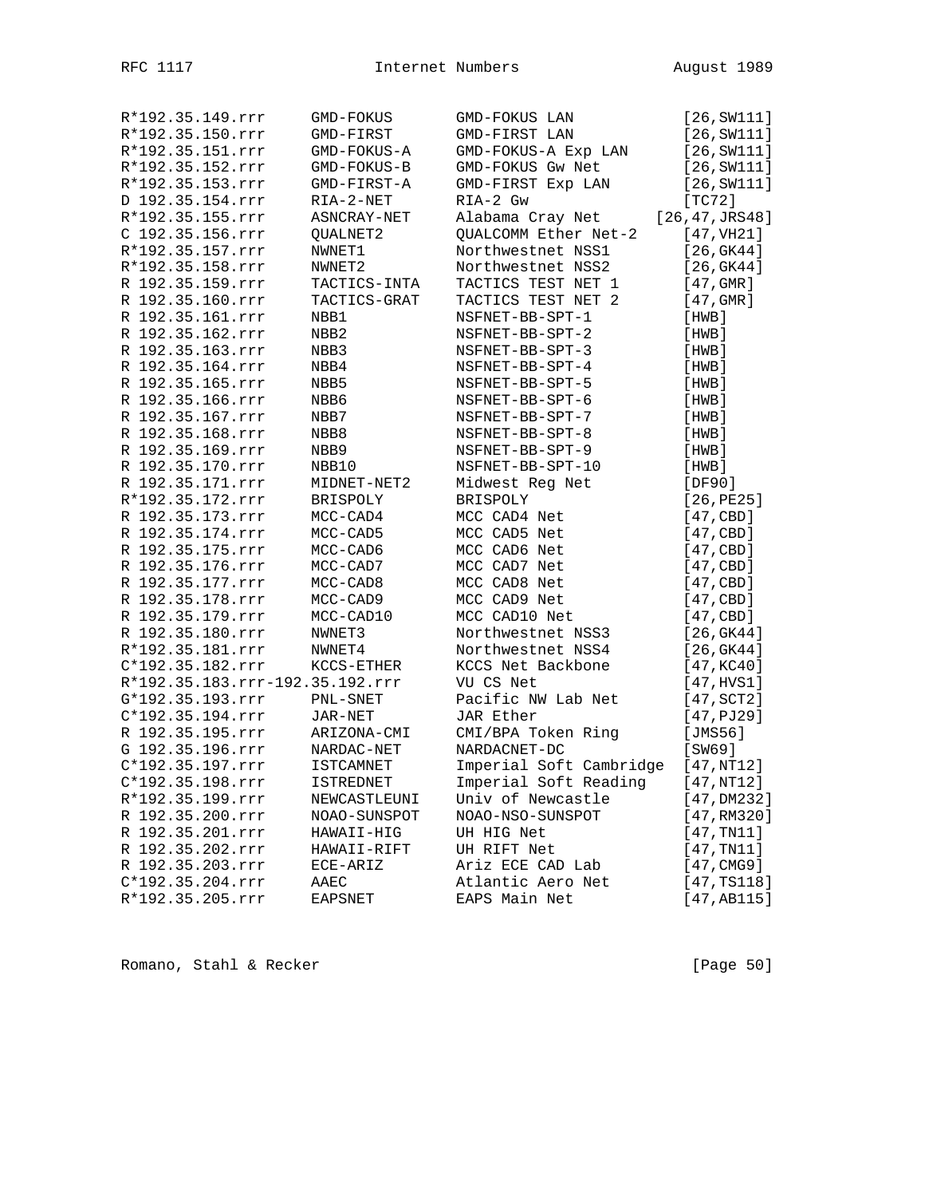```
R*192.35.149.rrr     GMD-FOKUS      GMD-FOKUS LAN              [26,SW111]
R*192.35.150.rrr     GMD-FIRST      GMD-FIRST LAN              [26,SW111]
R*192.35.151.rrr     GMD-FOKUS-A    GMD-FOKUS-A Exp LAN        [26,SW111]
R*192.35.152.rrr     GMD-FOKUS-B    GMD-FOKUS Gw Net           [26,SW111]
R*192.35.153.rrr     GMD-FIRST-A    GMD-FIRST Exp LAN          [26,SW111]
D 192.35.154.rrr     RIA-2-NET      RIA-2 Gw                   [TC72]
R*192.35.155.rrr     ASNCRAY-NET    Alabama Cray Net        [26,47,JRS48]
C 192.35.156.rrr     QUALNET2       QUALCOMM Ether Net-2       [47,VH21]
R*192.35.157.rrr     NWNET1         Northwestnet NSS1          [26,GK44]
R*192.35.158.rrr     NWNET2         Northwestnet NSS2          [26,GK44]
R 192.35.159.rrr     TACTICS-INTA   TACTICS TEST NET 1         [47,GMR]
R 192.35.160.rrr     TACTICS-GRAT   TACTICS TEST NET 2         [47,GMR]
R 192.35.161.rrr     NBB1           NSFNET-BB-SPT-1            [HWB]
R 192.35.162.rrr     NBB2           NSFNET-BB-SPT-2            [HWB]
R 192.35.163.rrr     NBB3           NSFNET-BB-SPT-3            [HWB]
R 192.35.164.rrr     NBB4           NSFNET-BB-SPT-4            [HWB]
R 192.35.165.rrr     NBB5           NSFNET-BB-SPT-5            [HWB]
R 192.35.166.rrr     NBB6           NSFNET-BB-SPT-6            [HWB]
R 192.35.167.rrr     NBB7           NSFNET-BB-SPT-7            [HWB]
R 192.35.168.rrr     NBB8           NSFNET-BB-SPT-8            [HWB]
R 192.35.169.rrr     NBB9           NSFNET-BB-SPT-9            [HWB]
R 192.35.170.rrr     NBB10          NSFNET-BB-SPT-10           [HWB]
R 192.35.171.rrr     MIDNET-NET2    Midwest Reg Net            [DF90]
R*192.35.172.rrr     BRISPOLY       BRISPOLY                   [26,PE25]
R 192.35.173.rrr     MCC-CAD4       MCC CAD4 Net               [47,CBD]
R 192.35.174.rrr     MCC-CAD5       MCC CAD5 Net               [47,CBD]
R 192.35.175.rrr     MCC-CAD6       MCC CAD6 Net               [47,CBD]
R 192.35.176.rrr     MCC-CAD7       MCC CAD7 Net               [47,CBD]
R 192.35.177.rrr     MCC-CAD8       MCC CAD8 Net               [47,CBD]
R 192.35.178.rrr     MCC-CAD9       MCC CAD9 Net               [47,CBD]
R 192.35.179.rrr     MCC-CAD10      MCC CAD10 Net              [47,CBD]
R 192.35.180.rrr     NWNET3         Northwestnet NSS3          [26,GK44]
R*192.35.181.rrr     NWNET4         Northwestnet NSS4          [26,GK44]
C*192.35.182.rrr     KCCS-ETHER     KCCS Net Backbone          [47,KC40]
R*192.35.183.rrr-192.35.192.rrr     VU CS Net                  [47,HVS1]
G*192.35.193.rrr     PNL-SNET       Pacific NW Lab Net         [47,SCT2]
C*192.35.194.rrr     JAR-NET        JAR Ether                  [47,PJ29]
R 192.35.195.rrr     ARIZONA-CMI    CMI/BPA Token Ring         [JMS56]
G 192.35.196.rrr     NARDAC-NET     NARDACNET-DC               [SW69]
C*192.35.197.rrr     ISTCAMNET      Imperial Soft Cambridge    [47,NT12]
C*192.35.198.rrr     ISTREDNET      Imperial Soft Reading      [47,NT12]
R*192.35.199.rrr     NEWCASTLEUNI   Univ of Newcastle          [47,DM232]
R 192.35.200.rrr     NOAO-SUNSPOT   NOAO-NSO-SUNSPOT           [47,RM320]
R 192.35.201.rrr     HAWAII-HIG     UH HIG Net                 [47,TN11]
R 192.35.202.rrr     HAWAII-RIFT    UH RIFT Net                [47,TN11]
R 192.35.203.rrr     ECE-ARIZ       Ariz ECE CAD Lab           [47,CMG9]
C*192.35.204.rrr     AAEC           Atlantic Aero Net          [47,TS118]
R*192.35.205.rrr     EAPSNET        EAPS Main Net              [47,AB115]
```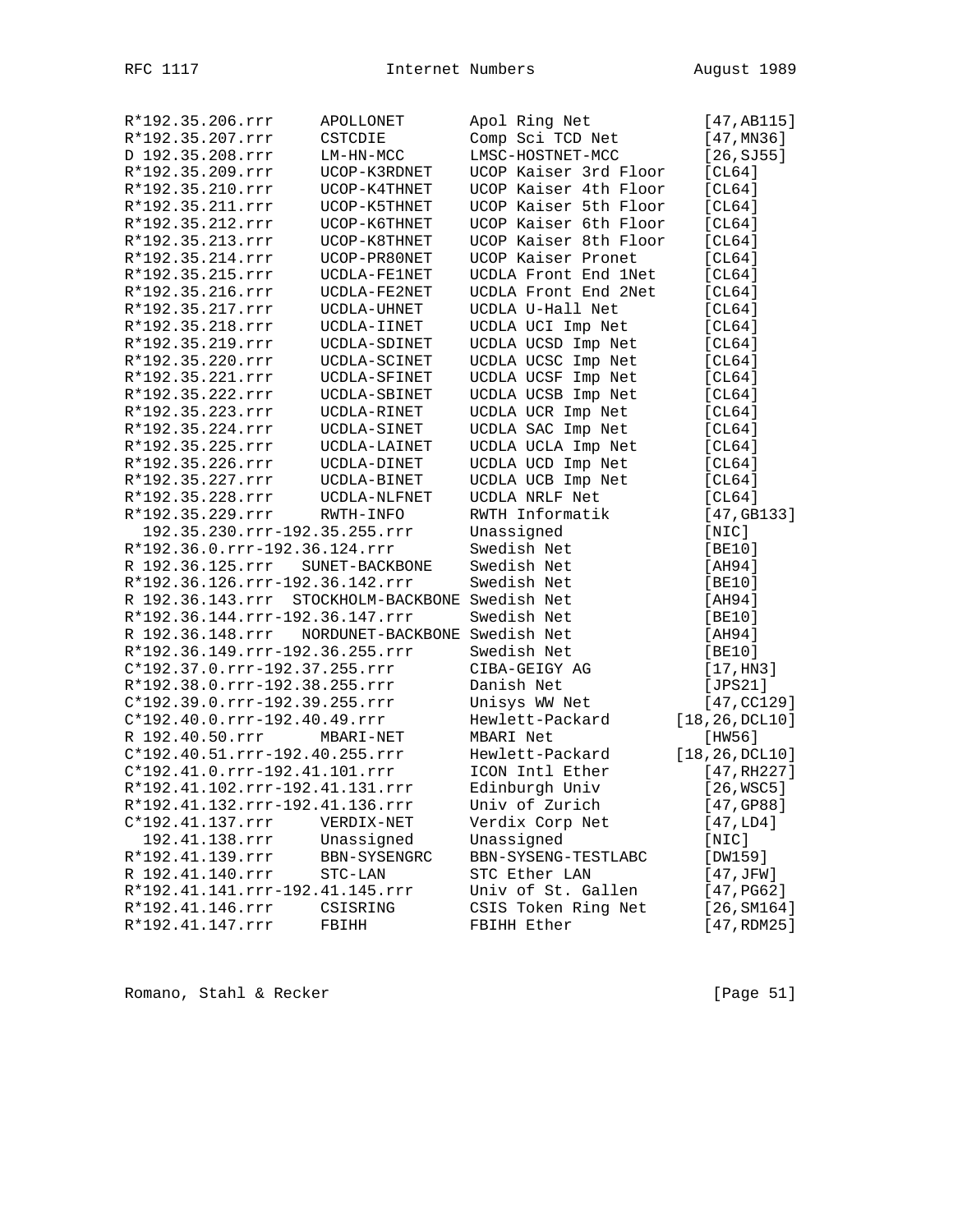```
R*192.35.206.rrr     APOLLONET       Apol Ring Net            [47,AB115]
R*192.35.207.rrr     CSTCDIE         Comp Sci TCD Net         [47,MN36]
D 192.35.208.rrr     LM-HN-MCC       LMSC-HOSTNET-MCC         [26,SJ55]
R*192.35.209.rrr     UCOP-K3RDNET    UCOP Kaiser 3rd Floor    [CL64]
R*192.35.210.rrr     UCOP-K4THNET    UCOP Kaiser 4th Floor    [CL64]
R*192.35.211.rrr     UCOP-K5THNET    UCOP Kaiser 5th Floor    [CL64]
R*192.35.212.rrr     UCOP-K6THNET    UCOP Kaiser 6th Floor    [CL64]
R*192.35.213.rrr     UCOP-K8THNET    UCOP Kaiser 8th Floor    [CL64]
R*192.35.214.rrr     UCOP-PR80NET    UCOP Kaiser Pronet       [CL64]
R*192.35.215.rrr     UCDLA-FE1NET    UCDLA Front End 1Net     [CL64]
R*192.35.216.rrr     UCDLA-FE2NET    UCDLA Front End 2Net     [CL64]
R*192.35.217.rrr     UCDLA-UHNET     UCDLA U-Hall Net         [CL64]
R*192.35.218.rrr     UCDLA-IINET     UCDLA UCI Imp Net        [CL64]
R*192.35.219.rrr     UCDLA-SDINET    UCDLA UCSD Imp Net       [CL64]
R*192.35.220.rrr     UCDLA-SCINET    UCDLA UCSC Imp Net       [CL64]
R*192.35.221.rrr     UCDLA-SFINET    UCDLA UCSF Imp Net       [CL64]
R*192.35.222.rrr     UCDLA-SBINET    UCDLA UCSB Imp Net       [CL64]
R*192.35.223.rrr     UCDLA-RINET     UCDLA UCR Imp Net        [CL64]
R*192.35.224.rrr     UCDLA-SINET     UCDLA SAC Imp Net        [CL64]
R*192.35.225.rrr     UCDLA-LAINET    UCDLA UCLA Imp Net       [CL64]
R*192.35.226.rrr     UCDLA-DINET     UCDLA UCD Imp Net        [CL64]
R*192.35.227.rrr     UCDLA-BINET     UCDLA UCB Imp Net        [CL64]
R*192.35.228.rrr     UCDLA-NLFNET    UCDLA NRLF Net           [CL64]
R*192.35.229.rrr     RWTH-INFO       RWTH Informatik          [47,GB133]
  192.35.230.rrr-192.35.255.rrr      Unassigned               [NIC]
R*192.36.0.rrr-192.36.124.rrr        Swedish Net              [BE10]
R 192.36.125.rrr   SUNET-BACKBONE    Swedish Net              [AH94]
R*192.36.126.rrr-192.36.142.rrr      Swedish Net              [BE10]
R 192.36.143.rrr  STOCKHOLM-BACKBONE Swedish Net              [AH94]
R*192.36.144.rrr-192.36.147.rrr      Swedish Net              [BE10]
R 192.36.148.rrr   NORDUNET-BACKBONE Swedish Net              [AH94]
R*192.36.149.rrr-192.36.255.rrr      Swedish Net              [BE10]
C*192.37.0.rrr-192.37.255.rrr        CIBA-GEIGY AG            [17,HN3]
R*192.38.0.rrr-192.38.255.rrr        Danish Net               [JPS21]
C*192.39.0.rrr-192.39.255.rrr        Unisys WW Net            [47,CC129]
C*192.40.0.rrr-192.40.49.rrr         Hewlett-Packard      [18,26,DCL10]
R 192.40.50.rrr      MBARI-NET       MBARI Net                [HW56]
C*192.40.51.rrr-192.40.255.rrr       Hewlett-Packard      [18,26,DCL10]
C*192.41.0.rrr-192.41.101.rrr        ICON Intl Ether          [47,RH227]
R*192.41.102.rrr-192.41.131.rrr      Edinburgh Univ           [26,WSC5]
R*192.41.132.rrr-192.41.136.rrr      Univ of Zurich           [47,GP88]
C*192.41.137.rrr     VERDIX-NET      Verdix Corp Net          [47,LD4]
  192.41.138.rrr     Unassigned      Unassigned               [NIC]
R*192.41.139.rrr     BBN-SYSENGRC    BBN-SYSENG-TESTLABC      [DW159]
R 192.41.140.rrr     STC-LAN         STC Ether LAN            [47,JFW]
R*192.41.141.rrr-192.41.145.rrr      Univ of St. Gallen       [47,PG62]
R*192.41.146.rrr     CSISRING        CSIS Token Ring Net      [26,SM164]
R*192.41.147.rrr     FBIHH           FBIHH Ether              [47,RDM25]
```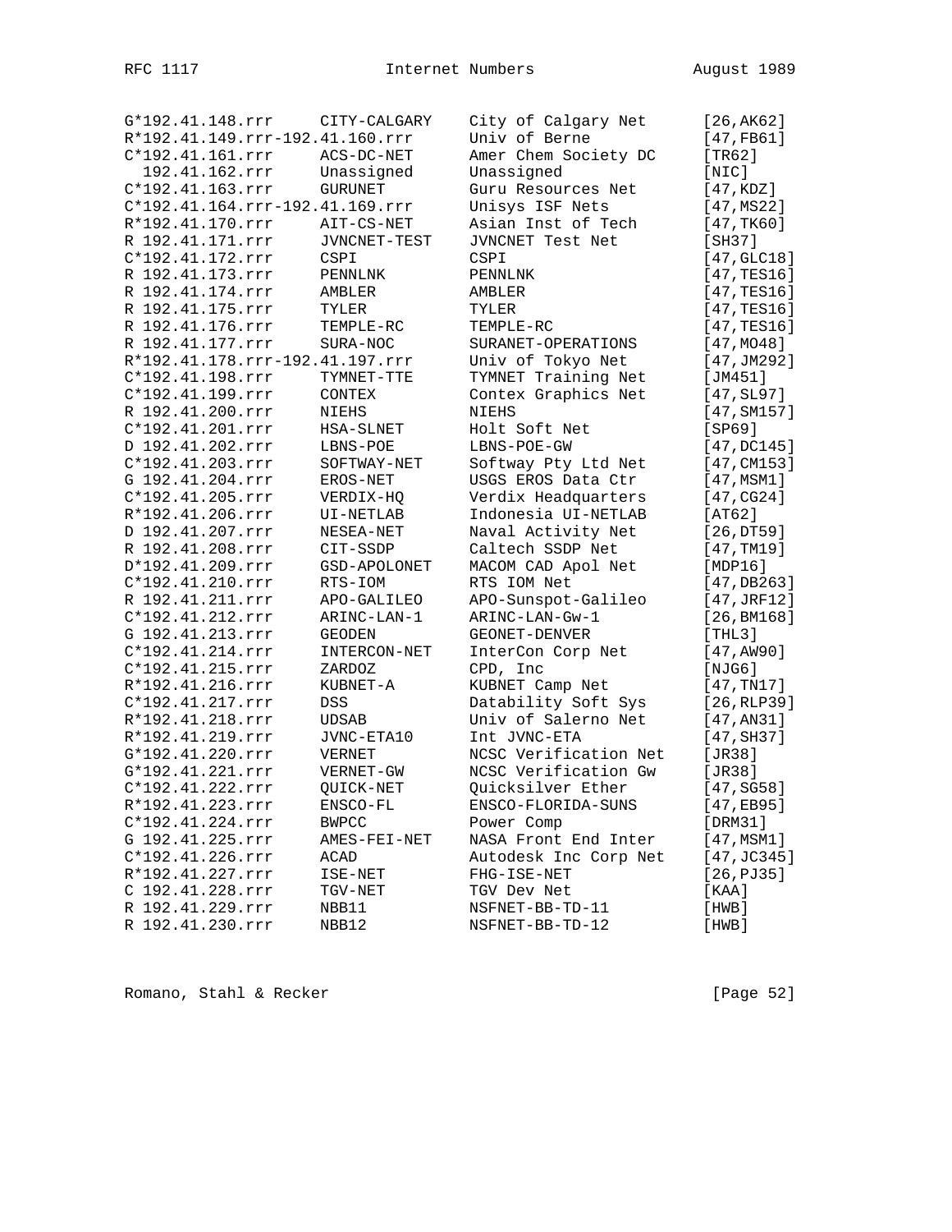```
G*192.41.148.rrr     CITY-CALGARY    City of Calgary Net      [26,AK62]
R*192.41.149.rrr-192.41.160.rrr      Univ of Berne            [47,FB61]
C*192.41.161.rrr     ACS-DC-NET      Amer Chem Society DC     [TR62]
  192.41.162.rrr     Unassigned      Unassigned               [NIC]
C*192.41.163.rrr     GURUNET         Guru Resources Net       [47,KDZ]
C*192.41.164.rrr-192.41.169.rrr      Unisys ISF Nets          [47,MS22]
R*192.41.170.rrr     AIT-CS-NET      Asian Inst of Tech       [47,TK60]
R 192.41.171.rrr     JVNCNET-TEST    JVNCNET Test Net         [SH37]
C*192.41.172.rrr     CSPI            CSPI                     [47,GLC18]
R 192.41.173.rrr     PENNLNK         PENNLNK                  [47,TES16]
R 192.41.174.rrr     AMBLER          AMBLER                   [47,TES16]
R 192.41.175.rrr     TYLER           TYLER                    [47,TES16]
R 192.41.176.rrr     TEMPLE-RC       TEMPLE-RC                [47,TES16]
R 192.41.177.rrr     SURA-NOC        SURANET-OPERATIONS       [47,MO48]
R*192.41.178.rrr-192.41.197.rrr      Univ of Tokyo Net        [47,JM292]
C*192.41.198.rrr     TYMNET-TTE      TYMNET Training Net      [JM451]
C*192.41.199.rrr     CONTEX          Contex Graphics Net      [47,SL97]
R 192.41.200.rrr     NIEHS           NIEHS                    [47,SM157]
C*192.41.201.rrr     HSA-SLNET       Holt Soft Net            [SP69]
D 192.41.202.rrr     LBNS-POE        LBNS-POE-GW              [47,DC145]
C*192.41.203.rrr     SOFTWAY-NET     Softway Pty Ltd Net      [47,CM153]
G 192.41.204.rrr     EROS-NET        USGS EROS Data Ctr       [47,MSM1]
C*192.41.205.rrr     VERDIX-HQ       Verdix Headquarters      [47,CG24]
R*192.41.206.rrr     UI-NETLAB       Indonesia UI-NETLAB      [AT62]
D 192.41.207.rrr     NESEA-NET       Naval Activity Net       [26,DT59]
R 192.41.208.rrr     CIT-SSDP        Caltech SSDP Net         [47,TM19]
D*192.41.209.rrr     GSD-APOLONET    MACOM CAD Apol Net       [MDP16]
C*192.41.210.rrr     RTS-IOM         RTS IOM Net              [47,DB263]
R 192.41.211.rrr     APO-GALILEO     APO-Sunspot-Galileo      [47,JRF12]
C*192.41.212.rrr     ARINC-LAN-1     ARINC-LAN-Gw-1           [26,BM168]
G 192.41.213.rrr     GEODEN          GEONET-DENVER            [THL3]
C*192.41.214.rrr     INTERCON-NET    InterCon Corp Net        [47,AW90]
C*192.41.215.rrr     ZARDOZ          CPD, Inc                 [NJG6]
R*192.41.216.rrr     KUBNET-A        KUBNET Camp Net          [47,TN17]
C*192.41.217.rrr     DSS             Datability Soft Sys      [26,RLP39]
R*192.41.218.rrr     UDSAB           Univ of Salerno Net      [47,AN31]
R*192.41.219.rrr     JVNC-ETA10      Int JVNC-ETA             [47,SH37]
G*192.41.220.rrr     VERNET          NCSC Verification Net    [JR38]
G*192.41.221.rrr     VERNET-GW       NCSC Verification Gw     [JR38]
C*192.41.222.rrr     QUICK-NET       Quicksilver Ether        [47,SG58]
R*192.41.223.rrr     ENSCO-FL        ENSCO-FLORIDA-SUNS       [47,EB95]
C*192.41.224.rrr     BWPCC           Power Comp               [DRM31]
G 192.41.225.rrr     AMES-FEI-NET    NASA Front End Inter     [47,MSM1]
C*192.41.226.rrr     ACAD            Autodesk Inc Corp Net    [47,JC345]
R*192.41.227.rrr     ISE-NET         FHG-ISE-NET              [26,PJ35]
C 192.41.228.rrr     TGV-NET         TGV Dev Net              [KAA]
R 192.41.229.rrr     NBB11           NSFNET-BB-TD-11          [HWB]
R 192.41.230.rrr     NBB12           NSFNET-BB-TD-12          [HWB]
```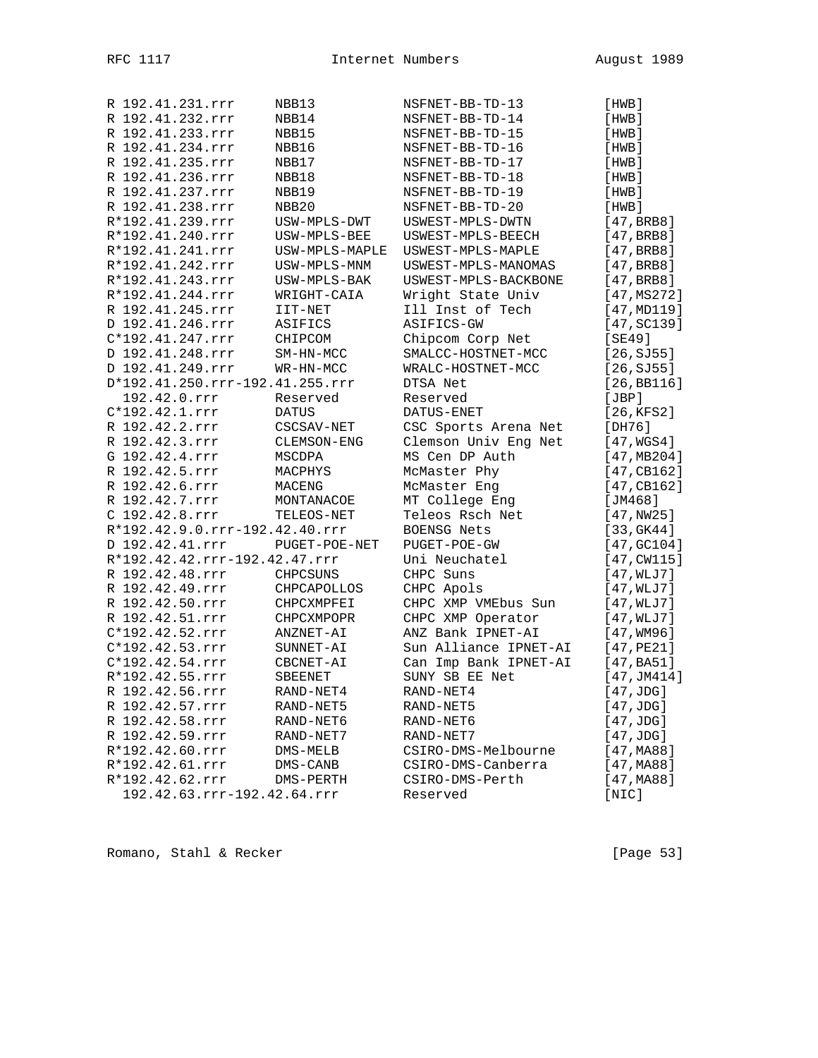```
R 192.41.231.rrr     NBB13            NSFNET-BB-TD-13          [HWB]
R 192.41.232.rrr     NBB14            NSFNET-BB-TD-14          [HWB]
R 192.41.233.rrr     NBB15            NSFNET-BB-TD-15          [HWB]
R 192.41.234.rrr     NBB16            NSFNET-BB-TD-16          [HWB]
R 192.41.235.rrr     NBB17            NSFNET-BB-TD-17          [HWB]
R 192.41.236.rrr     NBB18            NSFNET-BB-TD-18          [HWB]
R 192.41.237.rrr     NBB19            NSFNET-BB-TD-19          [HWB]
R 192.41.238.rrr     NBB20            NSFNET-BB-TD-20          [HWB]
R*192.41.239.rrr     USW-MPLS-DWT     USWEST-MPLS-DWTN         [47,BRB8]
R*192.41.240.rrr     USW-MPLS-BEE     USWEST-MPLS-BEECH        [47,BRB8]
R*192.41.241.rrr     USW-MPLS-MAPLE   USWEST-MPLS-MAPLE        [47,BRB8]
R*192.41.242.rrr     USW-MPLS-MNM     USWEST-MPLS-MANOMAS      [47,BRB8]
R*192.41.243.rrr     USW-MPLS-BAK     USWEST-MPLS-BACKBONE     [47,BRB8]
R*192.41.244.rrr     WRIGHT-CAIA      Wright State Univ        [47,MS272]
R 192.41.245.rrr     IIT-NET          Ill Inst of Tech         [47,MD119]
D 192.41.246.rrr     ASIFICS          ASIFICS-GW               [47,SC139]
C*192.41.247.rrr     CHIPCOM          Chipcom Corp Net         [SE49]
D 192.41.248.rrr     SM-HN-MCC        SMALCC-HOSTNET-MCC       [26,SJ55]
D 192.41.249.rrr     WR-HN-MCC        WRALC-HOSTNET-MCC        [26,SJ55]
D*192.41.250.rrr-192.41.255.rrr       DTSA Net                 [26,BB116]
  192.42.0.rrr       Reserved         Reserved                 [JBP]
C*192.42.1.rrr       DATUS            DATUS-ENET               [26,KFS2]
R 192.42.2.rrr       CSCSAV-NET       CSC Sports Arena Net     [DH76]
R 192.42.3.rrr       CLEMSON-ENG      Clemson Univ Eng Net     [47,WGS4]
G 192.42.4.rrr       MSCDPA           MS Cen DP Auth           [47,MB204]
R 192.42.5.rrr       MACPHYS          McMaster Phy             [47,CB162]
R 192.42.6.rrr       MACENG           McMaster Eng             [47,CB162]
R 192.42.7.rrr       MONTANACOE       MT College Eng           [JM468]
C 192.42.8.rrr       TELEOS-NET       Teleos Rsch Net          [47,NW25]
R*192.42.9.0.rrr-192.42.40.rrr        BOENSG Nets              [33,GK44]
D 192.42.41.rrr      PUGET-POE-NET    PUGET-POE-GW             [47,GC104]
R*192.42.42.rrr-192.42.47.rrr         Uni Neuchatel            [47,CW115]
R 192.42.48.rrr      CHPCSUNS         CHPC Suns                [47,WLJ7]
R 192.42.49.rrr      CHPCAPOLLOS      CHPC Apols               [47,WLJ7]
R 192.42.50.rrr      CHPCXMPFEI       CHPC XMP VMEbus Sun      [47,WLJ7]
R 192.42.51.rrr      CHPCXMPOPR       CHPC XMP Operator        [47,WLJ7]
C*192.42.52.rrr      ANZNET-AI        ANZ Bank IPNET-AI        [47,WM96]
C*192.42.53.rrr      SUNNET-AI        Sun Alliance IPNET-AI    [47,PE21]
C*192.42.54.rrr      CBCNET-AI        Can Imp Bank IPNET-AI    [47,BA51]
R*192.42.55.rrr      SBEENET          SUNY SB EE Net           [47,JM414]
R 192.42.56.rrr      RAND-NET4        RAND-NET4                [47,JDG]
R 192.42.57.rrr      RAND-NET5        RAND-NET5                [47,JDG]
R 192.42.58.rrr      RAND-NET6        RAND-NET6                [47,JDG]
R 192.42.59.rrr      RAND-NET7        RAND-NET7                [47,JDG]
R*192.42.60.rrr      DMS-MELB         CSIRO-DMS-Melbourne      [47,MA88]
R*192.42.61.rrr      DMS-CANB         CSIRO-DMS-Canberra       [47,MA88]
R*192.42.62.rrr      DMS-PERTH        CSIRO-DMS-Perth          [47,MA88]
  192.42.63.rrr-192.42.64.rrr         Reserved                 [NIC]
```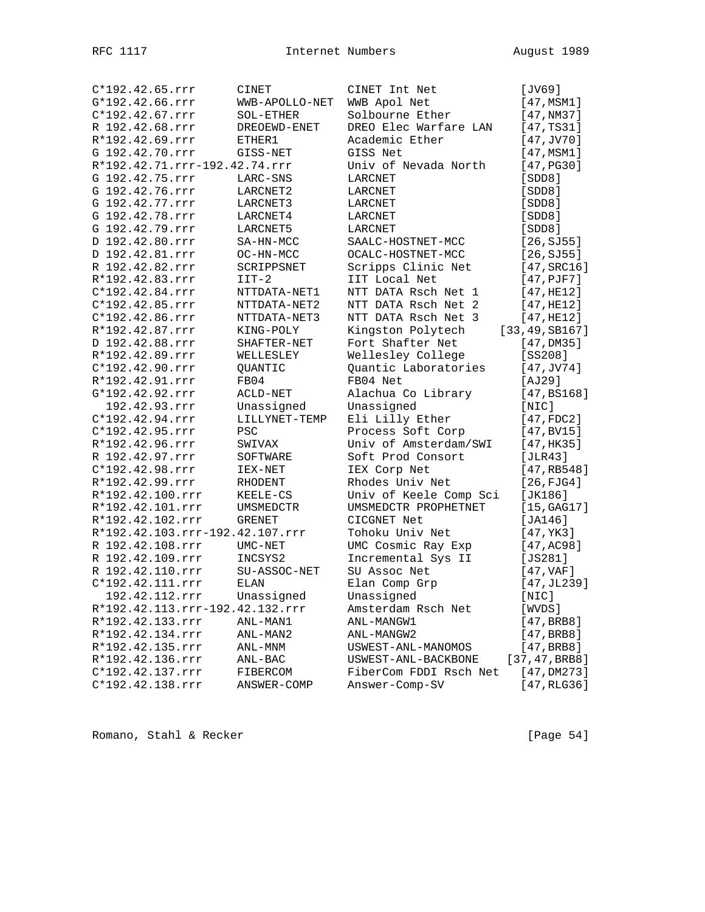```
C*192.42.65.rrr     CINET           CINET Int Net           [JV69]
G*192.42.66.rrr     WWB-APOLLO-NET  WWB Apol Net            [47,MSM1]
C*192.42.67.rrr     SOL-ETHER       Solbourne Ether         [47,NM37]
R 192.42.68.rrr     DREOEWD-ENET    DREO Elec Warfare LAN   [47,TS31]
R*192.42.69.rrr     ETHER1          Academic Ether          [47,JV70]
G 192.42.70.rrr     GISS-NET        GISS Net                [47,MSM1]
R*192.42.71.rrr-192.42.74.rrr       Univ of Nevada North    [47,PG30]
G 192.42.75.rrr     LARC-SNS        LARCNET                 [SDD8]
G 192.42.76.rrr     LARCNET2        LARCNET                 [SDD8]
G 192.42.77.rrr     LARCNET3        LARCNET                 [SDD8]
G 192.42.78.rrr     LARCNET4        LARCNET                 [SDD8]
G 192.42.79.rrr     LARCNET5        LARCNET                 [SDD8]
D 192.42.80.rrr     SA-HN-MCC       SAALC-HOSTNET-MCC       [26,SJ55]
D 192.42.81.rrr     OC-HN-MCC       OCALC-HOSTNET-MCC       [26,SJ55]
R 192.42.82.rrr     SCRIPPSNET      Scripps Clinic Net      [47,SRC16]
R*192.42.83.rrr     IIT-2           IIT Local Net           [47,PJF7]
C*192.42.84.rrr     NTTDATA-NET1    NTT DATA Rsch Net 1     [47,HE12]
C*192.42.85.rrr     NTTDATA-NET2    NTT DATA Rsch Net 2     [47,HE12]
C*192.42.86.rrr     NTTDATA-NET3    NTT DATA Rsch Net 3     [47,HE12]
R*192.42.87.rrr     KING-POLY       Kingston Polytech     [33,49,SB167]
D 192.42.88.rrr     SHAFTER-NET     Fort Shafter Net        [47,DM35]
R*192.42.89.rrr     WELLESLEY       Wellesley College       [SS208]
C*192.42.90.rrr     QUANTIC         Quantic Laboratories    [47,JV74]
R*192.42.91.rrr     FB04            FB04 Net                [AJ29]
G*192.42.92.rrr     ACLD-NET        Alachua Co Library      [47,BS168]
  192.42.93.rrr     Unassigned      Unassigned              [NIC]
C*192.42.94.rrr     LILLYNET-TEMP   Eli Lilly Ether         [47,FDC2]
C*192.42.95.rrr     PSC             Process Soft Corp       [47,BV15]
R*192.42.96.rrr     SWIVAX          Univ of Amsterdam/SWI   [47,HK35]
R 192.42.97.rrr     SOFTWARE        Soft Prod Consort       [JLR43]
C*192.42.98.rrr     IEX-NET         IEX Corp Net            [47,RB548]
R*192.42.99.rrr     RHODENT         Rhodes Univ Net         [26,FJG4]
R*192.42.100.rrr    KEELE-CS        Univ of Keele Comp Sci  [JK186]
R*192.42.101.rrr    UMSMEDCTR       UMSMEDCTR PROPHETNET    [15,GAG17]
R*192.42.102.rrr    GRENET          CICGNET Net             [JA146]
R*192.42.103.rrr-192.42.107.rrr     Tohoku Univ Net         [47,YK3]
R 192.42.108.rrr    UMC-NET         UMC Cosmic Ray Exp      [47,AC98]
R 192.42.109.rrr    INCSYS2         Incremental Sys II      [JS281]
R 192.42.110.rrr    SU-ASSOC-NET    SU Assoc Net            [47,VAF]
C*192.42.111.rrr    ELAN            Elan Comp Grp           [47,JL239]
  192.42.112.rrr    Unassigned      Unassigned              [NIC]
R*192.42.113.rrr-192.42.132.rrr     Amsterdam Rsch Net      [WVDS]
R*192.42.133.rrr    ANL-MAN1        ANL-MANGW1              [47,BRB8]
R*192.42.134.rrr    ANL-MAN2        ANL-MANGW2              [47,BRB8]
R*192.42.135.rrr    ANL-MNM         USWEST-ANL-MANOMOS      [47,BRB8]
R*192.42.136.rrr    ANL-BAC         USWEST-ANL-BACKBONE    [37,47,BRB8]
C*192.42.137.rrr    FIBERCOM        FiberCom FDDI Rsch Net  [47,DM273]
C*192.42.138.rrr    ANSWER-COMP     Answer-Comp-SV          [47,RLG36]
```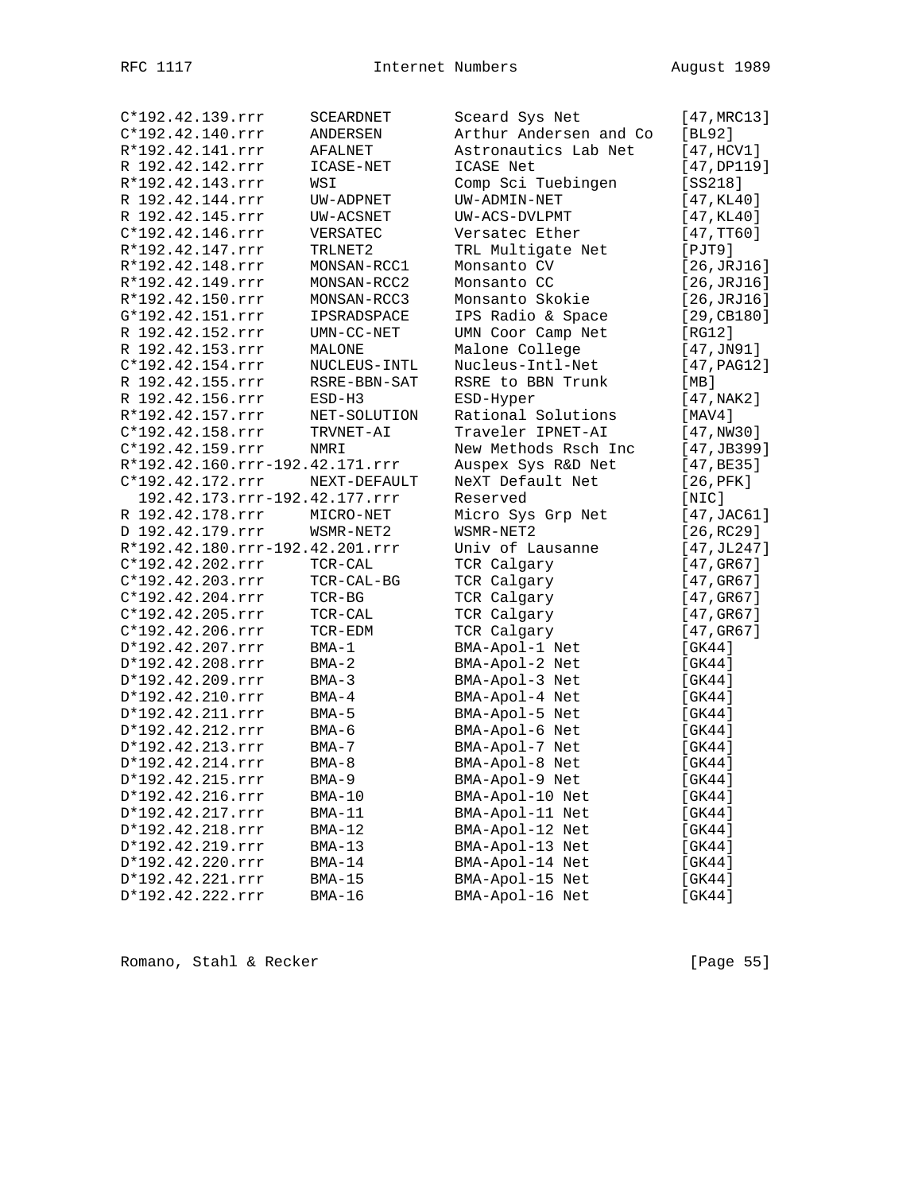```
C*192.42.139.rrr     SCEARDNET      Sceard Sys Net           [47,MRC13]
C*192.42.140.rrr     ANDERSEN       Arthur Andersen and Co   [BL92]
R*192.42.141.rrr     AFALNET        Astronautics Lab Net     [47,HCV1]
R 192.42.142.rrr     ICASE-NET      ICASE Net                [47,DP119]
R*192.42.143.rrr     WSI            Comp Sci Tuebingen       [SS218]
R 192.42.144.rrr     UW-ADPNET      UW-ADMIN-NET             [47,KL40]
R 192.42.145.rrr     UW-ACSNET      UW-ACS-DVLPMT            [47,KL40]
C*192.42.146.rrr     VERSATEC       Versatec Ether           [47,TT60]
R*192.42.147.rrr     TRLNET2        TRL Multigate Net        [PJT9]
R*192.42.148.rrr     MONSAN-RCC1    Monsanto CV              [26,JRJ16]
R*192.42.149.rrr     MONSAN-RCC2    Monsanto CC              [26,JRJ16]
R*192.42.150.rrr     MONSAN-RCC3    Monsanto Skokie          [26,JRJ16]
G*192.42.151.rrr     IPSRADSPACE    IPS Radio & Space        [29,CB180]
R 192.42.152.rrr     UMN-CC-NET     UMN Coor Camp Net        [RG12]
R 192.42.153.rrr     MALONE         Malone College           [47,JN91]
C*192.42.154.rrr     NUCLEUS-INTL   Nucleus-Intl-Net         [47,PAG12]
R 192.42.155.rrr     RSRE-BBN-SAT   RSRE to BBN Trunk        [MB]
R 192.42.156.rrr     ESD-H3         ESD-Hyper                [47,NAK2]
R*192.42.157.rrr     NET-SOLUTION   Rational Solutions       [MAV4]
C*192.42.158.rrr     TRVNET-AI      Traveler IPNET-AI        [47,NW30]
C*192.42.159.rrr     NMRI           New Methods Rsch Inc     [47,JB399]
R*192.42.160.rrr-192.42.171.rrr     Auspex Sys R&D Net       [47,BE35]
C*192.42.172.rrr     NEXT-DEFAULT   NeXT Default Net         [26,PFK]
  192.42.173.rrr-192.42.177.rrr     Reserved                 [NIC]
R 192.42.178.rrr     MICRO-NET      Micro Sys Grp Net        [47,JAC61]
D 192.42.179.rrr     WSMR-NET2      WSMR-NET2                [26,RC29]
R*192.42.180.rrr-192.42.201.rrr     Univ of Lausanne         [47,JL247]
C*192.42.202.rrr     TCR-CAL        TCR Calgary              [47,GR67]
C*192.42.203.rrr     TCR-CAL-BG     TCR Calgary              [47,GR67]
C*192.42.204.rrr     TCR-BG         TCR Calgary              [47,GR67]
C*192.42.205.rrr     TCR-CAL        TCR Calgary              [47,GR67]
C*192.42.206.rrr     TCR-EDM        TCR Calgary              [47,GR67]
D*192.42.207.rrr     BMA-1          BMA-Apol-1 Net           [GK44]
D*192.42.208.rrr     BMA-2          BMA-Apol-2 Net           [GK44]
D*192.42.209.rrr     BMA-3          BMA-Apol-3 Net           [GK44]
D*192.42.210.rrr     BMA-4          BMA-Apol-4 Net           [GK44]
D*192.42.211.rrr     BMA-5          BMA-Apol-5 Net           [GK44]
D*192.42.212.rrr     BMA-6          BMA-Apol-6 Net           [GK44]
D*192.42.213.rrr     BMA-7          BMA-Apol-7 Net           [GK44]
D*192.42.214.rrr     BMA-8          BMA-Apol-8 Net           [GK44]
D*192.42.215.rrr     BMA-9          BMA-Apol-9 Net           [GK44]
D*192.42.216.rrr     BMA-10         BMA-Apol-10 Net          [GK44]
D*192.42.217.rrr     BMA-11         BMA-Apol-11 Net          [GK44]
D*192.42.218.rrr     BMA-12         BMA-Apol-12 Net          [GK44]
D*192.42.219.rrr     BMA-13         BMA-Apol-13 Net          [GK44]
D*192.42.220.rrr     BMA-14         BMA-Apol-14 Net          [GK44]
D*192.42.221.rrr     BMA-15         BMA-Apol-15 Net          [GK44]
D*192.42.222.rrr     BMA-16         BMA-Apol-16 Net          [GK44]
```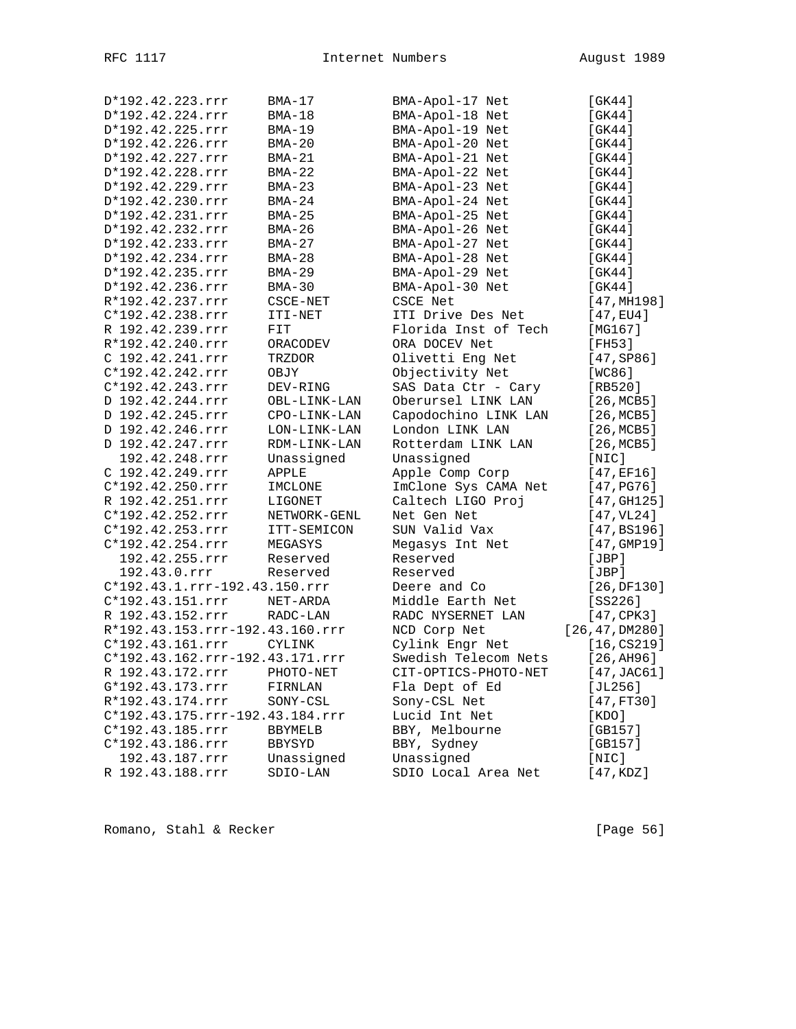```
D*192.42.223.rrr     BMA-17         BMA-Apol-17 Net         [GK44]
D*192.42.224.rrr     BMA-18         BMA-Apol-18 Net         [GK44]
D*192.42.225.rrr     BMA-19         BMA-Apol-19 Net         [GK44]
D*192.42.226.rrr     BMA-20         BMA-Apol-20 Net         [GK44]
D*192.42.227.rrr     BMA-21         BMA-Apol-21 Net         [GK44]
D*192.42.228.rrr     BMA-22         BMA-Apol-22 Net         [GK44]
D*192.42.229.rrr     BMA-23         BMA-Apol-23 Net         [GK44]
D*192.42.230.rrr     BMA-24         BMA-Apol-24 Net         [GK44]
D*192.42.231.rrr     BMA-25         BMA-Apol-25 Net         [GK44]
D*192.42.232.rrr     BMA-26         BMA-Apol-26 Net         [GK44]
D*192.42.233.rrr     BMA-27         BMA-Apol-27 Net         [GK44]
D*192.42.234.rrr     BMA-28         BMA-Apol-28 Net         [GK44]
D*192.42.235.rrr     BMA-29         BMA-Apol-29 Net         [GK44]
D*192.42.236.rrr     BMA-30         BMA-Apol-30 Net         [GK44]
R*192.42.237.rrr     CSCE-NET       CSCE Net                [47,MH198]
C*192.42.238.rrr     ITI-NET        ITI Drive Des Net       [47,EU4]
R 192.42.239.rrr     FIT            Florida Inst of Tech    [MG167]
R*192.42.240.rrr     ORACODEV       ORA DOCEV Net           [FH53]
C 192.42.241.rrr     TRZDOR         Olivetti Eng Net        [47,SP86]
C*192.42.242.rrr     OBJY           Objectivity Net         [WC86]
C*192.42.243.rrr     DEV-RING       SAS Data Ctr - Cary     [RB520]
D 192.42.244.rrr     OBL-LINK-LAN   Oberursel LINK LAN      [26,MCB5]
D 192.42.245.rrr     CPO-LINK-LAN   Capodochino LINK LAN    [26,MCB5]
D 192.42.246.rrr     LON-LINK-LAN   London LINK LAN         [26,MCB5]
D 192.42.247.rrr     RDM-LINK-LAN   Rotterdam LINK LAN      [26,MCB5]
  192.42.248.rrr     Unassigned     Unassigned              [NIC]
C 192.42.249.rrr     APPLE          Apple Comp Corp         [47,EF16]
C*192.42.250.rrr     IMCLONE        ImClone Sys CAMA Net    [47,PG76]
R 192.42.251.rrr     LIGONET        Caltech LIGO Proj       [47,GH125]
C*192.42.252.rrr     NETWORK-GENL   Net Gen Net             [47,VL24]
C*192.42.253.rrr     ITT-SEMICON    SUN Valid Vax           [47,BS196]
C*192.42.254.rrr     MEGASYS        Megasys Int Net         [47,GMP19]
  192.42.255.rrr     Reserved       Reserved                [JBP]
  192.43.0.rrr       Reserved       Reserved                [JBP]
C*192.43.1.rrr-192.43.150.rrr       Deere and Co            [26,DF130]
C*192.43.151.rrr     NET-ARDA       Middle Earth Net        [SS226]
R 192.43.152.rrr     RADC-LAN       RADC NYSERNET LAN       [47,CPK3]
R*192.43.153.rrr-192.43.160.rrr     NCD Corp Net        [26,47,DM280]
C*192.43.161.rrr     CYLINK         Cylink Engr Net         [16,CS219]
C*192.43.162.rrr-192.43.171.rrr     Swedish Telecom Nets    [26,AH96]
R 192.43.172.rrr     PHOTO-NET      CIT-OPTICS-PHOTO-NET    [47,JAC61]
G*192.43.173.rrr     FIRNLAN        Fla Dept of Ed          [JL256]
R*192.43.174.rrr     SONY-CSL       Sony-CSL Net            [47,FT30]
C*192.43.175.rrr-192.43.184.rrr     Lucid Int Net           [KDO]
C*192.43.185.rrr     BBYMELB        BBY, Melbourne          [GB157]
C*192.43.186.rrr     BBYSYD         BBY, Sydney             [GB157]
  192.43.187.rrr     Unassigned     Unassigned              [NIC]
R 192.43.188.rrr     SDIO-LAN       SDIO Local Area Net     [47,KDZ]
```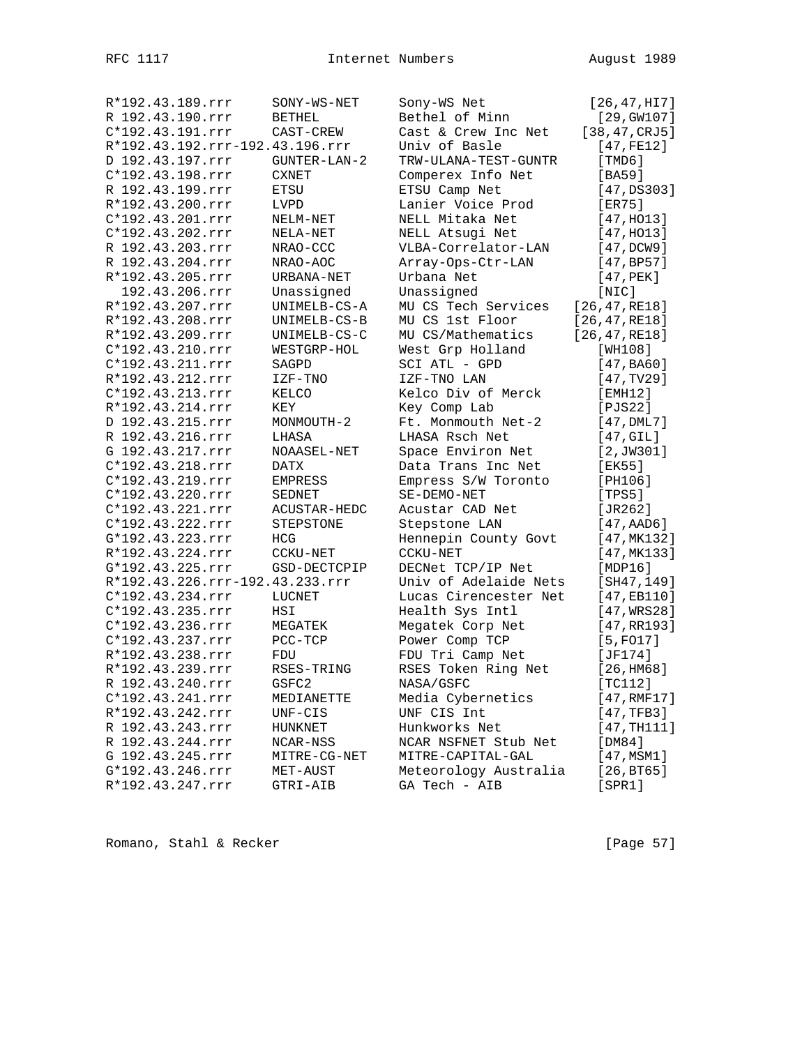```
R*192.43.189.rrr     SONY-WS-NET      Sony-WS Net             [26,47,HI7]
R 192.43.190.rrr     BETHEL           Bethel of Minn           [29,GW107]
C*192.43.191.rrr     CAST-CREW        Cast & Crew Inc Net    [38,47,CRJ5]
R*192.43.192.rrr-192.43.196.rrr       Univ of Basle            [47,FE12]
D 192.43.197.rrr     GUNTER-LAN-2     TRW-ULANA-TEST-GUNTR     [TMD6]
C*192.43.198.rrr     CXNET            Comperex Info Net        [BA59]
R 192.43.199.rrr     ETSU             ETSU Camp Net            [47,DS303]
R*192.43.200.rrr     LVPD             Lanier Voice Prod        [ER75]
C*192.43.201.rrr     NELM-NET         NELL Mitaka Net          [47,HO13]
C*192.43.202.rrr     NELA-NET         NELL Atsugi Net          [47,HO13]
R 192.43.203.rrr     NRAO-CCC         VLBA-Correlator-LAN      [47,DCW9]
R 192.43.204.rrr     NRAO-AOC         Array-Ops-Ctr-LAN        [47,BP57]
R*192.43.205.rrr     URBANA-NET       Urbana Net               [47,PEK]
  192.43.206.rrr     Unassigned       Unassigned               [NIC]
R*192.43.207.rrr     UNIMELB-CS-A     MU CS Tech Services   [26,47,RE18]
R*192.43.208.rrr     UNIMELB-CS-B     MU CS 1st Floor       [26,47,RE18]
R*192.43.209.rrr     UNIMELB-CS-C     MU CS/Mathematics     [26,47,RE18]
C*192.43.210.rrr     WESTGRP-HOL      West Grp Holland         [WH108]
C*192.43.211.rrr     SAGPD            SCI ATL - GPD            [47,BA60]
R*192.43.212.rrr     IZF-TNO          IZF-TNO LAN              [47,TV29]
C*192.43.213.rrr     KELCO            Kelco Div of Merck       [EMH12]
R*192.43.214.rrr     KEY              Key Comp Lab             [PJS22]
D 192.43.215.rrr     MONMOUTH-2       Ft. Monmouth Net-2       [47,DML7]
R 192.43.216.rrr     LHASA            LHASA Rsch Net           [47,GIL]
G 192.43.217.rrr     NOAASEL-NET      Space Environ Net        [2,JW301]
C*192.43.218.rrr     DATX             Data Trans Inc Net       [EK55]
C*192.43.219.rrr     EMPRESS          Empress S/W Toronto      [PH106]
C*192.43.220.rrr     SEDNET           SE-DEMO-NET              [TPS5]
C*192.43.221.rrr     ACUSTAR-HEDC     Acustar CAD Net          [JR262]
C*192.43.222.rrr     STEPSTONE        Stepstone LAN            [47,AAD6]
G*192.43.223.rrr     HCG              Hennepin County Govt     [47,MK132]
R*192.43.224.rrr     CCKU-NET         CCKU-NET                 [47,MK133]
G*192.43.225.rrr     GSD-DECTCPIP     DECNet TCP/IP Net        [MDP16]
R*192.43.226.rrr-192.43.233.rrr       Univ of Adelaide Nets    [SH47,149]
C*192.43.234.rrr     LUCNET           Lucas Cirencester Net    [47,EB110]
C*192.43.235.rrr     HSI              Health Sys Intl          [47,WRS28]
C*192.43.236.rrr     MEGATEK          Megatek Corp Net         [47,RR193]
C*192.43.237.rrr     PCC-TCP          Power Comp TCP           [5,FO17]
R*192.43.238.rrr     FDU              FDU Tri Camp Net         [JF174]
R*192.43.239.rrr     RSES-TRING       RSES Token Ring Net      [26,HM68]
R 192.43.240.rrr     GSFC2            NASA/GSFC                [TC112]
C*192.43.241.rrr     MEDIANETTE       Media Cybernetics        [47,RMF17]
R*192.43.242.rrr     UNF-CIS          UNF CIS Int              [47,TFB3]
R 192.43.243.rrr     HUNKNET          Hunkworks Net            [47,TH111]
R 192.43.244.rrr     NCAR-NSS         NCAR NSFNET Stub Net     [DM84]
G 192.43.245.rrr     MITRE-CG-NET     MITRE-CAPITAL-GAL        [47,MSM1]
G*192.43.246.rrr     MET-AUST         Meteorology Australia    [26,BT65]
R*192.43.247.rrr     GTRI-AIB         GA Tech - AIB            [SPR1]
```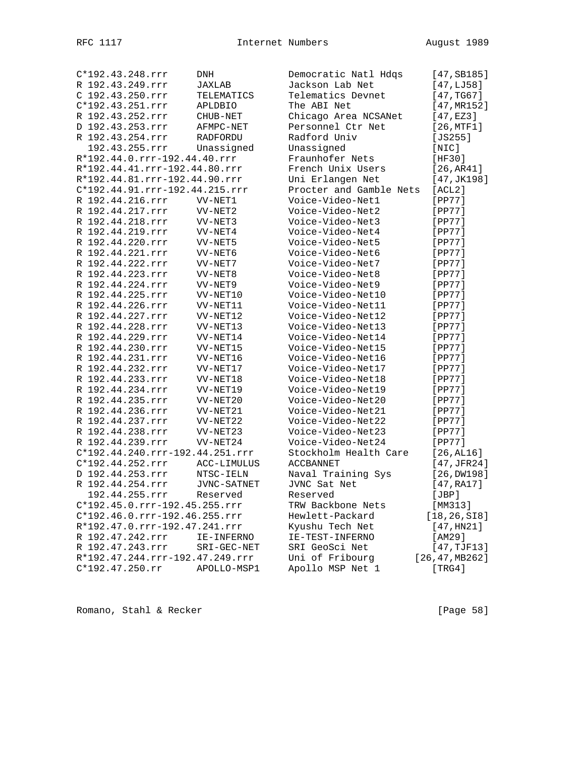```
C*192.43.248.rrr     DNH            Democratic Natl Hdqs     [47,SB185]
R 192.43.249.rrr     JAXLAB         Jackson Lab Net          [47,LJ58]
C 192.43.250.rrr     TELEMATICS     Telematics Devnet        [47,TG67]
C*192.43.251.rrr     APLDBIO        The ABI Net              [47,MR152]
R 192.43.252.rrr     CHUB-NET       Chicago Area NCSANet     [47,EZ3]
D 192.43.253.rrr     AFMPC-NET      Personnel Ctr Net        [26,MTF1]
R 192.43.254.rrr     RADFORDU       Radford Univ             [JS255]
  192.43.255.rrr     Unassigned     Unassigned               [NIC]
R*192.44.0.rrr-192.44.40.rrr        Fraunhofer Nets          [HF30]
R*192.44.41.rrr-192.44.80.rrr       French Unix Users        [26,AR41]
R*192.44.81.rrr-192.44.90.rrr       Uni Erlangen Net         [47,JK198]
C*192.44.91.rrr-192.44.215.rrr      Procter and Gamble Nets  [ACL2]
R 192.44.216.rrr     VV-NET1        Voice-Video-Net1         [PP77]
R 192.44.217.rrr     VV-NET2        Voice-Video-Net2         [PP77]
R 192.44.218.rrr     VV-NET3        Voice-Video-Net3         [PP77]
R 192.44.219.rrr     VV-NET4        Voice-Video-Net4         [PP77]
R 192.44.220.rrr     VV-NET5        Voice-Video-Net5         [PP77]
R 192.44.221.rrr     VV-NET6        Voice-Video-Net6         [PP77]
R 192.44.222.rrr     VV-NET7        Voice-Video-Net7         [PP77]
R 192.44.223.rrr     VV-NET8        Voice-Video-Net8         [PP77]
R 192.44.224.rrr     VV-NET9        Voice-Video-Net9         [PP77]
R 192.44.225.rrr     VV-NET10       Voice-Video-Net10        [PP77]
R 192.44.226.rrr     VV-NET11       Voice-Video-Net11        [PP77]
R 192.44.227.rrr     VV-NET12       Voice-Video-Net12        [PP77]
R 192.44.228.rrr     VV-NET13       Voice-Video-Net13        [PP77]
R 192.44.229.rrr     VV-NET14       Voice-Video-Net14        [PP77]
R 192.44.230.rrr     VV-NET15       Voice-Video-Net15        [PP77]
R 192.44.231.rrr     VV-NET16       Voice-Video-Net16        [PP77]
R 192.44.232.rrr     VV-NET17       Voice-Video-Net17        [PP77]
R 192.44.233.rrr     VV-NET18       Voice-Video-Net18        [PP77]
R 192.44.234.rrr     VV-NET19       Voice-Video-Net19        [PP77]
R 192.44.235.rrr     VV-NET20       Voice-Video-Net20        [PP77]
R 192.44.236.rrr     VV-NET21       Voice-Video-Net21        [PP77]
R 192.44.237.rrr     VV-NET22       Voice-Video-Net22        [PP77]
R 192.44.238.rrr     VV-NET23       Voice-Video-Net23        [PP77]
R 192.44.239.rrr     VV-NET24       Voice-Video-Net24        [PP77]
C*192.44.240.rrr-192.44.251.rrr     Stockholm Health Care    [26,AL16]
C*192.44.252.rrr     ACC-LIMULUS    ACCBANNET                [47,JFR24]
D 192.44.253.rrr     NTSC-IELN      Naval Training Sys       [26,DW198]
R 192.44.254.rrr     JVNC-SATNET    JVNC Sat Net             [47,RA17]
  192.44.255.rrr     Reserved       Reserved                 [JBP]
C*192.45.0.rrr-192.45.255.rrr       TRW Backbone Nets        [MM313]
C*192.46.0.rrr-192.46.255.rrr       Hewlett-Packard        [18,26,SI8]
R*192.47.0.rrr-192.47.241.rrr       Kyushu Tech Net          [47,HN21]
R 192.47.242.rrr     IE-INFERNO     IE-TEST-INFERNO          [AM29]
R 192.47.243.rrr     SRI-GEC-NET    SRI GeoSci Net           [47,TJF13]
R*192.47.244.rrr-192.47.249.rrr     Uni of Fribourg       [26,47,MB262]
C*192.47.250.rr      APOLLO-MSP1    Apollo MSP Net 1         [TRG4]
```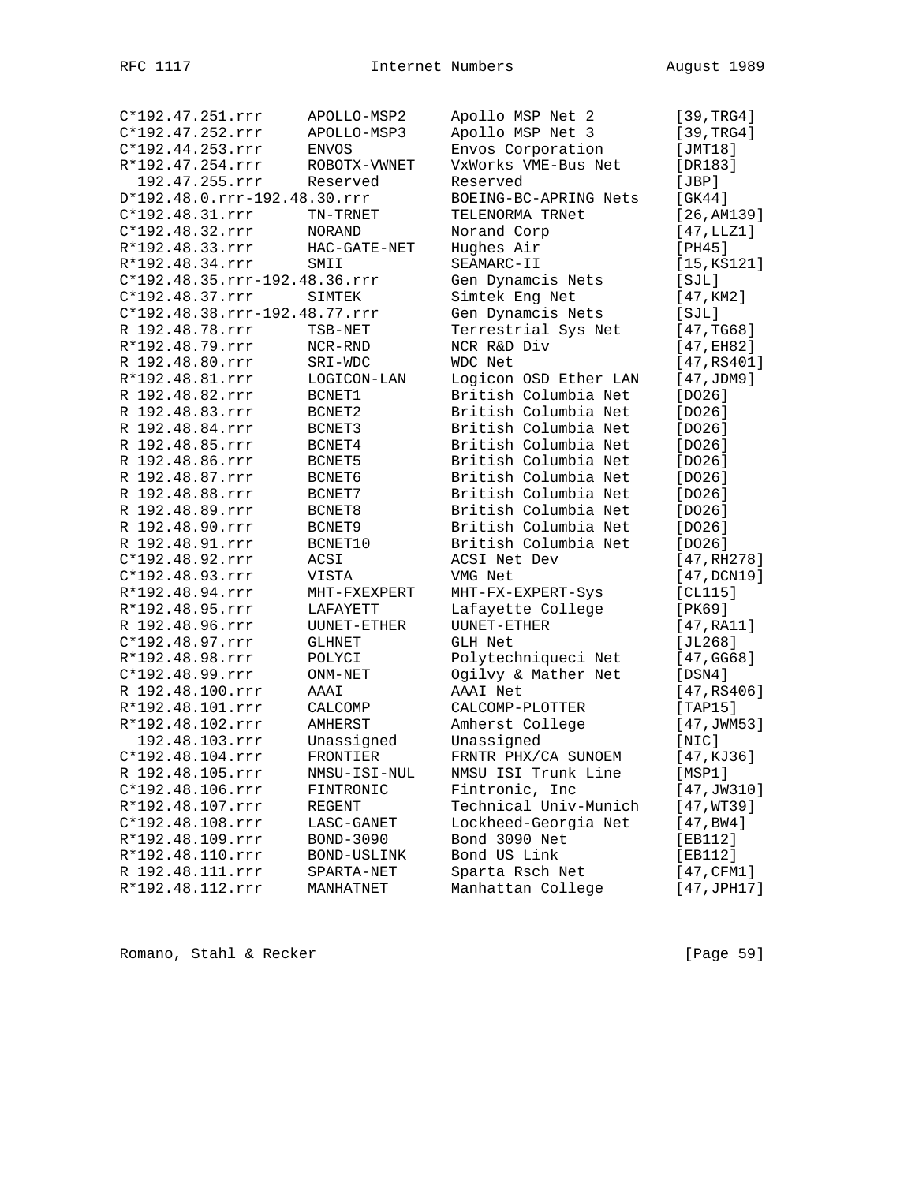```
C*192.47.251.rrr     APOLLO-MSP2     Apollo MSP Net 2         [39,TRG4]
C*192.47.252.rrr     APOLLO-MSP3     Apollo MSP Net 3         [39,TRG4]
C*192.44.253.rrr     ENVOS           Envos Corporation        [JMT18]
R*192.47.254.rrr     ROBOTX-VWNET    VxWorks VME-Bus Net      [DR183]
  192.47.255.rrr     Reserved        Reserved                 [JBP]
D*192.48.0.rrr-192.48.30.rrr         BOEING-BC-APRING Nets    [GK44]
C*192.48.31.rrr      TN-TRNET        TELENORMA TRNet          [26,AM139]
C*192.48.32.rrr      NORAND          Norand Corp              [47,LLZ1]
R*192.48.33.rrr      HAC-GATE-NET    Hughes Air               [PH45]
R*192.48.34.rrr      SMII            SEAMARC-II               [15,KS121]
C*192.48.35.rrr-192.48.36.rrr        Gen Dynamcis Nets        [SJL]
C*192.48.37.rrr      SIMTEK          Simtek Eng Net           [47,KM2]
C*192.48.38.rrr-192.48.77.rrr        Gen Dynamics Nets        [SJL]
R 192.48.78.rrr      TSB-NET         Terrestrial Sys Net      [47,TG68]
R*192.48.79.rrr      NCR-RND         NCR R&D Div              [47,EH82]
R 192.48.80.rrr      SRI-WDC         WDC Net                  [47,RS401]
R*192.48.81.rrr      LOGICON-LAN     Logicon OSD Ether LAN    [47,JDM9]
R 192.48.82.rrr      BCNET1          British Columbia Net     [DO26]
R 192.48.83.rrr      BCNET2          British Columbia Net     [DO26]
R 192.48.84.rrr      BCNET3          British Columbia Net     [DO26]
R 192.48.85.rrr      BCNET4          British Columbia Net     [DO26]
R 192.48.86.rrr      BCNET5          British Columbia Net     [DO26]
R 192.48.87.rrr      BCNET6          British Columbia Net     [DO26]
R 192.48.88.rrr      BCNET7          British Columbia Net     [DO26]
R 192.48.89.rrr      BCNET8          British Columbia Net     [DO26]
R 192.48.90.rrr      BCNET9          British Columbia Net     [DO26]
R 192.48.91.rrr      BCNET10         British Columbia Net     [DO26]
C*192.48.92.rrr      ACSI            ACSI Net Dev             [47,RH278]
C*192.48.93.rrr      VISTA           VMG Net                  [47,DCN19]
R*192.48.94.rrr      MHT-FXEXPERT    MHT-FX-EXPERT-Sys        [CL115]
R*192.48.95.rrr      LAFAYETT        Lafayette College        [PK69]
R 192.48.96.rrr      UUNET-ETHER     UUNET-ETHER              [47,RA11]
C*192.48.97.rrr      GLHNET          GLH Net                  [JL268]
R*192.48.98.rrr      POLYCI          Polytechniqueci Net      [47,GG68]
C*192.48.99.rrr      ONM-NET         Ogilvy & Mather Net      [DSN4]
R 192.48.100.rrr     AAAI            AAAI Net                 [47,RS406]
R*192.48.101.rrr     CALCOMP         CALCOMP-PLOTTER          [TAP15]
R*192.48.102.rrr     AMHERST         Amherst College          [47,JWM53]
  192.48.103.rrr     Unassigned      Unassigned               [NIC]
C*192.48.104.rrr     FRONTIER        FRNTR PHX/CA SUNOEM      [47,KJ36]
R 192.48.105.rrr     NMSU-ISI-NUL    NMSU ISI Trunk Line      [MSP1]
C*192.48.106.rrr     FINTRONIC       Fintronic, Inc           [47,JW310]
R*192.48.107.rrr     REGENT          Technical Univ-Munich    [47,WT39]
C*192.48.108.rrr     LASC-GANET      Lockheed-Georgia Net     [47,BW4]
R*192.48.109.rrr     BOND-3090       Bond 3090 Net            [EB112]
R*192.48.110.rrr     BOND-USLINK     Bond US Link             [EB112]
R 192.48.111.rrr     SPARTA-NET      Sparta Rsch Net          [47,CFM1]
R*192.48.112.rrr     MANHATNET       Manhattan College        [47,JPH17]
```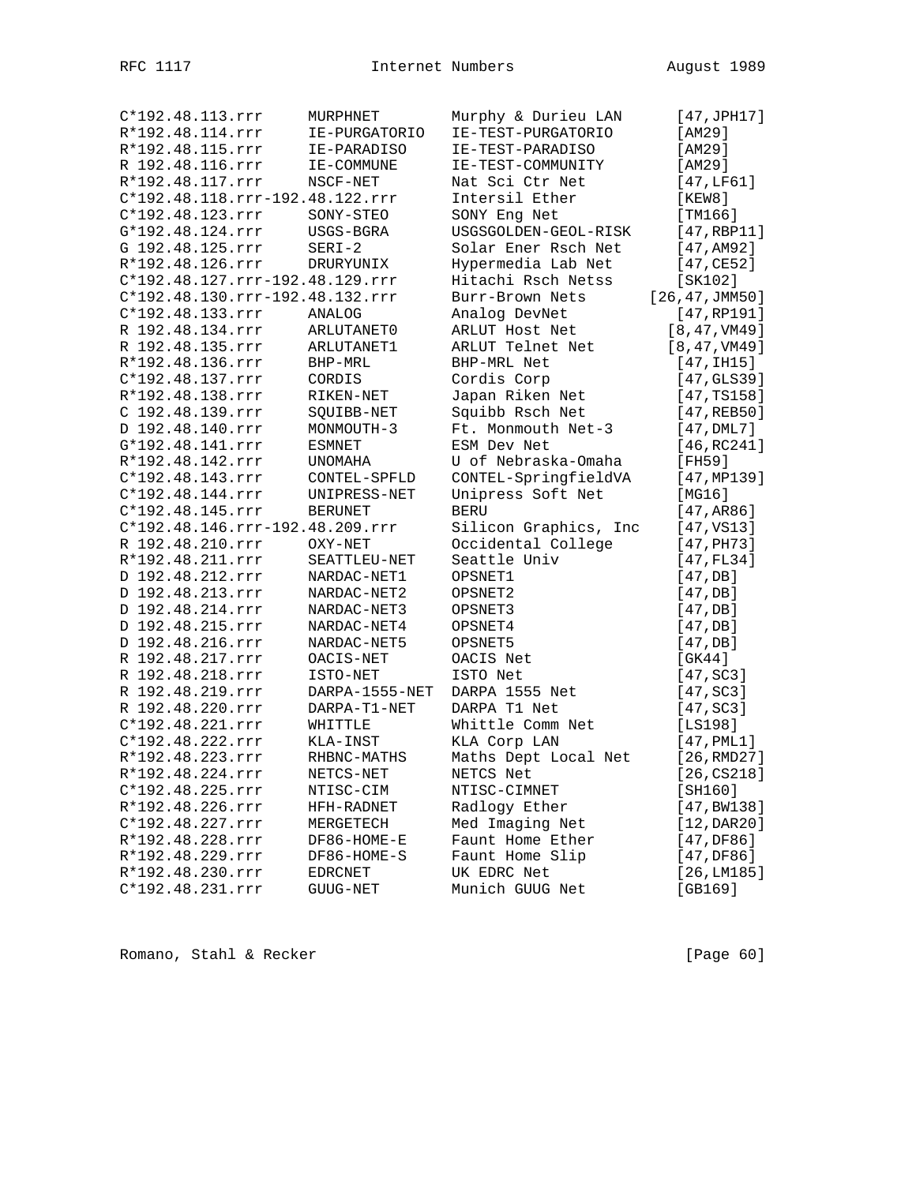```
C*192.48.113.rrr     MURPHNET         Murphy & Durieu LAN      [47,JPH17]
R*192.48.114.rrr     IE-PURGATORIO    IE-TEST-PURGATORIO       [AM29]
R*192.48.115.rrr     IE-PARADISO      IE-TEST-PARADISO         [AM29]
R 192.48.116.rrr     IE-COMMUNE       IE-TEST-COMMUNITY        [AM29]
R*192.48.117.rrr     NSCF-NET         Nat Sci Ctr Net          [47,LF61]
C*192.48.118.rrr-192.48.122.rrr       Intersil Ether           [KEW8]
C*192.48.123.rrr     SONY-STEO        SONY Eng Net             [TM166]
G*192.48.124.rrr     USGS-BGRA        USGSGOLDEN-GEOL-RISK     [47,RBP11]
G 192.48.125.rrr     SERI-2           Solar Ener Rsch Net      [47,AM92]
R*192.48.126.rrr     DRURYUNIX        Hypermedia Lab Net       [47,CE52]
C*192.48.127.rrr-192.48.129.rrr       Hitachi Rsch Netss       [SK102]
C*192.48.130.rrr-192.48.132.rrr       Burr-Brown Nets       [26,47,JMM50]
C*192.48.133.rrr     ANALOG           Analog DevNet            [47,RP191]
R 192.48.134.rrr     ARLUTANET0       ARLUT Host Net          [8,47,VM49]
R 192.48.135.rrr     ARLUTANET1       ARLUT Telnet Net        [8,47,VM49]
R*192.48.136.rrr     BHP-MRL          BHP-MRL Net              [47,IH15]
C*192.48.137.rrr     CORDIS           Cordis Corp              [47,GLS39]
R*192.48.138.rrr     RIKEN-NET        Japan Riken Net          [47,TS158]
C 192.48.139.rrr     SQUIBB-NET       Squibb Rsch Net          [47,REB50]
D 192.48.140.rrr     MONMOUTH-3       Ft. Monmouth Net-3       [47,DML7]
G*192.48.141.rrr     ESMNET           ESM Dev Net              [46,RC241]
R*192.48.142.rrr     UNOMAHA          U of Nebraska-Omaha      [FH59]
C*192.48.143.rrr     CONTEL-SPFLD     CONTEL-SpringfieldVA     [47,MP139]
C*192.48.144.rrr     UNIPRESS-NET     Unipress Soft Net        [MG16]
C*192.48.145.rrr     BERUNET          BERU                     [47,AR86]
C*192.48.146.rrr-192.48.209.rrr       Silicon Graphics, Inc    [47,VS13]
R 192.48.210.rrr     OXY-NET          Occidental College       [47,PH73]
R*192.48.211.rrr     SEATTLEU-NET     Seattle Univ             [47,FL34]
D 192.48.212.rrr     NARDAC-NET1      OPSNET1                  [47,DB]
D 192.48.213.rrr     NARDAC-NET2      OPSNET2                  [47,DB]
D 192.48.214.rrr     NARDAC-NET3      OPSNET3                  [47,DB]
D 192.48.215.rrr     NARDAC-NET4      OPSNET4                  [47,DB]
D 192.48.216.rrr     NARDAC-NET5      OPSNET5                  [47,DB]
R 192.48.217.rrr     OACIS-NET        OACIS Net                [GK44]
R 192.48.218.rrr     ISTO-NET         ISTO Net                 [47,SC3]
R 192.48.219.rrr     DARPA-1555-NET   DARPA 1555 Net           [47,SC3]
R 192.48.220.rrr     DARPA-T1-NET     DARPA T1 Net             [47,SC3]
C*192.48.221.rrr     WHITTLE          Whittle Comm Net         [LS198]
C*192.48.222.rrr     KLA-INST         KLA Corp LAN             [47,PML1]
R*192.48.223.rrr     RHBNC-MATHS      Maths Dept Local Net     [26,RMD27]
R*192.48.224.rrr     NETCS-NET        NETCS Net                [26,CS218]
C*192.48.225.rrr     NTISC-CIM        NTISC-CIMNET             [SH160]
R*192.48.226.rrr     HFH-RADNET       Radlogy Ether            [47,BW138]
C*192.48.227.rrr     MERGETECH        Med Imaging Net          [12,DAR20]
R*192.48.228.rrr     DF86-HOME-E      Faunt Home Ether         [47,DF86]
R*192.48.229.rrr     DF86-HOME-S      Faunt Home Slip          [47,DF86]
R*192.48.230.rrr     EDRCNET          UK EDRC Net              [26,LM185]
C*192.48.231.rrr     GUUG-NET         Munich GUUG Net          [GB169]
```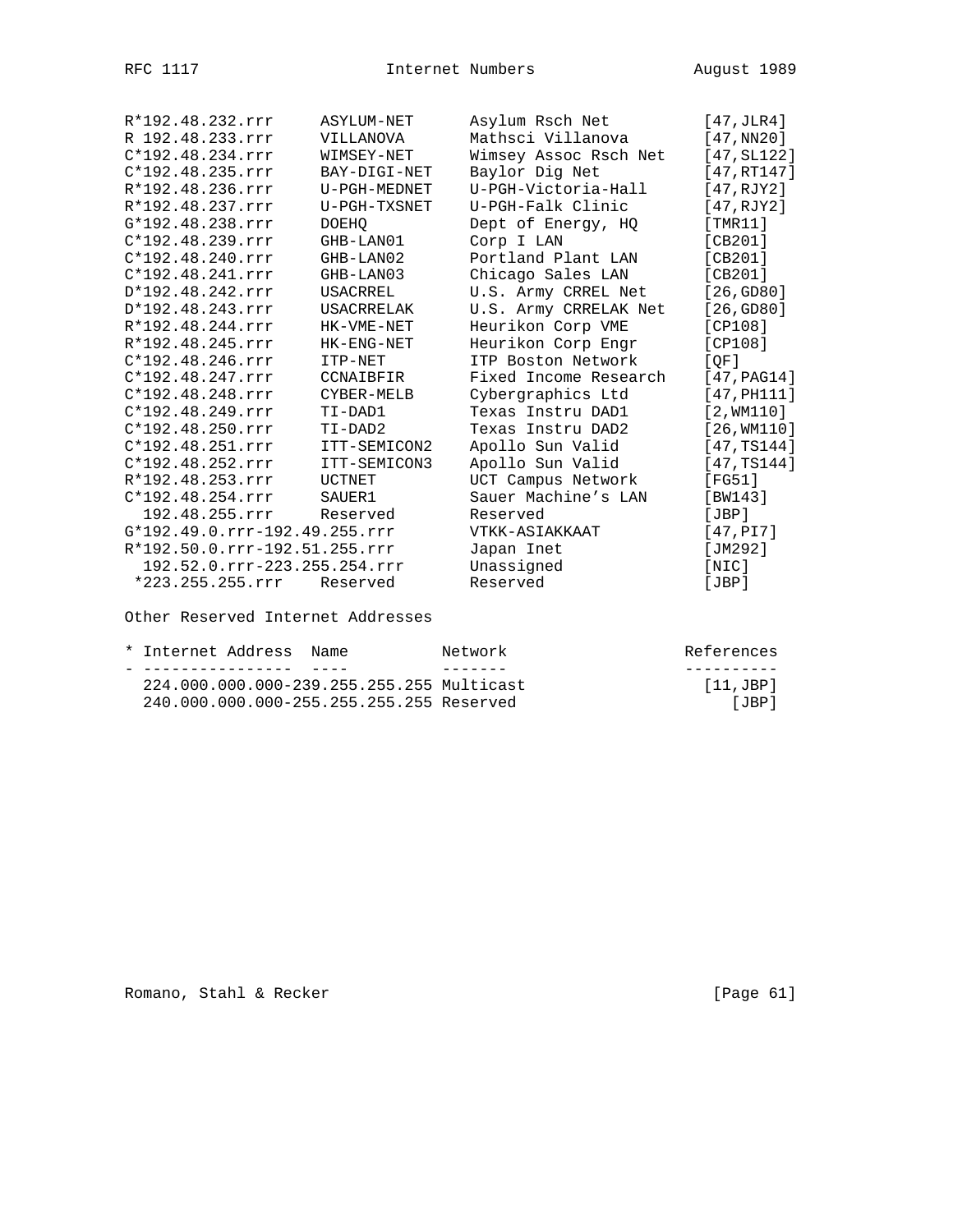```
R*192.48.232.rrr     ASYLUM-NET      Asylum Rsch Net        [47,JLR4]
R 192.48.233.rrr     VILLANOVA       Mathsci Villanova      [47,NN20]
C*192.48.234.rrr     WIMSEY-NET      Wimsey Assoc Rsch Net  [47,SL122]
C*192.48.235.rrr     BAY-DIGI-NET    Baylor Dig Net         [47,RT147]
R*192.48.236.rrr     U-PGH-MEDNET    U-PGH-Victoria-Hall    [47,RJY2]
R*192.48.237.rrr     U-PGH-TXSNET    U-PGH-Falk Clinic      [47,RJY2]
G*192.48.238.rrr     DOEHQ           Dept of Energy, HQ     [TMR11]
C*192.48.239.rrr     GHB-LAN01       Corp I LAN             [CB201]
C*192.48.240.rrr     GHB-LAN02       Portland Plant LAN     [CB201]
C*192.48.241.rrr     GHB-LAN03       Chicago Sales LAN      [CB201]
D*192.48.242.rrr     USACRREL        U.S. Army CRREL Net    [26,GD80]
D*192.48.243.rrr     USACRRELAK      U.S. Army CRRELAK Net  [26,GD80]
R*192.48.244.rrr     HK-VME-NET      Heurikon Corp VME      [CP108]
R*192.48.245.rrr     HK-ENG-NET      Heurikon Corp Engr     [CP108]
C*192.48.246.rrr     ITP-NET         ITP Boston Network     [QF]
C*192.48.247.rrr     CCNAIBFIR       Fixed Income Research  [47,PAG14]
C*192.48.248.rrr     CYBER-MELB      Cybergraphics Ltd      [47,PH111]
C*192.48.249.rrr     TI-DAD1         Texas Instru DAD1      [2,WM110]
C*192.48.250.rrr     TI-DAD2         Texas Instru DAD2      [26,WM110]
C*192.48.251.rrr     ITT-SEMICON2    Apollo Sun Valid       [47,TS144]
C*192.48.252.rrr     ITT-SEMICON3    Apollo Sun Valid       [47,TS144]
R*192.48.253.rrr     UCTNET          UCT Campus Network     [FG51]
C*192.48.254.rrr     SAUER1          Sauer Machine's LAN    [BW143]
  192.48.255.rrr     Reserved        Reserved               [JBP]
G*192.49.0.rrr-192.49.255.rrr        VTKK-ASIAKKAAT         [47,PI7]
R*192.50.0.rrr-192.51.255.rrr        Japan Inet             [JM292]
  192.52.0.rrr-223.255.254.rrr       Unassigned             [NIC]
 *223.255.255.rrr    Reserved        Reserved               [JBP]
```

Other Reserved Internet Addresses

```
* Internet Address  Name          Network                   References
- ----------------  ----          -------                   ----------
  224.000.000.000-239.255.255.255 Multicast                 [11,JBP]
  240.000.000.000-255.255.255.255 Reserved                     [JBP]
```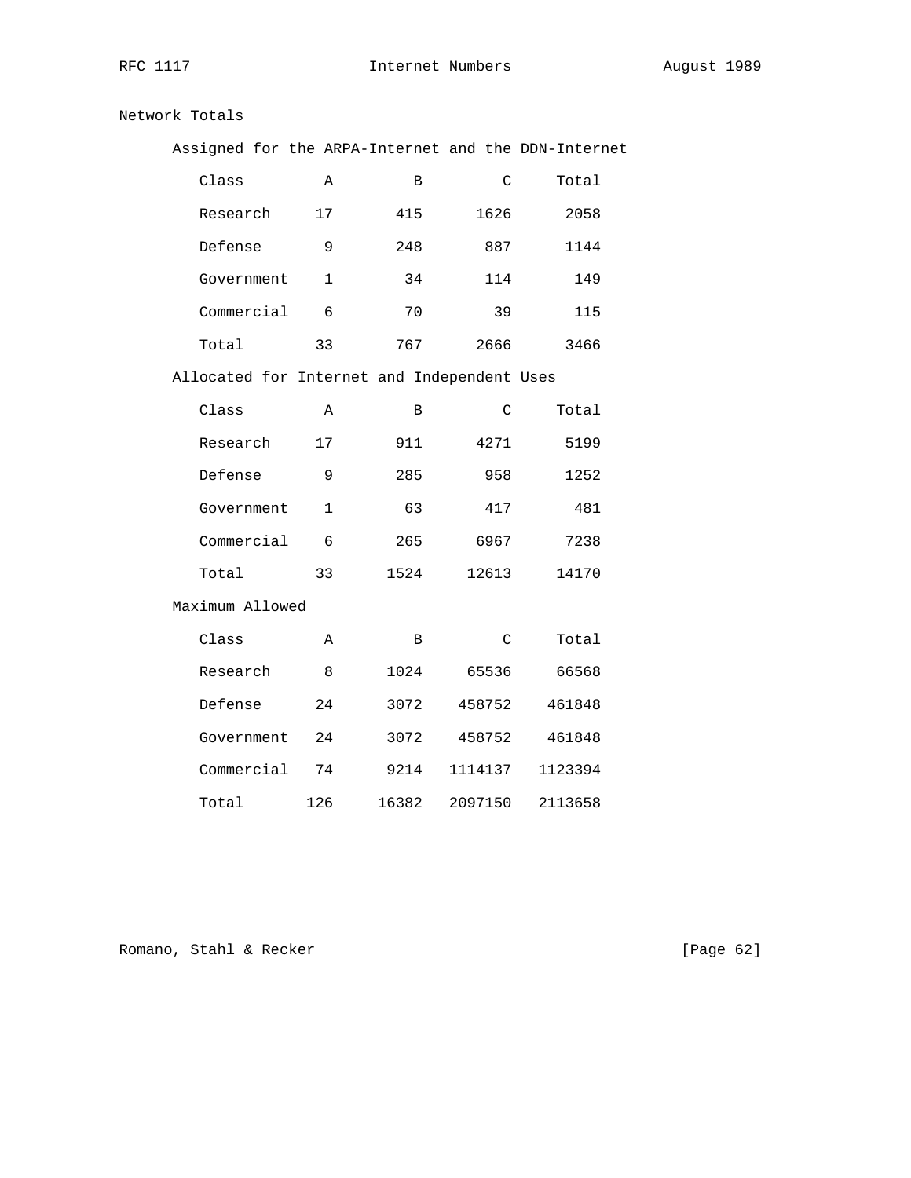Network Totals

Assigned for the ARPA-Internet and the DDN-Internet

| Class | A | B | C | Total |
|---|---|---|---|---|
| Research | 17 | 415 | 1626 | 2058 |
| Defense | 9 | 248 | 887 | 1144 |
| Government | 1 | 34 | 114 | 149 |
| Commercial | 6 | 70 | 39 | 115 |
| Total | 33 | 767 | 2666 | 3466 |

Allocated for Internet and Independent Uses

| Class | A | B | C | Total |
|---|---|---|---|---|
| Research | 17 | 911 | 4271 | 5199 |
| Defense | 9 | 285 | 958 | 1252 |
| Government | 1 | 63 | 417 | 481 |
| Commercial | 6 | 265 | 6967 | 7238 |
| Total | 33 | 1524 | 12613 | 14170 |

Maximum Allowed

| Class | A | B | C | Total |
|---|---|---|---|---|
| Research | 8 | 1024 | 65536 | 66568 |
| Defense | 24 | 3072 | 458752 | 461848 |
| Government | 24 | 3072 | 458752 | 461848 |
| Commercial | 74 | 9214 | 1114137 | 1123394 |
| Total | 126 | 16382 | 2097150 | 2113658 |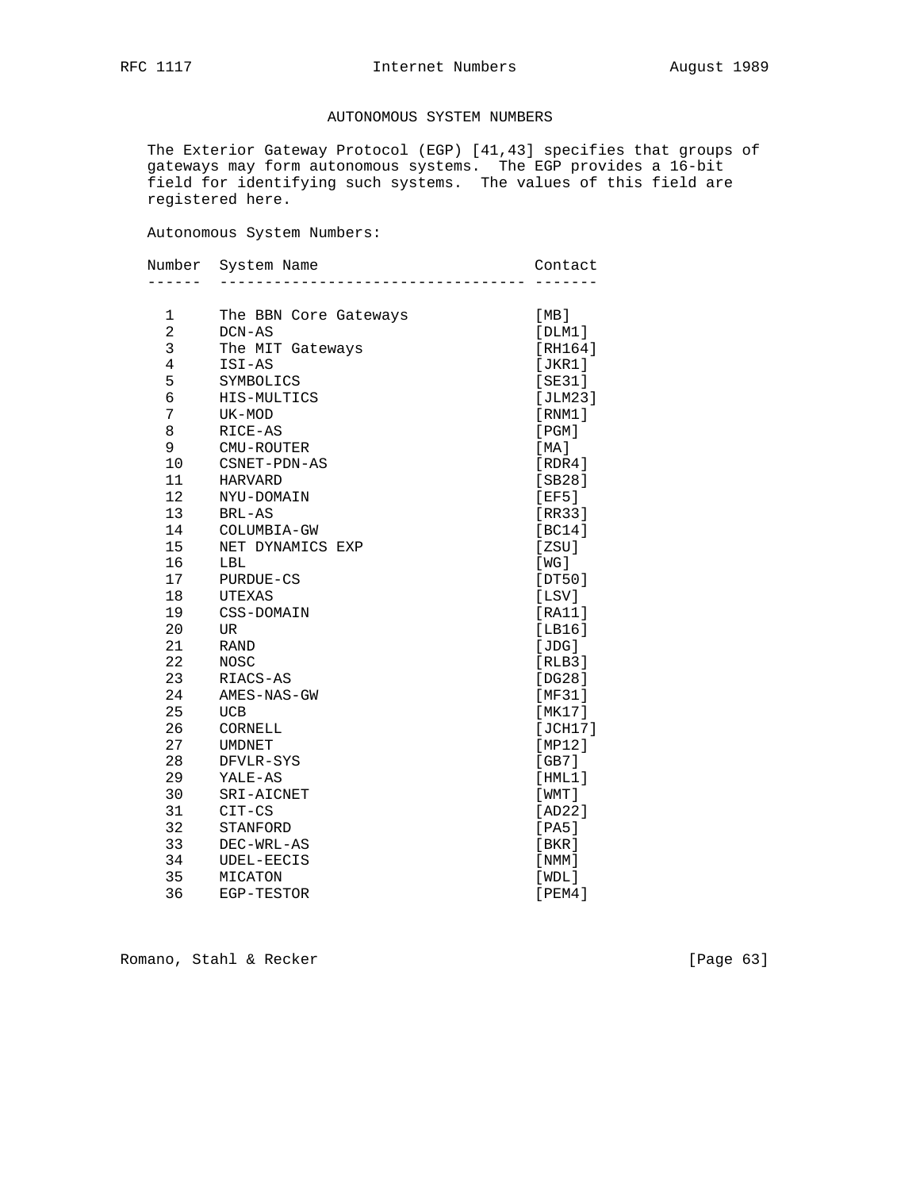## AUTONOMOUS SYSTEM NUMBERS

The Exterior Gateway Protocol (EGP) [41,43] specifies that groups of gateways may form autonomous systems. The EGP provides a 16-bit field for identifying such systems. The values of this field are registered here.

Autonomous System Numbers:

| Number | System Name | Contact |
|---|---|---|
| 1 | The BBN Core Gateways | [MB] |
| 2 | DCN-AS | [DLM1] |
| 3 | The MIT Gateways | [RH164] |
| 4 | ISI-AS | [JKR1] |
| 5 | SYMBOLICS | [SE31] |
| 6 | HIS-MULTICS | [JLM23] |
| 7 | UK-MOD | [RNM1] |
| 8 | RICE-AS | [PGM] |
| 9 | CMU-ROUTER | [MA] |
| 10 | CSNET-PDN-AS | [RDR4] |
| 11 | HARVARD | [SB28] |
| 12 | NYU-DOMAIN | [EF5] |
| 13 | BRL-AS | [RR33] |
| 14 | COLUMBIA-GW | [BC14] |
| 15 | NET DYNAMICS EXP | [ZSU] |
| 16 | LBL | [WG] |
| 17 | PURDUE-CS | [DT50] |
| 18 | UTEXAS | [LSV] |
| 19 | CSS-DOMAIN | [RA11] |
| 20 | UR | [LB16] |
| 21 | RAND | [JDG] |
| 22 | NOSC | [RLB3] |
| 23 | RIACS-AS | [DG28] |
| 24 | AMES-NAS-GW | [MF31] |
| 25 | UCB | [MK17] |
| 26 | CORNELL | [JCH17] |
| 27 | UMDNET | [MP12] |
| 28 | DFVLR-SYS | [GB7] |
| 29 | YALE-AS | [HML1] |
| 30 | SRI-AICNET | [WMT] |
| 31 | CIT-CS | [AD22] |
| 32 | STANFORD | [PA5] |
| 33 | DEC-WRL-AS | [BKR] |
| 34 | UDEL-EECIS | [NMM] |
| 35 | MICATON | [WDL] |
| 36 | EGP-TESTOR | [PEM4] |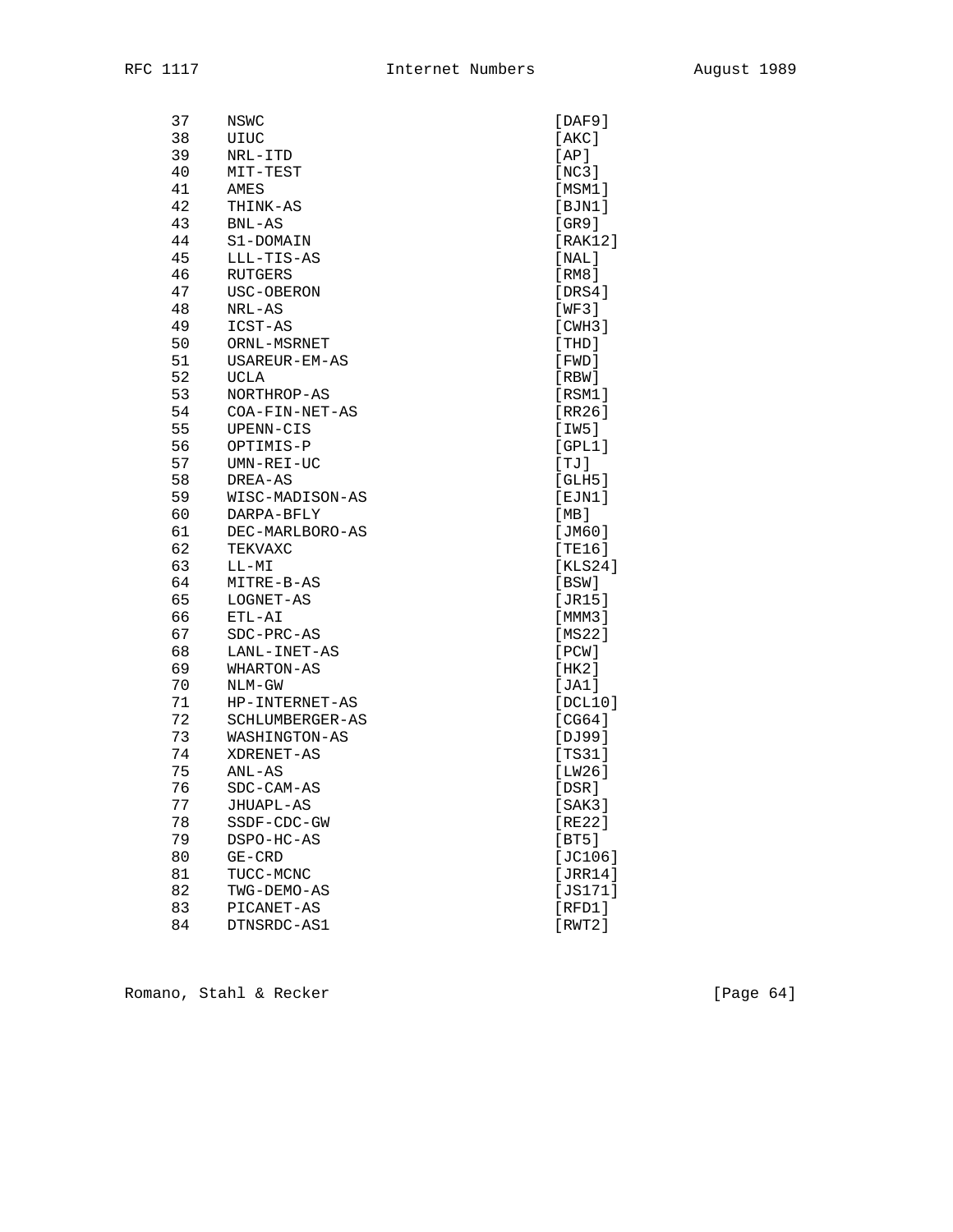```
     37    NSWC                                        [DAF9]
     38    UIUC                                        [AKC]
     39    NRL-ITD                                     [AP]
     40    MIT-TEST                                    [NC3]
     41    AMES                                        [MSM1]
     42    THINK-AS                                    [BJN1]
     43    BNL-AS                                      [GR9]
     44    S1-DOMAIN                                   [RAK12]
     45    LLL-TIS-AS                                  [NAL]
     46    RUTGERS                                     [RM8]
     47    USC-OBERON                                  [DRS4]
     48    NRL-AS                                      [WF3]
     49    ICST-AS                                     [CWH3]
     50    ORNL-MSRNET                                 [THD]
     51    USAREUR-EM-AS                               [FWD]
     52    UCLA                                        [RBW]
     53    NORTHROP-AS                                 [RSM1]
     54    COA-FIN-NET-AS                              [RR26]
     55    UPENN-CIS                                   [IW5]
     56    OPTIMIS-P                                   [GPL1]
     57    UMN-REI-UC                                  [TJ]
     58    DREA-AS                                     [GLH5]
     59    WISC-MADISON-AS                             [EJN1]
     60    DARPA-BFLY                                  [MB]
     61    DEC-MARLBORO-AS                             [JM60]
     62    TEKVAXC                                     [TE16]
     63    LL-MI                                       [KLS24]
     64    MITRE-B-AS                                  [BSW]
     65    LOGNET-AS                                   [JR15]
     66    ETL-AI                                      [MMM3]
     67    SDC-PRC-AS                                  [MS22]
     68    LANL-INET-AS                                [PCW]
     69    WHARTON-AS                                  [HK2]
     70    NLM-GW                                      [JA1]
     71    HP-INTERNET-AS                              [DCL10]
     72    SCHLUMBERGER-AS                             [CG64]
     73    WASHINGTON-AS                               [DJ99]
     74    XDRENET-AS                                  [TS31]
     75    ANL-AS                                      [LW26]
     76    SDC-CAM-AS                                  [DSR]
     77    JHUAPL-AS                                   [SAK3]
     78    SSDF-CDC-GW                                 [RE22]
     79    DSPO-HC-AS                                  [BT5]
     80    GE-CRD                                      [JC106]
     81    TUCC-MCNC                                   [JRR14]
     82    TWG-DEMO-AS                                 [JS171]
     83    PICANET-AS                                  [RFD1]
     84    DTNSRDC-AS1                                 [RWT2]
```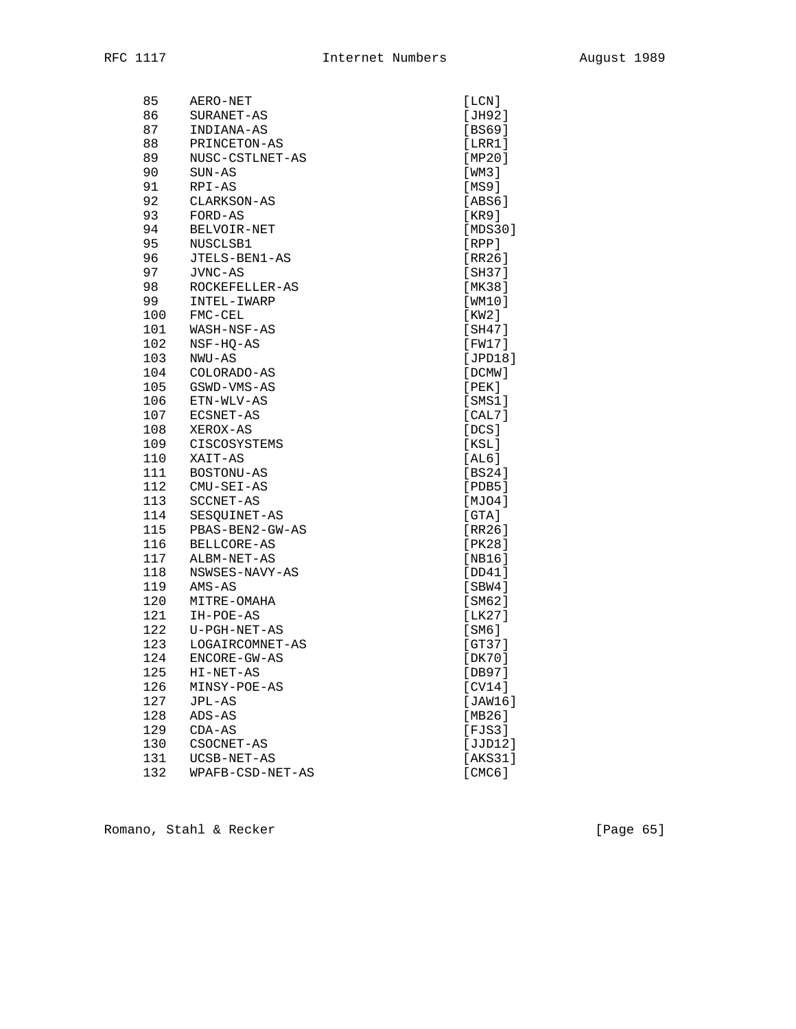```
     85    AERO-NET                                  [LCN]
     86    SURANET-AS                                [JH92]
     87    INDIANA-AS                                [BS69]
     88    PRINCETON-AS                              [LRR1]
     89    NUSC-CSTLNET-AS                           [MP20]
     90    SUN-AS                                    [WM3]
     91    RPI-AS                                    [MS9]
     92    CLARKSON-AS                               [ABS6]
     93    FORD-AS                                   [KR9]
     94    BELVOIR-NET                               [MDS30]
     95    NUSCLSB1                                  [RPP]
     96    JTELS-BEN1-AS                             [RR26]
     97    JVNC-AS                                   [SH37]
     98    ROCKEFELLER-AS                            [MK38]
     99    INTEL-IWARP                               [WM10]
     100   FMC-CEL                                   [KW2]
     101   WASH-NSF-AS                               [SH47]
     102   NSF-HQ-AS                                 [FW17]
     103   NWU-AS                                    [JPD18]
     104   COLORADO-AS                               [DCMW]
     105   GSWD-VMS-AS                               [PEK]
     106   ETN-WLV-AS                                [SMS1]
     107   ECSNET-AS                                 [CAL7]
     108   XEROX-AS                                  [DCS]
     109   CISCOSYSTEMS                              [KSL]
     110   XAIT-AS                                   [AL6]
     111   BOSTONU-AS                                [BS24]
     112   CMU-SEI-AS                                [PDB5]
     113   SCCNET-AS                                 [MJO4]
     114   SESQUINET-AS                              [GTA]
     115   PBAS-BEN2-GW-AS                           [RR26]
     116   BELLCORE-AS                               [PK28]
     117   ALBM-NET-AS                               [NB16]
     118   NSWSES-NAVY-AS                            [DD41]
     119   AMS-AS                                    [SBW4]
     120   MITRE-OMAHA                               [SM62]
     121   IH-POE-AS                                 [LK27]
     122   U-PGH-NET-AS                              [SM6]
     123   LOGAIRCOMNET-AS                           [GT37]
     124   ENCORE-GW-AS                              [DK70]
     125   HI-NET-AS                                 [DB97]
     126   MINSY-POE-AS                              [CV14]
     127   JPL-AS                                    [JAW16]
     128   ADS-AS                                    [MB26]
     129   CDA-AS                                    [FJS3]
     130   CSOCNET-AS                                [JJD12]
     131   UCSB-NET-AS                               [AKS31]
     132   WPAFB-CSD-NET-AS                          [CMC6]
```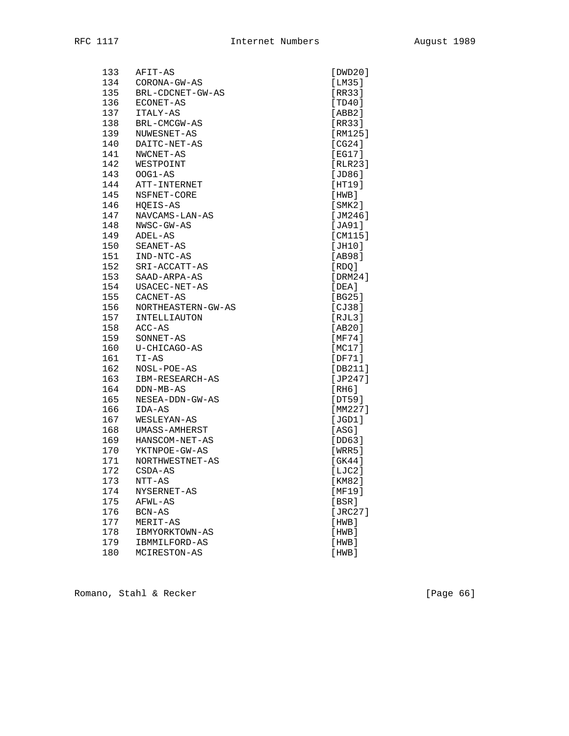```
133   AFIT-AS                           [DWD20]
134   CORONA-GW-AS                      [LM35]
135   BRL-CDCNET-GW-AS                  [RR33]
136   ECONET-AS                         [TD40]
137   ITALY-AS                          [ABB2]
138   BRL-CMCGW-AS                      [RR33]
139   NUWESNET-AS                       [RM125]
140   DAITC-NET-AS                      [CG24]
141   NWCNET-AS                         [EG17]
142   WESTPOINT                         [RLR23]
143   OOG1-AS                           [JD86]
144   ATT-INTERNET                      [HT19]
145   NSFNET-CORE                       [HWB]
146   HQEIS-AS                          [SMK2]
147   NAVCAMS-LAN-AS                    [JM246]
148   NWSC-GW-AS                        [JA91]
149   ADEL-AS                           [CM115]
150   SEANET-AS                         [JH10]
151   IND-NTC-AS                        [AB98]
152   SRI-ACCATT-AS                     [RDQ]
153   SAAD-ARPA-AS                      [DRM24]
154   USACEC-NET-AS                     [DEA]
155   CACNET-AS                         [BG25]
156   NORTHEASTERN-GW-AS                [CJ38]
157   INTELLIAUTON                      [RJL3]
158   ACC-AS                            [AB20]
159   SONNET-AS                         [MF74]
160   U-CHICAGO-AS                      [MC17]
161   TI-AS                             [DF71]
162   NOSL-POE-AS                       [DB211]
163   IBM-RESEARCH-AS                   [JP247]
164   DDN-MB-AS                         [RH6]
165   NESEA-DDN-GW-AS                   [DT59]
166   IDA-AS                            [MM227]
167   WESLEYAN-AS                       [JGD1]
168   UMASS-AMHERST                     [ASG]
169   HANSCOM-NET-AS                    [DD63]
170   YKTNPOE-GW-AS                     [WRR5]
171   NORTHWESTNET-AS                   [GK44]
172   CSDA-AS                           [LJC2]
173   NTT-AS                            [KM82]
174   NYSERNET-AS                       [MF19]
175   AFWL-AS                           [BSR]
176   BCN-AS                            [JRC27]
177   MERIT-AS                          [HWB]
178   IBMYORKTOWN-AS                    [HWB]
179   IBMMILFORD-AS                     [HWB]
180   MCIRESTON-AS                      [HWB]
```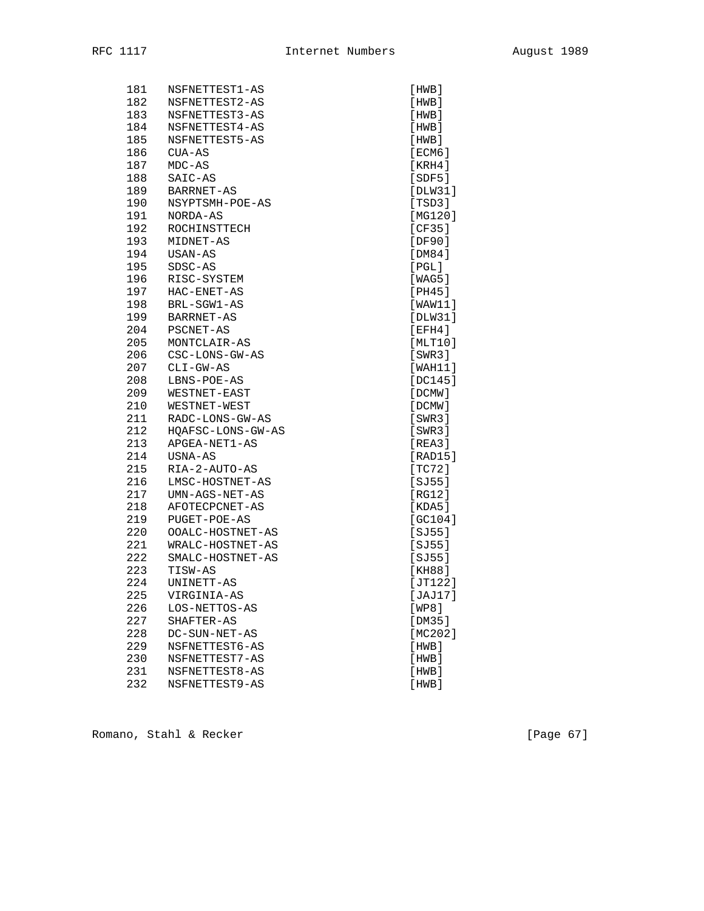```
181   NSFNETTEST1-AS                        [HWB]
182   NSFNETTEST2-AS                        [HWB]
183   NSFNETTEST3-AS                        [HWB]
184   NSFNETTEST4-AS                        [HWB]
185   NSFNETTEST5-AS                        [HWB]
186   CUA-AS                                [ECM6]
187   MDC-AS                                [KRH4]
188   SAIC-AS                               [SDF5]
189   BARRNET-AS                            [DLW31]
190   NSYPTSMH-POE-AS                       [TSD3]
191   NORDA-AS                              [MG120]
192   ROCHINSTTECH                          [CF35]
193   MIDNET-AS                             [DF90]
194   USAN-AS                               [DM84]
195   SDSC-AS                               [PGL]
196   RISC-SYSTEM                           [WAG5]
197   HAC-ENET-AS                           [PH45]
198   BRL-SGW1-AS                           [WAW11]
199   BARRNET-AS                            [DLW31]
204   PSCNET-AS                             [EFH4]
205   MONTCLAIR-AS                          [MLT10]
206   CSC-LONS-GW-AS                        [SWR3]
207   CLI-GW-AS                             [WAH11]
208   LBNS-POE-AS                           [DC145]
209   WESTNET-EAST                          [DCMW]
210   WESTNET-WEST                          [DCMW]
211   RADC-LONS-GW-AS                       [SWR3]
212   HQAFSC-LONS-GW-AS                     [SWR3]
213   APGEA-NET1-AS                         [REA3]
214   USNA-AS                               [RAD15]
215   RIA-2-AUTO-AS                         [TC72]
216   LMSC-HOSTNET-AS                       [SJ55]
217   UMN-AGS-NET-AS                        [RG12]
218   AFOTECPCNET-AS                        [KDA5]
219   PUGET-POE-AS                          [GC104]
220   OOALC-HOSTNET-AS                      [SJ55]
221   WRALC-HOSTNET-AS                      [SJ55]
222   SMALC-HOSTNET-AS                      [SJ55]
223   TISW-AS                               [KH88]
224   UNINETT-AS                            [JT122]
225   VIRGINIA-AS                           [JAJ17]
226   LOS-NETTOS-AS                         [WP8]
227   SHAFTER-AS                            [DM35]
228   DC-SUN-NET-AS                         [MC202]
229   NSFNETTEST6-AS                        [HWB]
230   NSFNETTEST7-AS                        [HWB]
231   NSFNETTEST8-AS                        [HWB]
232   NSFNETTEST9-AS                        [HWB]
```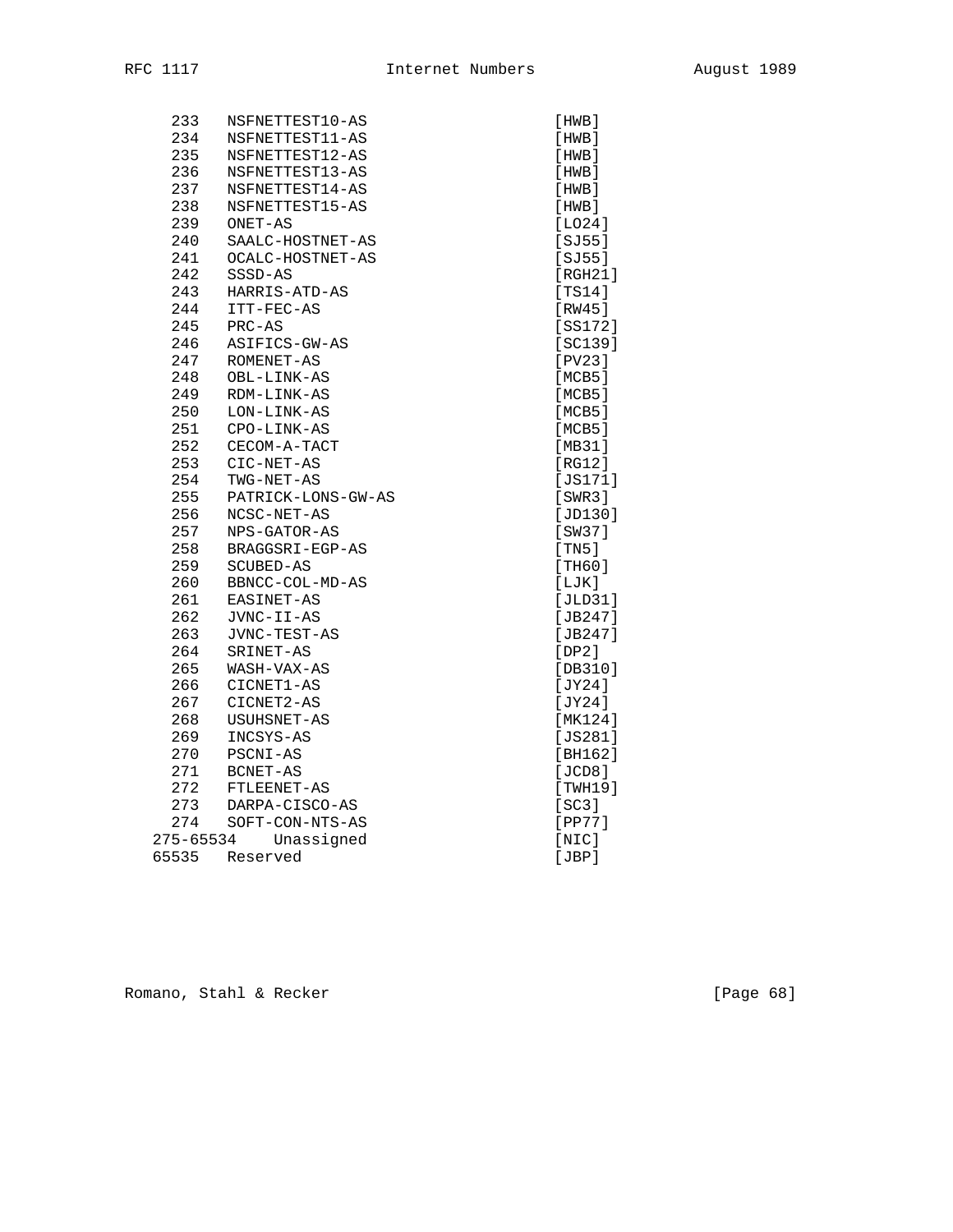```
   233   NSFNETTEST10-AS                           [HWB]
   234   NSFNETTEST11-AS                           [HWB]
   235   NSFNETTEST12-AS                           [HWB]
   236   NSFNETTEST13-AS                           [HWB]
   237   NSFNETTEST14-AS                           [HWB]
   238   NSFNETTEST15-AS                           [HWB]
   239   ONET-AS                                   [LO24]
   240   SAALC-HOSTNET-AS                          [SJ55]
   241   OCALC-HOSTNET-AS                          [SJ55]
   242   SSSD-AS                                   [RGH21]
   243   HARRIS-ATD-AS                             [TS14]
   244   ITT-FEC-AS                                [RW45]
   245   PRC-AS                                    [SS172]
   246   ASIFICS-GW-AS                             [SC139]
   247   ROMENET-AS                                [PV23]
   248   OBL-LINK-AS                               [MCB5]
   249   RDM-LINK-AS                               [MCB5]
   250   LON-LINK-AS                               [MCB5]
   251   CPO-LINK-AS                               [MCB5]
   252   CECOM-A-TACT                              [MB31]
   253   CIC-NET-AS                                [RG12]
   254   TWG-NET-AS                                [JS171]
   255   PATRICK-LONS-GW-AS                        [SWR3]
   256   NCSC-NET-AS                               [JD130]
   257   NPS-GATOR-AS                              [SW37]
   258   BRAGGSRI-EGP-AS                           [TN5]
   259   SCUBED-AS                                 [TH60]
   260   BBNCC-COL-MD-AS                           [LJK]
   261   EASINET-AS                                [JLD31]
   262   JVNC-II-AS                                [JB247]
   263   JVNC-TEST-AS                              [JB247]
   264   SRINET-AS                                 [DP2]
   265   WASH-VAX-AS                               [DB310]
   266   CICNET1-AS                                [JY24]
   267   CICNET2-AS                                [JY24]
   268   USUHSNET-AS                               [MK124]
   269   INCSYS-AS                                 [JS281]
   270   PSCNI-AS                                  [BH162]
   271   BCNET-AS                                  [JCD8]
   272   FTLEENET-AS                               [TWH19]
   273   DARPA-CISCO-AS                            [SC3]
   274   SOFT-CON-NTS-AS                           [PP77]
 275-65534    Unassigned                           [NIC]
 65535   Reserved                                  [JBP]
```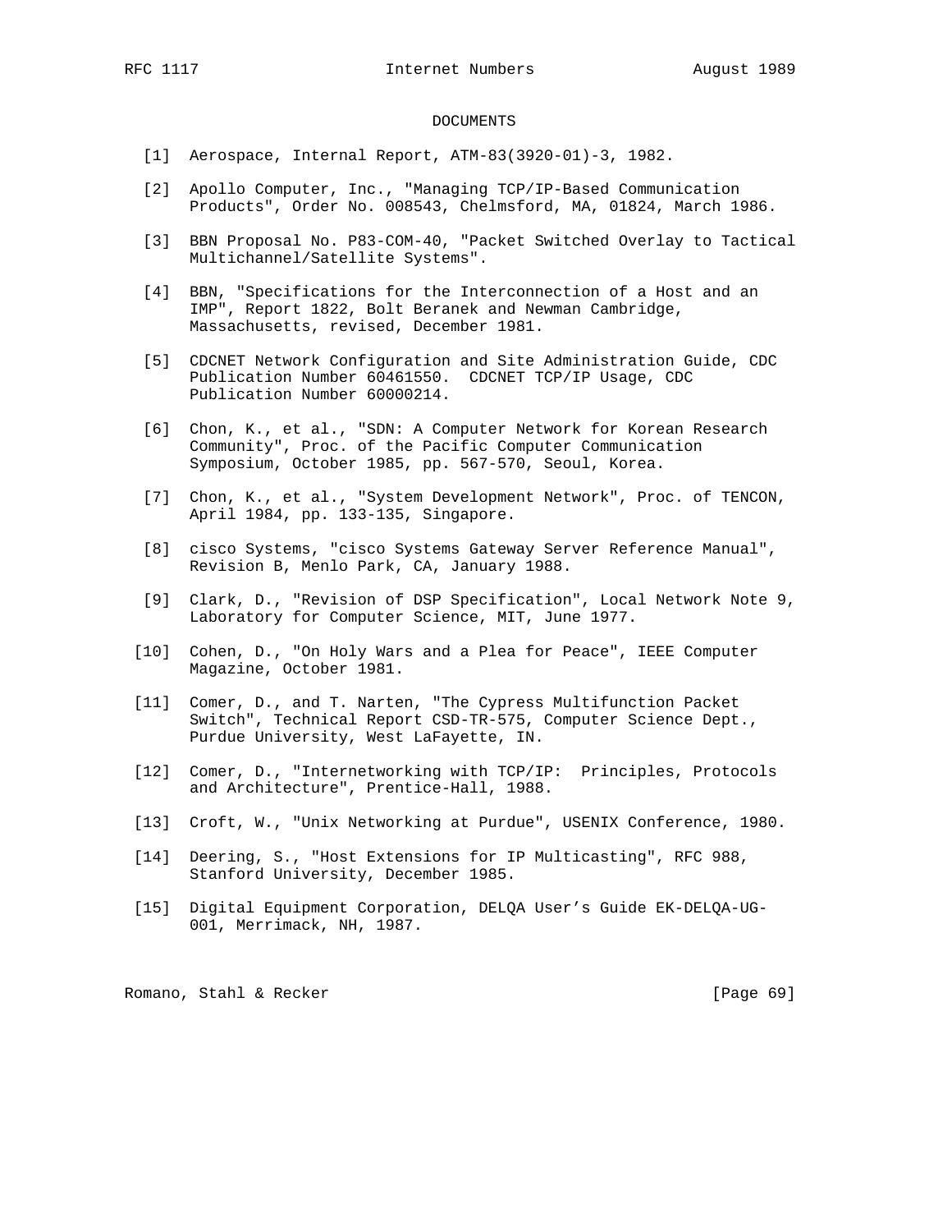## DOCUMENTS

[1] Aerospace, Internal Report, ATM-83(3920-01)-3, 1982.

[2] Apollo Computer, Inc., "Managing TCP/IP-Based Communication Products", Order No. 008543, Chelmsford, MA, 01824, March 1986.

[3] BBN Proposal No. P83-COM-40, "Packet Switched Overlay to Tactical Multichannel/Satellite Systems".

[4] BBN, "Specifications for the Interconnection of a Host and an IMP", Report 1822, Bolt Beranek and Newman Cambridge, Massachusetts, revised, December 1981.

[5] CDCNET Network Configuration and Site Administration Guide, CDC Publication Number 60461550. CDCNET TCP/IP Usage, CDC Publication Number 60000214.

[6] Chon, K., et al., "SDN: A Computer Network for Korean Research Community", Proc. of the Pacific Computer Communication Symposium, October 1985, pp. 567-570, Seoul, Korea.

[7] Chon, K., et al., "System Development Network", Proc. of TENCON, April 1984, pp. 133-135, Singapore.

[8] cisco Systems, "cisco Systems Gateway Server Reference Manual", Revision B, Menlo Park, CA, January 1988.

[9] Clark, D., "Revision of DSP Specification", Local Network Note 9, Laboratory for Computer Science, MIT, June 1977.

[10] Cohen, D., "On Holy Wars and a Plea for Peace", IEEE Computer Magazine, October 1981.

[11] Comer, D., and T. Narten, "The Cypress Multifunction Packet Switch", Technical Report CSD-TR-575, Computer Science Dept., Purdue University, West LaFayette, IN.

[12] Comer, D., "Internetworking with TCP/IP: Principles, Protocols and Architecture", Prentice-Hall, 1988.

[13] Croft, W., "Unix Networking at Purdue", USENIX Conference, 1980.

[14] Deering, S., "Host Extensions for IP Multicasting", RFC 988, Stanford University, December 1985.

[15] Digital Equipment Corporation, DELQA User's Guide EK-DELQA-UG-001, Merrimack, NH, 1987.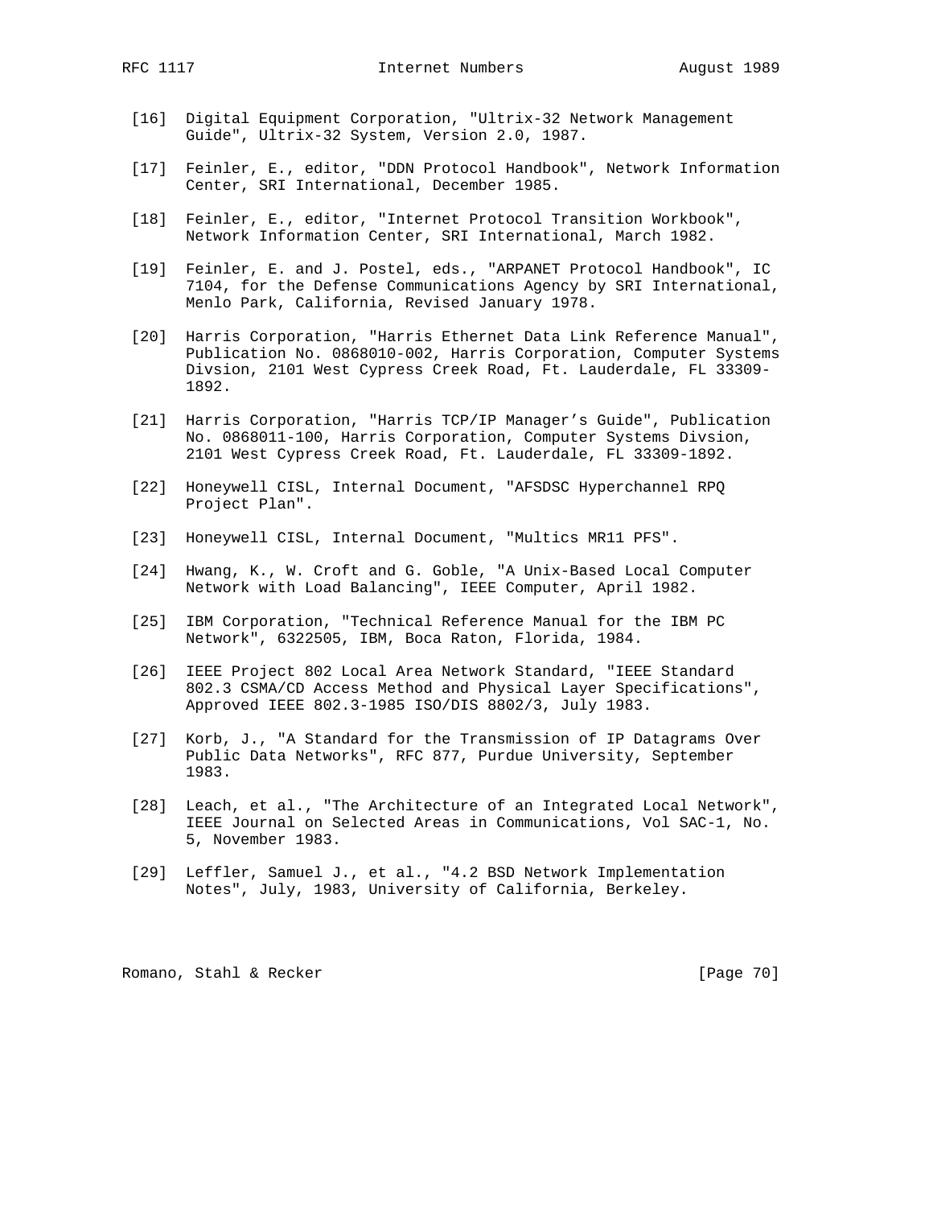[16] Digital Equipment Corporation, "Ultrix-32 Network Management Guide", Ultrix-32 System, Version 2.0, 1987.

[17] Feinler, E., editor, "DDN Protocol Handbook", Network Information Center, SRI International, December 1985.

[18] Feinler, E., editor, "Internet Protocol Transition Workbook", Network Information Center, SRI International, March 1982.

[19] Feinler, E. and J. Postel, eds., "ARPANET Protocol Handbook", IC 7104, for the Defense Communications Agency by SRI International, Menlo Park, California, Revised January 1978.

[20] Harris Corporation, "Harris Ethernet Data Link Reference Manual", Publication No. 0868010-002, Harris Corporation, Computer Systems Divsion, 2101 West Cypress Creek Road, Ft. Lauderdale, FL 33309-1892.

[21] Harris Corporation, "Harris TCP/IP Manager's Guide", Publication No. 0868011-100, Harris Corporation, Computer Systems Divsion, 2101 West Cypress Creek Road, Ft. Lauderdale, FL 33309-1892.

[22] Honeywell CISL, Internal Document, "AFSDSC Hyperchannel RPQ Project Plan".

[23] Honeywell CISL, Internal Document, "Multics MR11 PFS".

[24] Hwang, K., W. Croft and G. Goble, "A Unix-Based Local Computer Network with Load Balancing", IEEE Computer, April 1982.

[25] IBM Corporation, "Technical Reference Manual for the IBM PC Network", 6322505, IBM, Boca Raton, Florida, 1984.

[26] IEEE Project 802 Local Area Network Standard, "IEEE Standard 802.3 CSMA/CD Access Method and Physical Layer Specifications", Approved IEEE 802.3-1985 ISO/DIS 8802/3, July 1983.

[27] Korb, J., "A Standard for the Transmission of IP Datagrams Over Public Data Networks", RFC 877, Purdue University, September 1983.

[28] Leach, et al., "The Architecture of an Integrated Local Network", IEEE Journal on Selected Areas in Communications, Vol SAC-1, No. 5, November 1983.

[29] Leffler, Samuel J., et al., "4.2 BSD Network Implementation Notes", July, 1983, University of California, Berkeley.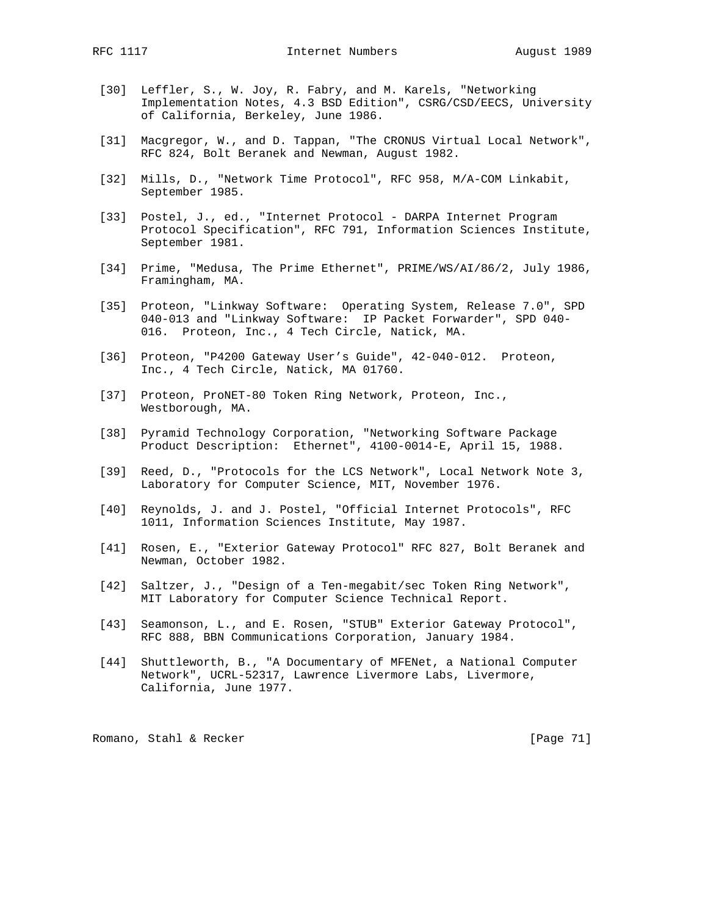[30] Leffler, S., W. Joy, R. Fabry, and M. Karels, "Networking Implementation Notes, 4.3 BSD Edition", CSRG/CSD/EECS, University of California, Berkeley, June 1986.

[31] Macgregor, W., and D. Tappan, "The CRONUS Virtual Local Network", RFC 824, Bolt Beranek and Newman, August 1982.

[32] Mills, D., "Network Time Protocol", RFC 958, M/A-COM Linkabit, September 1985.

[33] Postel, J., ed., "Internet Protocol - DARPA Internet Program Protocol Specification", RFC 791, Information Sciences Institute, September 1981.

[34] Prime, "Medusa, The Prime Ethernet", PRIME/WS/AI/86/2, July 1986, Framingham, MA.

[35] Proteon, "Linkway Software: Operating System, Release 7.0", SPD 040-013 and "Linkway Software: IP Packet Forwarder", SPD 040-016. Proteon, Inc., 4 Tech Circle, Natick, MA.

[36] Proteon, "P4200 Gateway User's Guide", 42-040-012. Proteon, Inc., 4 Tech Circle, Natick, MA 01760.

[37] Proteon, ProNET-80 Token Ring Network, Proteon, Inc., Westborough, MA.

[38] Pyramid Technology Corporation, "Networking Software Package Product Description: Ethernet", 4100-0014-E, April 15, 1988.

[39] Reed, D., "Protocols for the LCS Network", Local Network Note 3, Laboratory for Computer Science, MIT, November 1976.

[40] Reynolds, J. and J. Postel, "Official Internet Protocols", RFC 1011, Information Sciences Institute, May 1987.

[41] Rosen, E., "Exterior Gateway Protocol" RFC 827, Bolt Beranek and Newman, October 1982.

[42] Saltzer, J., "Design of a Ten-megabit/sec Token Ring Network", MIT Laboratory for Computer Science Technical Report.

[43] Seamonson, L., and E. Rosen, "STUB" Exterior Gateway Protocol", RFC 888, BBN Communications Corporation, January 1984.

[44] Shuttleworth, B., "A Documentary of MFENet, a National Computer Network", UCRL-52317, Lawrence Livermore Labs, Livermore, California, June 1977.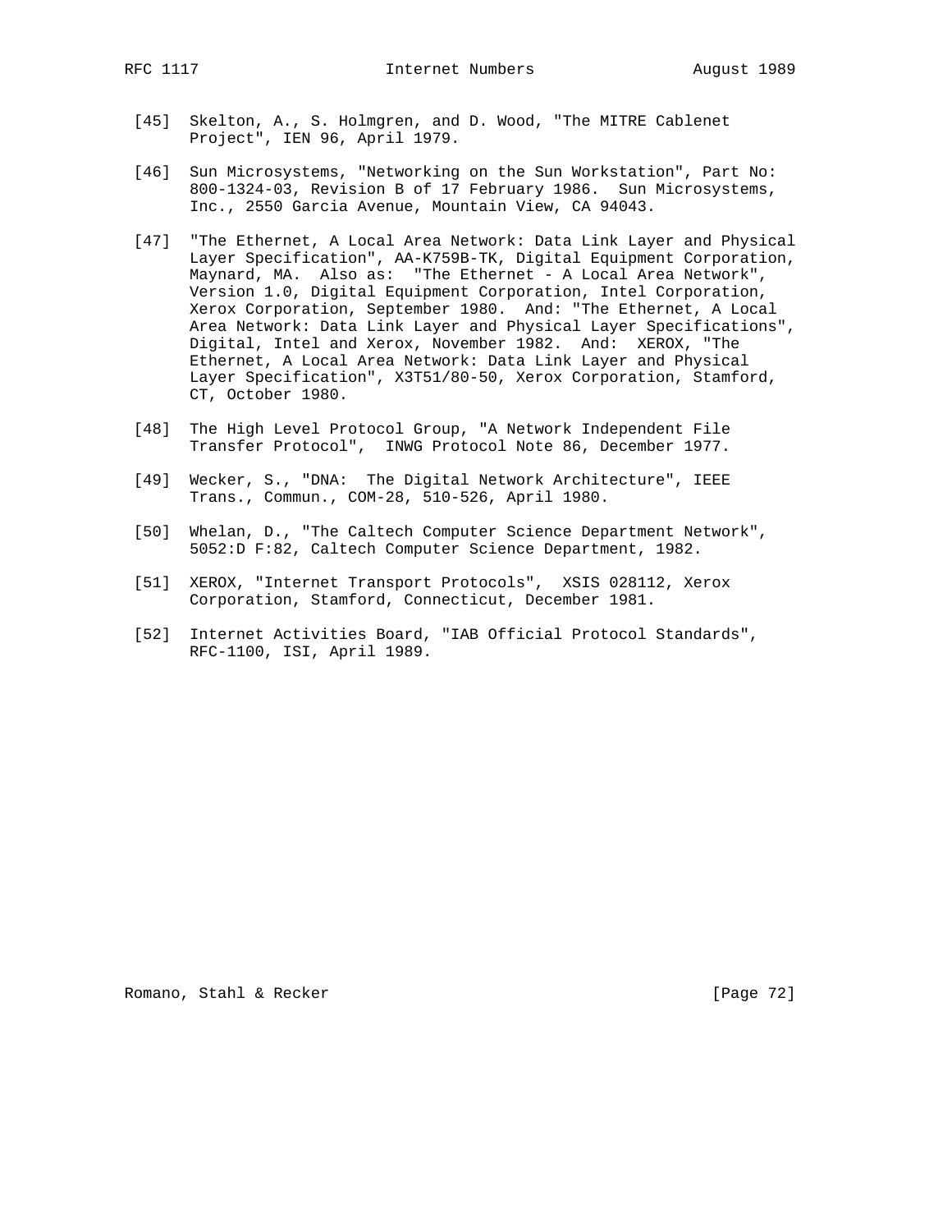[45] Skelton, A., S. Holmgren, and D. Wood, "The MITRE Cablenet Project", IEN 96, April 1979.

[46] Sun Microsystems, "Networking on the Sun Workstation", Part No: 800-1324-03, Revision B of 17 February 1986. Sun Microsystems, Inc., 2550 Garcia Avenue, Mountain View, CA 94043.

[47] "The Ethernet, A Local Area Network: Data Link Layer and Physical Layer Specification", AA-K759B-TK, Digital Equipment Corporation, Maynard, MA. Also as: "The Ethernet - A Local Area Network", Version 1.0, Digital Equipment Corporation, Intel Corporation, Xerox Corporation, September 1980. And: "The Ethernet, A Local Area Network: Data Link Layer and Physical Layer Specifications", Digital, Intel and Xerox, November 1982. And: XEROX, "The Ethernet, A Local Area Network: Data Link Layer and Physical Layer Specification", X3T51/80-50, Xerox Corporation, Stamford, CT, October 1980.

[48] The High Level Protocol Group, "A Network Independent File Transfer Protocol", INWG Protocol Note 86, December 1977.

[49] Wecker, S., "DNA: The Digital Network Architecture", IEEE Trans., Commun., COM-28, 510-526, April 1980.

[50] Whelan, D., "The Caltech Computer Science Department Network", 5052:D F:82, Caltech Computer Science Department, 1982.

[51] XEROX, "Internet Transport Protocols", XSIS 028112, Xerox Corporation, Stamford, Connecticut, December 1981.

[52] Internet Activities Board, "IAB Official Protocol Standards", RFC-1100, ISI, April 1989.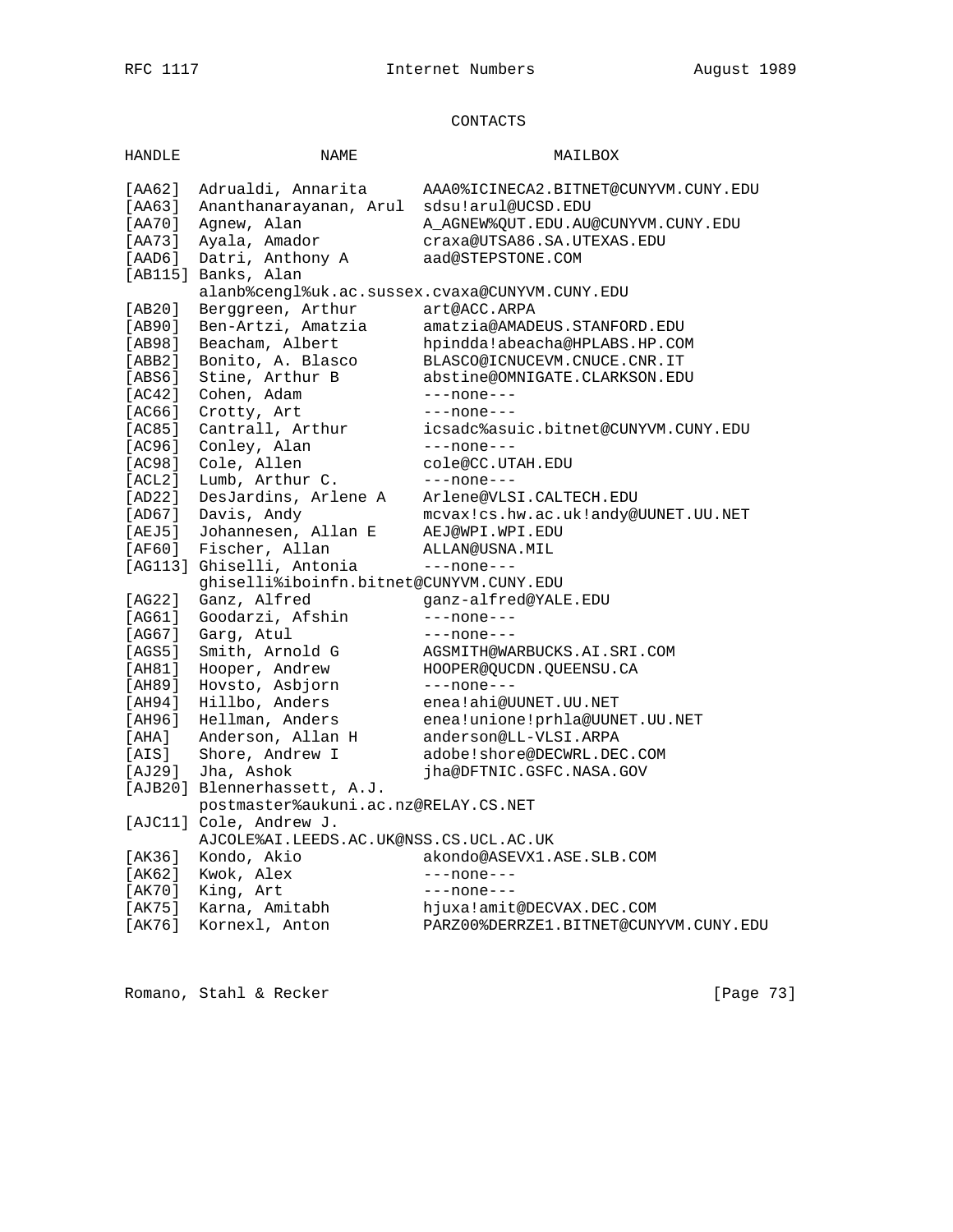## CONTACTS

| HANDLE | NAME | MAILBOX |
| --- | --- | --- |
| [AA62] | Adrualdi, Annarita | AAA0%ICINECA2.BITNET@CUNYVM.CUNY.EDU |
| [AA63] | Ananthanarayanan, Arul | sdsu!arul@UCSD.EDU |
| [AA70] | Agnew, Alan | A_AGNEW%QUT.EDU.AU@CUNYVM.CUNY.EDU |
| [AA73] | Ayala, Amador | craxa@UTSA86.SA.UTEXAS.EDU |
| [AAD6] | Datri, Anthony A | aad@STEPSTONE.COM |
| [AB115] | Banks, Alan | alanb%cengl%uk.ac.sussex.cvaxa@CUNYVM.CUNY.EDU |
| [AB20] | Berggreen, Arthur | art@ACC.ARPA |
| [AB90] | Ben-Artzi, Amatzia | amatzia@AMADEUS.STANFORD.EDU |
| [AB98] | Beacham, Albert | hpindda!abeacha@HPLABS.HP.COM |
| [ABB2] | Bonito, A. Blasco | BLASCO@ICNUCEVM.CNUCE.CNR.IT |
| [ABS6] | Stine, Arthur B | abstine@OMNIGATE.CLARKSON.EDU |
| [AC42] | Cohen, Adam | ---none--- |
| [AC66] | Crotty, Art | ---none--- |
| [AC85] | Cantrall, Arthur | icsadc%asuic.bitnet@CUNYVM.CUNY.EDU |
| [AC96] | Conley, Alan | ---none--- |
| [AC98] | Cole, Allen | cole@CC.UTAH.EDU |
| [ACL2] | Lumb, Arthur C. | ---none--- |
| [AD22] | DesJardins, Arlene A | Arlene@VLSI.CALTECH.EDU |
| [AD67] | Davis, Andy | mcvax!cs.hw.ac.uk!andy@UUNET.UU.NET |
| [AEJ5] | Johannesen, Allan E | AEJ@WPI.WPI.EDU |
| [AF60] | Fischer, Allan | ALLAN@USNA.MIL |
| [AG113] | Ghiselli, Antonia | ---none--- ghiselli%iboinfn.bitnet@CUNYVM.CUNY.EDU |
| [AG22] | Ganz, Alfred | ganz-alfred@YALE.EDU |
| [AG61] | Goodarzi, Afshin | ---none--- |
| [AG67] | Garg, Atul | ---none--- |
| [AGS5] | Smith, Arnold G | AGSMITH@WARBUCKS.AI.SRI.COM |
| [AH81] | Hooper, Andrew | HOOPER@QUCDN.QUEENSU.CA |
| [AH89] | Hovsto, Asbjorn | ---none--- |
| [AH94] | Hillbo, Anders | enea!ahi@UUNET.UU.NET |
| [AH96] | Hellman, Anders | enea!unione!prhla@UUNET.UU.NET |
| [AHA] | Anderson, Allan H | anderson@LL-VLSI.ARPA |
| [AIS] | Shore, Andrew I | adobe!shore@DECWRL.DEC.COM |
| [AJ29] | Jha, Ashok | jha@DFTNIC.GSFC.NASA.GOV |
| [AJB20] | Blennerhassett, A.J. | postmaster%aukuni.ac.nz@RELAY.CS.NET |
| [AJC11] | Cole, Andrew J. | AJCOLE%AI.LEEDS.AC.UK@NSS.CS.UCL.AC.UK |
| [AK36] | Kondo, Akio | akondo@ASEVX1.ASE.SLB.COM |
| [AK62] | Kwok, Alex | ---none--- |
| [AK70] | King, Art | ---none--- |
| [AK75] | Karna, Amitabh | hjuxa!amit@DECVAX.DEC.COM |
| [AK76] | Kornexl, Anton | PARZ00%DERRZE1.BITNET@CUNYVM.CUNY.EDU |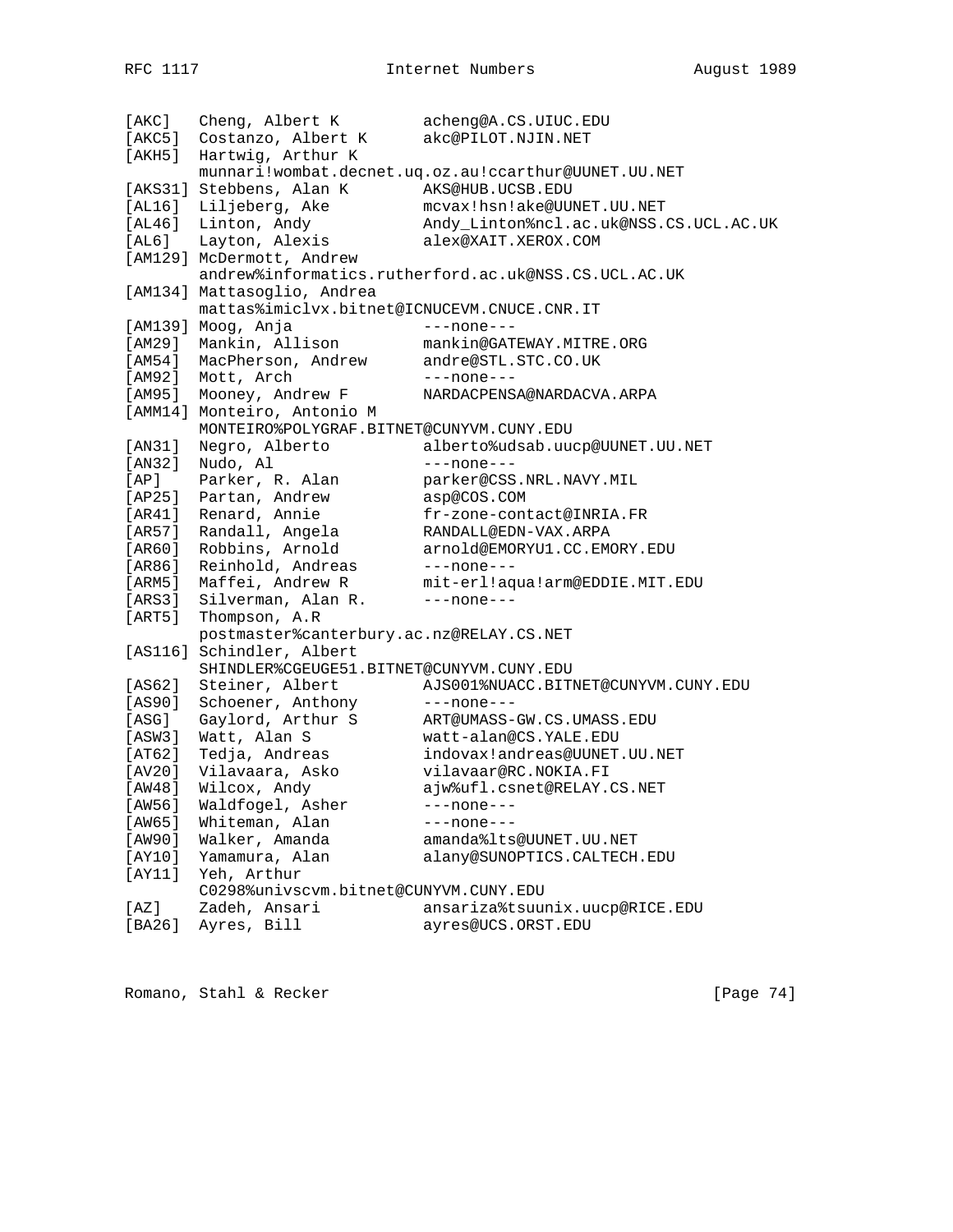```
[AKC]   Cheng, Albert K         acheng@A.CS.UIUC.EDU
[AKC5]  Costanzo, Albert K      akc@PILOT.NJIN.NET
[AKH5]  Hartwig, Arthur K
        munnari!wombat.decnet.uq.oz.au!ccarthur@UUNET.UU.NET
[AKS31] Stebbens, Alan K        AKS@HUB.UCSB.EDU
[AL16]  Liljeberg, Ake          mcvax!hsn!ake@UUNET.UU.NET
[AL46]  Linton, Andy            Andy_Linton%ncl.ac.uk@NSS.CS.UCL.AC.UK
[AL6]   Layton, Alexis          alex@XAIT.XEROX.COM
[AM129] McDermott, Andrew
        andrew%informatics.rutherford.ac.uk@NSS.CS.UCL.AC.UK
[AM134] Mattasoglio, Andrea
        mattas%imiclvx.bitnet@ICNUCEVM.CNUCE.CNR.IT
[AM139] Moog, Anja              ---none---
[AM29]  Mankin, Allison         mankin@GATEWAY.MITRE.ORG
[AM54]  MacPherson, Andrew      andre@STL.STC.CO.UK
[AM92]  Mott, Arch              ---none---
[AM95]  Mooney, Andrew F        NARDACPENSA@NARDACVA.ARPA
[AMM14] Monteiro, Antonio M
        MONTEIRO%POLYGRAF.BITNET@CUNYVM.CUNY.EDU
[AN31]  Negro, Alberto          alberto%udsab.uucp@UUNET.UU.NET
[AN32]  Nudo, Al                ---none---
[AP]    Parker, R. Alan         parker@CSS.NRL.NAVY.MIL
[AP25]  Partan, Andrew          asp@COS.COM
[AR41]  Renard, Annie           fr-zone-contact@INRIA.FR
[AR57]  Randall, Angela         RANDALL@EDN-VAX.ARPA
[AR60]  Robbins, Arnold         arnold@EMORYU1.CC.EMORY.EDU
[AR86]  Reinhold, Andreas       ---none---
[ARM5]  Maffei, Andrew R        mit-erl!aqua!arm@EDDIE.MIT.EDU
[ARS3]  Silverman, Alan R.      ---none---
[ART5]  Thompson, A.R
        postmaster%canterbury.ac.nz@RELAY.CS.NET
[AS116] Schindler, Albert
        SHINDLER%CGEUGE51.BITNET@CUNYVM.CUNY.EDU
[AS62]  Steiner, Albert         AJS001%NUACC.BITNET@CUNYVM.CUNY.EDU
[AS90]  Schoener, Anthony       ---none---
[ASG]   Gaylord, Arthur S       ART@UMASS-GW.CS.UMASS.EDU
[ASW3]  Watt, Alan S            watt-alan@CS.YALE.EDU
[AT62]  Tedja, Andreas          indovax!andreas@UUNET.UU.NET
[AV20]  Vilavaara, Asko         vilavaar@RC.NOKIA.FI
[AW48]  Wilcox, Andy            ajw%ufl.csnet@RELAY.CS.NET
[AW56]  Waldfogel, Asher        ---none---
[AW65]  Whiteman, Alan          ---none---
[AW90]  Walker, Amanda          amanda%lts@UUNET.UU.NET
[AY10]  Yamamura, Alan          alany@SUNOPTICS.CALTECH.EDU
[AY11]  Yeh, Arthur
        C0298%univscvm.bitnet@CUNYVM.CUNY.EDU
[AZ]    Zadeh, Ansari           ansariza%tsuunix.uucp@RICE.EDU
[BA26]  Ayres, Bill             ayres@UCS.ORST.EDU
```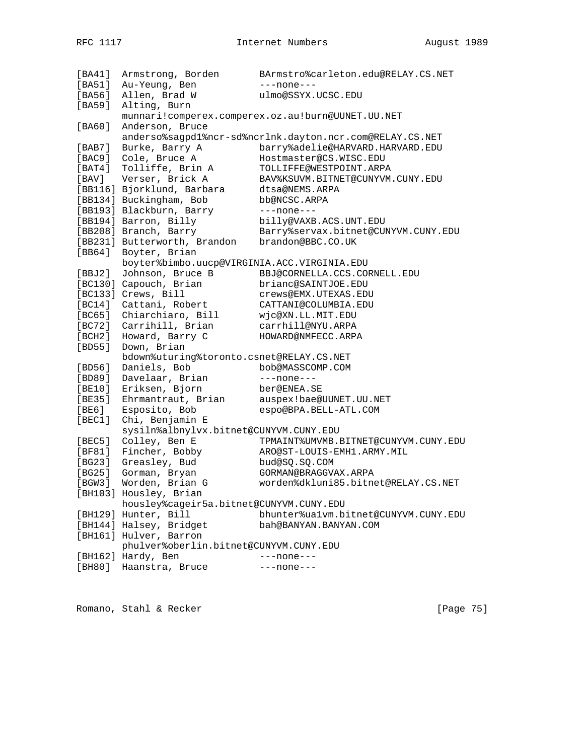```
[BA41]  Armstrong, Borden       BArmstro%carleton.edu@RELAY.CS.NET
[BA51]  Au-Yeung, Ben           ---none---
[BA56]  Allen, Brad W           ulmo@SSYX.UCSC.EDU
[BA59]  Alting, Burn
        munnari!comperex.comperex.oz.au!burn@UUNET.UU.NET
[BA60]  Anderson, Bruce
        anderso%sagpd1%ncr-sd%ncrlnk.dayton.ncr.com@RELAY.CS.NET
[BAB7]  Burke, Barry A          barry%adelie@HARVARD.HARVARD.EDU
[BAC9]  Cole, Bruce A           Hostmaster@CS.WISC.EDU
[BAT4]  Tolliffe, Brin A        TOLLIFFE@WESTPOINT.ARPA
[BAV]   Verser, Brick A         BAV%KSUVM.BITNET@CUNYVM.CUNY.EDU
[BB116] Bjorklund, Barbara      dtsa@NEMS.ARPA
[BB134] Buckingham, Bob         bb@NCSC.ARPA
[BB193] Blackburn, Barry        ---none---
[BB194] Barron, Billy           billy@VAXB.ACS.UNT.EDU
[BB208] Branch, Barry           Barry%servax.bitnet@CUNYVM.CUNY.EDU
[BB231] Butterworth, Brandon    brandon@BBC.CO.UK
[BB64]  Boyter, Brian
        boyter%bimbo.uucp@VIRGINIA.ACC.VIRGINIA.EDU
[BBJ2]  Johnson, Bruce B        BBJ@CORNELLA.CCS.CORNELL.EDU
[BC130] Capouch, Brian          brianc@SAINTJOE.EDU
[BC133] Crews, Bill             crews@EMX.UTEXAS.EDU
[BC14]  Cattani, Robert         CATTANI@COLUMBIA.EDU
[BC65]  Chiarchiaro, Bill       wjc@XN.LL.MIT.EDU
[BC72]  Carrihill, Brian        carrhill@NYU.ARPA
[BCH2]  Howard, Barry C         HOWARD@NMFECC.ARPA
[BD55]  Down, Brian
        bdown%uturing%toronto.csnet@RELAY.CS.NET
[BD56]  Daniels, Bob            bob@MASSCOMP.COM
[BD89]  Davelaar, Brian         ---none---
[BE10]  Eriksen, Bjorn          ber@ENEA.SE
[BE35]  Ehrmantraut, Brian      auspex!bae@UUNET.UU.NET
[BE6]   Esposito, Bob           espo@BPA.BELL-ATL.COM
[BEC1]  Chi, Benjamin E
        sysiln%albnylvx.bitnet@CUNYVM.CUNY.EDU
[BEC5]  Colley, Ben E           TPMAINT%UMVMB.BITNET@CUNYVM.CUNY.EDU
[BF81]  Fincher, Bobby          ARO@ST-LOUIS-EMH1.ARMY.MIL
[BG23]  Greasley, Bud           bud@SQ.SQ.COM
[BG25]  Gorman, Bryan           GORMAN@BRAGGVAX.ARPA
[BGW3]  Worden, Brian G         worden%dkluni85.bitnet@RELAY.CS.NET
[BH103] Housley, Brian
        housley%cageir5a.bitnet@CUNYVM.CUNY.EDU
[BH129] Hunter, Bill            bhunter%ua1vm.bitnet@CUNYVM.CUNY.EDU
[BH144] Halsey, Bridget         bah@BANYAN.BANYAN.COM
[BH161] Hulver, Barron
        phulver%oberlin.bitnet@CUNYVM.CUNY.EDU
[BH162] Hardy, Ben              ---none---
[BH80]  Haanstra, Bruce         ---none---
```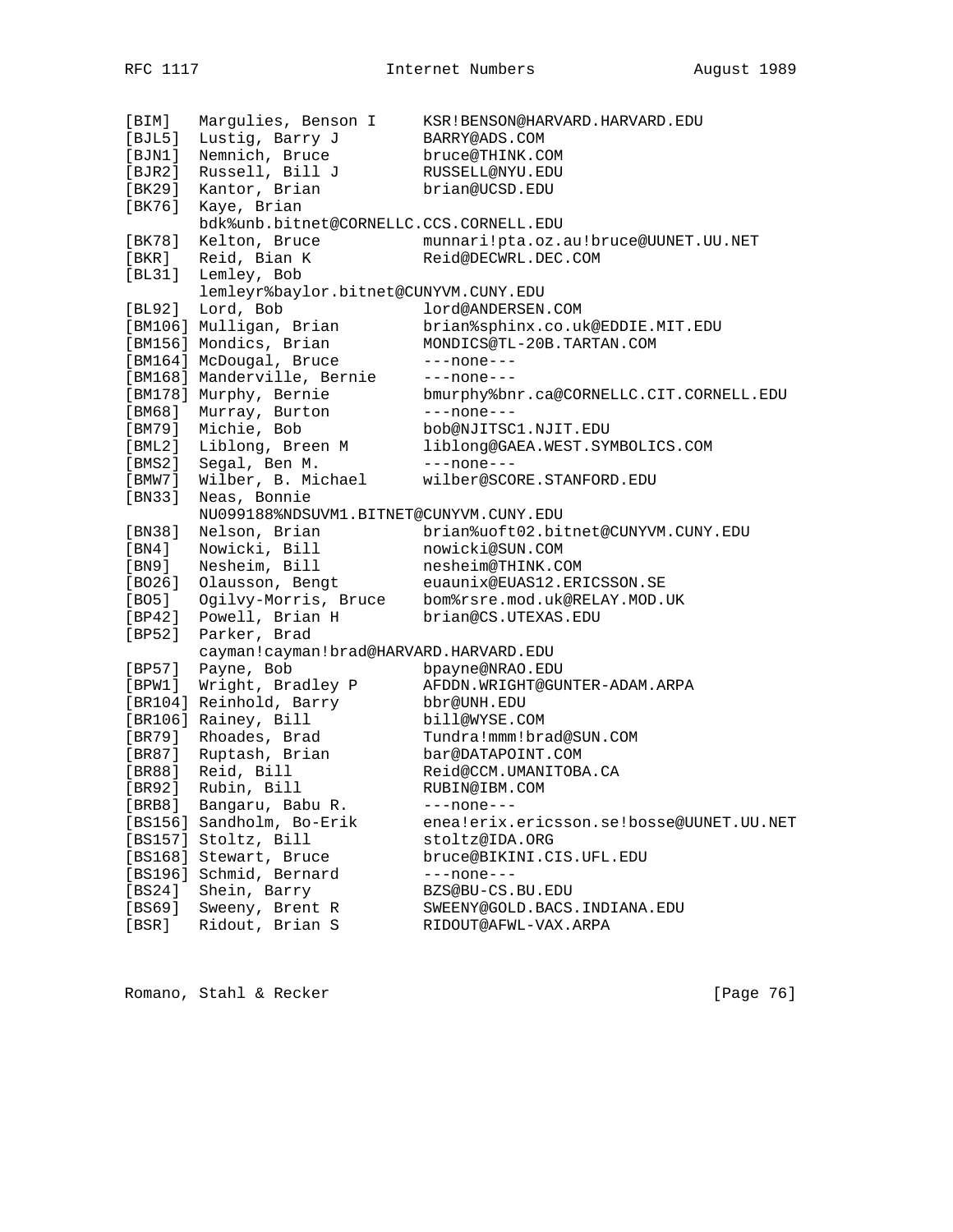```
[BIM]   Margulies, Benson I     KSR!BENSON@HARVARD.HARVARD.EDU
[BJL5]  Lustig, Barry J         BARRY@ADS.COM
[BJN1]  Nemnich, Bruce          bruce@THINK.COM
[BJR2]  Russell, Bill J         RUSSELL@NYU.EDU
[BK29]  Kantor, Brian           brian@UCSD.EDU
[BK76]  Kaye, Brian
        bdk%unb.bitnet@CORNELLC.CCS.CORNELL.EDU
[BK78]  Kelton, Bruce           munnari!pta.oz.au!bruce@UUNET.UU.NET
[BKR]   Reid, Bian K            Reid@DECWRL.DEC.COM
[BL31]  Lemley, Bob
        lemleyr%baylor.bitnet@CUNYVM.CUNY.EDU
[BL92]  Lord, Bob               lord@ANDERSEN.COM
[BM106] Mulligan, Brian         brian%sphinx.co.uk@EDDIE.MIT.EDU
[BM156] Mondics, Brian          MONDICS@TL-20B.TARTAN.COM
[BM164] McDougal, Bruce         ---none---
[BM168] Manderville, Bernie     ---none---
[BM178] Murphy, Bernie          bmurphy%bnr.ca@CORNELLC.CIT.CORNELL.EDU
[BM68]  Murray, Burton          ---none---
[BM79]  Michie, Bob             bob@NJITSC1.NJIT.EDU
[BML2]  Liblong, Breen M        liblong@GAEA.WEST.SYMBOLICS.COM
[BMS2]  Segal, Ben M.           ---none---
[BMW7]  Wilber, B. Michael      wilber@SCORE.STANFORD.EDU
[BN33]  Neas, Bonnie
        NU099188%NDSUVM1.BITNET@CUNYVM.CUNY.EDU
[BN38]  Nelson, Brian           brian%uoft02.bitnet@CUNYVM.CUNY.EDU
[BN4]   Nowicki, Bill           nowicki@SUN.COM
[BN9]   Nesheim, Bill           nesheim@THINK.COM
[BO26]  Olausson, Bengt         euaunix@EUAS12.ERICSSON.SE
[BO5]   Ogilvy-Morris, Bruce    bom%rsre.mod.uk@RELAY.MOD.UK
[BP42]  Powell, Brian H         brian@CS.UTEXAS.EDU
[BP52]  Parker, Brad
        cayman!cayman!brad@HARVARD.HARVARD.EDU
[BP57]  Payne, Bob              bpayne@NRAO.EDU
[BPW1]  Wright, Bradley P       AFDDN.WRIGHT@GUNTER-ADAM.ARPA
[BR104] Reinhold, Barry         bbr@UNH.EDU
[BR106] Rainey, Bill            bill@WYSE.COM
[BR79]  Rhoades, Brad           Tundra!mmm!brad@SUN.COM
[BR87]  Ruptash, Brian          bar@DATAPOINT.COM
[BR88]  Reid, Bill              Reid@CCM.UMANITOBA.CA
[BR92]  Rubin, Bill             RUBIN@IBM.COM
[BRB8]  Bangaru, Babu R.        ---none---
[BS156] Sandholm, Bo-Erik       enea!erix.ericsson.se!bosse@UUNET.UU.NET
[BS157] Stoltz, Bill            stoltz@IDA.ORG
[BS168] Stewart, Bruce          bruce@BIKINI.CIS.UFL.EDU
[BS196] Schmid, Bernard         ---none---
[BS24]  Shein, Barry            BZS@BU-CS.BU.EDU
[BS69]  Sweeny, Brent R         SWEENY@GOLD.BACS.INDIANA.EDU
[BSR]   Ridout, Brian S         RIDOUT@AFWL-VAX.ARPA
```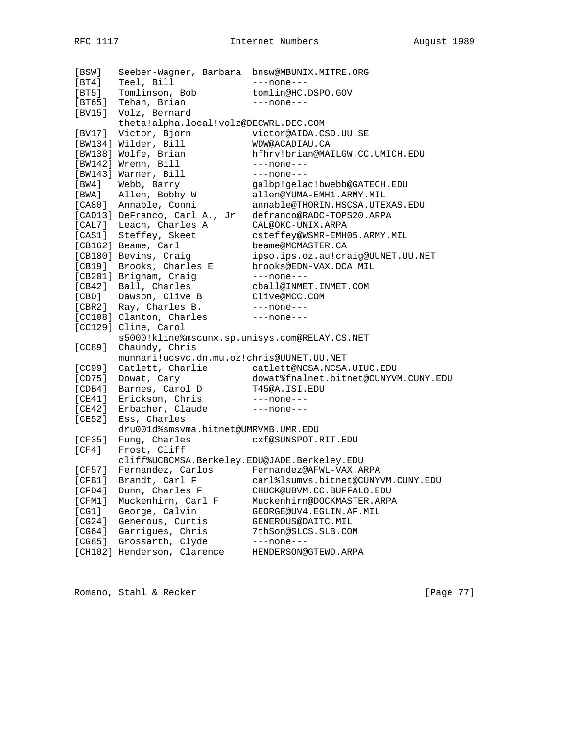```
[BSW]   Seeber-Wagner, Barbara  bnsw@MBUNIX.MITRE.ORG
[BT4]   Teel, Bill              ---none---
[BT5]   Tomlinson, Bob          tomlin@HC.DSPO.GOV
[BT65]  Tehan, Brian            ---none---
[BV15]  Volz, Bernard
        theta!alpha.local!volz@DECWRL.DEC.COM
[BV17]  Victor, Bjorn           victor@AIDA.CSD.UU.SE
[BW134] Wilder, Bill            WDW@ACADIAU.CA
[BW138] Wolfe, Brian            hfhrv!brian@MAILGW.CC.UMICH.EDU
[BW142] Wrenn, Bill             ---none---
[BW143] Warner, Bill            ---none---
[BW4]   Webb, Barry             galbp!gelac!bwebb@GATECH.EDU
[BWA]   Allen, Bobby W          allen@YUMA-EMH1.ARMY.MIL
[CA80]  Annable, Conni          annable@THORIN.HSCSA.UTEXAS.EDU
[CAD13] DeFranco, Carl A., Jr   defranco@RADC-TOPS20.ARPA
[CAL7]  Leach, Charles A        CAL@OKC-UNIX.ARPA
[CAS1]  Steffey, Skeet          csteffey@WSMR-EMH05.ARMY.MIL
[CB162] Beame, Carl             beame@MCMASTER.CA
[CB180] Bevins, Craig           ipso.ips.oz.au!craig@UUNET.UU.NET
[CB19]  Brooks, Charles E       brooks@EDN-VAX.DCA.MIL
[CB201] Brigham, Craig          ---none---
[CB42]  Ball, Charles           cball@INMET.INMET.COM
[CBD]   Dawson, Clive B         Clive@MCC.COM
[CBR2]  Ray, Charles B.         ---none---
[CC108] Clanton, Charles        ---none---
[CC129] Cline, Carol
        s5000!kline%mscunx.sp.unisys.com@RELAY.CS.NET
[CC89]  Chaundy, Chris
        munnari!ucsvc.dn.mu.oz!chris@UUNET.UU.NET
[CC99]  Catlett, Charlie        catlett@NCSA.NCSA.UIUC.EDU
[CD75]  Dowat, Cary             dowat%fnalnet.bitnet@CUNYVM.CUNY.EDU
[CDB4]  Barnes, Carol D         T45@A.ISI.EDU
[CE41]  Erickson, Chris         ---none---
[CE42]  Erbacher, Claude        ---none---
[CE52]  Ess, Charles
        dru001d%smsvma.bitnet@UMRVMB.UMR.EDU
[CF35]  Fung, Charles           cxf@SUNSPOT.RIT.EDU
[CF4]   Frost, Cliff
        cliff%UCBCMSA.Berkeley.EDU@JADE.Berkeley.EDU
[CF57]  Fernandez, Carlos       Fernandez@AFWL-VAX.ARPA
[CFB1]  Brandt, Carl F          carl%lsumvs.bitnet@CUNYVM.CUNY.EDU
[CFD4]  Dunn, Charles F         CHUCK@UBVM.CC.BUFFALO.EDU
[CFM1]  Muckenhirn, Carl F      Muckenhirn@DOCKMASTER.ARPA
[CG1]   George, Calvin          GEORGE@UV4.EGLIN.AF.MIL
[CG24]  Generous, Curtis        GENEROUS@DAITC.MIL
[CG64]  Garrigues, Chris        7thSon@SLCS.SLB.COM
[CG85]  Grossarth, Clyde        ---none---
[CH102] Henderson, Clarence     HENDERSON@GTEWD.ARPA
```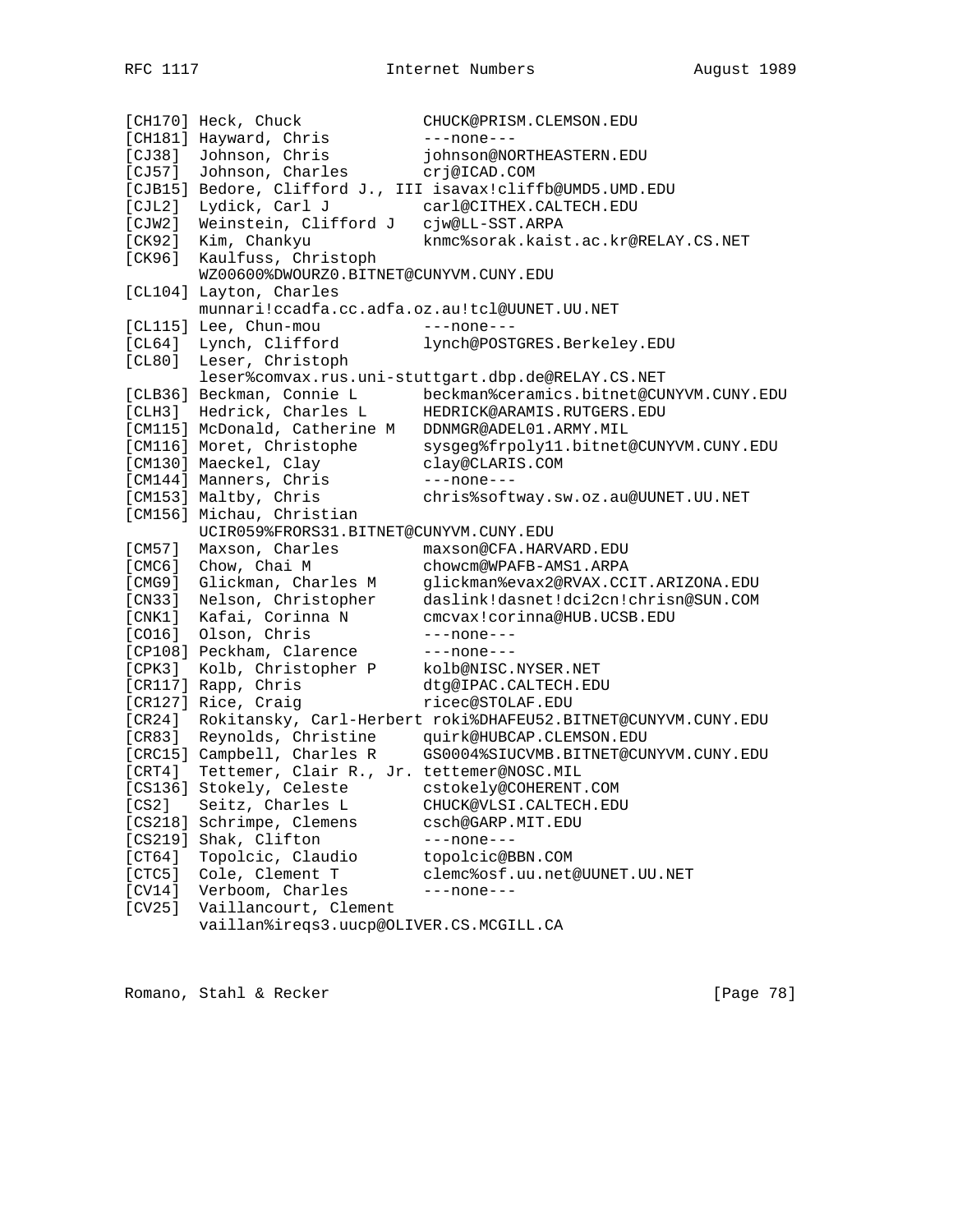```
[CH170] Heck, Chuck             CHUCK@PRISM.CLEMSON.EDU
[CH181] Hayward, Chris          ---none---
[CJ38]  Johnson, Chris          johnson@NORTHEASTERN.EDU
[CJ57]  Johnson, Charles        crj@ICAD.COM
[CJB15] Bedore, Clifford J., III isavax!cliffb@UMD5.UMD.EDU
[CJL2]  Lydick, Carl J          carl@CITHEX.CALTECH.EDU
[CJW2]  Weinstein, Clifford J   cjw@LL-SST.ARPA
[CK92]  Kim, Chankyu            knmc%sorak.kaist.ac.kr@RELAY.CS.NET
[CK96]  Kaulfuss, Christoph
        WZ00600%DWOURZ0.BITNET@CUNYVM.CUNY.EDU
[CL104] Layton, Charles
        munnari!ccadfa.cc.adfa.oz.au!tcl@UUNET.UU.NET
[CL115] Lee, Chun-mou           ---none---
[CL64]  Lynch, Clifford         lynch@POSTGRES.Berkeley.EDU
[CL80]  Leser, Christoph
        leser%comvax.rus.uni-stuttgart.dbp.de@RELAY.CS.NET
[CLB36] Beckman, Connie L       beckman%ceramics.bitnet@CUNYVM.CUNY.EDU
[CLH3]  Hedrick, Charles L      HEDRICK@ARAMIS.RUTGERS.EDU
[CM115] McDonald, Catherine M   DDNMGR@ADEL01.ARMY.MIL
[CM116] Moret, Christophe       sysgeg%frpoly11.bitnet@CUNYVM.CUNY.EDU
[CM130] Maeckel, Clay           clay@CLARIS.COM
[CM144] Manners, Chris          ---none---
[CM153] Maltby, Chris           chris%softway.sw.oz.au@UUNET.UU.NET
[CM156] Michau, Christian
        UCIR059%FRORS31.BITNET@CUNYVM.CUNY.EDU
[CM57]  Maxson, Charles         maxson@CFA.HARVARD.EDU
[CMC6]  Chow, Chai M            chowcm@WPAFB-AMS1.ARPA
[CMG9]  Glickman, Charles M     glickman%evax2@RVAX.CCIT.ARIZONA.EDU
[CN33]  Nelson, Christopher     daslink!dasnet!dci2cn!chrisn@SUN.COM
[CNK1]  Kafai, Corinna N        cmcvax!corinna@HUB.UCSB.EDU
[CO16]  Olson, Chris            ---none---
[CP108] Peckham, Clarence       ---none---
[CPK3]  Kolb, Christopher P     kolb@NISC.NYSER.NET
[CR117] Rapp, Chris             dtg@IPAC.CALTECH.EDU
[CR127] Rice, Craig             ricec@STOLAF.EDU
[CR24]  Rokitansky, Carl-Herbert roki%DHAFEU52.BITNET@CUNYVM.CUNY.EDU
[CR83]  Reynolds, Christine     quirk@HUBCAP.CLEMSON.EDU
[CRC15] Campbell, Charles R     GS0004%SIUCVMB.BITNET@CUNYVM.CUNY.EDU
[CRT4]  Tettemer, Clair R., Jr. tettemer@NOSC.MIL
[CS136] Stokely, Celeste        cstokely@COHERENT.COM
[CS2]   Seitz, Charles L        CHUCK@VLSI.CALTECH.EDU
[CS218] Schrimpe, Clemens       csch@GARP.MIT.EDU
[CS219] Shak, Clifton           ---none---
[CT64]  Topolcic, Claudio       topolcic@BBN.COM
[CTC5]  Cole, Clement T         clemc%osf.uu.net@UUNET.UU.NET
[CV14]  Verboom, Charles        ---none---
[CV25]  Vaillancourt, Clement
        vaillan%ireqs3.uucp@OLIVER.CS.MCGILL.CA
```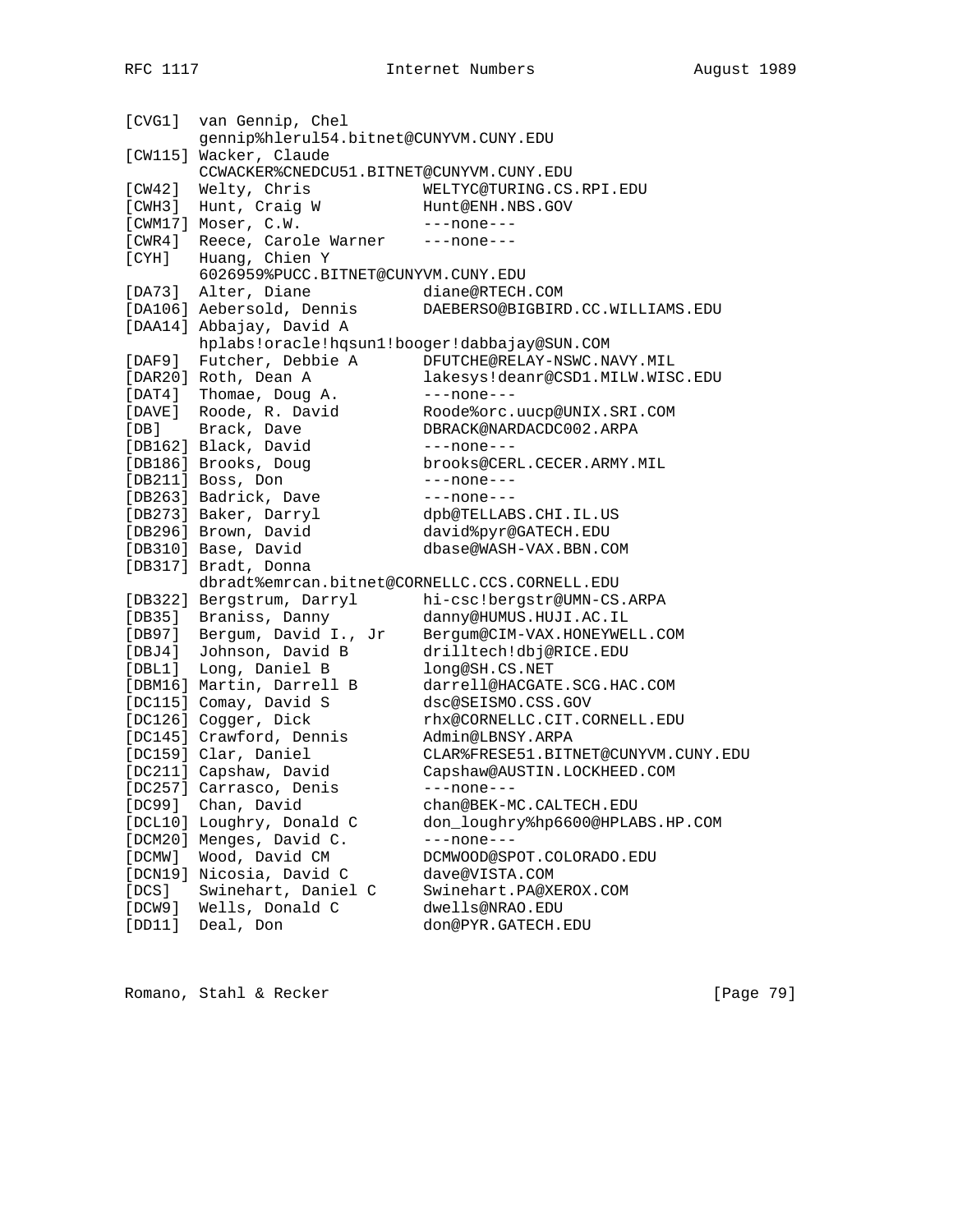```
[CVG1]  van Gennip, Chel
        gennip%hlerul54.bitnet@CUNYVM.CUNY.EDU
[CW115] Wacker, Claude
        CCWACKER%CNEDCU51.BITNET@CUNYVM.CUNY.EDU
[CW42]  Welty, Chris            WELTYC@TURING.CS.RPI.EDU
[CWH3]  Hunt, Craig W           Hunt@ENH.NBS.GOV
[CWM17] Moser, C.W.             ---none---
[CWR4]  Reece, Carole Warner    ---none---
[CYH]   Huang, Chien Y
        6026959%PUCC.BITNET@CUNYVM.CUNY.EDU
[DA73]  Alter, Diane            diane@RTECH.COM
[DA106] Aebersold, Dennis       DAEBERSO@BIGBIRD.CC.WILLIAMS.EDU
[DAA14] Abbajay, David A
        hplabs!oracle!hqsun1!booger!dabbajay@SUN.COM
[DAF9]  Futcher, Debbie A       DFUTCHE@RELAY-NSWC.NAVY.MIL
[DAR20] Roth, Dean A            lakesys!deanr@CSD1.MILW.WISC.EDU
[DAT4]  Thomae, Doug A.         ---none---
[DAVE]  Roode, R. David         Roode%orc.uucp@UNIX.SRI.COM
[DB]    Brack, Dave             DBRACK@NARDACDC002.ARPA
[DB162] Black, David            ---none---
[DB186] Brooks, Doug            brooks@CERL.CECER.ARMY.MIL
[DB211] Boss, Don               ---none---
[DB263] Badrick, Dave           ---none---
[DB273] Baker, Darryl           dpb@TELLABS.CHI.IL.US
[DB296] Brown, David            david%pyr@GATECH.EDU
[DB310] Base, David             dbase@WASH-VAX.BBN.COM
[DB317] Bradt, Donna
        dbradt%emrcan.bitnet@CORNELLC.CCS.CORNELL.EDU
[DB322] Bergstrum, Darryl       hi-csc!bergstr@UMN-CS.ARPA
[DB35]  Braniss, Danny          danny@HUMUS.HUJI.AC.IL
[DB97]  Bergum, David I., Jr    Bergum@CIM-VAX.HONEYWELL.COM
[DBJ4]  Johnson, David B        drilltech!dbj@RICE.EDU
[DBL1]  Long, Daniel B          long@SH.CS.NET
[DBM16] Martin, Darrell B       darrell@HACGATE.SCG.HAC.COM
[DC115] Comay, David S          dsc@SEISMO.CSS.GOV
[DC126] Cogger, Dick            rhx@CORNELLC.CIT.CORNELL.EDU
[DC145] Crawford, Dennis        Admin@LBNSY.ARPA
[DC159] Clar, Daniel            CLAR%FRESE51.BITNET@CUNYVM.CUNY.EDU
[DC211] Capshaw, David          Capshaw@AUSTIN.LOCKHEED.COM
[DC257] Carrasco, Denis         ---none---
[DC99]  Chan, David             chan@BEK-MC.CALTECH.EDU
[DCL10] Loughry, Donald C       don_loughry%hp6600@HPLABS.HP.COM
[DCM20] Menges, David C.        ---none---
[DCMW]  Wood, David CM          DCMWOOD@SPOT.COLORADO.EDU
[DCN19] Nicosia, David C        dave@VISTA.COM
[DCS]   Swinehart, Daniel C     Swinehart.PA@XEROX.COM
[DCW9]  Wells, Donald C         dwells@NRAO.EDU
[DD11]  Deal, Don               don@PYR.GATECH.EDU
```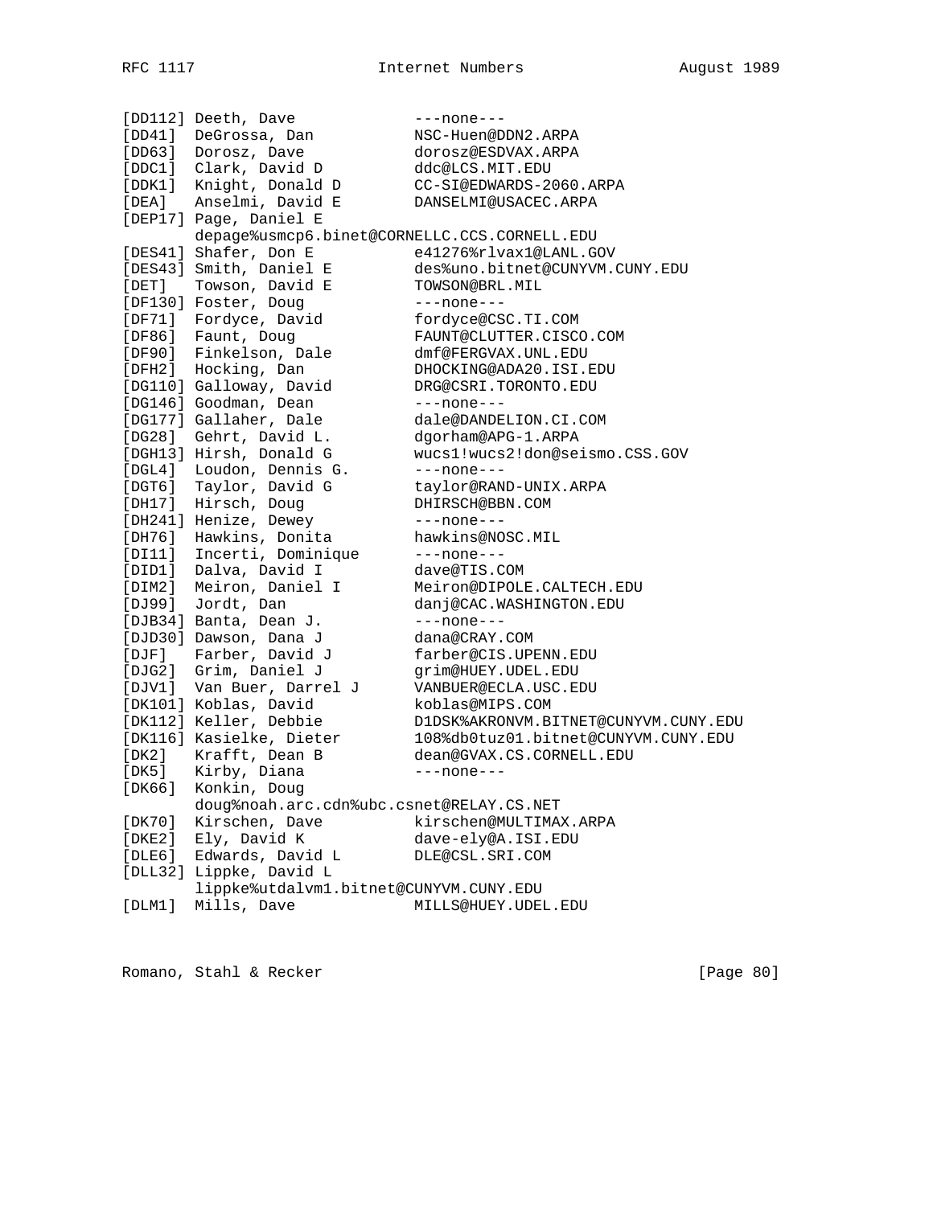```
[DD112] Deeth, Dave            ---none---
[DD41]  DeGrossa, Dan          NSC-Huen@DDN2.ARPA
[DD63]  Dorosz, Dave           dorosz@ESDVAX.ARPA
[DDC1]  Clark, David D         ddc@LCS.MIT.EDU
[DDK1]  Knight, Donald D       CC-SI@EDWARDS-2060.ARPA
[DEA]   Anselmi, David E       DANSELMI@USACEC.ARPA
[DEP17] Page, Daniel E
        depage%usmcp6.binet@CORNELLC.CCS.CORNELL.EDU
[DES41] Shafer, Don E          e41276%rlvax1@LANL.GOV
[DES43] Smith, Daniel E        des%uno.bitnet@CUNYVM.CUNY.EDU
[DET]   Towson, David E        TOWSON@BRL.MIL
[DF130] Foster, Doug           ---none---
[DF71]  Fordyce, David         fordyce@CSC.TI.COM
[DF86]  Faunt, Doug            FAUNT@CLUTTER.CISCO.COM
[DF90]  Finkelson, Dale        dmf@FERGVAX.UNL.EDU
[DFH2]  Hocking, Dan           DHOCKING@ADA20.ISI.EDU
[DG110] Galloway, David        DRG@CSRI.TORONTO.EDU
[DG146] Goodman, Dean          ---none---
[DG177] Gallaher, Dale         dale@DANDELION.CI.COM
[DG28]  Gehrt, David L.        dgorham@APG-1.ARPA
[DGH13] Hirsh, Donald G        wucs1!wucs2!don@seismo.CSS.GOV
[DGL4]  Loudon, Dennis G.      ---none---
[DGT6]  Taylor, David G        taylor@RAND-UNIX.ARPA
[DH17]  Hirsch, Doug           DHIRSCH@BBN.COM
[DH241] Henize, Dewey          ---none---
[DH76]  Hawkins, Donita        hawkins@NOSC.MIL
[DI11]  Incerti, Dominique     ---none---
[DID1]  Dalva, David I         dave@TIS.COM
[DIM2]  Meiron, Daniel I       Meiron@DIPOLE.CALTECH.EDU
[DJ99]  Jordt, Dan             danj@CAC.WASHINGTON.EDU
[DJB34] Banta, Dean J.         ---none---
[DJD30] Dawson, Dana J         dana@CRAY.COM
[DJF]   Farber, David J        farber@CIS.UPENN.EDU
[DJG2]  Grim, Daniel J         grim@HUEY.UDEL.EDU
[DJV1]  Van Buer, Darrel J     VANBUER@ECLA.USC.EDU
[DK101] Koblas, David          koblas@MIPS.COM
[DK112] Keller, Debbie         D1DSK%AKRONVM.BITNET@CUNYVM.CUNY.EDU
[DK116] Kasielke, Dieter       108%db0tuz01.bitnet@CUNYVM.CUNY.EDU
[DK2]   Krafft, Dean B         dean@GVAX.CS.CORNELL.EDU
[DK5]   Kirby, Diana           ---none---
[DK66]  Konkin, Doug
        doug%noah.arc.cdn%ubc.csnet@RELAY.CS.NET
[DK70]  Kirschen, Dave         kirschen@MULTIMAX.ARPA
[DKE2]  Ely, David K           dave-ely@A.ISI.EDU
[DLE6]  Edwards, David L       DLE@CSL.SRI.COM
[DLL32] Lippke, David L
        lippke%utdalvm1.bitnet@CUNYVM.CUNY.EDU
[DLM1]  Mills, Dave            MILLS@HUEY.UDEL.EDU
```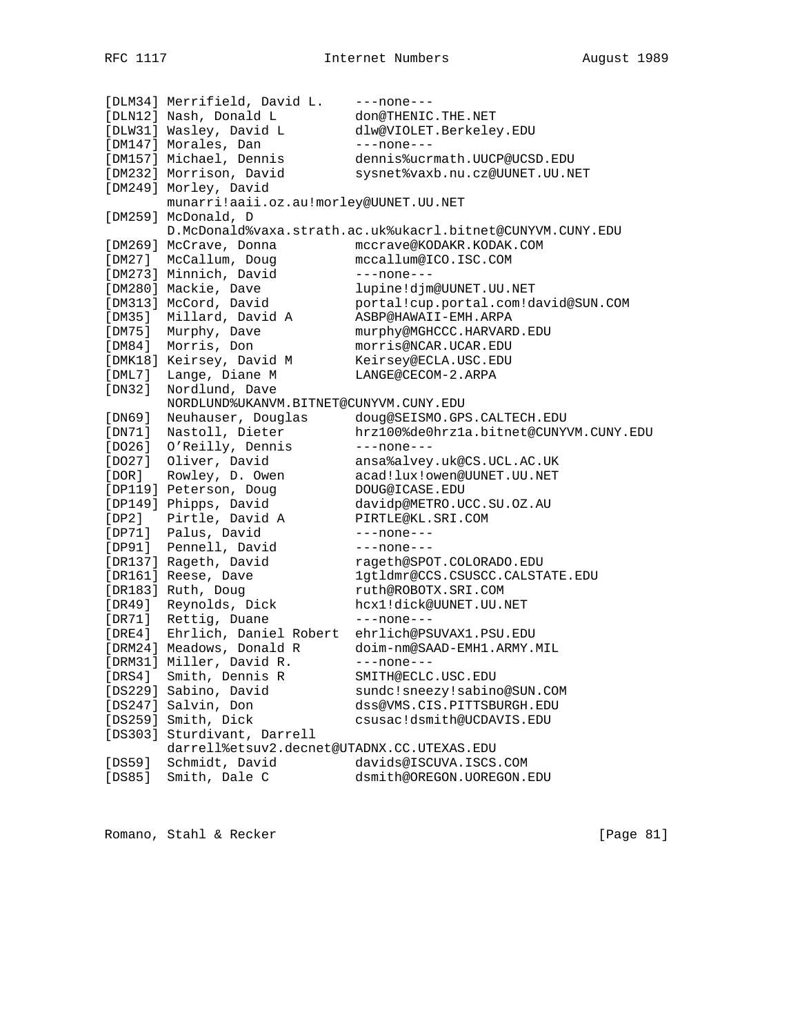```
[DLM34] Merrifield, David L.    ---none---
[DLN12] Nash, Donald L          don@THENIC.THE.NET
[DLW31] Wasley, David L         dlw@VIOLET.Berkeley.EDU
[DM147] Morales, Dan            ---none---
[DM157] Michael, Dennis         dennis%ucrmath.UUCP@UCSD.EDU
[DM232] Morrison, David         sysnet%vaxb.nu.cz@UUNET.UU.NET
[DM249] Morley, David
        munarri!aaii.oz.au!morley@UUNET.UU.NET
[DM259] McDonald, D
        D.McDonald%vaxa.strath.ac.uk%ukacrl.bitnet@CUNYVM.CUNY.EDU
[DM269] McCrave, Donna          mccrave@KODAKR.KODAK.COM
[DM27]  McCallum, Doug          mccallum@ICO.ISC.COM
[DM273] Minnich, David          ---none---
[DM280] Mackie, Dave            lupine!djm@UUNET.UU.NET
[DM313] McCord, David           portal!cup.portal.com!david@SUN.COM
[DM35]  Millard, David A        ASBP@HAWAII-EMH.ARPA
[DM75]  Murphy, Dave            murphy@MGHCCC.HARVARD.EDU
[DM84]  Morris, Don             morris@NCAR.UCAR.EDU
[DMK18] Keirsey, David M        Keirsey@ECLA.USC.EDU
[DML7]  Lange, Diane M          LANGE@CECOM-2.ARPA
[DN32]  Nordlund, Dave
        NORDLUND%UKANVM.BITNET@CUNYVM.CUNY.EDU
[DN69]  Neuhauser, Douglas      doug@SEISMO.GPS.CALTECH.EDU
[DN71]  Nastoll, Dieter         hrz100%de0hrz1a.bitnet@CUNYVM.CUNY.EDU
[DO26]  O'Reilly, Dennis        ---none---
[DO27]  Oliver, David           ansa%alvey.uk@CS.UCL.AC.UK
[DOR]   Rowley, D. Owen         acad!lux!owen@UUNET.UU.NET
[DP119] Peterson, Doug          DOUG@ICASE.EDU
[DP149] Phipps, David           davidp@METRO.UCC.SU.OZ.AU
[DP2]   Pirtle, David A         PIRTLE@KL.SRI.COM
[DP71]  Palus, David            ---none---
[DP91]  Pennell, David          ---none---
[DR137] Rageth, David           rageth@SPOT.COLORADO.EDU
[DR161] Reese, Dave             1gtldmr@CCS.CSUSCC.CALSTATE.EDU
[DR183] Ruth, Doug              ruth@ROBOTX.SRI.COM
[DR49]  Reynolds, Dick          hcx1!dick@UUNET.UU.NET
[DR71]  Rettig, Duane           ---none---
[DRE4]  Ehrlich, Daniel Robert  ehrlich@PSUVAX1.PSU.EDU
[DRM24] Meadows, Donald R       doim-nm@SAAD-EMH1.ARMY.MIL
[DRM31] Miller, David R.        ---none---
[DRS4]  Smith, Dennis R         SMITH@ECLC.USC.EDU
[DS229] Sabino, David           sundc!sneezy!sabino@SUN.COM
[DS247] Salvin, Don             dss@VMS.CIS.PITTSBURGH.EDU
[DS259] Smith, Dick             csusac!dsmith@UCDAVIS.EDU
[DS303] Sturdivant, Darrell
        darrell%etsuv2.decnet@UTADNX.CC.UTEXAS.EDU
[DS59]  Schmidt, David          davids@ISCUVA.ISCS.COM
[DS85]  Smith, Dale C           dsmith@OREGON.UOREGON.EDU
```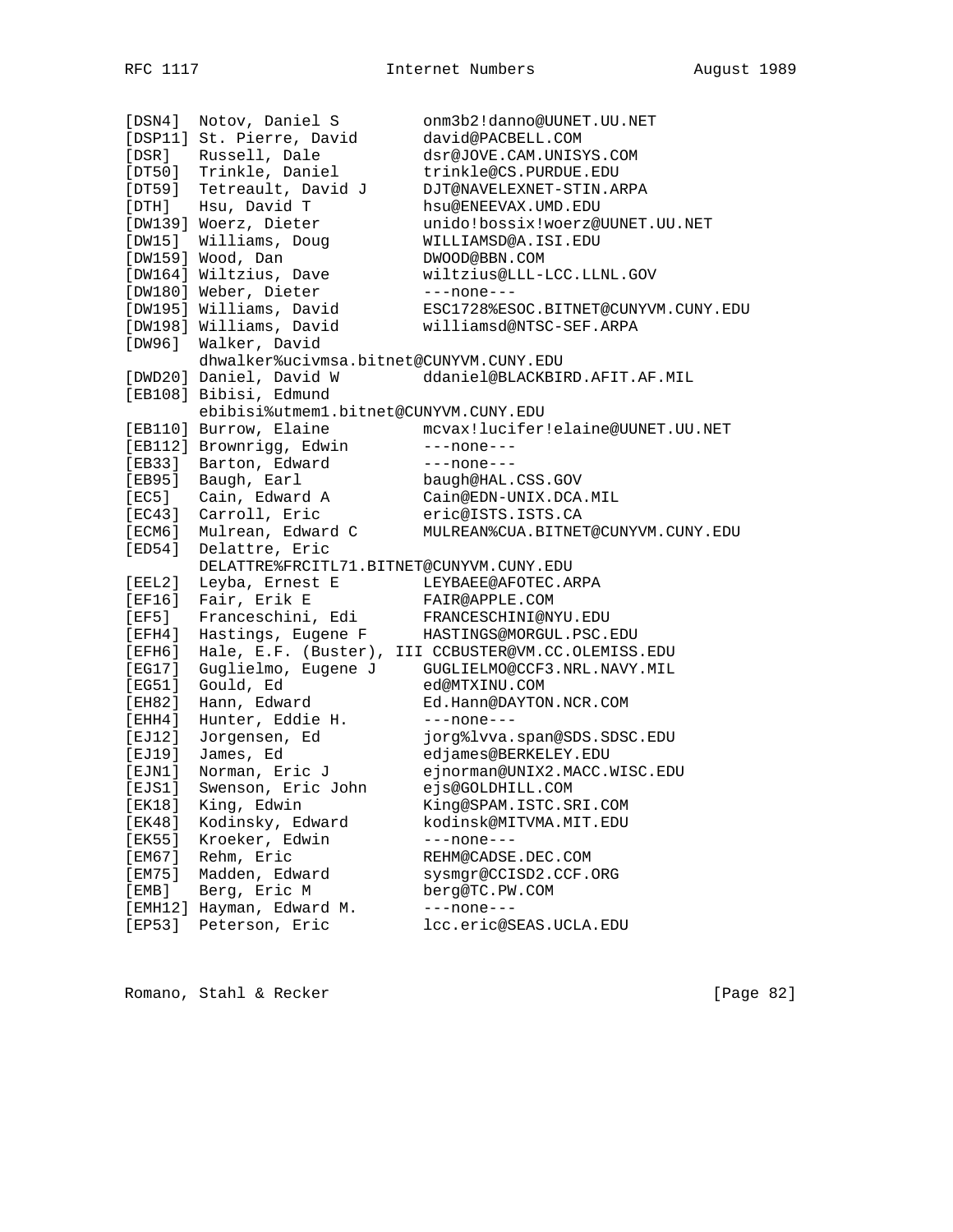```
[DSN4]  Notov, Daniel S         onm3b2!danno@UUNET.UU.NET
[DSP11] St. Pierre, David       david@PACBELL.COM
[DSR]   Russell, Dale           dsr@JOVE.CAM.UNISYS.COM
[DT50]  Trinkle, Daniel         trinkle@CS.PURDUE.EDU
[DT59]  Tetreault, David J      DJT@NAVELEXNET-STIN.ARPA
[DTH]   Hsu, David T            hsu@ENEEVAX.UMD.EDU
[DW139] Woerz, Dieter           unido!bossix!woerz@UUNET.UU.NET
[DW15]  Williams, Doug          WILLIAMSD@A.ISI.EDU
[DW159] Wood, Dan               DWOOD@BBN.COM
[DW164] Wiltzius, Dave          wiltzius@LLL-LCC.LLNL.GOV
[DW180] Weber, Dieter           ---none---
[DW195] Williams, David         ESC1728%ESOC.BITNET@CUNYVM.CUNY.EDU
[DW198] Williams, David         williamsd@NTSC-SEF.ARPA
[DW96]  Walker, David
        dhwalker%ucivmsa.bitnet@CUNYVM.CUNY.EDU
[DWD20] Daniel, David W         ddaniel@BLACKBIRD.AFIT.AF.MIL
[EB108] Bibisi, Edmund
        ebibisi%utmem1.bitnet@CUNYVM.CUNY.EDU
[EB110] Burrow, Elaine          mcvax!lucifer!elaine@UUNET.UU.NET
[EB112] Brownrigg, Edwin        ---none---
[EB33]  Barton, Edward          ---none---
[EB95]  Baugh, Earl             baugh@HAL.CSS.GOV
[EC5]   Cain, Edward A          Cain@EDN-UNIX.DCA.MIL
[EC43]  Carroll, Eric           eric@ISTS.ISTS.CA
[ECM6]  Mulrean, Edward C       MULREAN%CUA.BITNET@CUNYVM.CUNY.EDU
[ED54]  Delattre, Eric
        DELATTRE%FRCITL71.BITNET@CUNYVM.CUNY.EDU
[EEL2]  Leyba, Ernest E         LEYBAEE@AFOTEC.ARPA
[EF16]  Fair, Erik E            FAIR@APPLE.COM
[EF5]   Franceschini, Edi       FRANCESCHINI@NYU.EDU
[EFH4]  Hastings, Eugene F      HASTINGS@MORGUL.PSC.EDU
[EFH6]  Hale, E.F. (Buster), III CCBUSTER@VM.CC.OLEMISS.EDU
[EG17]  Guglielmo, Eugene J     GUGLIELMO@CCF3.NRL.NAVY.MIL
[EG51]  Gould, Ed               ed@MTXINU.COM
[EH82]  Hann, Edward            Ed.Hann@DAYTON.NCR.COM
[EHH4]  Hunter, Eddie H.        ---none---
[EJ12]  Jorgensen, Ed           jorg%lvva.span@SDS.SDSC.EDU
[EJ19]  James, Ed               edjames@BERKELEY.EDU
[EJN1]  Norman, Eric J          ejnorman@UNIX2.MACC.WISC.EDU
[EJS1]  Swenson, Eric John      ejs@GOLDHILL.COM
[EK18]  King, Edwin             King@SPAM.ISTC.SRI.COM
[EK48]  Kodinsky, Edward        kodinsk@MITVMA.MIT.EDU
[EK55]  Kroeker, Edwin          ---none---
[EM67]  Rehm, Eric              REHM@CADSE.DEC.COM
[EM75]  Madden, Edward          sysmgr@CCISD2.CCF.ORG
[EMB]   Berg, Eric M            berg@TC.PW.COM
[EMH12] Hayman, Edward M.       ---none---
[EP53]  Peterson, Eric          lcc.eric@SEAS.UCLA.EDU
```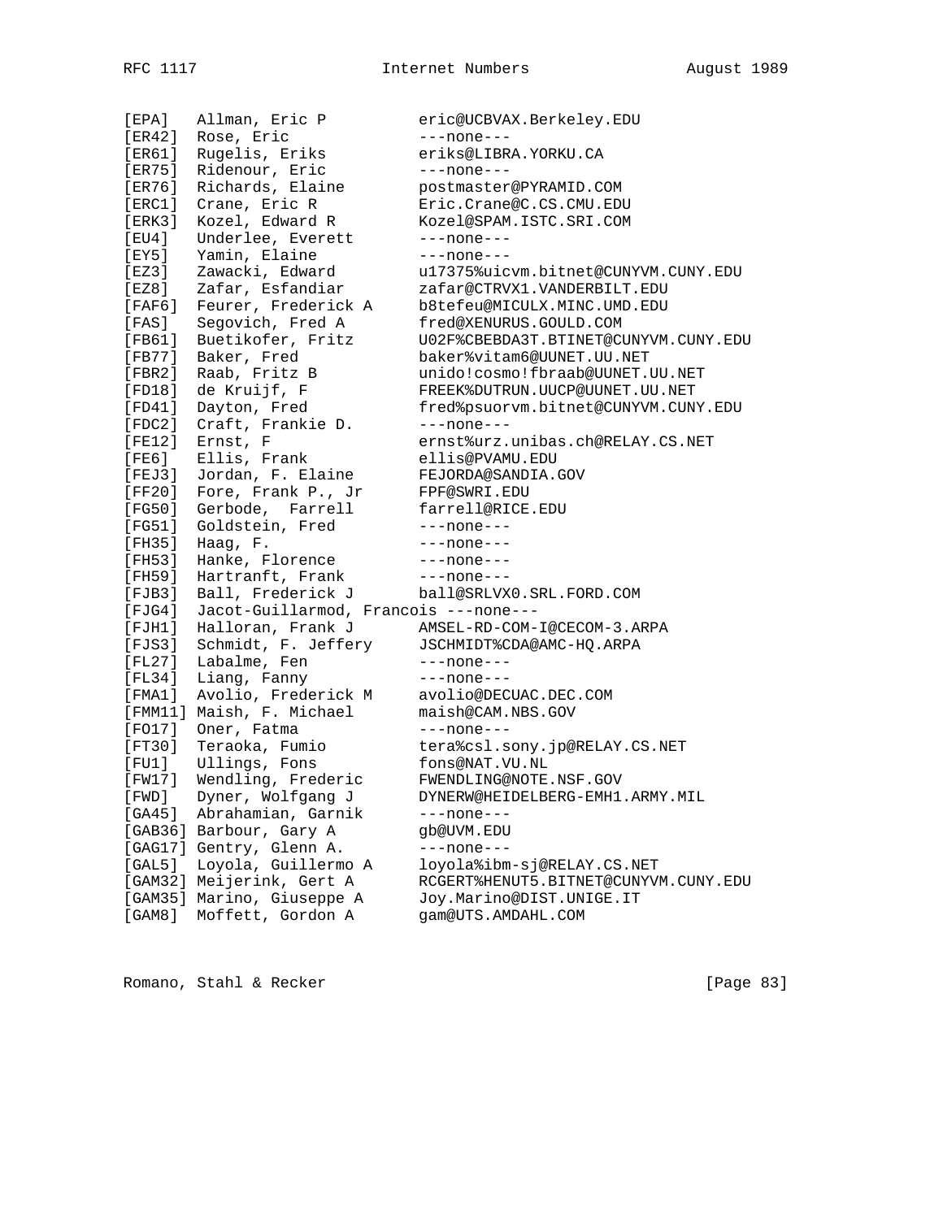```
[EPA]   Allman, Eric P          eric@UCBVAX.Berkeley.EDU
[ER42]  Rose, Eric              ---none---
[ER61]  Rugelis, Eriks          eriks@LIBRA.YORKU.CA
[ER75]  Ridenour, Eric          ---none---
[ER76]  Richards, Elaine        postmaster@PYRAMID.COM
[ERC1]  Crane, Eric R           Eric.Crane@C.CS.CMU.EDU
[ERK3]  Kozel, Edward R         Kozel@SPAM.ISTC.SRI.COM
[EU4]   Underlee, Everett       ---none---
[EY5]   Yamin, Elaine           ---none---
[EZ3]   Zawacki, Edward         u17375%uicvm.bitnet@CUNYVM.CUNY.EDU
[EZ8]   Zafar, Esfandiar        zafar@CTRVX1.VANDERBILT.EDU
[FAF6]  Feurer, Frederick A     b8tefeu@MICULX.MINC.UMD.EDU
[FAS]   Segovich, Fred A        fred@XENURUS.GOULD.COM
[FB61]  Buetikofer, Fritz       U02F%CBEBDA3T.BTINET@CUNYVM.CUNY.EDU
[FB77]  Baker, Fred             baker%vitam6@UUNET.UU.NET
[FBR2]  Raab, Fritz B           unido!cosmo!fbraab@UUNET.UU.NET
[FD18]  de Kruijf, F            FREEK%DUTRUN.UUCP@UUNET.UU.NET
[FD41]  Dayton, Fred            fred%psuorvm.bitnet@CUNYVM.CUNY.EDU
[FDC2]  Craft, Frankie D.       ---none---
[FE12]  Ernst, F                ernst%urz.unibas.ch@RELAY.CS.NET
[FE6]   Ellis, Frank            ellis@PVAMU.EDU
[FEJ3]  Jordan, F. Elaine       FEJORDA@SANDIA.GOV
[FF20]  Fore, Frank P., Jr      FPF@SWRI.EDU
[FG50]  Gerbode,  Farrell       farrell@RICE.EDU
[FG51]  Goldstein, Fred         ---none---
[FH35]  Haag, F.                ---none---
[FH53]  Hanke, Florence         ---none---
[FH59]  Hartranft, Frank        ---none---
[FJB3]  Ball, Frederick J       ball@SRLVX0.SRL.FORD.COM
[FJG4]  Jacot-Guillarmod, Francois ---none---
[FJH1]  Halloran, Frank J       AMSEL-RD-COM-I@CECOM-3.ARPA
[FJS3]  Schmidt, F. Jeffery     JSCHMIDT%CDA@AMC-HQ.ARPA
[FL27]  Labalme, Fen            ---none---
[FL34]  Liang, Fanny            ---none---
[FMA1]  Avolio, Frederick M     avolio@DECUAC.DEC.COM
[FMM11] Maish, F. Michael       maish@CAM.NBS.GOV
[FO17]  Oner, Fatma             ---none---
[FT30]  Teraoka, Fumio          tera%csl.sony.jp@RELAY.CS.NET
[FU1]   Ullings, Fons           fons@NAT.VU.NL
[FW17]  Wendling, Frederic      FWENDLING@NOTE.NSF.GOV
[FWD]   Dyner, Wolfgang J       DYNERW@HEIDELBERG-EMH1.ARMY.MIL
[GA45]  Abrahamian, Garnik      ---none---
[GAB36] Barbour, Gary A         gb@UVM.EDU
[GAG17] Gentry, Glenn A.        ---none---
[GAL5]  Loyola, Guillermo A     loyola%ibm-sj@RELAY.CS.NET
[GAM32] Meijerink, Gert A       RCGERT%HENUT5.BITNET@CUNYVM.CUNY.EDU
[GAM35] Marino, Giuseppe A      Joy.Marino@DIST.UNIGE.IT
[GAM8]  Moffett, Gordon A       gam@UTS.AMDAHL.COM
```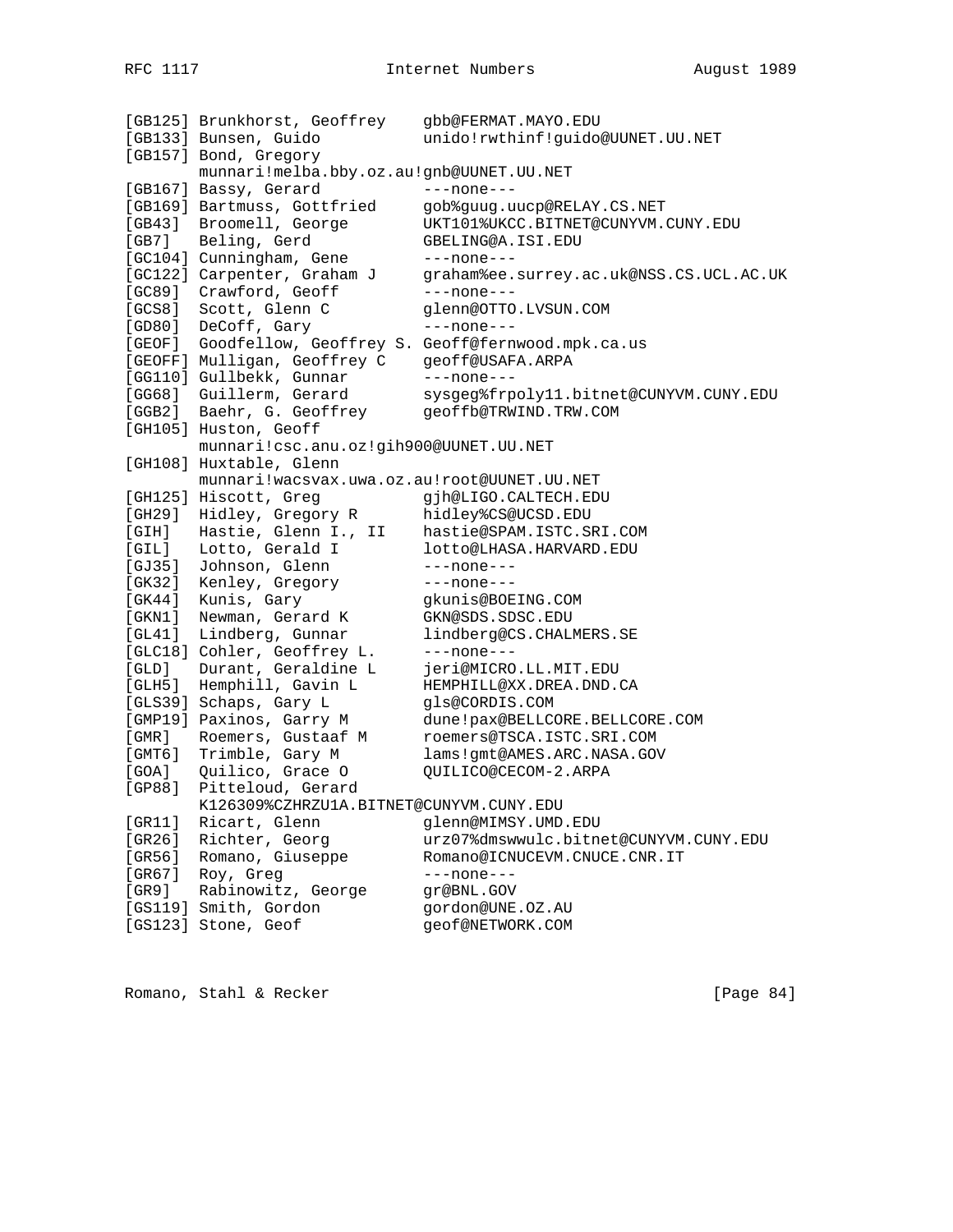```
[GB125] Brunkhorst, Geoffrey    gbb@FERMAT.MAYO.EDU
[GB133] Bunsen, Guido           unido!rwthinf!guido@UUNET.UU.NET
[GB157] Bond, Gregory
        munnari!melba.bby.oz.au!gnb@UUNET.UU.NET
[GB167] Bassy, Gerard           ---none---
[GB169] Bartmuss, Gottfried     gob%guug.uucp@RELAY.CS.NET
[GB43]  Broomell, George        UKT101%UKCC.BITNET@CUNYVM.CUNY.EDU
[GB7]   Beling, Gerd            GBELING@A.ISI.EDU
[GC104] Cunningham, Gene        ---none---
[GC122] Carpenter, Graham J     graham%ee.surrey.ac.uk@NSS.CS.UCL.AC.UK
[GC89]  Crawford, Geoff         ---none---
[GCS8]  Scott, Glenn C          glenn@OTTO.LVSUN.COM
[GD80]  DeCoff, Gary            ---none---
[GEOF]  Goodfellow, Geoffrey S. Geoff@fernwood.mpk.ca.us
[GEOFF] Mulligan, Geoffrey C    geoff@USAFA.ARPA
[GG110] Gullbekk, Gunnar        ---none---
[GG68]  Guillerm, Gerard        sysgeg%frpoly11.bitnet@CUNYVM.CUNY.EDU
[GGB2]  Baehr, G. Geoffrey      geoffb@TRWIND.TRW.COM
[GH105] Huston, Geoff
        munnari!csc.anu.oz!gih900@UUNET.UU.NET
[GH108] Huxtable, Glenn
        munnari!wacsvax.uwa.oz.au!root@UUNET.UU.NET
[GH125] Hiscott, Greg           gjh@LIGO.CALTECH.EDU
[GH29]  Hidley, Gregory R       hidley%CS@UCSD.EDU
[GIH]   Hastie, Glenn I., II    hastie@SPAM.ISTC.SRI.COM
[GIL]   Lotto, Gerald I         lotto@LHASA.HARVARD.EDU
[GJ35]  Johnson, Glenn          ---none---
[GK32]  Kenley, Gregory         ---none---
[GK44]  Kunis, Gary             gkunis@BOEING.COM
[GKN1]  Newman, Gerard K        GKN@SDS.SDSC.EDU
[GL41]  Lindberg, Gunnar        lindberg@CS.CHALMERS.SE
[GLC18] Cohler, Geoffrey L.     ---none---
[GLD]   Durant, Geraldine L     jeri@MICRO.LL.MIT.EDU
[GLH5]  Hemphill, Gavin L       HEMPHILL@XX.DREA.DND.CA
[GLS39] Schaps, Gary L          gls@CORDIS.COM
[GMP19] Paxinos, Garry M        dune!pax@BELLCORE.BELLCORE.COM
[GMR]   Roemers, Gustaaf M      roemers@TSCA.ISTC.SRI.COM
[GMT6]  Trimble, Gary M         lams!gmt@AMES.ARC.NASA.GOV
[GOA]   Quilico, Grace O        QUILICO@CECOM-2.ARPA
[GP88]  Pitteloud, Gerard
        K126309%CZHRZU1A.BITNET@CUNYVM.CUNY.EDU
[GR11]  Ricart, Glenn           glenn@MIMSY.UMD.EDU
[GR26]  Richter, Georg          urz07%dmswwulc.bitnet@CUNYVM.CUNY.EDU
[GR56]  Romano, Giuseppe        Romano@ICNUCEVM.CNUCE.CNR.IT
[GR67]  Roy, Greg               ---none---
[GR9]   Rabinowitz, George      gr@BNL.GOV
[GS119] Smith, Gordon           gordon@UNE.OZ.AU
[GS123] Stone, Geof             geof@NETWORK.COM
```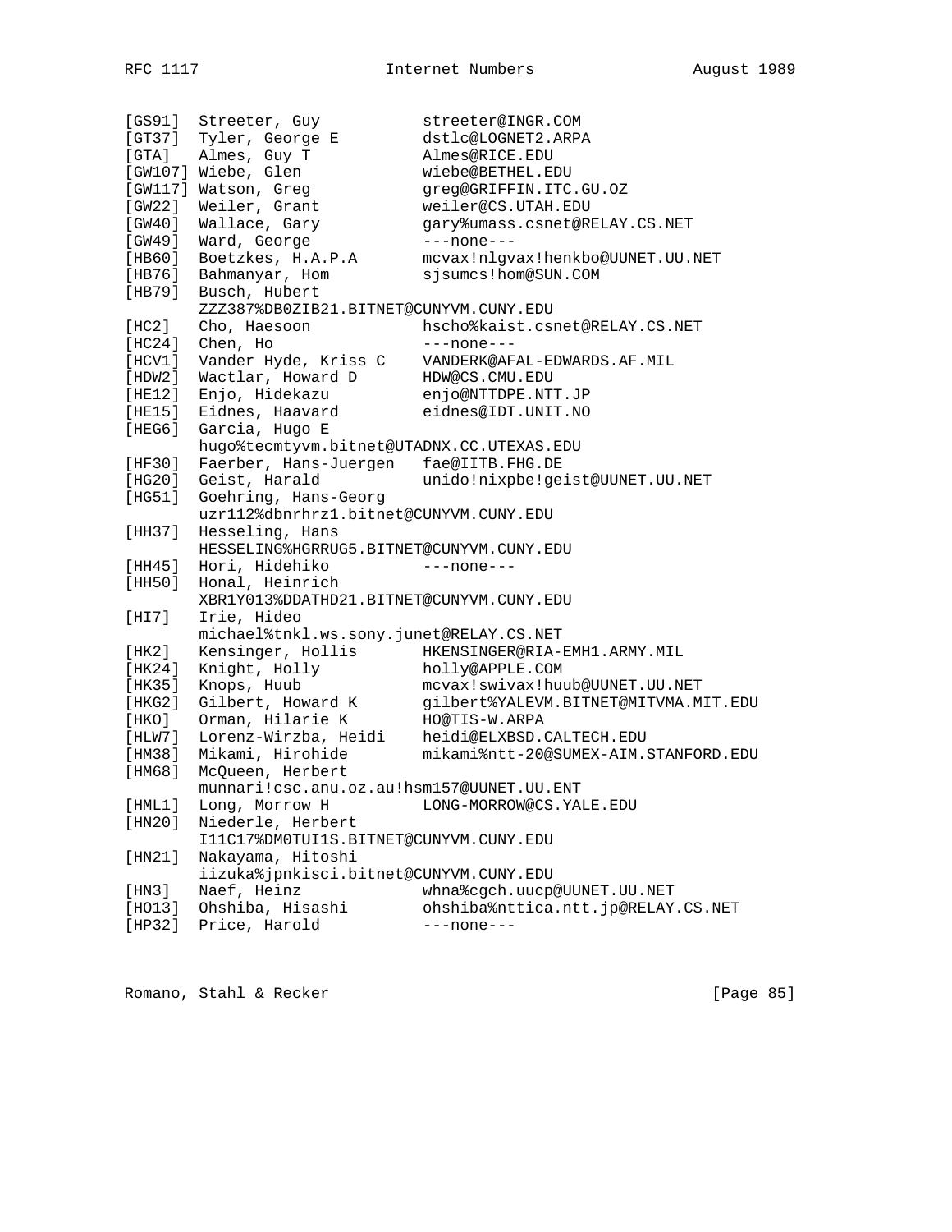```
[GS91]  Streeter, Guy           streeter@INGR.COM
[GT37]  Tyler, George E         dstlc@LOGNET2.ARPA
[GTA]   Almes, Guy T            Almes@RICE.EDU
[GW107] Wiebe, Glen             wiebe@BETHEL.EDU
[GW117] Watson, Greg            greg@GRIFFIN.ITC.GU.OZ
[GW22]  Weiler, Grant           weiler@CS.UTAH.EDU
[GW40]  Wallace, Gary           gary%umass.csnet@RELAY.CS.NET
[GW49]  Ward, George            ---none---
[HB60]  Boetzkes, H.A.P.A       mcvax!nlgvax!henkbo@UUNET.UU.NET
[HB76]  Bahmanyar, Hom          sjsumcs!hom@SUN.COM
[HB79]  Busch, Hubert
        ZZZ387%DB0ZIB21.BITNET@CUNYVM.CUNY.EDU
[HC2]   Cho, Haesoon            hscho%kaist.csnet@RELAY.CS.NET
[HC24]  Chen, Ho                ---none---
[HCV1]  Vander Hyde, Kriss C    VANDERK@AFAL-EDWARDS.AF.MIL
[HDW2]  Wactlar, Howard D       HDW@CS.CMU.EDU
[HE12]  Enjo, Hidekazu          enjo@NTTDPE.NTT.JP
[HE15]  Eidnes, Haavard         eidnes@IDT.UNIT.NO
[HEG6]  Garcia, Hugo E
        hugo%tecmtyvm.bitnet@UTADNX.CC.UTEXAS.EDU
[HF30]  Faerber, Hans-Juergen   fae@IITB.FHG.DE
[HG20]  Geist, Harald           unido!nixpbe!geist@UUNET.UU.NET
[HG51]  Goehring, Hans-Georg
        uzr112%dbnrhrz1.bitnet@CUNYVM.CUNY.EDU
[HH37]  Hesseling, Hans
        HESSELING%HGRRUG5.BITNET@CUNYVM.CUNY.EDU
[HH45]  Hori, Hidehiko          ---none---
[HH50]  Honal, Heinrich
        XBR1Y013%DDATHD21.BITNET@CUNYVM.CUNY.EDU
[HI7]   Irie, Hideo
        michael%tnkl.ws.sony.junet@RELAY.CS.NET
[HK2]   Kensinger, Hollis       HKENSINGER@RIA-EMH1.ARMY.MIL
[HK24]  Knight, Holly           holly@APPLE.COM
[HK35]  Knops, Huub             mcvax!swivax!huub@UUNET.UU.NET
[HKG2]  Gilbert, Howard K       gilbert%YALEVM.BITNET@MITVMA.MIT.EDU
[HKO]   Orman, Hilarie K        HO@TIS-W.ARPA
[HLW7]  Lorenz-Wirzba, Heidi    heidi@ELXBSD.CALTECH.EDU
[HM38]  Mikami, Hirohide        mikami%ntt-20@SUMEX-AIM.STANFORD.EDU
[HM68]  McQueen, Herbert
        munnari!csc.anu.oz.au!hsm157@UUNET.UU.ENT
[HML1]  Long, Morrow H          LONG-MORROW@CS.YALE.EDU
[HN20]  Niederle, Herbert
        I11C17%DM0TUI1S.BITNET@CUNYVM.CUNY.EDU
[HN21]  Nakayama, Hitoshi
        iizuka%jpnkisci.bitnet@CUNYVM.CUNY.EDU
[HN3]   Naef, Heinz             whna%cgch.uucp@UUNET.UU.NET
[HO13]  Ohshiba, Hisashi        ohshiba%nttica.ntt.jp@RELAY.CS.NET
[HP32]  Price, Harold           ---none---
```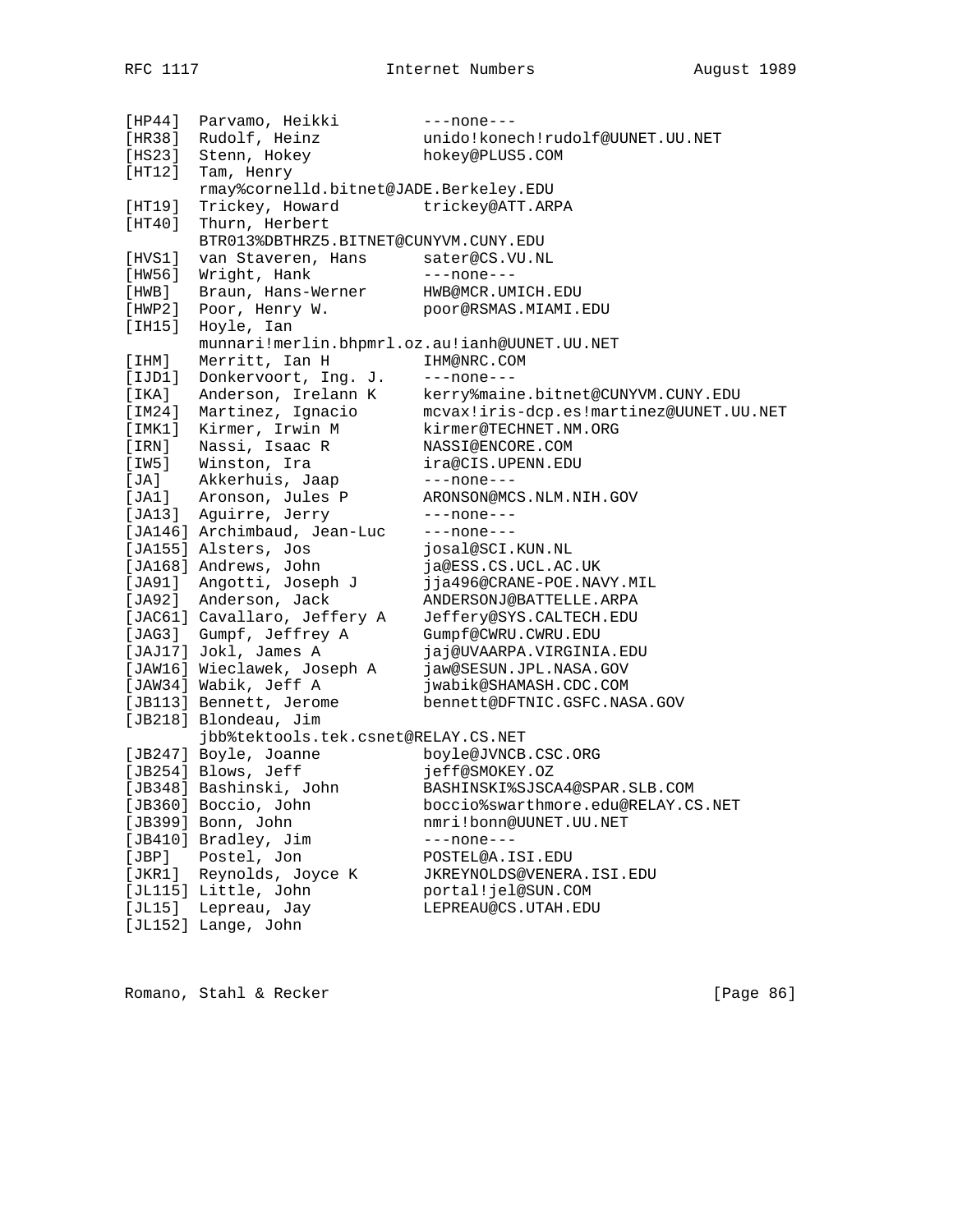```
[HP44]  Parvamo, Heikki         ---none---
[HR38]  Rudolf, Heinz           unido!konech!rudolf@UUNET.UU.NET
[HS23]  Stenn, Hokey            hokey@PLUS5.COM
[HT12]  Tam, Henry
        rmay%cornelld.bitnet@JADE.Berkeley.EDU
[HT19]  Trickey, Howard         trickey@ATT.ARPA
[HT40]  Thurn, Herbert
        BTR013%DBTHRZ5.BITNET@CUNYVM.CUNY.EDU
[HVS1]  van Staveren, Hans      sater@CS.VU.NL
[HW56]  Wright, Hank            ---none---
[HWB]   Braun, Hans-Werner      HWB@MCR.UMICH.EDU
[HWP2]  Poor, Henry W.          poor@RSMAS.MIAMI.EDU
[IH15]  Hoyle, Ian
        munnari!merlin.bhpmrl.oz.au!ianh@UUNET.UU.NET
[IHM]   Merritt, Ian H          IHM@NRC.COM
[IJD1]  Donkervoort, Ing. J.    ---none---
[IKA]   Anderson, Irelann K     kerry%maine.bitnet@CUNYVM.CUNY.EDU
[IM24]  Martinez, Ignacio       mcvax!iris-dcp.es!martinez@UUNET.UU.NET
[IMK1]  Kirmer, Irwin M         kirmer@TECHNET.NM.ORG
[IRN]   Nassi, Isaac R          NASSI@ENCORE.COM
[IW5]   Winston, Ira            ira@CIS.UPENN.EDU
[JA]    Akkerhuis, Jaap         ---none---
[JA1]   Aronson, Jules P        ARONSON@MCS.NLM.NIH.GOV
[JA13]  Aguirre, Jerry          ---none---
[JA146] Archimbaud, Jean-Luc    ---none---
[JA155] Alsters, Jos            josal@SCI.KUN.NL
[JA168] Andrews, John           ja@ESS.CS.UCL.AC.UK
[JA91]  Angotti, Joseph J       jja496@CRANE-POE.NAVY.MIL
[JA92]  Anderson, Jack          ANDERSONJ@BATTELLE.ARPA
[JAC61] Cavallaro, Jeffery A    Jeffery@SYS.CALTECH.EDU
[JAG3]  Gumpf, Jeffrey A        Gumpf@CWRU.CWRU.EDU
[JAJ17] Jokl, James A           jaj@UVAARPA.VIRGINIA.EDU
[JAW16] Wieclawek, Joseph A     jaw@SESUN.JPL.NASA.GOV
[JAW34] Wabik, Jeff A           jwabik@SHAMASH.CDC.COM
[JB113] Bennett, Jerome         bennett@DFTNIC.GSFC.NASA.GOV
[JB218] Blondeau, Jim
        jbb%tektools.tek.csnet@RELAY.CS.NET
[JB247] Boyle, Joanne           boyle@JVNCB.CSC.ORG
[JB254] Blows, Jeff             jeff@SMOKEY.OZ
[JB348] Bashinski, John         BASHINSKI%SJSCA4@SPAR.SLB.COM
[JB360] Boccio, John            boccio%swarthmore.edu@RELAY.CS.NET
[JB399] Bonn, John              nmri!bonn@UUNET.UU.NET
[JB410] Bradley, Jim            ---none---
[JBP]   Postel, Jon             POSTEL@A.ISI.EDU
[JKR1]  Reynolds, Joyce K       JKREYNOLDS@VENERA.ISI.EDU
[JL115] Little, John            portal!jel@SUN.COM
[JL15]  Lepreau, Jay            LEPREAU@CS.UTAH.EDU
[JL152] Lange, John
```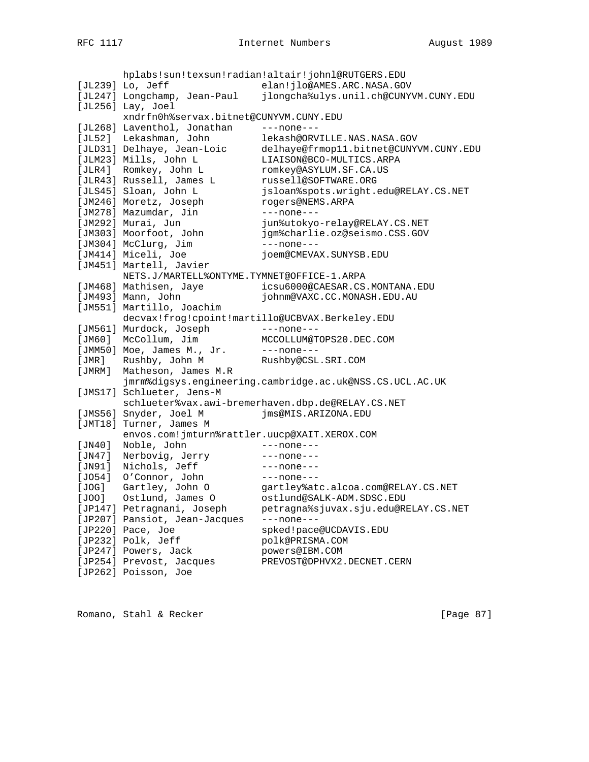```
        hplabs!sun!texsun!radian!altair!johnl@RUTGERS.EDU
[JL239] Lo, Jeff                elan!jlo@AMES.ARC.NASA.GOV
[JL247] Longchamp, Jean-Paul    jlongcha%ulys.unil.ch@CUNYVM.CUNY.EDU
[JL256] Lay, Joel
        xndrfn0h%servax.bitnet@CUNYVM.CUNY.EDU
[JL268] Laventhol, Jonathan     ---none---
[JL52]  Lekashman, John         lekash@ORVILLE.NAS.NASA.GOV
[JLD31] Delhaye, Jean-Loic      delhaye@frmop11.bitnet@CUNYVM.CUNY.EDU
[JLM23] Mills, John L           LIAISON@BCO-MULTICS.ARPA
[JLR4]  Romkey, John L          romkey@ASYLUM.SF.CA.US
[JLR43] Russell, James L        russell@SOFTWARE.ORG
[JLS45] Sloan, John L           jsloan%spots.wright.edu@RELAY.CS.NET
[JM246] Moretz, Joseph          rogers@NEMS.ARPA
[JM278] Mazumdar, Jin           ---none---
[JM292] Murai, Jun              jun%utokyo-relay@RELAY.CS.NET
[JM303] Moorfoot, John          jgm%charlie.oz@seismo.CSS.GOV
[JM304] McClurg, Jim            ---none---
[JM414] Miceli, Joe             joem@CMEVAX.SUNYSB.EDU
[JM451] Martell, Javier
        NETS.J/MARTELL%ONTYME.TYMNET@OFFICE-1.ARPA
[JM468] Mathisen, Jaye          icsu6000@CAESAR.CS.MONTANA.EDU
[JM493] Mann, John              johnm@VAXC.CC.MONASH.EDU.AU
[JM551] Martillo, Joachim
        decvax!frog!cpoint!martillo@UCBVAX.Berkeley.EDU
[JM561] Murdock, Joseph         ---none---
[JM60]  McCollum, Jim           MCCOLLUM@TOPS20.DEC.COM
[JMM50] Moe, James M., Jr.      ---none---
[JMR]   Rushby, John M          Rushby@CSL.SRI.COM
[JMRM]  Matheson, James M.R
        jmrm%digsys.engineering.cambridge.ac.uk@NSS.CS.UCL.AC.UK
[JMS17] Schlueter, Jens-M
        schlueter%vax.awi-bremerhaven.dbp.de@RELAY.CS.NET
[JMS56] Snyder, Joel M          jms@MIS.ARIZONA.EDU
[JMT18] Turner, James M
        envos.com!jmturn%rattler.uucp@XAIT.XEROX.COM
[JN40]  Noble, John             ---none---
[JN47]  Nerbovig, Jerry         ---none---
[JN91]  Nichols, Jeff           ---none---
[JO54]  O'Connor, John          ---none---
[JOG]   Gartley, John O         gartley%atc.alcoa.com@RELAY.CS.NET
[JOO]   Ostlund, James O        ostlund@SALK-ADM.SDSC.EDU
[JP147] Petragnani, Joseph      petragna%sjuvax.sju.edu@RELAY.CS.NET
[JP207] Pansiot, Jean-Jacques   ---none---
[JP220] Pace, Joe               spked!pace@UCDAVIS.EDU
[JP232] Polk, Jeff              polk@PRISMA.COM
[JP247] Powers, Jack            powers@IBM.COM
[JP254] Prevost, Jacques        PREVOST@DPHVX2.DECNET.CERN
[JP262] Poisson, Joe
```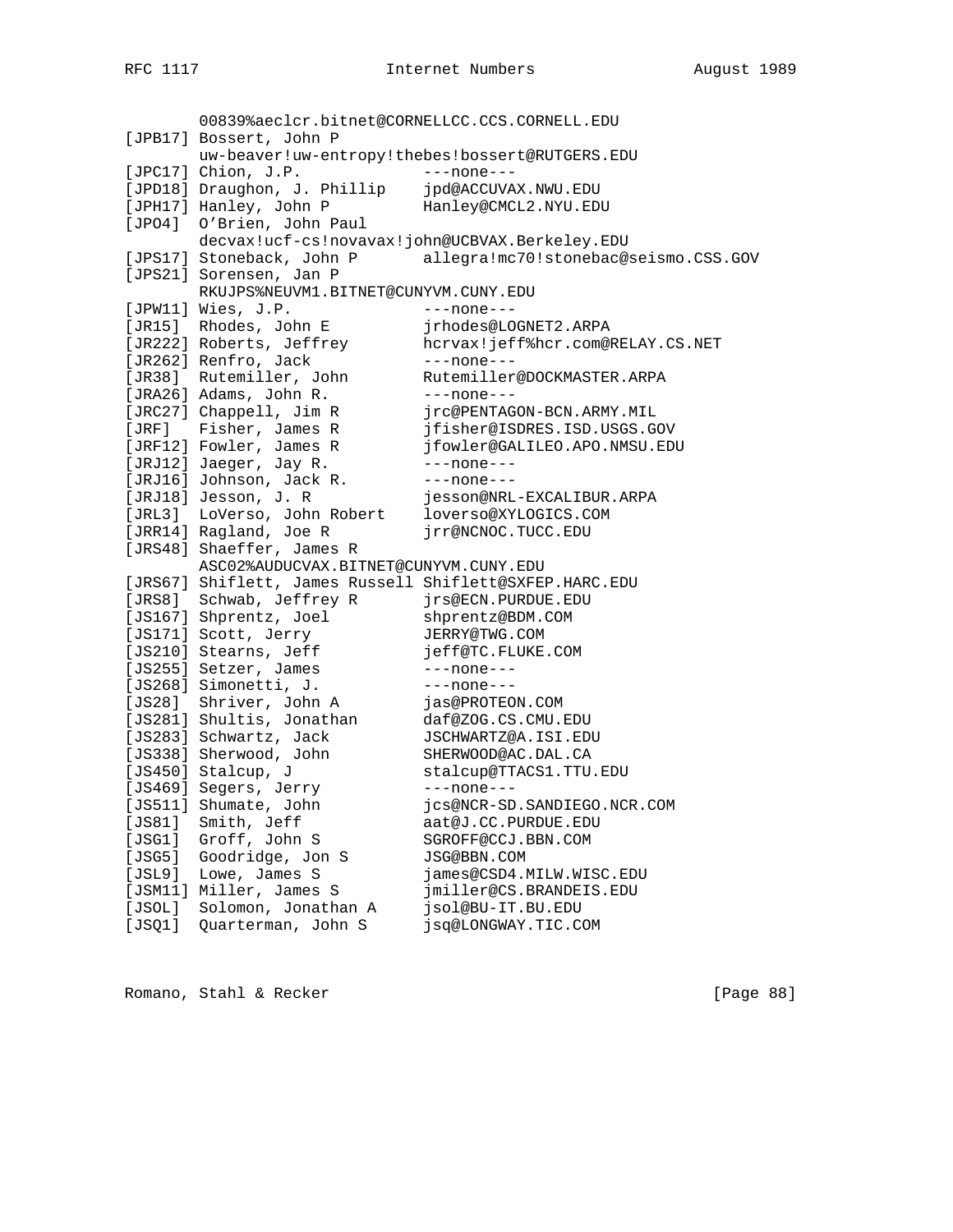```
        00839%aeclcr.bitnet@CORNELLCC.CCS.CORNELL.EDU
[JPB17] Bossert, John P
        uw-beaver!uw-entropy!thebes!bossert@RUTGERS.EDU
[JPC17] Chion, J.P.             ---none---
[JPD18] Draughon, J. Phillip    jpd@ACCUVAX.NWU.EDU
[JPH17] Hanley, John P          Hanley@CMCL2.NYU.EDU
[JPO4]  O'Brien, John Paul
        decvax!ucf-cs!novavax!john@UCBVAX.Berkeley.EDU
[JPS17] Stoneback, John P       allegra!mc70!stonebac@seismo.CSS.GOV
[JPS21] Sorensen, Jan P
        RKUJPS%NEUVM1.BITNET@CUNYVM.CUNY.EDU
[JPW11] Wies, J.P.              ---none---
[JR15]  Rhodes, John E          jrhodes@LOGNET2.ARPA
[JR222] Roberts, Jeffrey        hcrvax!jeff%hcr.com@RELAY.CS.NET
[JR262] Renfro, Jack            ---none---
[JR38]  Rutemiller, John        Rutemiller@DOCKMASTER.ARPA
[JRA26] Adams, John R.          ---none---
[JRC27] Chappell, Jim R         jrc@PENTAGON-BCN.ARMY.MIL
[JRF]   Fisher, James R         jfisher@ISDRES.ISD.USGS.GOV
[JRF12] Fowler, James R         jfowler@GALILEO.APO.NMSU.EDU
[JRJ12] Jaeger, Jay R.          ---none---
[JRJ16] Johnson, Jack R.        ---none---
[JRJ18] Jesson, J. R            jesson@NRL-EXCALIBUR.ARPA
[JRL3]  LoVerso, John Robert    loverso@XYLOGICS.COM
[JRR14] Ragland, Joe R          jrr@NCNOC.TUCC.EDU
[JRS48] Shaeffer, James R
        ASC02%AUDUCVAX.BITNET@CUNYVM.CUNY.EDU
[JRS67] Shiflett, James Russell Shiflett@SXFEP.HARC.EDU
[JRS8]  Schwab, Jeffrey R       jrs@ECN.PURDUE.EDU
[JS167] Shprentz, Joel          shprentz@BDM.COM
[JS171] Scott, Jerry            JERRY@TWG.COM
[JS210] Stearns, Jeff           jeff@TC.FLUKE.COM
[JS255] Setzer, James           ---none---
[JS268] Simonetti, J.           ---none---
[JS28]  Shriver, John A         jas@PROTEON.COM
[JS281] Shultis, Jonathan       daf@ZOG.CS.CMU.EDU
[JS283] Schwartz, Jack          JSCHWARTZ@A.ISI.EDU
[JS338] Sherwood, John          SHERWOOD@AC.DAL.CA
[JS450] Stalcup, J              stalcup@TTACS1.TTU.EDU
[JS469] Segers, Jerry           ---none---
[JS511] Shumate, John           jcs@NCR-SD.SANDIEGO.NCR.COM
[JS81]  Smith, Jeff             aat@J.CC.PURDUE.EDU
[JSG1]  Groff, John S           SGROFF@CCJ.BBN.COM
[JSG5]  Goodridge, Jon S        JSG@BBN.COM
[JSL9]  Lowe, James S           james@CSD4.MILW.WISC.EDU
[JSM11] Miller, James S         jmiller@CS.BRANDEIS.EDU
[JSOL]  Solomon, Jonathan A     jsol@BU-IT.BU.EDU
[JSQ1]  Quarterman, John S      jsq@LONGWAY.TIC.COM
```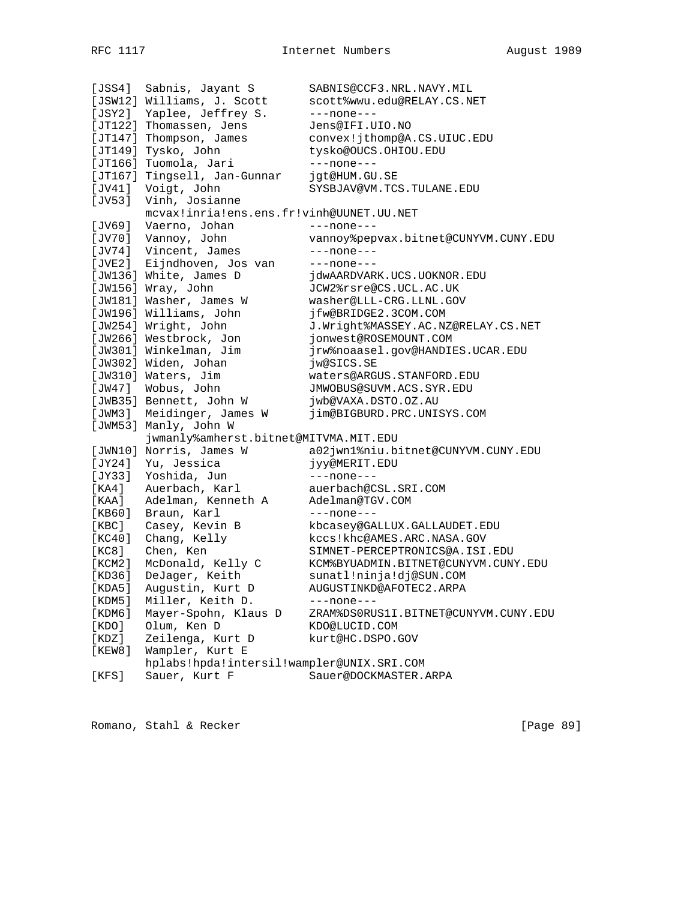```
[JSS4]  Sabnis, Jayant S        SABNIS@CCF3.NRL.NAVY.MIL
[JSW12] Williams, J. Scott      scott%wwu.edu@RELAY.CS.NET
[JSY2]  Yaplee, Jeffrey S.      ---none---
[JT122] Thomassen, Jens         Jens@IFI.UIO.NO
[JT147] Thompson, James         convex!jthomp@A.CS.UIUC.EDU
[JT149] Tysko, John             tysko@OUCS.OHIOU.EDU
[JT166] Tuomola, Jari           ---none---
[JT167] Tingsell, Jan-Gunnar    jgt@HUM.GU.SE
[JV41]  Voigt, John             SYSBJAV@VM.TCS.TULANE.EDU
[JV53]  Vinh, Josianne
        mcvax!inria!ens.ens.fr!vinh@UUNET.UU.NET
[JV69]  Vaerno, Johan           ---none---
[JV70]  Vannoy, John            vannoy%pepvax.bitnet@CUNYVM.CUNY.EDU
[JV74]  Vincent, James          ---none---
[JVE2]  Eijndhoven, Jos van     ---none---
[JW136] White, James D          jdwAARDVARK.UCS.UOKNOR.EDU
[JW156] Wray, John              JCW2%rsre@CS.UCL.AC.UK
[JW181] Washer, James W         washer@LLL-CRG.LLNL.GOV
[JW196] Williams, John          jfw@BRIDGE2.3COM.COM
[JW254] Wright, John            J.Wright%MASSEY.AC.NZ@RELAY.CS.NET
[JW266] Westbrock, Jon          jonwest@ROSEMOUNT.COM
[JW301] Winkelman, Jim          jrw%noaasel.gov@HANDIES.UCAR.EDU
[JW302] Widen, Johan            jw@SICS.SE
[JW310] Waters, Jim             waters@ARGUS.STANFORD.EDU
[JW47]  Wobus, John             JMWOBUS@SUVM.ACS.SYR.EDU
[JWB35] Bennett, John W         jwb@VAXA.DSTO.OZ.AU
[JWM3]  Meidinger, James W      jim@BIGBURD.PRC.UNISYS.COM
[JWM53] Manly, John W
        jwmanly%amherst.bitnet@MITVMA.MIT.EDU
[JWN10] Norris, James W         a02jwn1%niu.bitnet@CUNYVM.CUNY.EDU
[JY24]  Yu, Jessica             jyy@MERIT.EDU
[JY33]  Yoshida, Jun            ---none---
[KA4]   Auerbach, Karl          auerbach@CSL.SRI.COM
[KAA]   Adelman, Kenneth A      Adelman@TGV.COM
[KB60]  Braun, Karl             ---none---
[KBC]   Casey, Kevin B          kbcasey@GALLUX.GALLAUDET.EDU
[KC40]  Chang, Kelly            kccs!khc@AMES.ARC.NASA.GOV
[KC8]   Chen, Ken               SIMNET-PERCEPTRONICS@A.ISI.EDU
[KCM2]  McDonald, Kelly C       KCM%BYUADMIN.BITNET@CUNYVM.CUNY.EDU
[KD36]  DeJager, Keith          sunatl!ninja!dj@SUN.COM
[KDA5]  Augustin, Kurt D        AUGUSTINKD@AFOTEC2.ARPA
[KDM5]  Miller, Keith D.        ---none---
[KDM6]  Mayer-Spohn, Klaus D    ZRAM%DS0RUS1I.BITNET@CUNYVM.CUNY.EDU
[KDO]   Olum, Ken D             KDO@LUCID.COM
[KDZ]   Zeilenga, Kurt D        kurt@HC.DSPO.GOV
[KEW8]  Wampler, Kurt E
        hplabs!hpda!intersil!wampler@UNIX.SRI.COM
[KFS]   Sauer, Kurt F           Sauer@DOCKMASTER.ARPA
```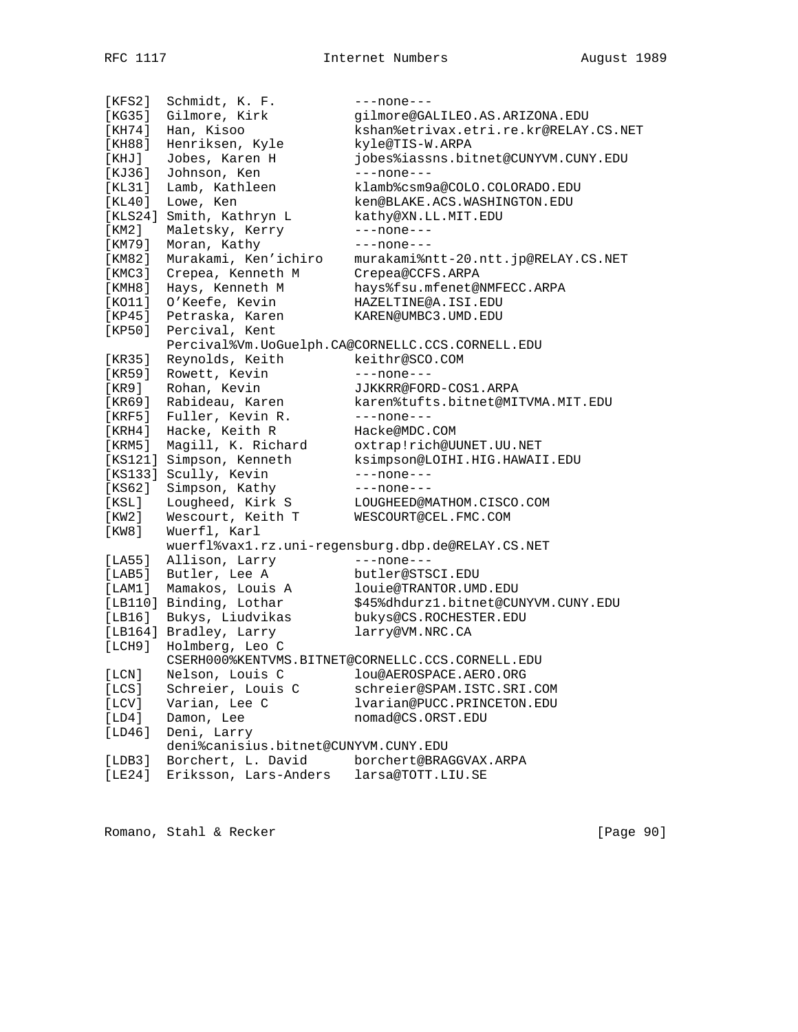```
[KFS2]  Schmidt, K. F.          ---none---
[KG35]  Gilmore, Kirk           gilmore@GALILEO.AS.ARIZONA.EDU
[KH74]  Han, Kisoo              kshan%etrivax.etri.re.kr@RELAY.CS.NET
[KH88]  Henriksen, Kyle         kyle@TIS-W.ARPA
[KHJ]   Jobes, Karen H          jobes%iassns.bitnet@CUNYVM.CUNY.EDU
[KJ36]  Johnson, Ken            ---none---
[KL31]  Lamb, Kathleen          klamb%csm9a@COLO.COLORADO.EDU
[KL40]  Lowe, Ken               ken@BLAKE.ACS.WASHINGTON.EDU
[KLS24] Smith, Kathryn L        kathy@XN.LL.MIT.EDU
[KM2]   Maletsky, Kerry         ---none---
[KM79]  Moran, Kathy            ---none---
[KM82]  Murakami, Ken'ichiro    murakami%ntt-20.ntt.jp@RELAY.CS.NET
[KMC3]  Crepea, Kenneth M       Crepea@CCFS.ARPA
[KMH8]  Hays, Kenneth M         hays%fsu.mfenet@NMFECC.ARPA
[KO11]  O'Keefe, Kevin          HAZELTINE@A.ISI.EDU
[KP45]  Petraska, Karen         KAREN@UMBC3.UMD.EDU
[KP50]  Percival, Kent
        Percival%Vm.UoGuelph.CA@CORNELLC.CCS.CORNELL.EDU
[KR35]  Reynolds, Keith         keithr@SCO.COM
[KR59]  Rowett, Kevin           ---none---
[KR9]   Rohan, Kevin            JJKKRR@FORD-COS1.ARPA
[KR69]  Rabideau, Karen         karen%tufts.bitnet@MITVMA.MIT.EDU
[KRF5]  Fuller, Kevin R.        ---none---
[KRH4]  Hacke, Keith R          Hacke@MDC.COM
[KRM5]  Magill, K. Richard      oxtrap!rich@UUNET.UU.NET
[KS121] Simpson, Kenneth        ksimpson@LOIHI.HIG.HAWAII.EDU
[KS133] Scully, Kevin           ---none---
[KS62]  Simpson, Kathy          ---none---
[KSL]   Lougheed, Kirk S        LOUGHEED@MATHOM.CISCO.COM
[KW2]   Wescourt, Keith T       WESCOURT@CEL.FMC.COM
[KW8]   Wuerfl, Karl
        wuerfl%vax1.rz.uni-regensburg.dbp.de@RELAY.CS.NET
[LA55]  Allison, Larry          ---none---
[LAB5]  Butler, Lee A           butler@STSCI.EDU
[LAM1]  Mamakos, Louis A        louie@TRANTOR.UMD.EDU
[LB110] Binding, Lothar         $45%dhdurz1.bitnet@CUNYVM.CUNY.EDU
[LB16]  Bukys, Liudvikas        bukys@CS.ROCHESTER.EDU
[LB164] Bradley, Larry          larry@VM.NRC.CA
[LCH9]  Holmberg, Leo C
        CSERH000%KENTVMS.BITNET@CORNELLC.CCS.CORNELL.EDU
[LCN]   Nelson, Louis C         lou@AEROSPACE.AERO.ORG
[LCS]   Schreier, Louis C       schreier@SPAM.ISTC.SRI.COM
[LCV]   Varian, Lee C           lvarian@PUCC.PRINCETON.EDU
[LD4]   Damon, Lee              nomad@CS.ORST.EDU
[LD46]  Deni, Larry
        deni%canisius.bitnet@CUNYVM.CUNY.EDU
[LDB3]  Borchert, L. David      borchert@BRAGGVAX.ARPA
[LE24]  Eriksson, Lars-Anders   larsa@TOTT.LIU.SE
```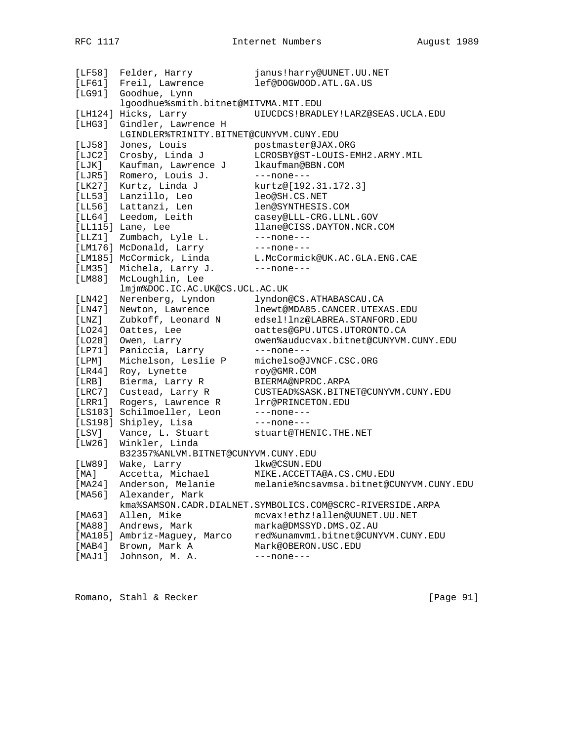```
[LF58]  Felder, Harry           janus!harry@UUNET.UU.NET
[LF61]  Freil, Lawrence         lef@DOGWOOD.ATL.GA.US
[LG91]  Goodhue, Lynn
        lgoodhue%smith.bitnet@MITVMA.MIT.EDU
[LH124] Hicks, Larry            UIUCDCS!BRADLEY!LARZ@SEAS.UCLA.EDU
[LHG3]  Gindler, Lawrence H
        LGINDLER%TRINITY.BITNET@CUNYVM.CUNY.EDU
[LJ58]  Jones, Louis            postmaster@JAX.ORG
[LJC2]  Crosby, Linda J         LCROSBY@ST-LOUIS-EMH2.ARMY.MIL
[LJK]   Kaufman, Lawrence J     lkaufman@BBN.COM
[LJR5]  Romero, Louis J.        ---none---
[LK27]  Kurtz, Linda J          kurtz@[192.31.172.3]
[LL53]  Lanzillo, Leo           leo@SH.CS.NET
[LL56]  Lattanzi, Len           len@SYNTHESIS.COM
[LL64]  Leedom, Leith           casey@LLL-CRG.LLNL.GOV
[LL115] Lane, Lee               llane@CISS.DAYTON.NCR.COM
[LLZ1]  Zumbach, Lyle L.        ---none---
[LM176] McDonald, Larry         ---none---
[LM185] McCormick, Linda        L.McCormick@UK.AC.GLA.ENG.CAE
[LM35]  Michela, Larry J.       ---none---
[LM88]  McLoughlin, Lee
        lmjm%DOC.IC.AC.UK@CS.UCL.AC.UK
[LN42]  Nerenberg, Lyndon       lyndon@CS.ATHABASCAU.CA
[LN47]  Newton, Lawrence        lnewt@MDA85.CANCER.UTEXAS.EDU
[LNZ]   Zubkoff, Leonard N      edsel!lnz@LABREA.STANFORD.EDU
[LO24]  Oattes, Lee             oattes@GPU.UTCS.UTORONTO.CA
[LO28]  Owen, Larry             owen%auducvax.bitnet@CUNYVM.CUNY.EDU
[LP71]  Paniccia, Larry         ---none---
[LPM]   Michelson, Leslie P     michelso@JVNCF.CSC.ORG
[LR44]  Roy, Lynette            roy@GMR.COM
[LRB]   Bierma, Larry R         BIERMA@NPRDC.ARPA
[LRC7]  Custead, Larry R        CUSTEAD%SASK.BITNET@CUNYVM.CUNY.EDU
[LRR1]  Rogers, Lawrence R      lrr@PRINCETON.EDU
[LS103] Schilmoeller, Leon      ---none---
[LS198] Shipley, Lisa           ---none---
[LSV]   Vance, L. Stuart        stuart@THENIC.THE.NET
[LW26]  Winkler, Linda
        B32357%ANLVM.BITNET@CUNYVM.CUNY.EDU
[LW89]  Wake, Larry             lkw@CSUN.EDU
[MA]    Accetta, Michael        MIKE.ACCETTA@A.CS.CMU.EDU
[MA24]  Anderson, Melanie       melanie%ncsavmsa.bitnet@CUNYVM.CUNY.EDU
[MA56]  Alexander, Mark
        kma%SAMSON.CADR.DIALNET.SYMBOLICS.COM@SCRC-RIVERSIDE.ARPA
[MA63]  Allen, Mike             mcvax!ethz!allen@UUNET.UU.NET
[MA88]  Andrews, Mark           marka@DMSSYD.DMS.OZ.AU
[MA105] Ambriz-Maguey, Marco    red%unamvm1.bitnet@CUNYVM.CUNY.EDU
[MAB4]  Brown, Mark A           Mark@OBERON.USC.EDU
[MAJ1]  Johnson, M. A.          ---none---
```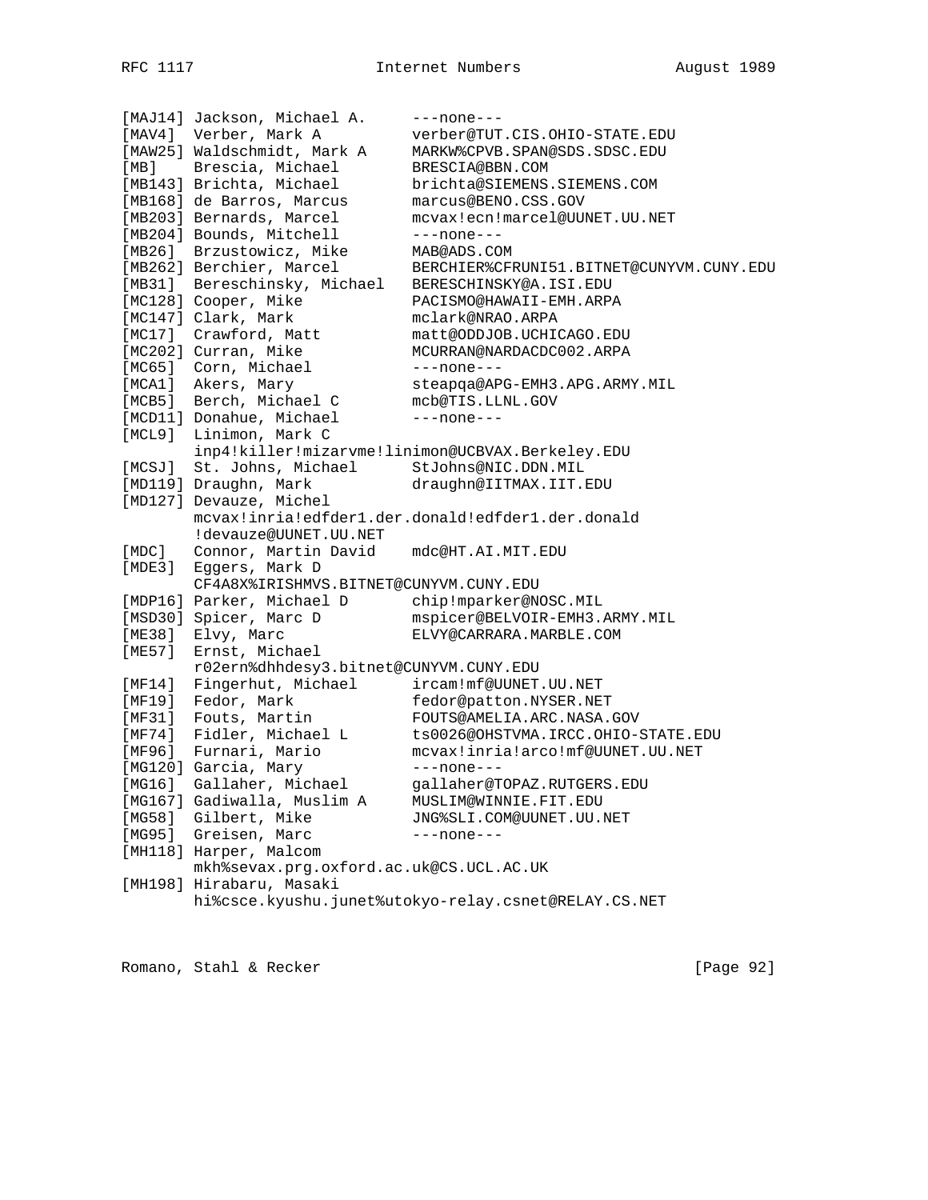```
[MAJ14] Jackson, Michael A.     ---none---
[MAV4]  Verber, Mark A          verber@TUT.CIS.OHIO-STATE.EDU
[MAW25] Waldschmidt, Mark A     MARKW%CPVB.SPAN@SDS.SDSC.EDU
[MB]    Brescia, Michael        BRESCIA@BBN.COM
[MB143] Brichta, Michael        brichta@SIEMENS.SIEMENS.COM
[MB168] de Barros, Marcus       marcus@BENO.CSS.GOV
[MB203] Bernards, Marcel        mcvax!ecn!marcel@UUNET.UU.NET
[MB204] Bounds, Mitchell        ---none---
[MB26]  Brzustowicz, Mike       MAB@ADS.COM
[MB262] Berchier, Marcel        BERCHIER%CFRUNI51.BITNET@CUNYVM.CUNY.EDU
[MB31]  Bereschinsky, Michael   BERESCHINSKY@A.ISI.EDU
[MC128] Cooper, Mike            PACISMO@HAWAII-EMH.ARPA
[MC147] Clark, Mark             mclark@NRAO.ARPA
[MC17]  Crawford, Matt          matt@ODDJOB.UCHICAGO.EDU
[MC202] Curran, Mike            MCURRAN@NARDACDC002.ARPA
[MC65]  Corn, Michael           ---none---
[MCA1]  Akers, Mary             steapqa@APG-EMH3.APG.ARMY.MIL
[MCB5]  Berch, Michael C        mcb@TIS.LLNL.GOV
[MCD11] Donahue, Michael        ---none---
[MCL9]  Linimon, Mark C
        inp4!killer!mizarvme!linimon@UCBVAX.Berkeley.EDU
[MCSJ]  St. Johns, Michael      StJohns@NIC.DDN.MIL
[MD119] Draughn, Mark           draughn@IITMAX.IIT.EDU
[MD127] Devauze, Michel
        mcvax!inria!edfder1.der.donald!edfder1.der.donald
        !devauze@UUNET.UU.NET
[MDC]   Connor, Martin David    mdc@HT.AI.MIT.EDU
[MDE3]  Eggers, Mark D
        CF4A8X%IRISHMVS.BITNET@CUNYVM.CUNY.EDU
[MDP16] Parker, Michael D       chip!mparker@NOSC.MIL
[MSD30] Spicer, Marc D          mspicer@BELVOIR-EMH3.ARMY.MIL
[ME38]  Elvy, Marc              ELVY@CARRARA.MARBLE.COM
[ME57]  Ernst, Michael
        r02ern%dhhdesy3.bitnet@CUNYVM.CUNY.EDU
[MF14]  Fingerhut, Michael      ircam!mf@UUNET.UU.NET
[MF19]  Fedor, Mark             fedor@patton.NYSER.NET
[MF31]  Fouts, Martin           FOUTS@AMELIA.ARC.NASA.GOV
[MF74]  Fidler, Michael L       ts0026@OHSTVMA.IRCC.OHIO-STATE.EDU
[MF96]  Furnari, Mario          mcvax!inria!arco!mf@UUNET.UU.NET
[MG120] Garcia, Mary            ---none---
[MG16]  Gallaher, Michael       gallaher@TOPAZ.RUTGERS.EDU
[MG167] Gadiwalla, Muslim A     MUSLIM@WINNIE.FIT.EDU
[MG58]  Gilbert, Mike           JNG%SLI.COM@UUNET.UU.NET
[MG95]  Greisen, Marc           ---none---
[MH118] Harper, Malcom
        mkh%sevax.prg.oxford.ac.uk@CS.UCL.AC.UK
[MH198] Hirabaru, Masaki
        hi%csce.kyushu.junet%utokyo-relay.csnet@RELAY.CS.NET
```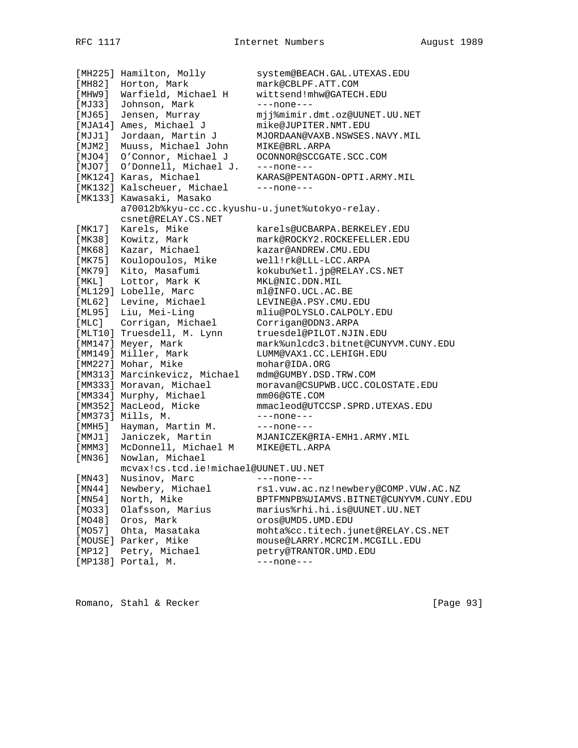```
[MH225] Hamilton, Molly         system@BEACH.GAL.UTEXAS.EDU
[MH82]  Horton, Mark            mark@CBLPF.ATT.COM
[MHW9]  Warfield, Michael H     wittsend!mhw@GATECH.EDU
[MJ33]  Johnson, Mark           ---none---
[MJ65]  Jensen, Murray          mjj%mimir.dmt.oz@UUNET.UU.NET
[MJA14] Ames, Michael J         mike@JUPITER.NMT.EDU
[MJJ1]  Jordaan, Martin J       MJORDAAN@VAXB.NSWSES.NAVY.MIL
[MJM2]  Muuss, Michael John     MIKE@BRL.ARPA
[MJO4]  O'Connor, Michael J     OCONNOR@SCCGATE.SCC.COM
[MJO7]  O'Donnell, Michael J.   ---none---
[MK124] Karas, Michael          KARAS@PENTAGON-OPTI.ARMY.MIL
[MK132] Kalscheuer, Michael     ---none---
[MK133] Kawasaki, Masako
        a70012b%kyu-cc.cc.kyushu-u.junet%utokyo-relay.
        csnet@RELAY.CS.NET
[MK17]  Karels, Mike            karels@UCBARPA.BERKELEY.EDU
[MK38]  Kowitz, Mark            mark@ROCKY2.ROCKEFELLER.EDU
[MK68]  Kazar, Michael          kazar@ANDREW.CMU.EDU
[MK75]  Koulopoulos, Mike       well!rk@LLL-LCC.ARPA
[MK79]  Kito, Masafumi          kokubu%etl.jp@RELAY.CS.NET
[MKL]   Lottor, Mark K          MKL@NIC.DDN.MIL
[ML129] Lobelle, Marc           ml@INFO.UCL.AC.BE
[ML62]  Levine, Michael         LEVINE@A.PSY.CMU.EDU
[ML95]  Liu, Mei-Ling           mliu@POLYSLO.CALPOLY.EDU
[MLC]   Corrigan, Michael       Corrigan@DDN3.ARPA
[MLT10] Truesdell, M. Lynn      truesdel@PILOT.NJIN.EDU
[MM147] Meyer, Mark             mark%unlcdc3.bitnet@CUNYVM.CUNY.EDU
[MM149] Miller, Mark            LUMM@VAX1.CC.LEHIGH.EDU
[MM227] Mohar, Mike             mohar@IDA.ORG
[MM313] Marcinkevicz, Michael   mdm@GUMBY.DSD.TRW.COM
[MM333] Moravan, Michael        moravan@CSUPWB.UCC.COLOSTATE.EDU
[MM334] Murphy, Michael         mm06@GTE.COM
[MM352] MacLeod, Micke          mmacleod@UTCCSP.SPRD.UTEXAS.EDU
[MM373] Mills, M.               ---none---
[MMH5]  Hayman, Martin M.       ---none---
[MMJ1]  Janiczek, Martin        MJANICZEK@RIA-EMH1.ARMY.MIL
[MMM3]  McDonnell, Michael M    MIKE@ETL.ARPA
[MN36]  Nowlan, Michael
        mcvax!cs.tcd.ie!michael@UUNET.UU.NET
[MN43]  Nusinov, Marc           ---none---
[MN44]  Newbery, Michael        rs1.vuw.ac.nz!newbery@COMP.VUW.AC.NZ
[MN54]  North, Mike             BPTFMNPB%UIAMVS.BITNET@CUNYVM.CUNY.EDU
[MO33]  Olafsson, Marius        marius%rhi.hi.is@UUNET.UU.NET
[MO48]  Oros, Mark              oros@UMD5.UMD.EDU
[MO57]  Ohta, Masataka          mohta%cc.titech.junet@RELAY.CS.NET
[MOUSE] Parker, Mike            mouse@LARRY.MCRCIM.MCGILL.EDU
[MP12]  Petry, Michael          petry@TRANTOR.UMD.EDU
[MP138] Portal, M.              ---none---
```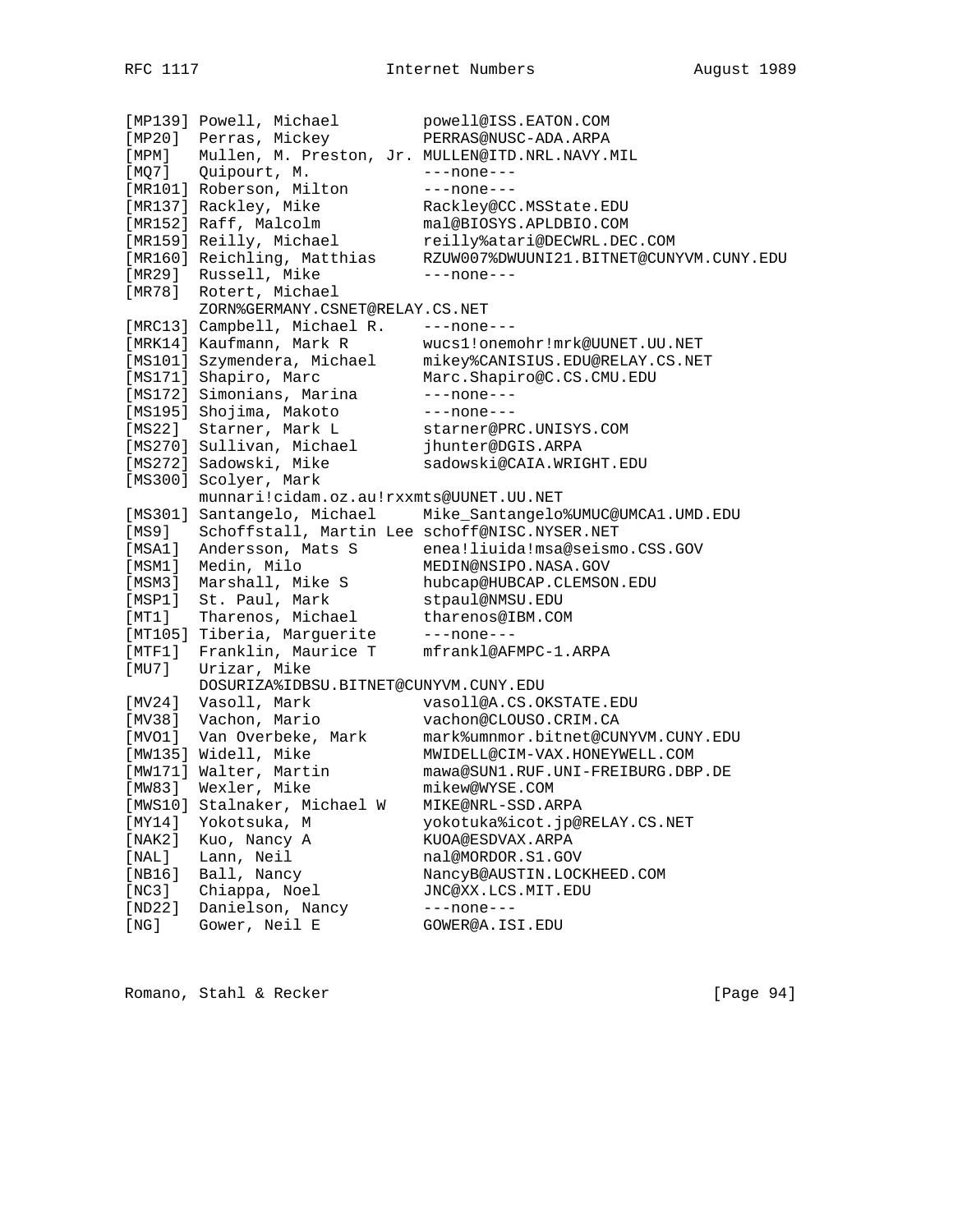```
[MP139] Powell, Michael         powell@ISS.EATON.COM
[MP20]  Perras, Mickey          PERRAS@NUSC-ADA.ARPA
[MPM]   Mullen, M. Preston, Jr. MULLEN@ITD.NRL.NAVY.MIL
[MQ7]   Quipourt, M.            ---none---
[MR101] Roberson, Milton        ---none---
[MR137] Rackley, Mike           Rackley@CC.MSState.EDU
[MR152] Raff, Malcolm           mal@BIOSYS.APLDBIO.COM
[MR159] Reilly, Michael         reilly%atari@DECWRL.DEC.COM
[MR160] Reichling, Matthias     RZUW007%DWUUNI21.BITNET@CUNYVM.CUNY.EDU
[MR29]  Russell, Mike           ---none---
[MR78]  Rotert, Michael
        ZORN%GERMANY.CSNET@RELAY.CS.NET
[MRC13] Campbell, Michael R.    ---none---
[MRK14] Kaufmann, Mark R        wucs1!onemohr!mrk@UUNET.UU.NET
[MS101] Szymendera, Michael     mikey%CANISIUS.EDU@RELAY.CS.NET
[MS171] Shapiro, Marc           Marc.Shapiro@C.CS.CMU.EDU
[MS172] Simonians, Marina       ---none---
[MS195] Shojima, Makoto         ---none---
[MS22]  Starner, Mark L         starner@PRC.UNISYS.COM
[MS270] Sullivan, Michael       jhunter@DGIS.ARPA
[MS272] Sadowski, Mike          sadowski@CAIA.WRIGHT.EDU
[MS300] Scolyer, Mark
        munnari!cidam.oz.au!rxxmts@UUNET.UU.NET
[MS301] Santangelo, Michael     Mike_Santangelo%UMUC@UMCA1.UMD.EDU
[MS9]   Schoffstall, Martin Lee schoff@NISC.NYSER.NET
[MSA1]  Andersson, Mats S       enea!liuida!msa@seismo.CSS.GOV
[MSM1]  Medin, Milo             MEDIN@NSIPO.NASA.GOV
[MSM3]  Marshall, Mike S        hubcap@HUBCAP.CLEMSON.EDU
[MSP1]  St. Paul, Mark          stpaul@NMSU.EDU
[MT1]   Tharenos, Michael       tharenos@IBM.COM
[MT105] Tiberia, Marguerite     ---none---
[MTF1]  Franklin, Maurice T     mfrankl@AFMPC-1.ARPA
[MU7]   Urizar, Mike
        DOSURIZA%IDBSU.BITNET@CUNYVM.CUNY.EDU
[MV24]  Vasoll, Mark            vasoll@A.CS.OKSTATE.EDU
[MV38]  Vachon, Mario           vachon@CLOUSO.CRIM.CA
[MVO1]  Van Overbeke, Mark      mark%umnmor.bitnet@CUNYVM.CUNY.EDU
[MW135] Widell, Mike            MWIDELL@CIM-VAX.HONEYWELL.COM
[MW171] Walter, Martin          mawa@SUN1.RUF.UNI-FREIBURG.DBP.DE
[MW83]  Wexler, Mike            mikew@WYSE.COM
[MWS10] Stalnaker, Michael W    MIKE@NRL-SSD.ARPA
[MY14]  Yokotsuka, M            yokotuka%icot.jp@RELAY.CS.NET
[NAK2]  Kuo, Nancy A            KUOA@ESDVAX.ARPA
[NAL]   Lann, Neil              nal@MORDOR.S1.GOV
[NB16]  Ball, Nancy             NancyB@AUSTIN.LOCKHEED.COM
[NC3]   Chiappa, Noel           JNC@XX.LCS.MIT.EDU
[ND22]  Danielson, Nancy        ---none---
[NG]    Gower, Neil E           GOWER@A.ISI.EDU
```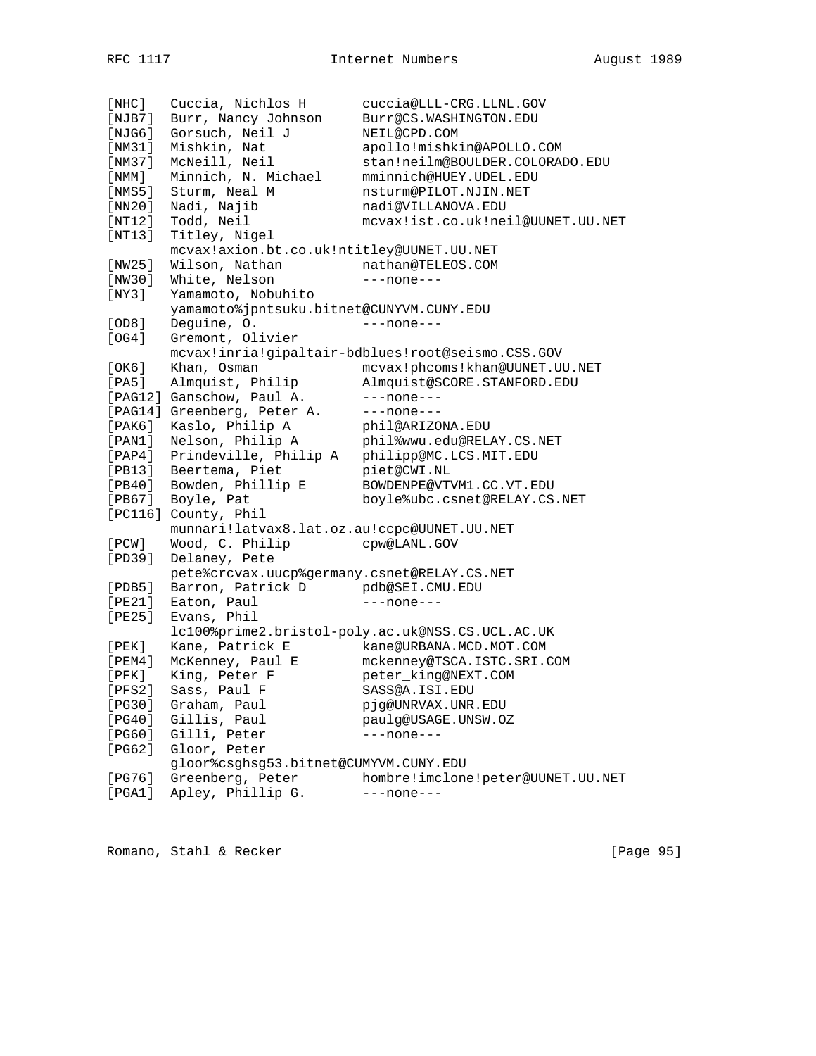```
[NHC]   Cuccia, Nichlos H       cuccia@LLL-CRG.LLNL.GOV
[NJB7]  Burr, Nancy Johnson     Burr@CS.WASHINGTON.EDU
[NJG6]  Gorsuch, Neil J         NEIL@CPD.COM
[NM31]  Mishkin, Nat            apollo!mishkin@APOLLO.COM
[NM37]  McNeill, Neil           stan!neilm@BOULDER.COLORADO.EDU
[NMM]   Minnich, N. Michael     mminnich@HUEY.UDEL.EDU
[NMS5]  Sturm, Neal M           nsturm@PILOT.NJIN.NET
[NN20]  Nadi, Najib             nadi@VILLANOVA.EDU
[NT12]  Todd, Neil              mcvax!ist.co.uk!neil@UUNET.UU.NET
[NT13]  Titley, Nigel
        mcvax!axion.bt.co.uk!ntitley@UUNET.UU.NET
[NW25]  Wilson, Nathan          nathan@TELEOS.COM
[NW30]  White, Nelson           ---none---
[NY3]   Yamamoto, Nobuhito
        yamamoto%jpntsuku.bitnet@CUNYVM.CUNY.EDU
[OD8]   Deguine, O.             ---none---
[OG4]   Gremont, Olivier
        mcvax!inria!gipaltair-bdblues!root@seismo.CSS.GOV
[OK6]   Khan, Osman             mcvax!phcoms!khan@UUNET.UU.NET
[PA5]   Almquist, Philip        Almquist@SCORE.STANFORD.EDU
[PAG12] Ganschow, Paul A.       ---none---
[PAG14] Greenberg, Peter A.     ---none---
[PAK6]  Kaslo, Philip A         phil@ARIZONA.EDU
[PAN1]  Nelson, Philip A        phil%wwu.edu@RELAY.CS.NET
[PAP4]  Prindeville, Philip A   philipp@MC.LCS.MIT.EDU
[PB13]  Beertema, Piet          piet@CWI.NL
[PB40]  Bowden, Phillip E       BOWDENPE@VTVM1.CC.VT.EDU
[PB67]  Boyle, Pat              boyle%ubc.csnet@RELAY.CS.NET
[PC116] County, Phil
        munnari!latvax8.lat.oz.au!ccpc@UUNET.UU.NET
[PCW]   Wood, C. Philip         cpw@LANL.GOV
[PD39]  Delaney, Pete
        pete%crcvax.uucp%germany.csnet@RELAY.CS.NET
[PDB5]  Barron, Patrick D       pdb@SEI.CMU.EDU
[PE21]  Eaton, Paul             ---none---
[PE25]  Evans, Phil
        lc100%prime2.bristol-poly.ac.uk@NSS.CS.UCL.AC.UK
[PEK]   Kane, Patrick E         kane@URBANA.MCD.MOT.COM
[PEM4]  McKenney, Paul E        mckenney@TSCA.ISTC.SRI.COM
[PFK]   King, Peter F           peter_king@NEXT.COM
[PFS2]  Sass, Paul F            SASS@A.ISI.EDU
[PG30]  Graham, Paul            pjg@UNRVAX.UNR.EDU
[PG40]  Gillis, Paul            paulg@USAGE.UNSW.OZ
[PG60]  Gilli, Peter            ---none---
[PG62]  Gloor, Peter
        gloor%csghsg53.bitnet@CUMYVM.CUNY.EDU
[PG76]  Greenberg, Peter        hombre!imclone!peter@UUNET.UU.NET
[PGA1]  Apley, Phillip G.       ---none---
```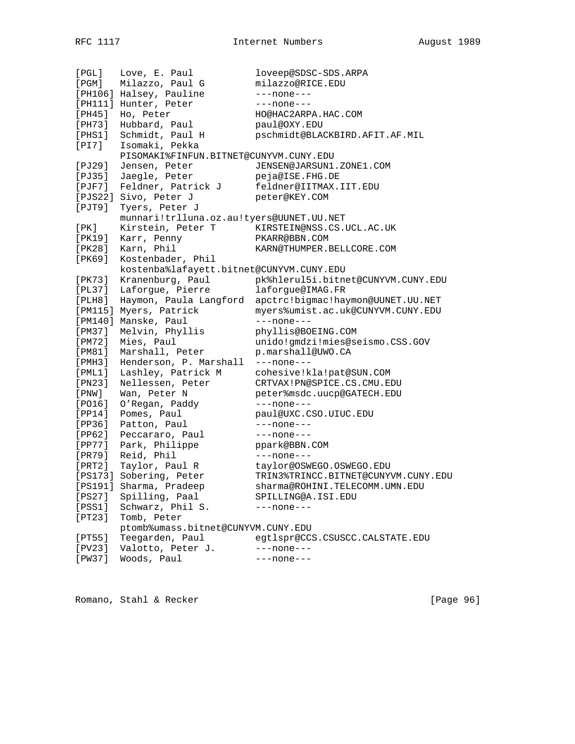```
[PGL]   Love, E. Paul           loveep@SDSC-SDS.ARPA
[PGM]   Milazzo, Paul G         milazzo@RICE.EDU
[PH106] Halsey, Pauline         ---none---
[PH111] Hunter, Peter           ---none---
[PH45]  Ho, Peter               HO@HAC2ARPA.HAC.COM
[PH73]  Hubbard, Paul           paul@OXY.EDU
[PHS1]  Schmidt, Paul H         pschmidt@BLACKBIRD.AFIT.AF.MIL
[PI7]   Isomaki, Pekka
        PISOMAKI%FINFUN.BITNET@CUNYVM.CUNY.EDU
[PJ29]  Jensen, Peter           JENSEN@JARSUN1.ZONE1.COM
[PJ35]  Jaegle, Peter           peja@ISE.FHG.DE
[PJF7]  Feldner, Patrick J      feldner@IITMAX.IIT.EDU
[PJS22] Sivo, Peter J           peter@KEY.COM
[PJT9]  Tyers, Peter J
        munnari!trlluna.oz.au!tyers@UUNET.UU.NET
[PK]    Kirstein, Peter T       KIRSTEIN@NSS.CS.UCL.AC.UK
[PK19]  Karr, Penny             PKARR@BBN.COM
[PK28]  Karn, Phil              KARN@THUMPER.BELLCORE.COM
[PK69]  Kostenbader, Phil
        kostenba%lafayett.bitnet@CUNYVM.CUNY.EDU
[PK73]  Kranenburg, Paul        pk%hlerul5i.bitnet@CUNYVM.CUNY.EDU
[PL37]  Laforgue, Pierre        laforgue@IMAG.FR
[PLH8]  Haymon, Paula Langford  apctrc!bigmac!haymon@UUNET.UU.NET
[PM115] Myers, Patrick          myers%umist.ac.uk@CUNYVM.CUNY.EDU
[PM140] Manske, Paul            ---none---
[PM37]  Melvin, Phyllis         phyllis@BOEING.COM
[PM72]  Mies, Paul              unido!gmdzi!mies@seismo.CSS.GOV
[PM81]  Marshall, Peter         p.marshall@UWO.CA
[PMH3]  Henderson, P. Marshall  ---none---
[PML1]  Lashley, Patrick M      cohesive!kla!pat@SUN.COM
[PN23]  Nellessen, Peter        CRTVAX!PN@SPICE.CS.CMU.EDU
[PNW]   Wan, Peter N            peter%msdc.uucp@GATECH.EDU
[PO16]  O'Regan, Paddy          ---none---
[PP14]  Pomes, Paul             paul@UXC.CSO.UIUC.EDU
[PP36]  Patton, Paul            ---none---
[PP62]  Peccararo, Paul         ---none---
[PP77]  Park, Philippe          ppark@BBN.COM
[PR79]  Reid, Phil              ---none---
[PRT2]  Taylor, Paul R          taylor@OSWEGO.OSWEGO.EDU
[PS173] Sobering, Peter         TRIN3%TRINCC.BITNET@CUNYVM.CUNY.EDU
[PS191] Sharma, Pradeep         sharma@ROHINI.TELECOMM.UMN.EDU
[PS27]  Spilling, Paal          SPILLING@A.ISI.EDU
[PSS1]  Schwarz, Phil S.        ---none---
[PT23]  Tomb, Peter
        ptomb%umass.bitnet@CUNYVM.CUNY.EDU
[PT55]  Teegarden, Paul         egtlspr@CCS.CSUSCC.CALSTATE.EDU
[PV23]  Valotto, Peter J.       ---none---
[PW37]  Woods, Paul             ---none---
```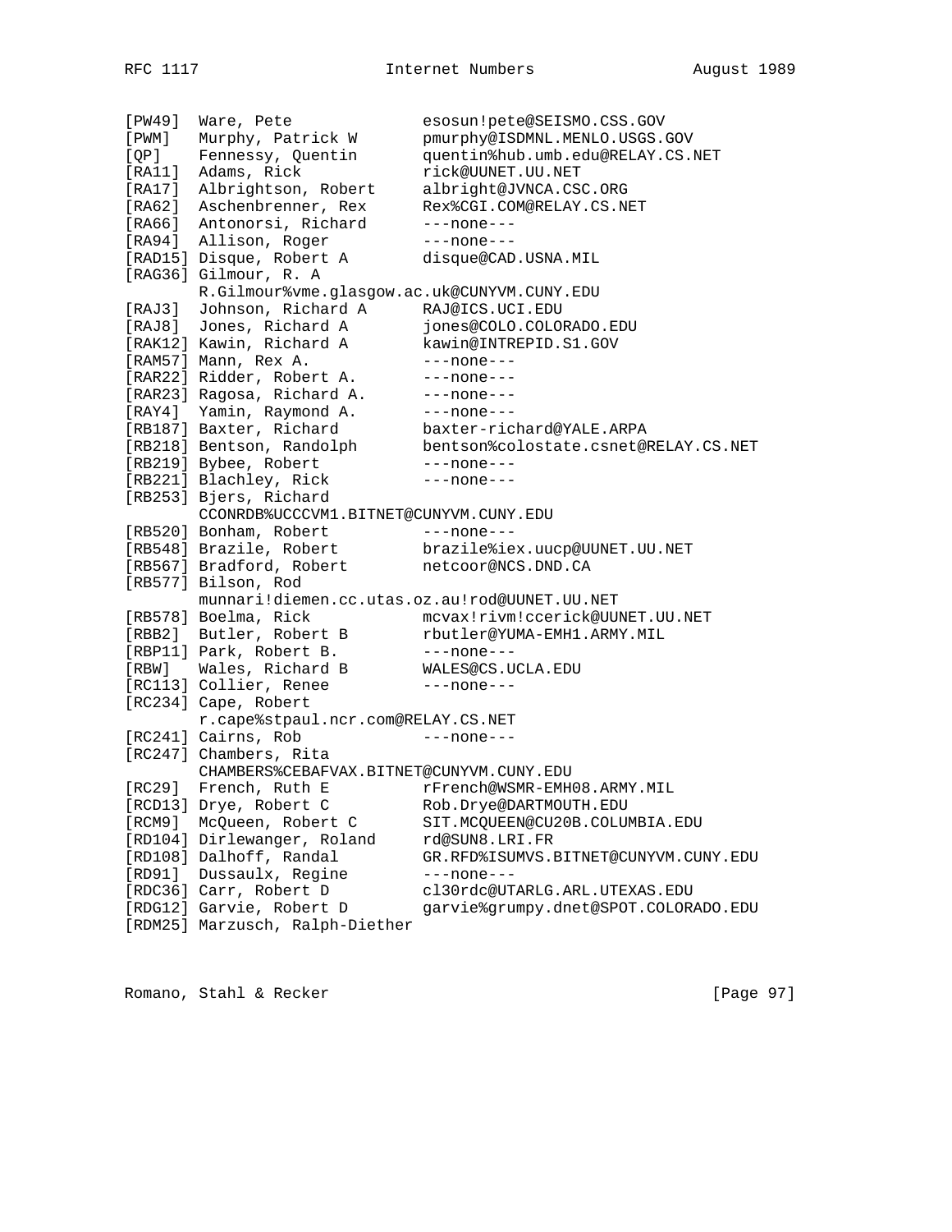```
[PW49]  Ware, Pete              esosun!pete@SEISMO.CSS.GOV
[PWM]   Murphy, Patrick W       pmurphy@ISDMNL.MENLO.USGS.GOV
[QP]    Fennessy, Quentin       quentin%hub.umb.edu@RELAY.CS.NET
[RA11]  Adams, Rick             rick@UUNET.UU.NET
[RA17]  Albrightson, Robert     albright@JVNCA.CSC.ORG
[RA62]  Aschenbrenner, Rex      Rex%CGI.COM@RELAY.CS.NET
[RA66]  Antonorsi, Richard      ---none---
[RA94]  Allison, Roger          ---none---
[RAD15] Disque, Robert A        disque@CAD.USNA.MIL
[RAG36] Gilmour, R. A
        R.Gilmour%vme.glasgow.ac.uk@CUNYVM.CUNY.EDU
[RAJ3]  Johnson, Richard A      RAJ@ICS.UCI.EDU
[RAJ8]  Jones, Richard A        jones@COLO.COLORADO.EDU
[RAK12] Kawin, Richard A        kawin@INTREPID.S1.GOV
[RAM57] Mann, Rex A.            ---none---
[RAR22] Ridder, Robert A.       ---none---
[RAR23] Ragosa, Richard A.      ---none---
[RAY4]  Yamin, Raymond A.       ---none---
[RB187] Baxter, Richard         baxter-richard@YALE.ARPA
[RB218] Bentson, Randolph       bentson%colostate.csnet@RELAY.CS.NET
[RB219] Bybee, Robert           ---none---
[RB221] Blachley, Rick          ---none---
[RB253] Bjers, Richard
        CCONRDB%UCCCVM1.BITNET@CUNYVM.CUNY.EDU
[RB520] Bonham, Robert          ---none---
[RB548] Brazile, Robert         brazile%iex.uucp@UUNET.UU.NET
[RB567] Bradford, Robert        netcoor@NCS.DND.CA
[RB577] Bilson, Rod
        munnari!diemen.cc.utas.oz.au!rod@UUNET.UU.NET
[RB578] Boelma, Rick            mcvax!rivm!ccerick@UUNET.UU.NET
[RBB2]  Butler, Robert B        rbutler@YUMA-EMH1.ARMY.MIL
[RBP11] Park, Robert B.         ---none---
[RBW]   Wales, Richard B        WALES@CS.UCLA.EDU
[RC113] Collier, Renee          ---none---
[RC234] Cape, Robert
        r.cape%stpaul.ncr.com@RELAY.CS.NET
[RC241] Cairns, Rob             ---none---
[RC247] Chambers, Rita
        CHAMBERS%CEBAFVAX.BITNET@CUNYVM.CUNY.EDU
[RC29]  French, Ruth E          rFrench@WSMR-EMH08.ARMY.MIL
[RCD13] Drye, Robert C          Rob.Drye@DARTMOUTH.EDU
[RCM9]  McQueen, Robert C       SIT.MCQUEEN@CU20B.COLUMBIA.EDU
[RD104] Dirlewanger, Roland     rd@SUN8.LRI.FR
[RD108] Dalhoff, Randal         GR.RFD%ISUMVS.BITNET@CUNYVM.CUNY.EDU
[RD91]  Dussaulx, Regine        ---none---
[RDC36] Carr, Robert D          cl30rdc@UTARLG.ARL.UTEXAS.EDU
[RDG12] Garvie, Robert D        garvie%grumpy.dnet@SPOT.COLORADO.EDU
[RDM25] Marzusch, Ralph-Diether
```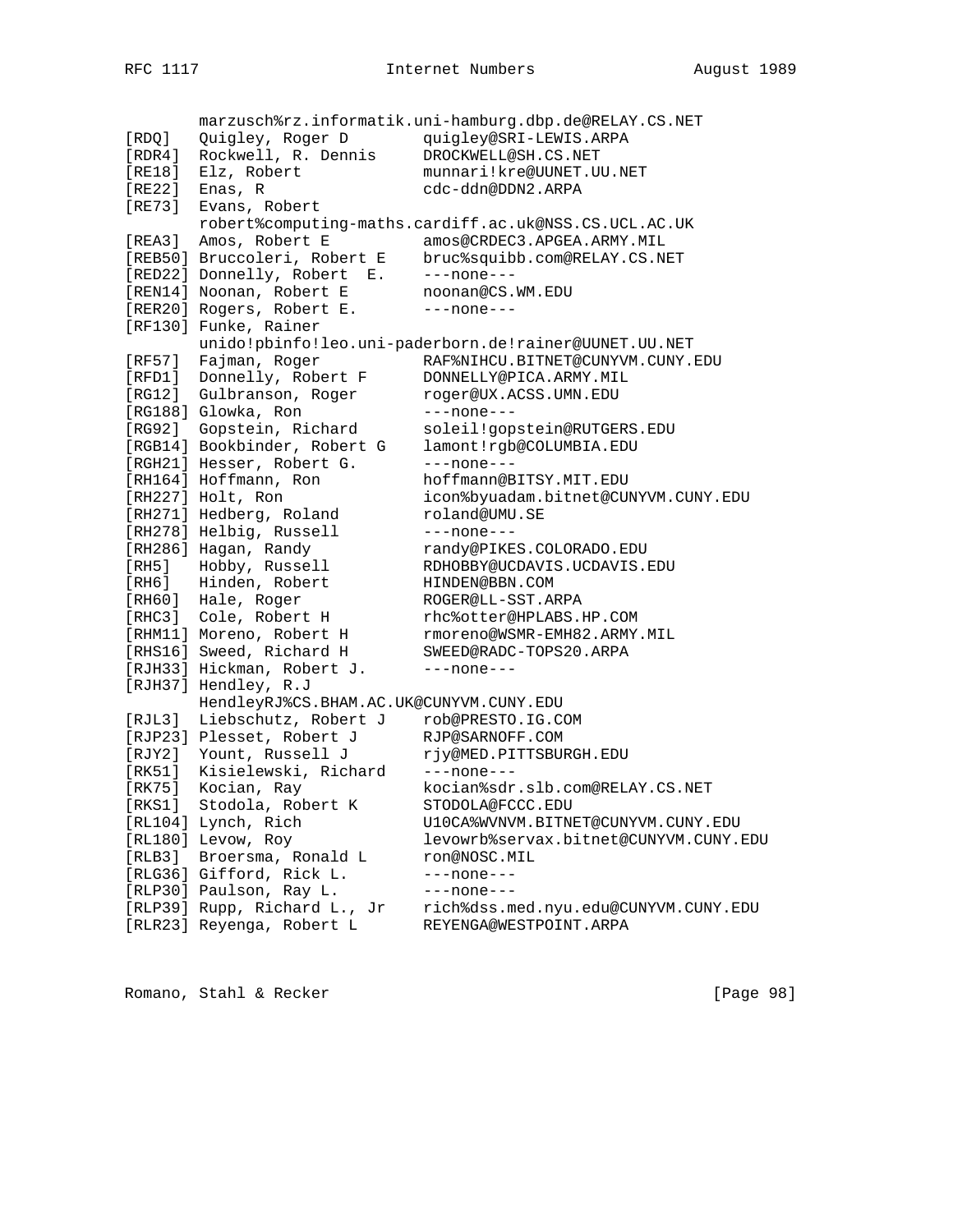```
        marzusch%rz.informatik.uni-hamburg.dbp.de@RELAY.CS.NET
[RDQ]   Quigley, Roger D        quigley@SRI-LEWIS.ARPA
[RDR4]  Rockwell, R. Dennis     DROCKWELL@SH.CS.NET
[RE18]  Elz, Robert             munnari!kre@UUNET.UU.NET
[RE22]  Enas, R                 cdc-ddn@DDN2.ARPA
[RE73]  Evans, Robert
        robert%computing-maths.cardiff.ac.uk@NSS.CS.UCL.AC.UK
[REA3]  Amos, Robert E          amos@CRDEC3.APGEA.ARMY.MIL
[REB50] Bruccoleri, Robert E    bruc%squibb.com@RELAY.CS.NET
[RED22] Donnelly, Robert  E.    ---none---
[REN14] Noonan, Robert E        noonan@CS.WM.EDU
[RER20] Rogers, Robert E.       ---none---
[RF130] Funke, Rainer
        unido!pbinfo!leo.uni-paderborn.de!rainer@UUNET.UU.NET
[RF57]  Fajman, Roger           RAF%NIHCU.BITNET@CUNYVM.CUNY.EDU
[RFD1]  Donnelly, Robert F      DONNELLY@PICA.ARMY.MIL
[RG12]  Gulbranson, Roger       roger@UX.ACSS.UMN.EDU
[RG188] Glowka, Ron             ---none---
[RG92]  Gopstein, Richard       soleil!gopstein@RUTGERS.EDU
[RGB14] Bookbinder, Robert G    lamont!rgb@COLUMBIA.EDU
[RGH21] Hesser, Robert G.       ---none---
[RH164] Hoffmann, Ron           hoffmann@BITSY.MIT.EDU
[RH227] Holt, Ron               icon%byuadam.bitnet@CUNYVM.CUNY.EDU
[RH271] Hedberg, Roland         roland@UMU.SE
[RH278] Helbig, Russell         ---none---
[RH286] Hagan, Randy            randy@PIKES.COLORADO.EDU
[RH5]   Hobby, Russell          RDHOBBY@UCDAVIS.UCDAVIS.EDU
[RH6]   Hinden, Robert          HINDEN@BBN.COM
[RH60]  Hale, Roger             ROGER@LL-SST.ARPA
[RHC3]  Cole, Robert H          rhc%otter@HPLABS.HP.COM
[RHM11] Moreno, Robert H        rmoreno@WSMR-EMH82.ARMY.MIL
[RHS16] Sweed, Richard H        SWEED@RADC-TOPS20.ARPA
[RJH33] Hickman, Robert J.      ---none---
[RJH37] Hendley, R.J
        HendleyRJ%CS.BHAM.AC.UK@CUNYVM.CUNY.EDU
[RJL3]  Liebschutz, Robert J    rob@PRESTO.IG.COM
[RJP23] Plesset, Robert J       RJP@SARNOFF.COM
[RJY2]  Yount, Russell J        rjy@MED.PITTSBURGH.EDU
[RK51]  Kisielewski, Richard    ---none---
[RK75]  Kocian, Ray             kocian%sdr.slb.com@RELAY.CS.NET
[RKS1]  Stodola, Robert K       STODOLA@FCCC.EDU
[RL104] Lynch, Rich             U10CA%WVNVM.BITNET@CUNYVM.CUNY.EDU
[RL180] Levow, Roy              levowrb%servax.bitnet@CUNYVM.CUNY.EDU
[RLB3]  Broersma, Ronald L      ron@NOSC.MIL
[RLG36] Gifford, Rick L.        ---none---
[RLP30] Paulson, Ray L.         ---none---
[RLP39] Rupp, Richard L., Jr    rich%dss.med.nyu.edu@CUNYVM.CUNY.EDU
[RLR23] Reyenga, Robert L       REYENGA@WESTPOINT.ARPA
```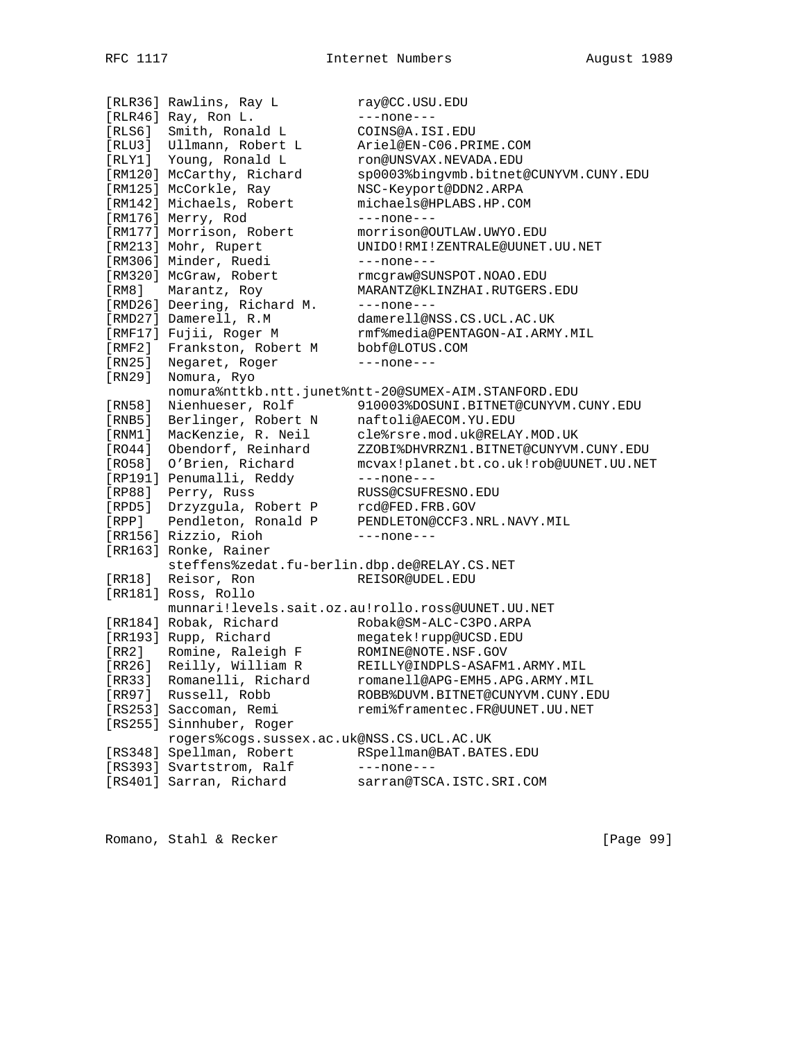```
[RLR36] Rawlins, Ray L          ray@CC.USU.EDU
[RLR46] Ray, Ron L.             ---none---
[RLS6]  Smith, Ronald L         COINS@A.ISI.EDU
[RLU3]  Ullmann, Robert L       Ariel@EN-C06.PRIME.COM
[RLY1]  Young, Ronald L         ron@UNSVAX.NEVADA.EDU
[RM120] McCarthy, Richard       sp0003%bingvmb.bitnet@CUNYVM.CUNY.EDU
[RM125] McCorkle, Ray           NSC-Keyport@DDN2.ARPA
[RM142] Michaels, Robert        michaels@HPLABS.HP.COM
[RM176] Merry, Rod              ---none---
[RM177] Morrison, Robert        morrison@OUTLAW.UWYO.EDU
[RM213] Mohr, Rupert            UNIDO!RMI!ZENTRALE@UUNET.UU.NET
[RM306] Minder, Ruedi           ---none---
[RM320] McGraw, Robert          rmcgraw@SUNSPOT.NOAO.EDU
[RM8]   Marantz, Roy            MARANTZ@KLINZHAI.RUTGERS.EDU
[RMD26] Deering, Richard M.     ---none---
[RMD27] Damerell, R.M           damerell@NSS.CS.UCL.AC.UK
[RMF17] Fujii, Roger M          rmf%media@PENTAGON-AI.ARMY.MIL
[RMF2]  Frankston, Robert M     bobf@LOTUS.COM
[RN25]  Negaret, Roger          ---none---
[RN29]  Nomura, Ryo
        nomura%nttkb.ntt.junet%ntt-20@SUMEX-AIM.STANFORD.EDU
[RN58]  Nienhueser, Rolf        910003%DOSUNI.BITNET@CUNYVM.CUNY.EDU
[RNB5]  Berlinger, Robert N     naftoli@AECOM.YU.EDU
[RNM1]  MacKenzie, R. Neil      cle%rsre.mod.uk@RELAY.MOD.UK
[RO44]  Obendorf, Reinhard      ZZOBI%DHVRRZN1.BITNET@CUNYVM.CUNY.EDU
[RO58]  O'Brien, Richard        mcvax!planet.bt.co.uk!rob@UUNET.UU.NET
[RP191] Penumalli, Reddy        ---none---
[RP88]  Perry, Russ             RUSS@CSUFRESNO.EDU
[RPD5]  Drzyzgula, Robert P     rcd@FED.FRB.GOV
[RPP]   Pendleton, Ronald P     PENDLETON@CCF3.NRL.NAVY.MIL
[RR156] Rizzio, Rioh            ---none---
[RR163] Ronke, Rainer
        steffens%zedat.fu-berlin.dbp.de@RELAY.CS.NET
[RR18]  Reisor, Ron             REISOR@UDEL.EDU
[RR181] Ross, Rollo
        munnari!levels.sait.oz.au!rollo.ross@UUNET.UU.NET
[RR184] Robak, Richard          Robak@SM-ALC-C3PO.ARPA
[RR193] Rupp, Richard           megatek!rupp@UCSD.EDU
[RR2]   Romine, Raleigh F       ROMINE@NOTE.NSF.GOV
[RR26]  Reilly, William R       REILLY@INDPLS-ASAFM1.ARMY.MIL
[RR33]  Romanelli, Richard      romanell@APG-EMH5.APG.ARMY.MIL
[RR97]  Russell, Robb           ROBB%DUVM.BITNET@CUNYVM.CUNY.EDU
[RS253] Saccoman, Remi          remi%framentec.FR@UUNET.UU.NET
[RS255] Sinnhuber, Roger
        rogers%cogs.sussex.ac.uk@NSS.CS.UCL.AC.UK
[RS348] Spellman, Robert        RSpellman@BAT.BATES.EDU
[RS393] Svartstrom, Ralf        ---none---
[RS401] Sarran, Richard         sarran@TSCA.ISTC.SRI.COM
```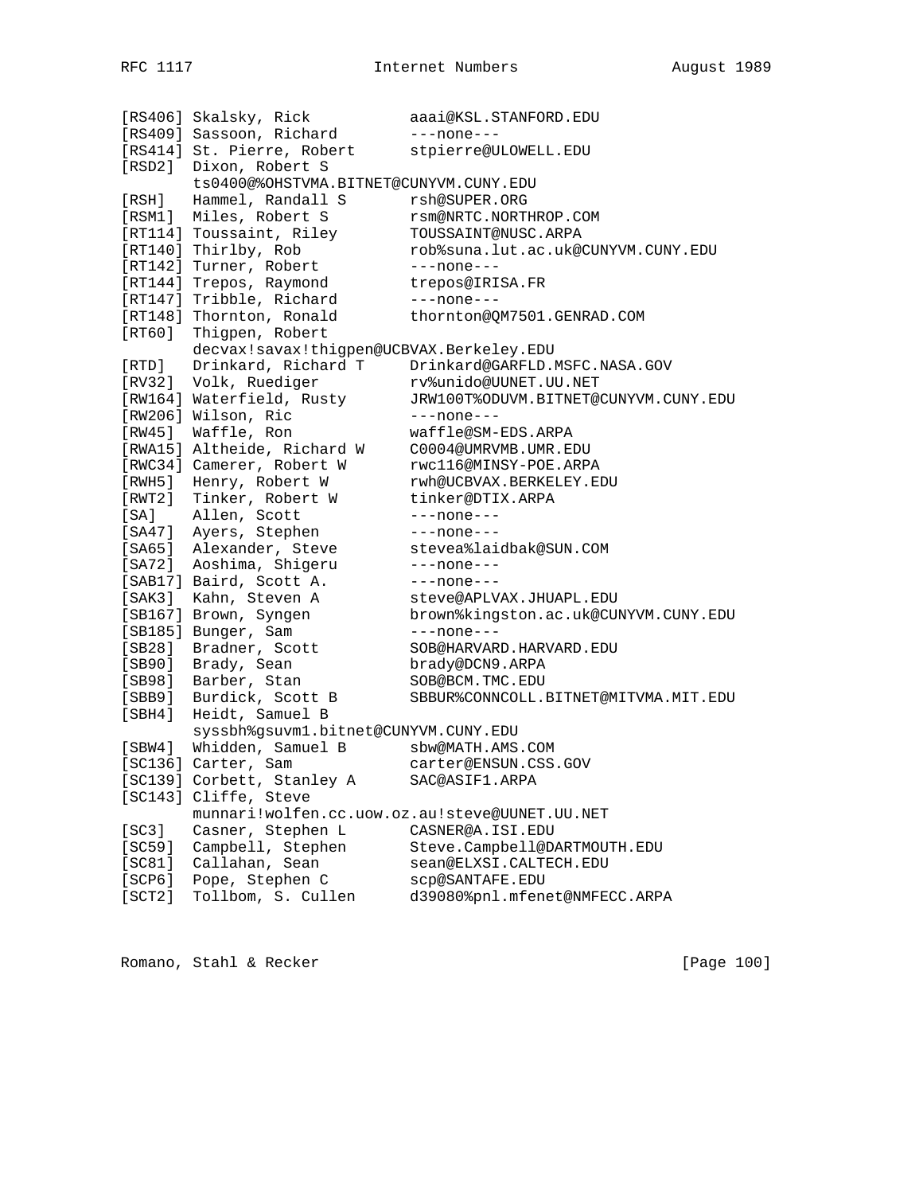```
[RS406] Skalsky, Rick           aaai@KSL.STANFORD.EDU
[RS409] Sassoon, Richard        ---none---
[RS414] St. Pierre, Robert      stpierre@ULOWELL.EDU
[RSD2]  Dixon, Robert S
        ts0400@%OHSTVMA.BITNET@CUNYVM.CUNY.EDU
[RSH]   Hammel, Randall S       rsh@SUPER.ORG
[RSM1]  Miles, Robert S         rsm@NRTC.NORTHROP.COM
[RT114] Toussaint, Riley        TOUSSAINT@NUSC.ARPA
[RT140] Thirlby, Rob            rob%suna.lut.ac.uk@CUNYVM.CUNY.EDU
[RT142] Turner, Robert          ---none---
[RT144] Trepos, Raymond         trepos@IRISA.FR
[RT147] Tribble, Richard        ---none---
[RT148] Thornton, Ronald        thornton@QM7501.GENRAD.COM
[RT60]  Thigpen, Robert
        decvax!savax!thigpen@UCBVAX.Berkeley.EDU
[RTD]   Drinkard, Richard T     Drinkard@GARFLD.MSFC.NASA.GOV
[RV32]  Volk, Ruediger          rv%unido@UUNET.UU.NET
[RW164] Waterfield, Rusty       JRW100T%ODUVM.BITNET@CUNYVM.CUNY.EDU
[RW206] Wilson, Ric             ---none---
[RW45]  Waffle, Ron             waffle@SM-EDS.ARPA
[RWA15] Altheide, Richard W     C0004@UMRVMB.UMR.EDU
[RWC34] Camerer, Robert W       rwc116@MINSY-POE.ARPA
[RWH5]  Henry, Robert W         rwh@UCBVAX.BERKELEY.EDU
[RWT2]  Tinker, Robert W        tinker@DTIX.ARPA
[SA]    Allen, Scott            ---none---
[SA47]  Ayers, Stephen          ---none---
[SA65]  Alexander, Steve        stevea%laidbak@SUN.COM
[SA72]  Aoshima, Shigeru        ---none---
[SAB17] Baird, Scott A.         ---none---
[SAK3]  Kahn, Steven A          steve@APLVAX.JHUAPL.EDU
[SB167] Brown, Syngen           brown%kingston.ac.uk@CUNYVM.CUNY.EDU
[SB185] Bunger, Sam             ---none---
[SB28]  Bradner, Scott          SOB@HARVARD.HARVARD.EDU
[SB90]  Brady, Sean             brady@DCN9.ARPA
[SB98]  Barber, Stan            SOB@BCM.TMC.EDU
[SBB9]  Burdick, Scott B        SBBUR%CONNCOLL.BITNET@MITVMA.MIT.EDU
[SBH4]  Heidt, Samuel B
        syssbh%gsuvm1.bitnet@CUNYVM.CUNY.EDU
[SBW4]  Whidden, Samuel B       sbw@MATH.AMS.COM
[SC136] Carter, Sam             carter@ENSUN.CSS.GOV
[SC139] Corbett, Stanley A      SAC@ASIF1.ARPA
[SC143] Cliffe, Steve
        munnari!wolfen.cc.uow.oz.au!steve@UUNET.UU.NET
[SC3]   Casner, Stephen L       CASNER@A.ISI.EDU
[SC59]  Campbell, Stephen       Steve.Campbell@DARTMOUTH.EDU
[SC81]  Callahan, Sean          sean@ELXSI.CALTECH.EDU
[SCP6]  Pope, Stephen C         scp@SANTAFE.EDU
[SCT2]  Tollbom, S. Cullen      d39080%pnl.mfenet@NMFECC.ARPA
```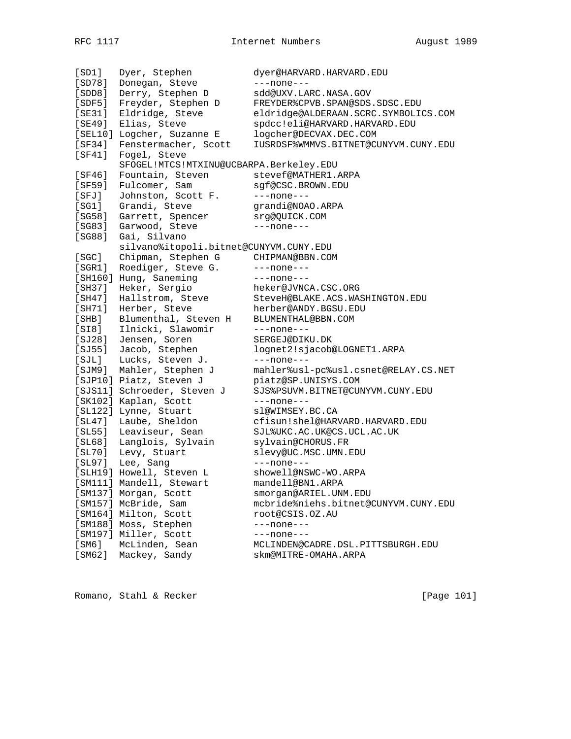```
[SD1]   Dyer, Stephen           dyer@HARVARD.HARVARD.EDU
[SD78]  Donegan, Steve          ---none---
[SDD8]  Derry, Stephen D        sdd@UXV.LARC.NASA.GOV
[SDF5]  Freyder, Stephen D      FREYDER%CPVB.SPAN@SDS.SDSC.EDU
[SE31]  Eldridge, Steve         eldridge@ALDERAAN.SCRC.SYMBOLICS.COM
[SE49]  Elias, Steve            spdcc!eli@HARVARD.HARVARD.EDU
[SEL10] Logcher, Suzanne E      logcher@DECVAX.DEC.COM
[SF34]  Fenstermacher, Scott    IUSRDSF%WMMVS.BITNET@CUNYVM.CUNY.EDU
[SF41]  Fogel, Steve
        SFOGEL!MTCS!MTXINU@UCBARPA.Berkeley.EDU
[SF46]  Fountain, Steven        stevef@MATHER1.ARPA
[SF59]  Fulcomer, Sam           sgf@CSC.BROWN.EDU
[SFJ]   Johnston, Scott F.      ---none---
[SG1]   Grandi, Steve           grandi@NOAO.ARPA
[SG58]  Garrett, Spencer        srg@QUICK.COM
[SG83]  Garwood, Steve          ---none---
[SG88]  Gai, Silvano
        silvano%itopoli.bitnet@CUNYVM.CUNY.EDU
[SGC]   Chipman, Stephen G      CHIPMAN@BBN.COM
[SGR1]  Roediger, Steve G.      ---none---
[SH160] Hung, Saneming          ---none---
[SH37]  Heker, Sergio           heker@JVNCA.CSC.ORG
[SH47]  Hallstrom, Steve        SteveH@BLAKE.ACS.WASHINGTON.EDU
[SH71]  Herber, Steve           herber@ANDY.BGSU.EDU
[SHB]   Blumenthal, Steven H    BLUMENTHAL@BBN.COM
[SI8]   Ilnicki, Slawomir       ---none---
[SJ28]  Jensen, Soren           SERGEJ@DIKU.DK
[SJ55]  Jacob, Stephen          lognet2!sjacob@LOGNET1.ARPA
[SJL]   Lucks, Steven J.        ---none---
[SJM9]  Mahler, Stephen J       mahler%usl-pc%usl.csnet@RELAY.CS.NET
[SJP10] Piatz, Steven J         piatz@SP.UNISYS.COM
[SJS11] Schroeder, Steven J     SJS%PSUVM.BITNET@CUNYVM.CUNY.EDU
[SK102] Kaplan, Scott           ---none---
[SL122] Lynne, Stuart           sl@WIMSEY.BC.CA
[SL47]  Laube, Sheldon          cfisun!shel@HARVARD.HARVARD.EDU
[SL55]  Leaviseur, Sean         SJL%UKC.AC.UK@CS.UCL.AC.UK
[SL68]  Langlois, Sylvain       sylvain@CHORUS.FR
[SL70]  Levy, Stuart            slevy@UC.MSC.UMN.EDU
[SL97]  Lee, Sang               ---none---
[SLH19] Howell, Steven L        showell@NSWC-WO.ARPA
[SM111] Mandell, Stewart        mandell@BN1.ARPA
[SM137] Morgan, Scott           smorgan@ARIEL.UNM.EDU
[SM157] McBride, Sam            mcbride%niehs.bitnet@CUNYVM.CUNY.EDU
[SM164] Milton, Scott           root@CSIS.OZ.AU
[SM188] Moss, Stephen           ---none---
[SM197] Miller, Scott           ---none---
[SM6]   McLinden, Sean          MCLINDEN@CADRE.DSL.PITTSBURGH.EDU
[SM62]  Mackey, Sandy           skm@MITRE-OMAHA.ARPA
```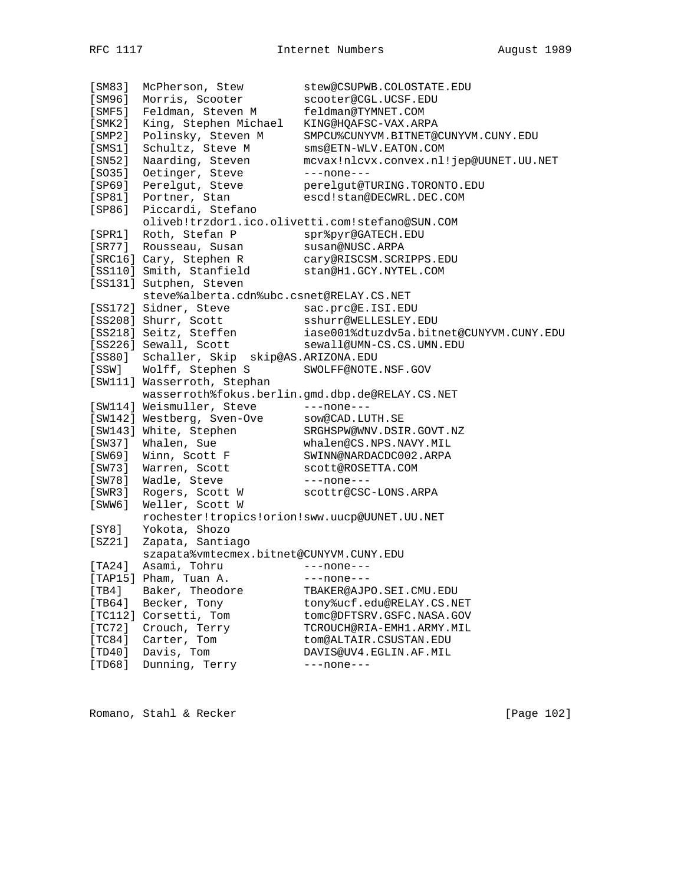```
[SM83]  McPherson, Stew         stew@CSUPWB.COLOSTATE.EDU
[SM96]  Morris, Scooter         scooter@CGL.UCSF.EDU
[SMF5]  Feldman, Steven M       feldman@TYMNET.COM
[SMK2]  King, Stephen Michael   KING@HQAFSC-VAX.ARPA
[SMP2]  Polinsky, Steven M      SMPCU%CUNYVM.BITNET@CUNYVM.CUNY.EDU
[SMS1]  Schultz, Steve M        sms@ETN-WLV.EATON.COM
[SN52]  Naarding, Steven        mcvax!nlcvx.convex.nl!jep@UUNET.UU.NET
[SO35]  Oetinger, Steve         ---none---
[SP69]  Perelgut, Steve         perelgut@TURING.TORONTO.EDU
[SP81]  Portner, Stan           escd!stan@DECWRL.DEC.COM
[SP86]  Piccardi, Stefano
        oliveb!trzdor1.ico.olivetti.com!stefano@SUN.COM
[SPR1]  Roth, Stefan P          spr%pyr@GATECH.EDU
[SR77]  Rousseau, Susan         susan@NUSC.ARPA
[SRC16] Cary, Stephen R         cary@RISCSM.SCRIPPS.EDU
[SS110] Smith, Stanfield        stan@H1.GCY.NYTEL.COM
[SS131] Sutphen, Steven
        steve%alberta.cdn%ubc.csnet@RELAY.CS.NET
[SS172] Sidner, Steve           sac.prc@E.ISI.EDU
[SS208] Shurr, Scott            sshurr@WELLESLEY.EDU
[SS218] Seitz, Steffen          iase001%dtuzdv5a.bitnet@CUNYVM.CUNY.EDU
[SS226] Sewall, Scott           sewall@UMN-CS.CS.UMN.EDU
[SS80]  Schaller, Skip  skip@AS.ARIZONA.EDU
[SSW]   Wolff, Stephen S        SWOLFF@NOTE.NSF.GOV
[SW111] Wasserroth, Stephan
        wasserroth%fokus.berlin.gmd.dbp.de@RELAY.CS.NET
[SW114] Weismuller, Steve       ---none---
[SW142] Westberg, Sven-Ove      sow@CAD.LUTH.SE
[SW143] White, Stephen          SRGHSPW@WNV.DSIR.GOVT.NZ
[SW37]  Whalen, Sue             whalen@CS.NPS.NAVY.MIL
[SW69]  Winn, Scott F           SWINN@NARDACDC002.ARPA
[SW73]  Warren, Scott           scott@ROSETTA.COM
[SW78]  Wadle, Steve            ---none---
[SWR3]  Rogers, Scott W         scottr@CSC-LONS.ARPA
[SWW6]  Weller, Scott W
        rochester!tropics!orion!sww.uucp@UUNET.UU.NET
[SY8]   Yokota, Shozo
[SZ21]  Zapata, Santiago
        szapata%vmtecmex.bitnet@CUNYVM.CUNY.EDU
[TA24]  Asami, Tohru            ---none---
[TAP15] Pham, Tuan A.           ---none---
[TB4]   Baker, Theodore         TBAKER@AJPO.SEI.CMU.EDU
[TB64]  Becker, Tony            tony%ucf.edu@RELAY.CS.NET
[TC112] Corsetti, Tom           tomc@DFTSRV.GSFC.NASA.GOV
[TC72]  Crouch, Terry           TCROUCH@RIA-EMH1.ARMY.MIL
[TC84]  Carter, Tom             tom@ALTAIR.CSUSTAN.EDU
[TD40]  Davis, Tom              DAVIS@UV4.EGLIN.AF.MIL
[TD68]  Dunning, Terry          ---none---
```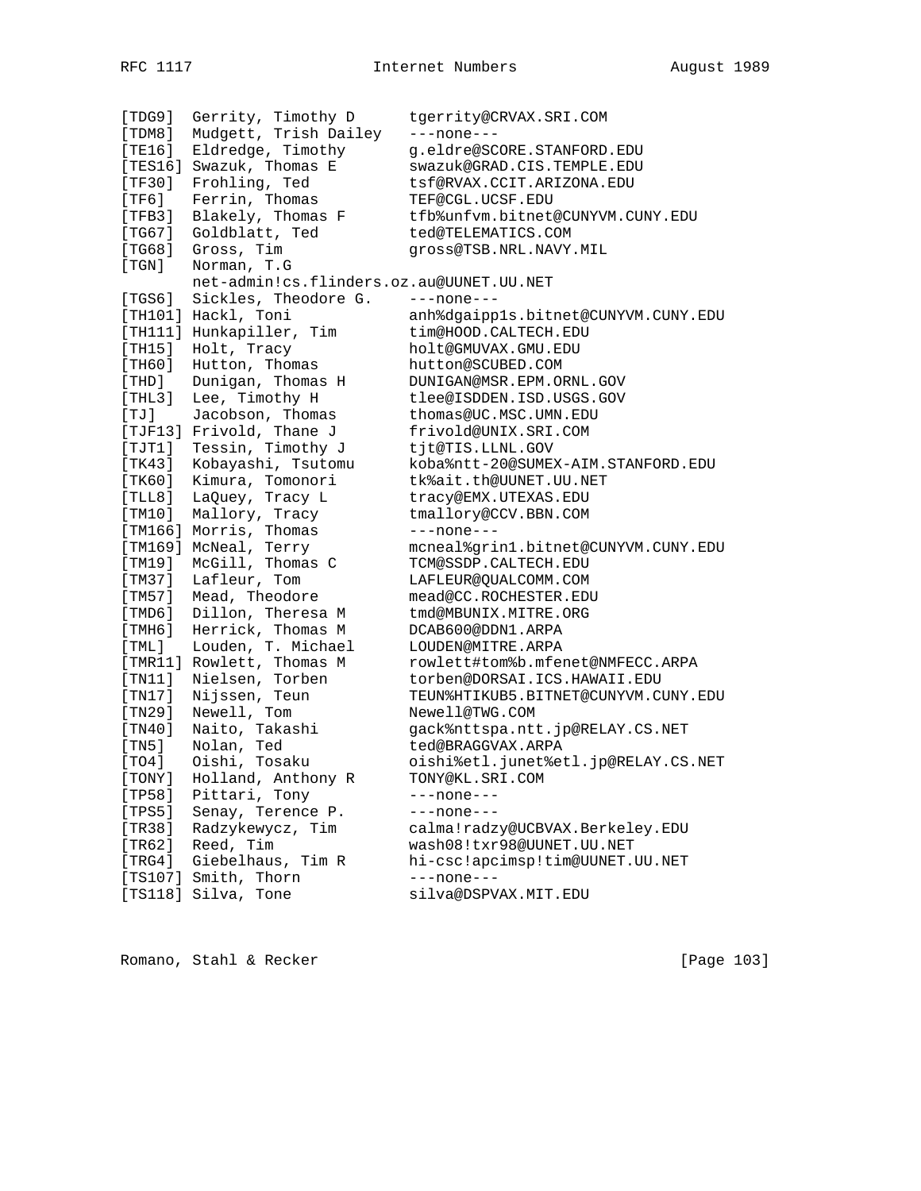```
[TDG9]  Gerrity, Timothy D      tgerrity@CRVAX.SRI.COM
[TDM8]  Mudgett, Trish Dailey   ---none---
[TE16]  Eldredge, Timothy       g.eldre@SCORE.STANFORD.EDU
[TES16] Swazuk, Thomas E        swazuk@GRAD.CIS.TEMPLE.EDU
[TF30]  Frohling, Ted           tsf@RVAX.CCIT.ARIZONA.EDU
[TF6]   Ferrin, Thomas          TEF@CGL.UCSF.EDU
[TFB3]  Blakely, Thomas F       tfb%unfvm.bitnet@CUNYVM.CUNY.EDU
[TG67]  Goldblatt, Ted          ted@TELEMATICS.COM
[TG68]  Gross, Tim              gross@TSB.NRL.NAVY.MIL
[TGN]   Norman, T.G
        net-admin!cs.flinders.oz.au@UUNET.UU.NET
[TGS6]  Sickles, Theodore G.    ---none---
[TH101] Hackl, Toni             anh%dgaipp1s.bitnet@CUNYVM.CUNY.EDU
[TH111] Hunkapiller, Tim        tim@HOOD.CALTECH.EDU
[TH15]  Holt, Tracy             holt@GMUVAX.GMU.EDU
[TH60]  Hutton, Thomas          hutton@SCUBED.COM
[THD]   Dunigan, Thomas H       DUNIGAN@MSR.EPM.ORNL.GOV
[THL3]  Lee, Timothy H          tlee@ISDDEN.ISD.USGS.GOV
[TJ]    Jacobson, Thomas        thomas@UC.MSC.UMN.EDU
[TJF13] Frivold, Thane J        frivold@UNIX.SRI.COM
[TJT1]  Tessin, Timothy J       tjt@TIS.LLNL.GOV
[TK43]  Kobayashi, Tsutomu      koba%ntt-20@SUMEX-AIM.STANFORD.EDU
[TK60]  Kimura, Tomonori        tk%ait.th@UUNET.UU.NET
[TLL8]  LaQuey, Tracy L         tracy@EMX.UTEXAS.EDU
[TM10]  Mallory, Tracy          tmallory@CCV.BBN.COM
[TM166] Morris, Thomas          ---none---
[TM169] McNeal, Terry           mcneal%grin1.bitnet@CUNYVM.CUNY.EDU
[TM19]  McGill, Thomas C        TCM@SSDP.CALTECH.EDU
[TM37]  Lafleur, Tom            LAFLEUR@QUALCOMM.COM
[TM57]  Mead, Theodore          mead@CC.ROCHESTER.EDU
[TMD6]  Dillon, Theresa M       tmd@MBUNIX.MITRE.ORG
[TMH6]  Herrick, Thomas M       DCAB600@DDN1.ARPA
[TML]   Louden, T. Michael      LOUDEN@MITRE.ARPA
[TMR11] Rowlett, Thomas M       rowlett#tom%b.mfenet@NMFECC.ARPA
[TN11]  Nielsen, Torben         torben@DORSAI.ICS.HAWAII.EDU
[TN17]  Nijssen, Teun           TEUN%HTIKUB5.BITNET@CUNYVM.CUNY.EDU
[TN29]  Newell, Tom             Newell@TWG.COM
[TN40]  Naito, Takashi          gack%nttspa.ntt.jp@RELAY.CS.NET
[TN5]   Nolan, Ted              ted@BRAGGVAX.ARPA
[TO4]   Oishi, Tosaku           oishi%etl.junet%etl.jp@RELAY.CS.NET
[TONY]  Holland, Anthony R      TONY@KL.SRI.COM
[TP58]  Pittari, Tony           ---none---
[TPS5]  Senay, Terence P.       ---none---
[TR38]  Radzykewycz, Tim        calma!radzy@UCBVAX.Berkeley.EDU
[TR62]  Reed, Tim               wash08!txr98@UUNET.UU.NET
[TRG4]  Giebelhaus, Tim R       hi-csc!apcimsp!tim@UUNET.UU.NET
[TS107] Smith, Thorn            ---none---
[TS118] Silva, Tone             silva@DSPVAX.MIT.EDU
```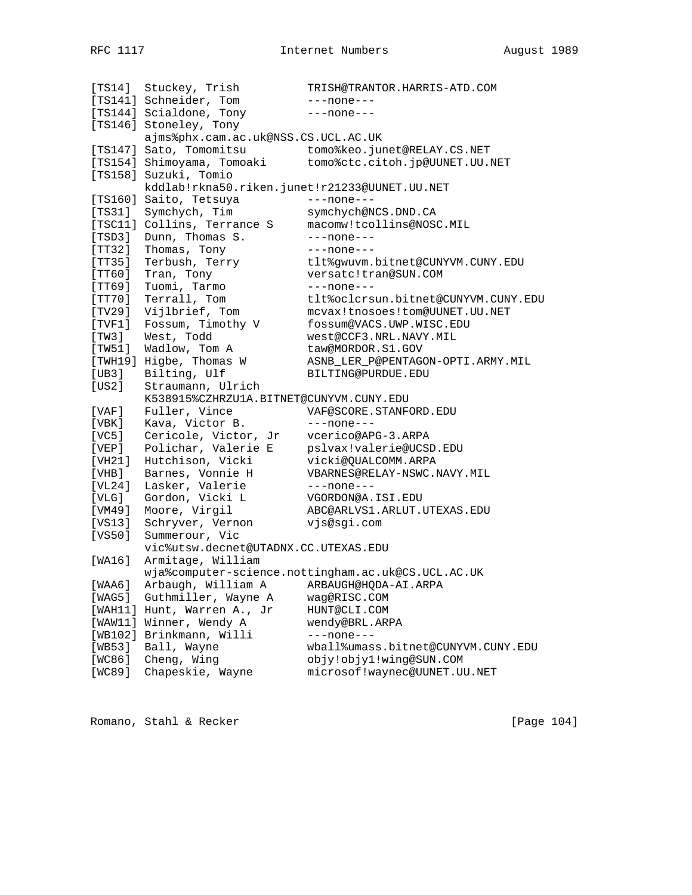```
[TS14]  Stuckey, Trish          TRISH@TRANTOR.HARRIS-ATD.COM
[TS141] Schneider, Tom          ---none---
[TS144] Scialdone, Tony         ---none---
[TS146] Stoneley, Tony
        ajms%phx.cam.ac.uk@NSS.CS.UCL.AC.UK
[TS147] Sato, Tomomitsu         tomo%keo.junet@RELAY.CS.NET
[TS154] Shimoyama, Tomoaki      tomo%ctc.citoh.jp@UUNET.UU.NET
[TS158] Suzuki, Tomio
        kddlab!rkna50.riken.junet!r21233@UUNET.UU.NET
[TS160] Saito, Tetsuya          ---none---
[TS31]  Symchych, Tim           symchych@NCS.DND.CA
[TSC11] Collins, Terrance S     macomw!tcollins@NOSC.MIL
[TSD3]  Dunn, Thomas S.         ---none---
[TT32]  Thomas, Tony            ---none---
[TT35]  Terbush, Terry          tlt%gwuvm.bitnet@CUNYVM.CUNY.EDU
[TT60]  Tran, Tony              versatc!tran@SUN.COM
[TT69]  Tuomi, Tarmo            ---none---
[TT70]  Terrall, Tom            tlt%oclcrsun.bitnet@CUNYVM.CUNY.EDU
[TV29]  Vijlbrief, Tom          mcvax!tnosoes!tom@UUNET.UU.NET
[TVF1]  Fossum, Timothy V       fossum@VACS.UWP.WISC.EDU
[TW3]   West, Todd              west@CCF3.NRL.NAVY.MIL
[TW51]  Wadlow, Tom A           taw@MORDOR.S1.GOV
[TWH19] Higbe, Thomas W         ASNB_LER_P@PENTAGON-OPTI.ARMY.MIL
[UB3]   Bilting, Ulf            BILTING@PURDUE.EDU
[US2]   Straumann, Ulrich
        K538915%CZHRZU1A.BITNET@CUNYVM.CUNY.EDU
[VAF]   Fuller, Vince           VAF@SCORE.STANFORD.EDU
[VBK]   Kava, Victor B.         ---none---
[VC5]   Cericole, Victor, Jr    vcerico@APG-3.ARPA
[VEP]   Polichar, Valerie E     pslvax!valerie@UCSD.EDU
[VH21]  Hutchison, Vicki        vicki@QUALCOMM.ARPA
[VHB]   Barnes, Vonnie H        VBARNES@RELAY-NSWC.NAVY.MIL
[VL24]  Lasker, Valerie         ---none---
[VLG]   Gordon, Vicki L         VGORDON@A.ISI.EDU
[VM49]  Moore, Virgil           ABC@ARLVS1.ARLUT.UTEXAS.EDU
[VS13]  Schryver, Vernon        vjs@sgi.com
[VS50]  Summerour, Vic
        vic%utsw.decnet@UTADNX.CC.UTEXAS.EDU
[WA16]  Armitage, William
        wja%computer-science.nottingham.ac.uk@CS.UCL.AC.UK
[WAA6]  Arbaugh, William A      ARBAUGH@HQDA-AI.ARPA
[WAG5]  Guthmiller, Wayne A     wag@RISC.COM
[WAH11] Hunt, Warren A., Jr     HUNT@CLI.COM
[WAW11] Winner, Wendy A         wendy@BRL.ARPA
[WB102] Brinkmann, Willi        ---none---
[WB53]  Ball, Wayne             wball%umass.bitnet@CUNYVM.CUNY.EDU
[WC86]  Cheng, Wing             objy!objy1!wing@SUN.COM
[WC89]  Chapeskie, Wayne        microsof!waynec@UUNET.UU.NET
```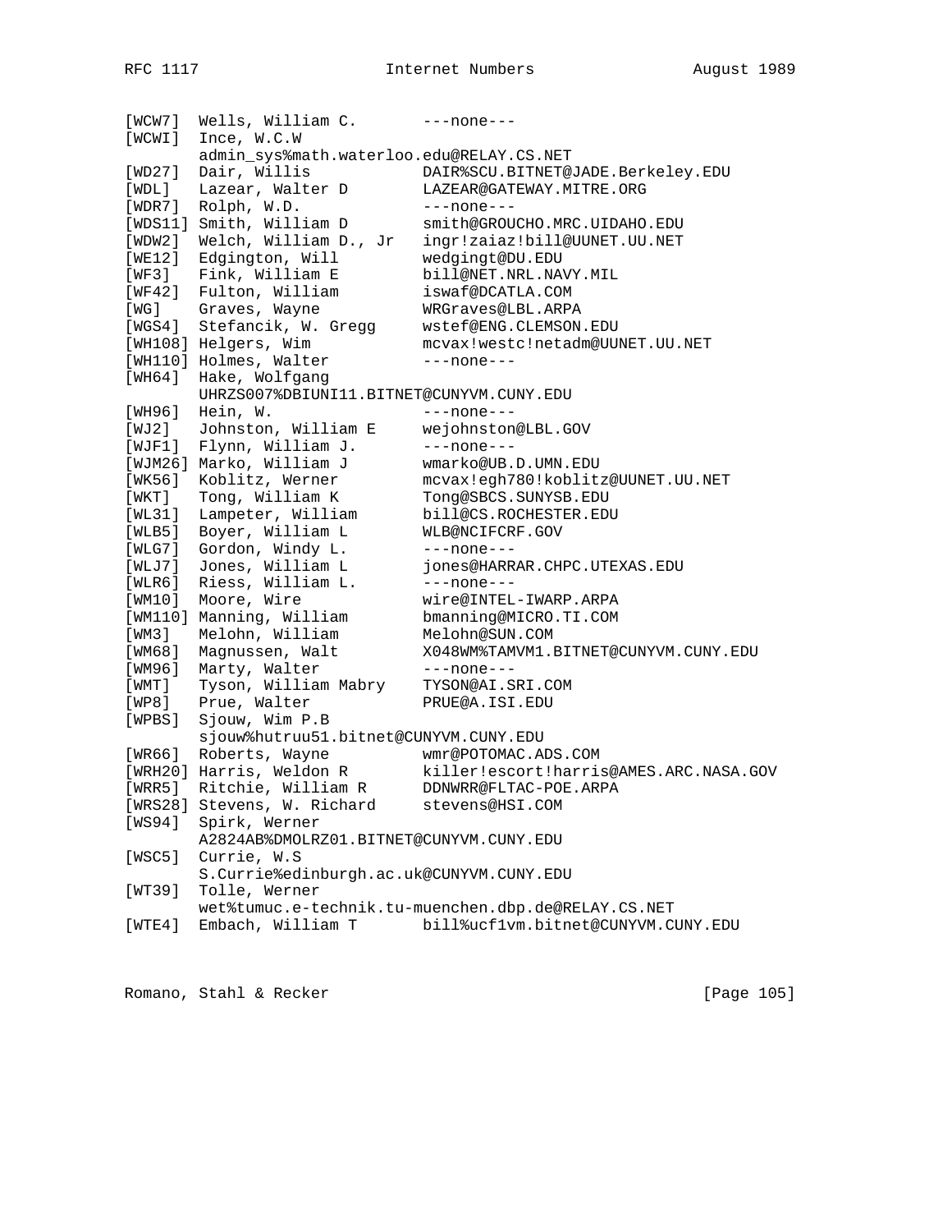```
[WCW7]  Wells, William C.       ---none---
[WCWI]  Ince, W.C.W
        admin_sys%math.waterloo.edu@RELAY.CS.NET
[WD27]  Dair, Willis            DAIR%SCU.BITNET@JADE.Berkeley.EDU
[WDL]   Lazear, Walter D        LAZEAR@GATEWAY.MITRE.ORG
[WDR7]  Rolph, W.D.             ---none---
[WDS11] Smith, William D        smith@GROUCHO.MRC.UIDAHO.EDU
[WDW2]  Welch, William D., Jr   ingr!zaiaz!bill@UUNET.UU.NET
[WE12]  Edgington, Will         wedgingt@DU.EDU
[WF3]   Fink, William E         bill@NET.NRL.NAVY.MIL
[WF42]  Fulton, William         iswaf@DCATLA.COM
[WG]    Graves, Wayne           WRGraves@LBL.ARPA
[WGS4]  Stefancik, W. Gregg     wstef@ENG.CLEMSON.EDU
[WH108] Helgers, Wim            mcvax!westc!netadm@UUNET.UU.NET
[WH110] Holmes, Walter          ---none---
[WH64]  Hake, Wolfgang
        UHRZS007%DBIUNI11.BITNET@CUNYVM.CUNY.EDU
[WH96]  Hein, W.                ---none---
[WJ2]   Johnston, William E     wejohnston@LBL.GOV
[WJF1]  Flynn, William J.       ---none---
[WJM26] Marko, William J        wmarko@UB.D.UMN.EDU
[WK56]  Koblitz, Werner         mcvax!egh780!koblitz@UUNET.UU.NET
[WKT]   Tong, William K         Tong@SBCS.SUNYSB.EDU
[WL31]  Lampeter, William       bill@CS.ROCHESTER.EDU
[WLB5]  Boyer, William L        WLB@NCIFCRF.GOV
[WLG7]  Gordon, Windy L.        ---none---
[WLJ7]  Jones, William L        jones@HARRAR.CHPC.UTEXAS.EDU
[WLR6]  Riess, William L.       ---none---
[WM10]  Moore, Wire             wire@INTEL-IWARP.ARPA
[WM110] Manning, William        bmanning@MICRO.TI.COM
[WM3]   Melohn, William         Melohn@SUN.COM
[WM68]  Magnussen, Walt         X048WM%TAMVM1.BITNET@CUNYVM.CUNY.EDU
[WM96]  Marty, Walter           ---none---
[WMT]   Tyson, William Mabry    TYSON@AI.SRI.COM
[WP8]   Prue, Walter            PRUE@A.ISI.EDU
[WPBS]  Sjouw, Wim P.B
        sjouw%hutruu51.bitnet@CUNYVM.CUNY.EDU
[WR66]  Roberts, Wayne          wmr@POTOMAC.ADS.COM
[WRH20] Harris, Weldon R        killer!escort!harris@AMES.ARC.NASA.GOV
[WRR5]  Ritchie, William R      DDNWRR@FLTAC-POE.ARPA
[WRS28] Stevens, W. Richard     stevens@HSI.COM
[WS94]  Spirk, Werner
        A2824AB%DMOLRZ01.BITNET@CUNYVM.CUNY.EDU
[WSC5]  Currie, W.S
        S.Currie%edinburgh.ac.uk@CUNYVM.CUNY.EDU
[WT39]  Tolle, Werner
        wet%tumuc.e-technik.tu-muenchen.dbp.de@RELAY.CS.NET
[WTE4]  Embach, William T       bill%ucf1vm.bitnet@CUNYVM.CUNY.EDU
```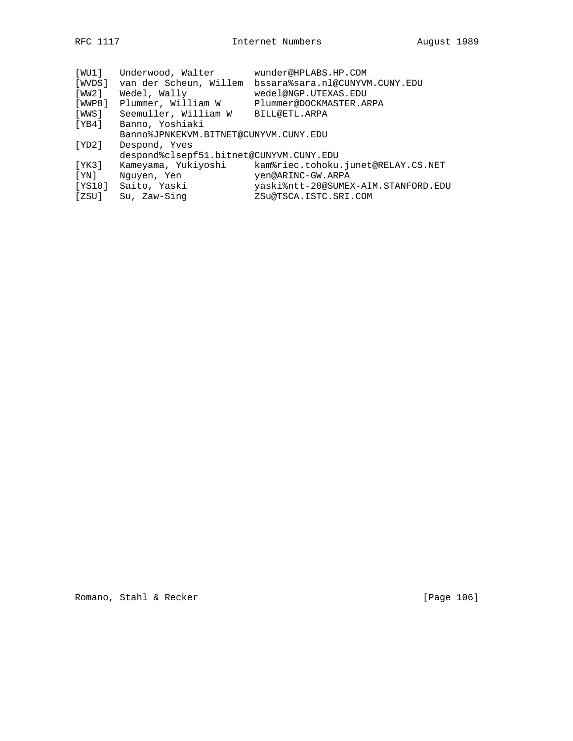```
[WU1]   Underwood, Walter       wunder@HPLABS.HP.COM
[WVDS]  van der Scheun, Willem  bssara%sara.nl@CUNYVM.CUNY.EDU
[WW2]   Wedel, Wally            wedel@NGP.UTEXAS.EDU
[WWP8]  Plummer, William W      Plummer@DOCKMASTER.ARPA
[WWS]   Seemuller, William W    BILL@ETL.ARPA
[YB4]   Banno, Yoshiaki
        Banno%JPNKEKVM.BITNET@CUNYVM.CUNY.EDU
[YD2]   Despond, Yves
        despond%clsepf51.bitnet@CUNYVM.CUNY.EDU
[YK3]   Kameyama, Yukiyoshi     kam%riec.tohoku.junet@RELAY.CS.NET
[YN]    Nguyen, Yen             yen@ARINC-GW.ARPA
[YS10]  Saito, Yaski            yaski%ntt-20@SUMEX-AIM.STANFORD.EDU
[ZSU]   Su, Zaw-Sing            ZSu@TSCA.ISTC.SRI.COM
```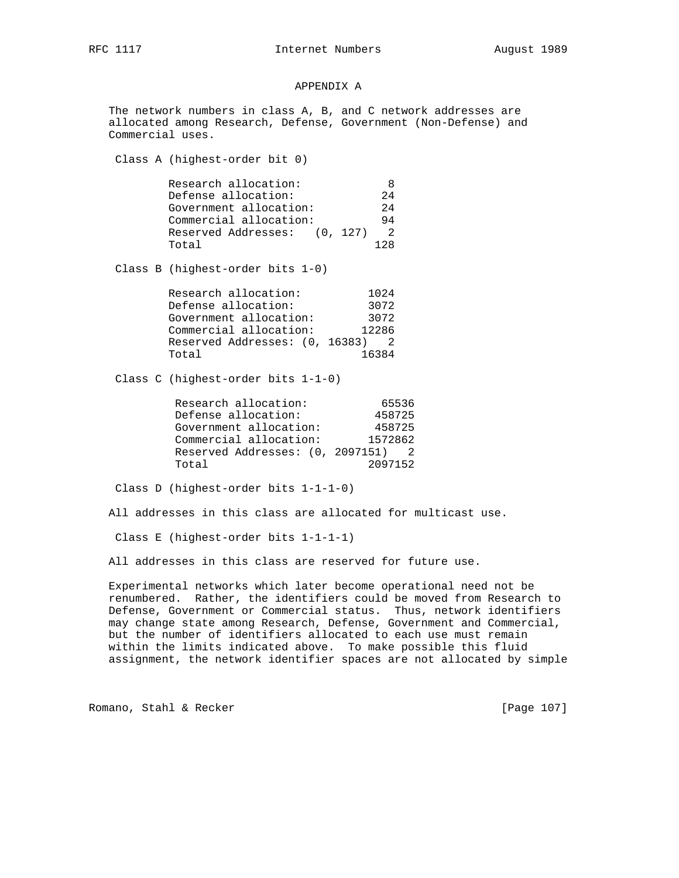## APPENDIX A

The network numbers in class A, B, and C network addresses are allocated among Research, Defense, Government (Non-Defense) and Commercial uses.

### Class A (highest-order bit 0)

| Allocation | Count |
|---|---|
| Research allocation: | 8 |
| Defense allocation: | 24 |
| Government allocation: | 24 |
| Commercial allocation: | 94 |
| Reserved Addresses: (0, 127) | 2 |
| Total | 128 |

### Class B (highest-order bits 1-0)

| Allocation | Count |
|---|---|
| Research allocation: | 1024 |
| Defense allocation: | 3072 |
| Government allocation: | 3072 |
| Commercial allocation: | 12286 |
| Reserved Addresses: (0, 16383) | 2 |
| Total | 16384 |

### Class C (highest-order bits 1-1-0)

| Allocation | Count |
|---|---|
| Research allocation: | 65536 |
| Defense allocation: | 458725 |
| Government allocation: | 458725 |
| Commercial allocation: | 1572862 |
| Reserved Addresses: (0, 2097151) | 2 |
| Total | 2097152 |

### Class D (highest-order bits 1-1-1-0)

All addresses in this class are allocated for multicast use.

### Class E (highest-order bits 1-1-1-1)

All addresses in this class are reserved for future use.

Experimental networks which later become operational need not be renumbered. Rather, the identifiers could be moved from Research to Defense, Government or Commercial status. Thus, network identifiers may change state among Research, Defense, Government and Commercial, but the number of identifiers allocated to each use must remain within the limits indicated above. To make possible this fluid assignment, the network identifier spaces are not allocated by simple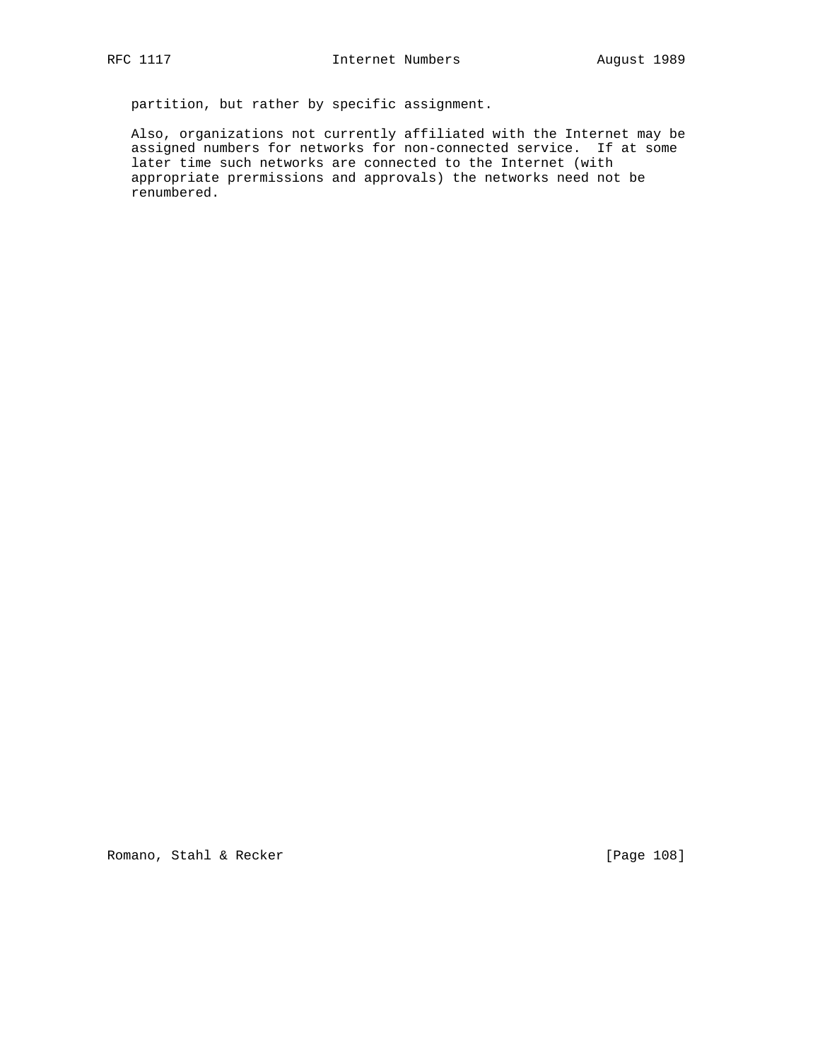partition, but rather by specific assignment.

Also, organizations not currently affiliated with the Internet may be assigned numbers for networks for non-connected service. If at some later time such networks are connected to the Internet (with appropriate prermissions and approvals) the networks need not be renumbered.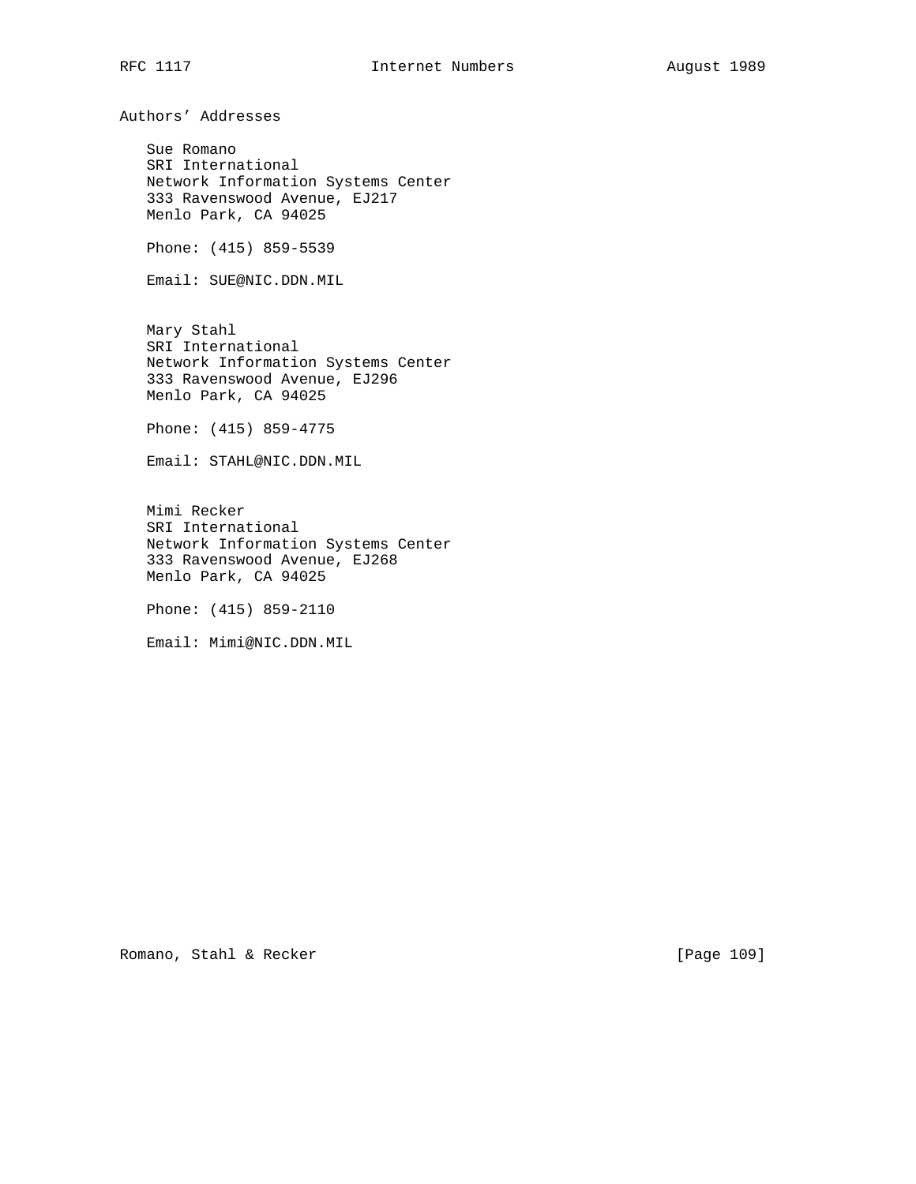## Authors' Addresses

Sue Romano
SRI International
Network Information Systems Center
333 Ravenswood Avenue, EJ217
Menlo Park, CA 94025

Phone: (415) 859-5539

Email: SUE@NIC.DDN.MIL

Mary Stahl
SRI International
Network Information Systems Center
333 Ravenswood Avenue, EJ296
Menlo Park, CA 94025

Phone: (415) 859-4775

Email: STAHL@NIC.DDN.MIL

Mimi Recker
SRI International
Network Information Systems Center
333 Ravenswood Avenue, EJ268
Menlo Park, CA 94025

Phone: (415) 859-2110

Email: Mimi@NIC.DDN.MIL